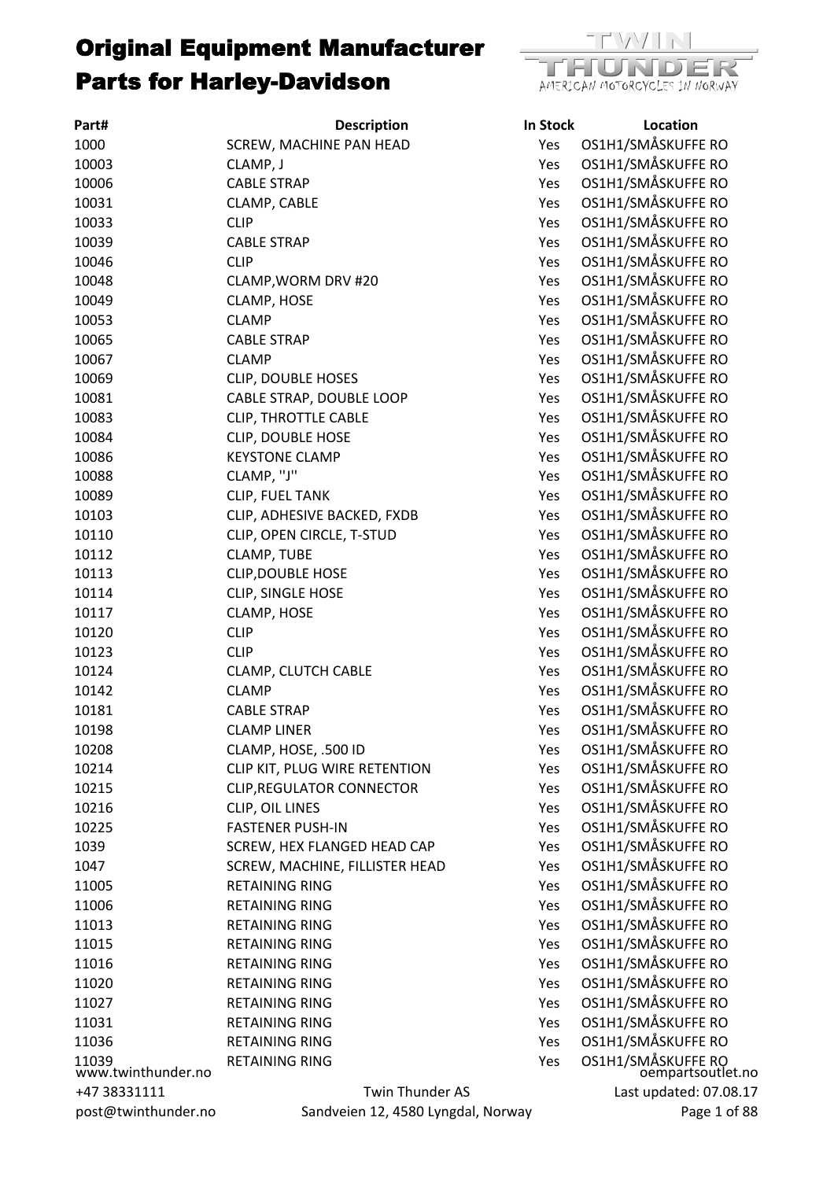# Original Equipment Manufacturer Parts for Harley-Davidson

| Part# | Description | In Stock | Location |
|---|---|---|---|
| 1000 | SCREW, MACHINE PAN HEAD | Yes | OS1H1/SMÅSKUFFE RO |
| 10003 | CLAMP, J | Yes | OS1H1/SMÅSKUFFE RO |
| 10006 | CABLE STRAP | Yes | OS1H1/SMÅSKUFFE RO |
| 10031 | CLAMP, CABLE | Yes | OS1H1/SMÅSKUFFE RO |
| 10033 | CLIP | Yes | OS1H1/SMÅSKUFFE RO |
| 10039 | CABLE STRAP | Yes | OS1H1/SMÅSKUFFE RO |
| 10046 | CLIP | Yes | OS1H1/SMÅSKUFFE RO |
| 10048 | CLAMP,WORM DRV #20 | Yes | OS1H1/SMÅSKUFFE RO |
| 10049 | CLAMP, HOSE | Yes | OS1H1/SMÅSKUFFE RO |
| 10053 | CLAMP | Yes | OS1H1/SMÅSKUFFE RO |
| 10065 | CABLE STRAP | Yes | OS1H1/SMÅSKUFFE RO |
| 10067 | CLAMP | Yes | OS1H1/SMÅSKUFFE RO |
| 10069 | CLIP, DOUBLE HOSES | Yes | OS1H1/SMÅSKUFFE RO |
| 10081 | CABLE STRAP, DOUBLE LOOP | Yes | OS1H1/SMÅSKUFFE RO |
| 10083 | CLIP, THROTTLE CABLE | Yes | OS1H1/SMÅSKUFFE RO |
| 10084 | CLIP, DOUBLE HOSE | Yes | OS1H1/SMÅSKUFFE RO |
| 10086 | KEYSTONE CLAMP | Yes | OS1H1/SMÅSKUFFE RO |
| 10088 | CLAMP, ''J'' | Yes | OS1H1/SMÅSKUFFE RO |
| 10089 | CLIP, FUEL TANK | Yes | OS1H1/SMÅSKUFFE RO |
| 10103 | CLIP, ADHESIVE BACKED, FXDB | Yes | OS1H1/SMÅSKUFFE RO |
| 10110 | CLIP, OPEN CIRCLE, T-STUD | Yes | OS1H1/SMÅSKUFFE RO |
| 10112 | CLAMP, TUBE | Yes | OS1H1/SMÅSKUFFE RO |
| 10113 | CLIP,DOUBLE HOSE | Yes | OS1H1/SMÅSKUFFE RO |
| 10114 | CLIP, SINGLE HOSE | Yes | OS1H1/SMÅSKUFFE RO |
| 10117 | CLAMP, HOSE | Yes | OS1H1/SMÅSKUFFE RO |
| 10120 | CLIP | Yes | OS1H1/SMÅSKUFFE RO |
| 10123 | CLIP | Yes | OS1H1/SMÅSKUFFE RO |
| 10124 | CLAMP, CLUTCH CABLE | Yes | OS1H1/SMÅSKUFFE RO |
| 10142 | CLAMP | Yes | OS1H1/SMÅSKUFFE RO |
| 10181 | CABLE STRAP | Yes | OS1H1/SMÅSKUFFE RO |
| 10198 | CLAMP LINER | Yes | OS1H1/SMÅSKUFFE RO |
| 10208 | CLAMP, HOSE, .500 ID | Yes | OS1H1/SMÅSKUFFE RO |
| 10214 | CLIP KIT, PLUG WIRE RETENTION | Yes | OS1H1/SMÅSKUFFE RO |
| 10215 | CLIP,REGULATOR CONNECTOR | Yes | OS1H1/SMÅSKUFFE RO |
| 10216 | CLIP, OIL LINES | Yes | OS1H1/SMÅSKUFFE RO |
| 10225 | FASTENER PUSH-IN | Yes | OS1H1/SMÅSKUFFE RO |
| 1039 | SCREW, HEX FLANGED HEAD CAP | Yes | OS1H1/SMÅSKUFFE RO |
| 1047 | SCREW, MACHINE, FILLISTER HEAD | Yes | OS1H1/SMÅSKUFFE RO |
| 11005 | RETAINING RING | Yes | OS1H1/SMÅSKUFFE RO |
| 11006 | RETAINING RING | Yes | OS1H1/SMÅSKUFFE RO |
| 11013 | RETAINING RING | Yes | OS1H1/SMÅSKUFFE RO |
| 11015 | RETAINING RING | Yes | OS1H1/SMÅSKUFFE RO |
| 11016 | RETAINING RING | Yes | OS1H1/SMÅSKUFFE RO |
| 11020 | RETAINING RING | Yes | OS1H1/SMÅSKUFFE RO |
| 11027 | RETAINING RING | Yes | OS1H1/SMÅSKUFFE RO |
| 11031 | RETAINING RING | Yes | OS1H1/SMÅSKUFFE RO |
| 11036 | RETAINING RING | Yes | OS1H1/SMÅSKUFFE RO |
| 11039 | RETAINING RING | Yes | OS1H1/SMÅSKUFFE RO |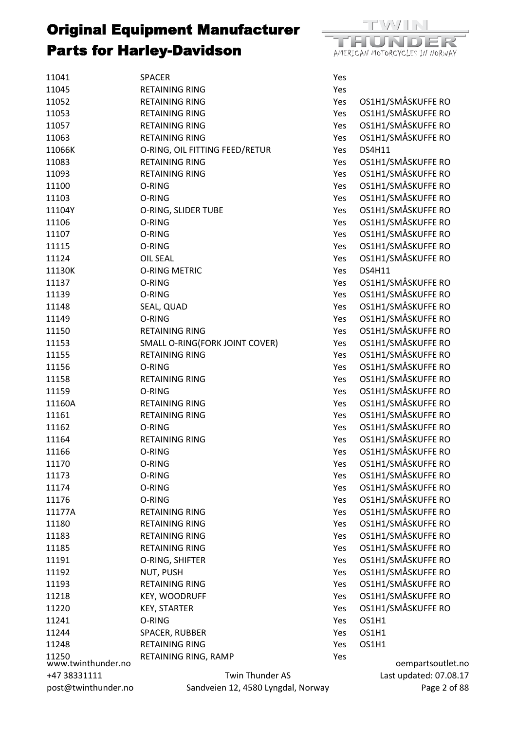# Original Equipment Manufacturer Parts for Harley-Davidson

| | | | |
|---|---|---|---|
| 11041 | SPACER | Yes | |
| 11045 | RETAINING RING | Yes | |
| 11052 | RETAINING RING | Yes | OS1H1/SMÅSKUFFE RO |
| 11053 | RETAINING RING | Yes | OS1H1/SMÅSKUFFE RO |
| 11057 | RETAINING RING | Yes | OS1H1/SMÅSKUFFE RO |
| 11063 | RETAINING RING | Yes | OS1H1/SMÅSKUFFE RO |
| 11066K | O-RING, OIL FITTING FEED/RETUR | Yes | DS4H11 |
| 11083 | RETAINING RING | Yes | OS1H1/SMÅSKUFFE RO |
| 11093 | RETAINING RING | Yes | OS1H1/SMÅSKUFFE RO |
| 11100 | O-RING | Yes | OS1H1/SMÅSKUFFE RO |
| 11103 | O-RING | Yes | OS1H1/SMÅSKUFFE RO |
| 11104Y | O-RING, SLIDER TUBE | Yes | OS1H1/SMÅSKUFFE RO |
| 11106 | O-RING | Yes | OS1H1/SMÅSKUFFE RO |
| 11107 | O-RING | Yes | OS1H1/SMÅSKUFFE RO |
| 11115 | O-RING | Yes | OS1H1/SMÅSKUFFE RO |
| 11124 | OIL SEAL | Yes | OS1H1/SMÅSKUFFE RO |
| 11130K | O-RING METRIC | Yes | DS4H11 |
| 11137 | O-RING | Yes | OS1H1/SMÅSKUFFE RO |
| 11139 | O-RING | Yes | OS1H1/SMÅSKUFFE RO |
| 11148 | SEAL, QUAD | Yes | OS1H1/SMÅSKUFFE RO |
| 11149 | O-RING | Yes | OS1H1/SMÅSKUFFE RO |
| 11150 | RETAINING RING | Yes | OS1H1/SMÅSKUFFE RO |
| 11153 | SMALL O-RING(FORK JOINT COVER) | Yes | OS1H1/SMÅSKUFFE RO |
| 11155 | RETAINING RING | Yes | OS1H1/SMÅSKUFFE RO |
| 11156 | O-RING | Yes | OS1H1/SMÅSKUFFE RO |
| 11158 | RETAINING RING | Yes | OS1H1/SMÅSKUFFE RO |
| 11159 | O-RING | Yes | OS1H1/SMÅSKUFFE RO |
| 11160A | RETAINING RING | Yes | OS1H1/SMÅSKUFFE RO |
| 11161 | RETAINING RING | Yes | OS1H1/SMÅSKUFFE RO |
| 11162 | O-RING | Yes | OS1H1/SMÅSKUFFE RO |
| 11164 | RETAINING RING | Yes | OS1H1/SMÅSKUFFE RO |
| 11166 | O-RING | Yes | OS1H1/SMÅSKUFFE RO |
| 11170 | O-RING | Yes | OS1H1/SMÅSKUFFE RO |
| 11173 | O-RING | Yes | OS1H1/SMÅSKUFFE RO |
| 11174 | O-RING | Yes | OS1H1/SMÅSKUFFE RO |
| 11176 | O-RING | Yes | OS1H1/SMÅSKUFFE RO |
| 11177A | RETAINING RING | Yes | OS1H1/SMÅSKUFFE RO |
| 11180 | RETAINING RING | Yes | OS1H1/SMÅSKUFFE RO |
| 11183 | RETAINING RING | Yes | OS1H1/SMÅSKUFFE RO |
| 11185 | RETAINING RING | Yes | OS1H1/SMÅSKUFFE RO |
| 11191 | O-RING, SHIFTER | Yes | OS1H1/SMÅSKUFFE RO |
| 11192 | NUT, PUSH | Yes | OS1H1/SMÅSKUFFE RO |
| 11193 | RETAINING RING | Yes | OS1H1/SMÅSKUFFE RO |
| 11218 | KEY, WOODRUFF | Yes | OS1H1/SMÅSKUFFE RO |
| 11220 | KEY, STARTER | Yes | OS1H1/SMÅSKUFFE RO |
| 11241 | O-RING | Yes | OS1H1 |
| 11244 | SPACER, RUBBER | Yes | OS1H1 |
| 11248 | RETAINING RING | Yes | OS1H1 |
| 11250 | RETAINING RING, RAMP | Yes | |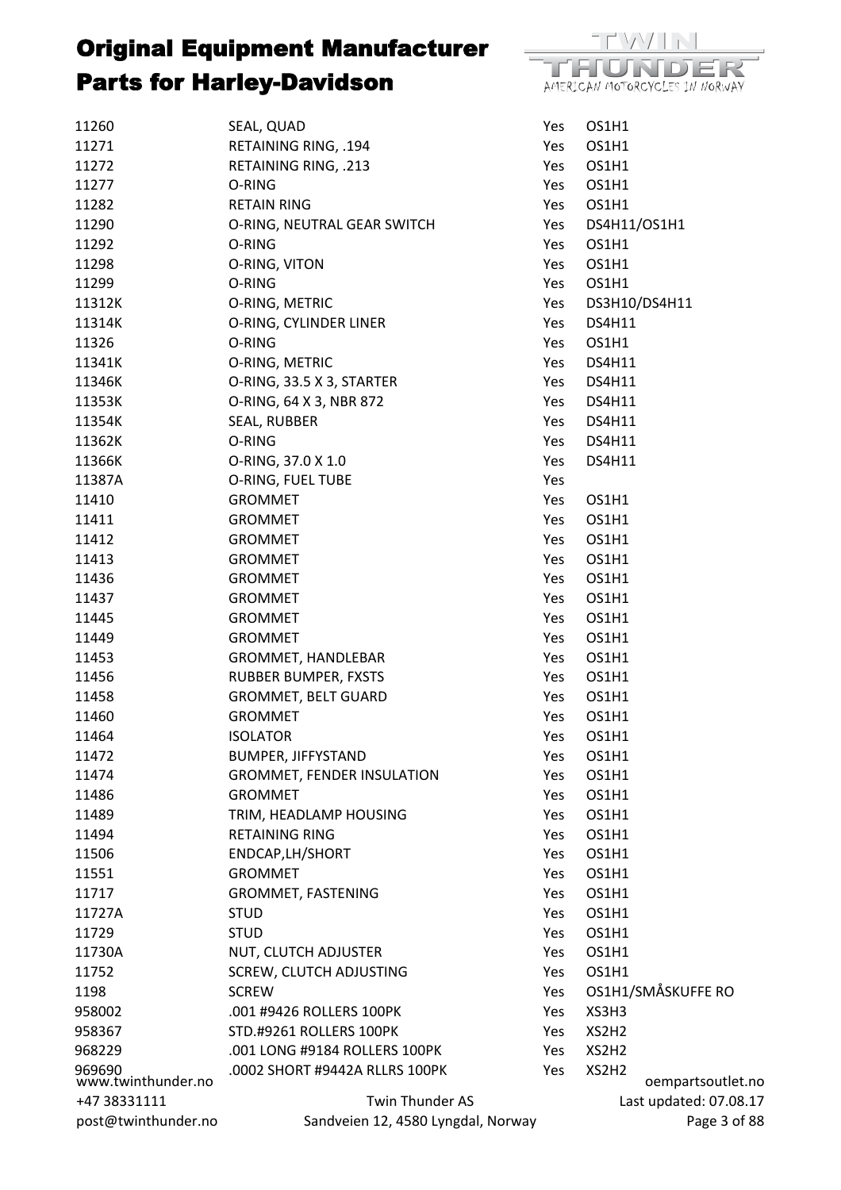# Original Equipment Manufacturer Parts for Harley-Davidson

| | | | |
|---|---|---|---|
| 11260 | SEAL, QUAD | Yes | OS1H1 |
| 11271 | RETAINING RING, .194 | Yes | OS1H1 |
| 11272 | RETAINING RING, .213 | Yes | OS1H1 |
| 11277 | O-RING | Yes | OS1H1 |
| 11282 | RETAIN RING | Yes | OS1H1 |
| 11290 | O-RING, NEUTRAL GEAR SWITCH | Yes | DS4H11/OS1H1 |
| 11292 | O-RING | Yes | OS1H1 |
| 11298 | O-RING, VITON | Yes | OS1H1 |
| 11299 | O-RING | Yes | OS1H1 |
| 11312K | O-RING, METRIC | Yes | DS3H10/DS4H11 |
| 11314K | O-RING, CYLINDER LINER | Yes | DS4H11 |
| 11326 | O-RING | Yes | OS1H1 |
| 11341K | O-RING, METRIC | Yes | DS4H11 |
| 11346K | O-RING, 33.5 X 3, STARTER | Yes | DS4H11 |
| 11353K | O-RING, 64 X 3, NBR 872 | Yes | DS4H11 |
| 11354K | SEAL, RUBBER | Yes | DS4H11 |
| 11362K | O-RING | Yes | DS4H11 |
| 11366K | O-RING, 37.0 X 1.0 | Yes | DS4H11 |
| 11387A | O-RING, FUEL TUBE | Yes | |
| 11410 | GROMMET | Yes | OS1H1 |
| 11411 | GROMMET | Yes | OS1H1 |
| 11412 | GROMMET | Yes | OS1H1 |
| 11413 | GROMMET | Yes | OS1H1 |
| 11436 | GROMMET | Yes | OS1H1 |
| 11437 | GROMMET | Yes | OS1H1 |
| 11445 | GROMMET | Yes | OS1H1 |
| 11449 | GROMMET | Yes | OS1H1 |
| 11453 | GROMMET, HANDLEBAR | Yes | OS1H1 |
| 11456 | RUBBER BUMPER, FXSTS | Yes | OS1H1 |
| 11458 | GROMMET, BELT GUARD | Yes | OS1H1 |
| 11460 | GROMMET | Yes | OS1H1 |
| 11464 | ISOLATOR | Yes | OS1H1 |
| 11472 | BUMPER, JIFFYSTAND | Yes | OS1H1 |
| 11474 | GROMMET, FENDER INSULATION | Yes | OS1H1 |
| 11486 | GROMMET | Yes | OS1H1 |
| 11489 | TRIM, HEADLAMP HOUSING | Yes | OS1H1 |
| 11494 | RETAINING RING | Yes | OS1H1 |
| 11506 | ENDCAP,LH/SHORT | Yes | OS1H1 |
| 11551 | GROMMET | Yes | OS1H1 |
| 11717 | GROMMET, FASTENING | Yes | OS1H1 |
| 11727A | STUD | Yes | OS1H1 |
| 11729 | STUD | Yes | OS1H1 |
| 11730A | NUT, CLUTCH ADJUSTER | Yes | OS1H1 |
| 11752 | SCREW, CLUTCH ADJUSTING | Yes | OS1H1 |
| 1198 | SCREW | Yes | OS1H1/SMÅSKUFFE RO |
| 958002 | .001 #9426 ROLLERS 100PK | Yes | XS3H3 |
| 958367 | STD.#9261 ROLLERS 100PK | Yes | XS2H2 |
| 968229 | .001 LONG #9184 ROLLERS 100PK | Yes | XS2H2 |
| 969690 | .0002 SHORT #9442A RLLRS 100PK | Yes | XS2H2 |

www.twinthunder.no | oempartsoutlet.no
+47 38331111 | Twin Thunder AS | Last updated: 07.08.17
post@twinthunder.no | Sandveien 12, 4580 Lyngdal, Norway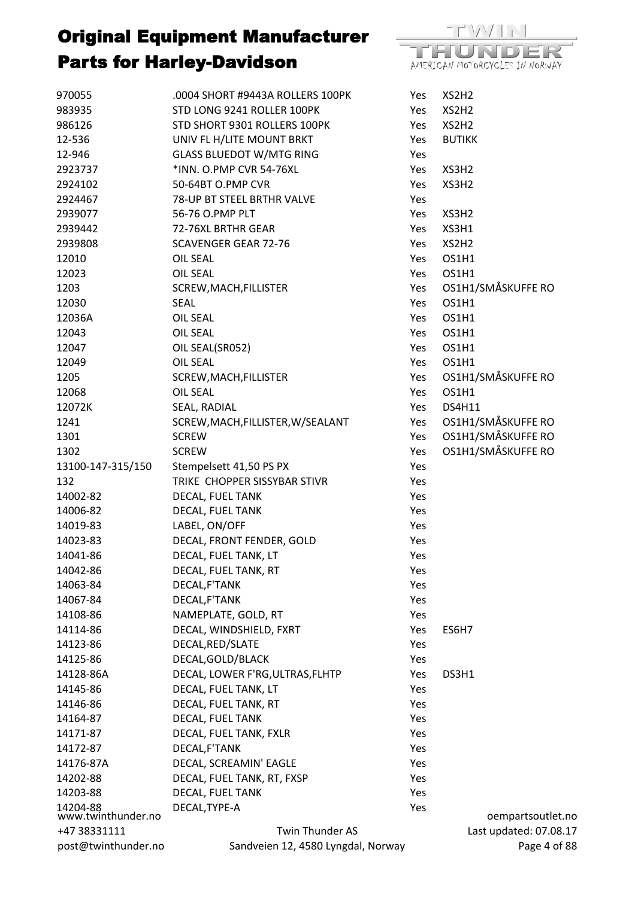# Original Equipment Manufacturer Parts for Harley-Davidson

| | | | |
|---|---|---|---|
| 970055 | .0004 SHORT #9443A ROLLERS 100PK | Yes | XS2H2 |
| 983935 | STD LONG 9241 ROLLER 100PK | Yes | XS2H2 |
| 986126 | STD SHORT 9301 ROLLERS 100PK | Yes | XS2H2 |
| 12-536 | UNIV FL H/LITE MOUNT BRKT | Yes | BUTIKK |
| 12-946 | GLASS BLUEDOT W/MTG RING | Yes | |
| 2923737 | *INN. O.PMP CVR 54-76XL | Yes | XS3H2 |
| 2924102 | 50-64BT O.PMP CVR | Yes | XS3H2 |
| 2924467 | 78-UP BT STEEL BRTHR VALVE | Yes | |
| 2939077 | 56-76 O.PMP PLT | Yes | XS3H2 |
| 2939442 | 72-76XL BRTHR GEAR | Yes | XS3H1 |
| 2939808 | SCAVENGER GEAR 72-76 | Yes | XS2H2 |
| 12010 | OIL SEAL | Yes | OS1H1 |
| 12023 | OIL SEAL | Yes | OS1H1 |
| 1203 | SCREW,MACH,FILLISTER | Yes | OS1H1/SMÅSKUFFE RO |
| 12030 | SEAL | Yes | OS1H1 |
| 12036A | OIL SEAL | Yes | OS1H1 |
| 12043 | OIL SEAL | Yes | OS1H1 |
| 12047 | OIL SEAL(SR052) | Yes | OS1H1 |
| 12049 | OIL SEAL | Yes | OS1H1 |
| 1205 | SCREW,MACH,FILLISTER | Yes | OS1H1/SMÅSKUFFE RO |
| 12068 | OIL SEAL | Yes | OS1H1 |
| 12072K | SEAL, RADIAL | Yes | DS4H11 |
| 1241 | SCREW,MACH,FILLISTER,W/SEALANT | Yes | OS1H1/SMÅSKUFFE RO |
| 1301 | SCREW | Yes | OS1H1/SMÅSKUFFE RO |
| 1302 | SCREW | Yes | OS1H1/SMÅSKUFFE RO |
| 13100-147-315/150 | Stempelsett 41,50 PS PX | Yes | |
| 132 | TRIKE CHOPPER SISSYBAR STIVR | Yes | |
| 14002-82 | DECAL, FUEL TANK | Yes | |
| 14006-82 | DECAL, FUEL TANK | Yes | |
| 14019-83 | LABEL, ON/OFF | Yes | |
| 14023-83 | DECAL, FRONT FENDER, GOLD | Yes | |
| 14041-86 | DECAL, FUEL TANK, LT | Yes | |
| 14042-86 | DECAL, FUEL TANK, RT | Yes | |
| 14063-84 | DECAL,F'TANK | Yes | |
| 14067-84 | DECAL,F'TANK | Yes | |
| 14108-86 | NAMEPLATE, GOLD, RT | Yes | |
| 14114-86 | DECAL, WINDSHIELD, FXRT | Yes | ES6H7 |
| 14123-86 | DECAL,RED/SLATE | Yes | |
| 14125-86 | DECAL,GOLD/BLACK | Yes | |
| 14128-86A | DECAL, LOWER F'RG,ULTRAS,FLHTP | Yes | DS3H1 |
| 14145-86 | DECAL, FUEL TANK, LT | Yes | |
| 14146-86 | DECAL, FUEL TANK, RT | Yes | |
| 14164-87 | DECAL, FUEL TANK | Yes | |
| 14171-87 | DECAL, FUEL TANK, FXLR | Yes | |
| 14172-87 | DECAL,F'TANK | Yes | |
| 14176-87A | DECAL, SCREAMIN' EAGLE | Yes | |
| 14202-88 | DECAL, FUEL TANK, RT, FXSP | Yes | |
| 14203-88 | DECAL, FUEL TANK | Yes | |
| 14204-88 | DECAL,TYPE-A | Yes | |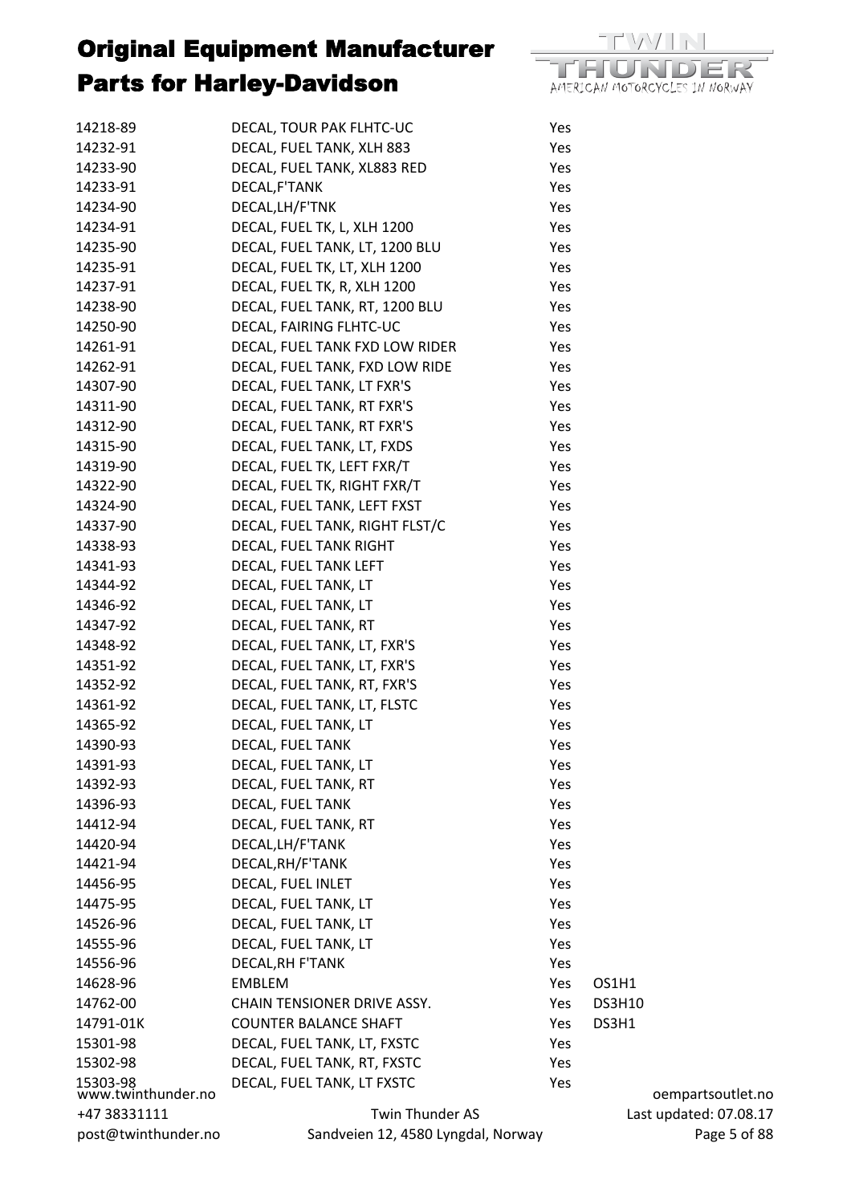# Original Equipment Manufacturer Parts for Harley-Davidson

| | | | |
|---|---|---|---|
| 14218-89 | DECAL, TOUR PAK FLHTC-UC | Yes | |
| 14232-91 | DECAL, FUEL TANK, XLH 883 | Yes | |
| 14233-90 | DECAL, FUEL TANK, XL883 RED | Yes | |
| 14233-91 | DECAL,F'TANK | Yes | |
| 14234-90 | DECAL,LH/F'TNK | Yes | |
| 14234-91 | DECAL, FUEL TK, L, XLH 1200 | Yes | |
| 14235-90 | DECAL, FUEL TANK, LT, 1200 BLU | Yes | |
| 14235-91 | DECAL, FUEL TK, LT, XLH 1200 | Yes | |
| 14237-91 | DECAL, FUEL TK, R, XLH 1200 | Yes | |
| 14238-90 | DECAL, FUEL TANK, RT, 1200 BLU | Yes | |
| 14250-90 | DECAL, FAIRING FLHTC-UC | Yes | |
| 14261-91 | DECAL, FUEL TANK FXD LOW RIDER | Yes | |
| 14262-91 | DECAL, FUEL TANK, FXD LOW RIDE | Yes | |
| 14307-90 | DECAL, FUEL TANK, LT FXR'S | Yes | |
| 14311-90 | DECAL, FUEL TANK, RT FXR'S | Yes | |
| 14312-90 | DECAL, FUEL TANK, RT FXR'S | Yes | |
| 14315-90 | DECAL, FUEL TANK, LT, FXDS | Yes | |
| 14319-90 | DECAL, FUEL TK, LEFT FXR/T | Yes | |
| 14322-90 | DECAL, FUEL TK, RIGHT FXR/T | Yes | |
| 14324-90 | DECAL, FUEL TANK, LEFT FXST | Yes | |
| 14337-90 | DECAL, FUEL TANK, RIGHT FLST/C | Yes | |
| 14338-93 | DECAL, FUEL TANK RIGHT | Yes | |
| 14341-93 | DECAL, FUEL TANK LEFT | Yes | |
| 14344-92 | DECAL, FUEL TANK, LT | Yes | |
| 14346-92 | DECAL, FUEL TANK, LT | Yes | |
| 14347-92 | DECAL, FUEL TANK, RT | Yes | |
| 14348-92 | DECAL, FUEL TANK, LT, FXR'S | Yes | |
| 14351-92 | DECAL, FUEL TANK, LT, FXR'S | Yes | |
| 14352-92 | DECAL, FUEL TANK, RT, FXR'S | Yes | |
| 14361-92 | DECAL, FUEL TANK, LT, FLSTC | Yes | |
| 14365-92 | DECAL, FUEL TANK, LT | Yes | |
| 14390-93 | DECAL, FUEL TANK | Yes | |
| 14391-93 | DECAL, FUEL TANK, LT | Yes | |
| 14392-93 | DECAL, FUEL TANK, RT | Yes | |
| 14396-93 | DECAL, FUEL TANK | Yes | |
| 14412-94 | DECAL, FUEL TANK, RT | Yes | |
| 14420-94 | DECAL,LH/F'TANK | Yes | |
| 14421-94 | DECAL,RH/F'TANK | Yes | |
| 14456-95 | DECAL, FUEL INLET | Yes | |
| 14475-95 | DECAL, FUEL TANK, LT | Yes | |
| 14526-96 | DECAL, FUEL TANK, LT | Yes | |
| 14555-96 | DECAL, FUEL TANK, LT | Yes | |
| 14556-96 | DECAL,RH F'TANK | Yes | |
| 14628-96 | EMBLEM | Yes | OS1H1 |
| 14762-00 | CHAIN TENSIONER DRIVE ASSY. | Yes | DS3H10 |
| 14791-01K | COUNTER BALANCE SHAFT | Yes | DS3H1 |
| 15301-98 | DECAL, FUEL TANK, LT, FXSTC | Yes | |
| 15302-98 | DECAL, FUEL TANK, RT, FXSTC | Yes | |
| 15303-98 | DECAL, FUEL TANK, LT FXSTC | Yes | |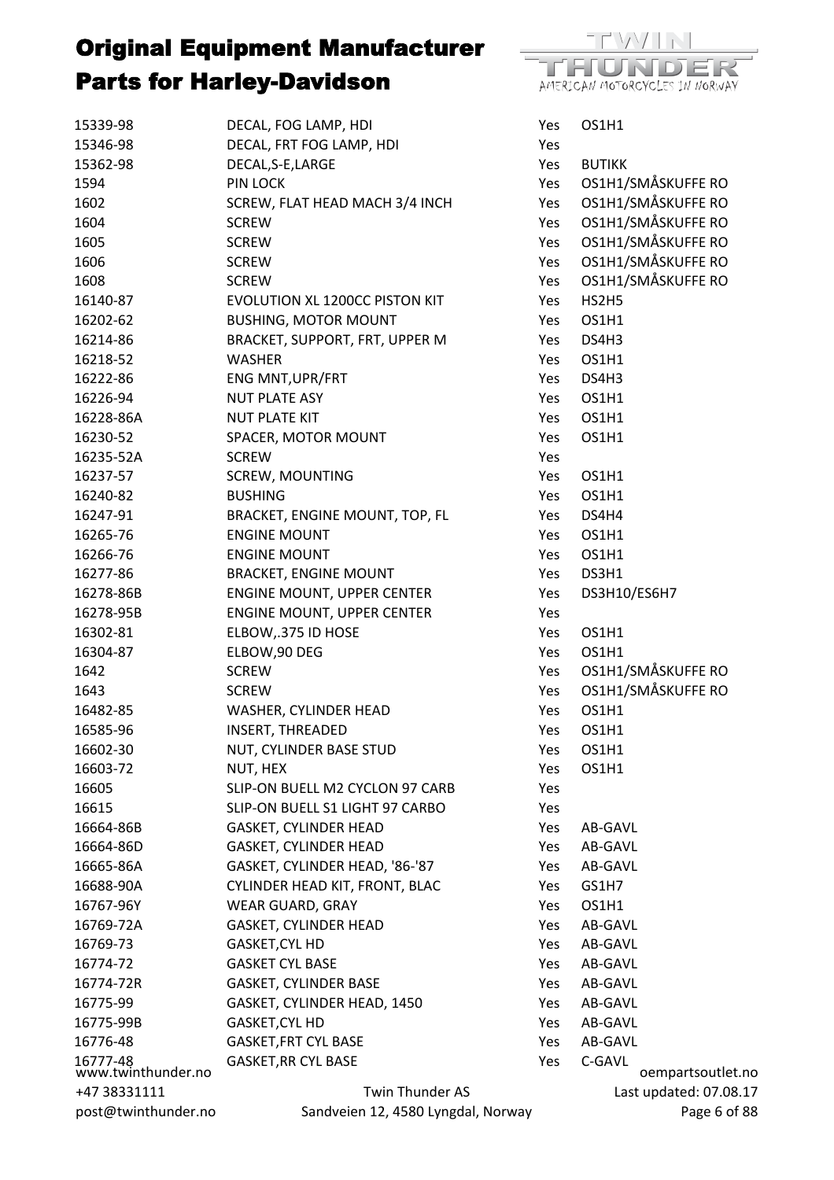# Original Equipment Manufacturer Parts for Harley-Davidson

TWIN THUNDER
AMERICAN MOTORCYCLES IN NORWAY

| | | | |
|---|---|---|---|
| 15339-98 | DECAL, FOG LAMP, HDI | Yes | OS1H1 |
| 15346-98 | DECAL, FRT FOG LAMP, HDI | Yes | |
| 15362-98 | DECAL,S-E,LARGE | Yes | BUTIKK |
| 1594 | PIN LOCK | Yes | OS1H1/SMÅSKUFFE RO |
| 1602 | SCREW, FLAT HEAD MACH 3/4 INCH | Yes | OS1H1/SMÅSKUFFE RO |
| 1604 | SCREW | Yes | OS1H1/SMÅSKUFFE RO |
| 1605 | SCREW | Yes | OS1H1/SMÅSKUFFE RO |
| 1606 | SCREW | Yes | OS1H1/SMÅSKUFFE RO |
| 1608 | SCREW | Yes | OS1H1/SMÅSKUFFE RO |
| 16140-87 | EVOLUTION XL 1200CC PISTON KIT | Yes | HS2H5 |
| 16202-62 | BUSHING, MOTOR MOUNT | Yes | OS1H1 |
| 16214-86 | BRACKET, SUPPORT, FRT, UPPER M | Yes | DS4H3 |
| 16218-52 | WASHER | Yes | OS1H1 |
| 16222-86 | ENG MNT,UPR/FRT | Yes | DS4H3 |
| 16226-94 | NUT PLATE ASY | Yes | OS1H1 |
| 16228-86A | NUT PLATE KIT | Yes | OS1H1 |
| 16230-52 | SPACER, MOTOR MOUNT | Yes | OS1H1 |
| 16235-52A | SCREW | Yes | |
| 16237-57 | SCREW, MOUNTING | Yes | OS1H1 |
| 16240-82 | BUSHING | Yes | OS1H1 |
| 16247-91 | BRACKET, ENGINE MOUNT, TOP, FL | Yes | DS4H4 |
| 16265-76 | ENGINE MOUNT | Yes | OS1H1 |
| 16266-76 | ENGINE MOUNT | Yes | OS1H1 |
| 16277-86 | BRACKET, ENGINE MOUNT | Yes | DS3H1 |
| 16278-86B | ENGINE MOUNT, UPPER CENTER | Yes | DS3H10/ES6H7 |
| 16278-95B | ENGINE MOUNT, UPPER CENTER | Yes | |
| 16302-81 | ELBOW,.375 ID HOSE | Yes | OS1H1 |
| 16304-87 | ELBOW,90 DEG | Yes | OS1H1 |
| 1642 | SCREW | Yes | OS1H1/SMÅSKUFFE RO |
| 1643 | SCREW | Yes | OS1H1/SMÅSKUFFE RO |
| 16482-85 | WASHER, CYLINDER HEAD | Yes | OS1H1 |
| 16585-96 | INSERT, THREADED | Yes | OS1H1 |
| 16602-30 | NUT, CYLINDER BASE STUD | Yes | OS1H1 |
| 16603-72 | NUT, HEX | Yes | OS1H1 |
| 16605 | SLIP-ON BUELL M2 CYCLON 97 CARB | Yes | |
| 16615 | SLIP-ON BUELL S1 LIGHT 97 CARBO | Yes | |
| 16664-86B | GASKET, CYLINDER HEAD | Yes | AB-GAVL |
| 16664-86D | GASKET, CYLINDER HEAD | Yes | AB-GAVL |
| 16665-86A | GASKET, CYLINDER HEAD, '86-'87 | Yes | AB-GAVL |
| 16688-90A | CYLINDER HEAD KIT, FRONT, BLAC | Yes | GS1H7 |
| 16767-96Y | WEAR GUARD, GRAY | Yes | OS1H1 |
| 16769-72A | GASKET, CYLINDER HEAD | Yes | AB-GAVL |
| 16769-73 | GASKET,CYL HD | Yes | AB-GAVL |
| 16774-72 | GASKET CYL BASE | Yes | AB-GAVL |
| 16774-72R | GASKET, CYLINDER BASE | Yes | AB-GAVL |
| 16775-99 | GASKET, CYLINDER HEAD, 1450 | Yes | AB-GAVL |
| 16775-99B | GASKET,CYL HD | Yes | AB-GAVL |
| 16776-48 | GASKET,FRT CYL BASE | Yes | AB-GAVL |
| 16777-48 | GASKET,RR CYL BASE | Yes | C-GAVL |

www.twinthunder.no | +47 38331111 | post@twinthunder.no
Twin Thunder AS, Sandveien 12, 4580 Lyngdal, Norway
oempartsoutlet.no | Last updated: 07.08.17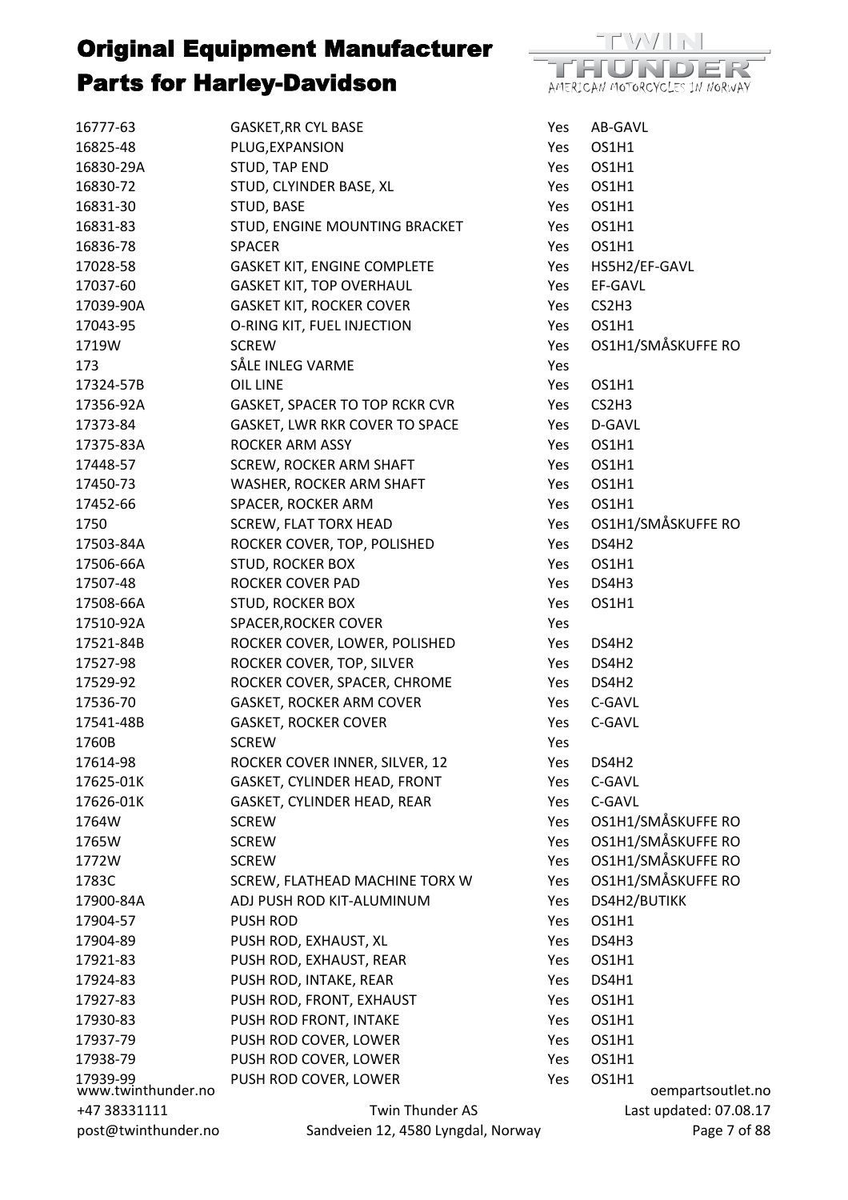# Original Equipment Manufacturer Parts for Harley-Davidson

| | | | |
|---|---|---|---|
| 16777-63 | GASKET,RR CYL BASE | Yes | AB-GAVL |
| 16825-48 | PLUG,EXPANSION | Yes | OS1H1 |
| 16830-29A | STUD, TAP END | Yes | OS1H1 |
| 16830-72 | STUD, CLYINDER BASE, XL | Yes | OS1H1 |
| 16831-30 | STUD, BASE | Yes | OS1H1 |
| 16831-83 | STUD, ENGINE MOUNTING BRACKET | Yes | OS1H1 |
| 16836-78 | SPACER | Yes | OS1H1 |
| 17028-58 | GASKET KIT, ENGINE COMPLETE | Yes | HS5H2/EF-GAVL |
| 17037-60 | GASKET KIT, TOP OVERHAUL | Yes | EF-GAVL |
| 17039-90A | GASKET KIT, ROCKER COVER | Yes | CS2H3 |
| 17043-95 | O-RING KIT, FUEL INJECTION | Yes | OS1H1 |
| 1719W | SCREW | Yes | OS1H1/SMÅSKUFFE RO |
| 173 | SÅLE INLEG VARME | Yes | |
| 17324-57B | OIL LINE | Yes | OS1H1 |
| 17356-92A | GASKET, SPACER TO TOP RCKR CVR | Yes | CS2H3 |
| 17373-84 | GASKET, LWR RKR COVER TO SPACE | Yes | D-GAVL |
| 17375-83A | ROCKER ARM ASSY | Yes | OS1H1 |
| 17448-57 | SCREW, ROCKER ARM SHAFT | Yes | OS1H1 |
| 17450-73 | WASHER, ROCKER ARM SHAFT | Yes | OS1H1 |
| 17452-66 | SPACER, ROCKER ARM | Yes | OS1H1 |
| 1750 | SCREW, FLAT TORX HEAD | Yes | OS1H1/SMÅSKUFFE RO |
| 17503-84A | ROCKER COVER, TOP, POLISHED | Yes | DS4H2 |
| 17506-66A | STUD, ROCKER BOX | Yes | OS1H1 |
| 17507-48 | ROCKER COVER PAD | Yes | DS4H3 |
| 17508-66A | STUD, ROCKER BOX | Yes | OS1H1 |
| 17510-92A | SPACER,ROCKER COVER | Yes | |
| 17521-84B | ROCKER COVER, LOWER, POLISHED | Yes | DS4H2 |
| 17527-98 | ROCKER COVER, TOP, SILVER | Yes | DS4H2 |
| 17529-92 | ROCKER COVER, SPACER, CHROME | Yes | DS4H2 |
| 17536-70 | GASKET, ROCKER ARM COVER | Yes | C-GAVL |
| 17541-48B | GASKET, ROCKER COVER | Yes | C-GAVL |
| 1760B | SCREW | Yes | |
| 17614-98 | ROCKER COVER INNER, SILVER, 12 | Yes | DS4H2 |
| 17625-01K | GASKET, CYLINDER HEAD, FRONT | Yes | C-GAVL |
| 17626-01K | GASKET, CYLINDER HEAD, REAR | Yes | C-GAVL |
| 1764W | SCREW | Yes | OS1H1/SMÅSKUFFE RO |
| 1765W | SCREW | Yes | OS1H1/SMÅSKUFFE RO |
| 1772W | SCREW | Yes | OS1H1/SMÅSKUFFE RO |
| 1783C | SCREW, FLATHEAD MACHINE TORX W | Yes | OS1H1/SMÅSKUFFE RO |
| 17900-84A | ADJ PUSH ROD KIT-ALUMINUM | Yes | DS4H2/BUTIKK |
| 17904-57 | PUSH ROD | Yes | OS1H1 |
| 17904-89 | PUSH ROD, EXHAUST, XL | Yes | DS4H3 |
| 17921-83 | PUSH ROD, EXHAUST, REAR | Yes | OS1H1 |
| 17924-83 | PUSH ROD, INTAKE, REAR | Yes | DS4H1 |
| 17927-83 | PUSH ROD, FRONT, EXHAUST | Yes | OS1H1 |
| 17930-83 | PUSH ROD FRONT, INTAKE | Yes | OS1H1 |
| 17937-79 | PUSH ROD COVER, LOWER | Yes | OS1H1 |
| 17938-79 | PUSH ROD COVER, LOWER | Yes | OS1H1 |
| 17939-99 | PUSH ROD COVER, LOWER | Yes | OS1H1 |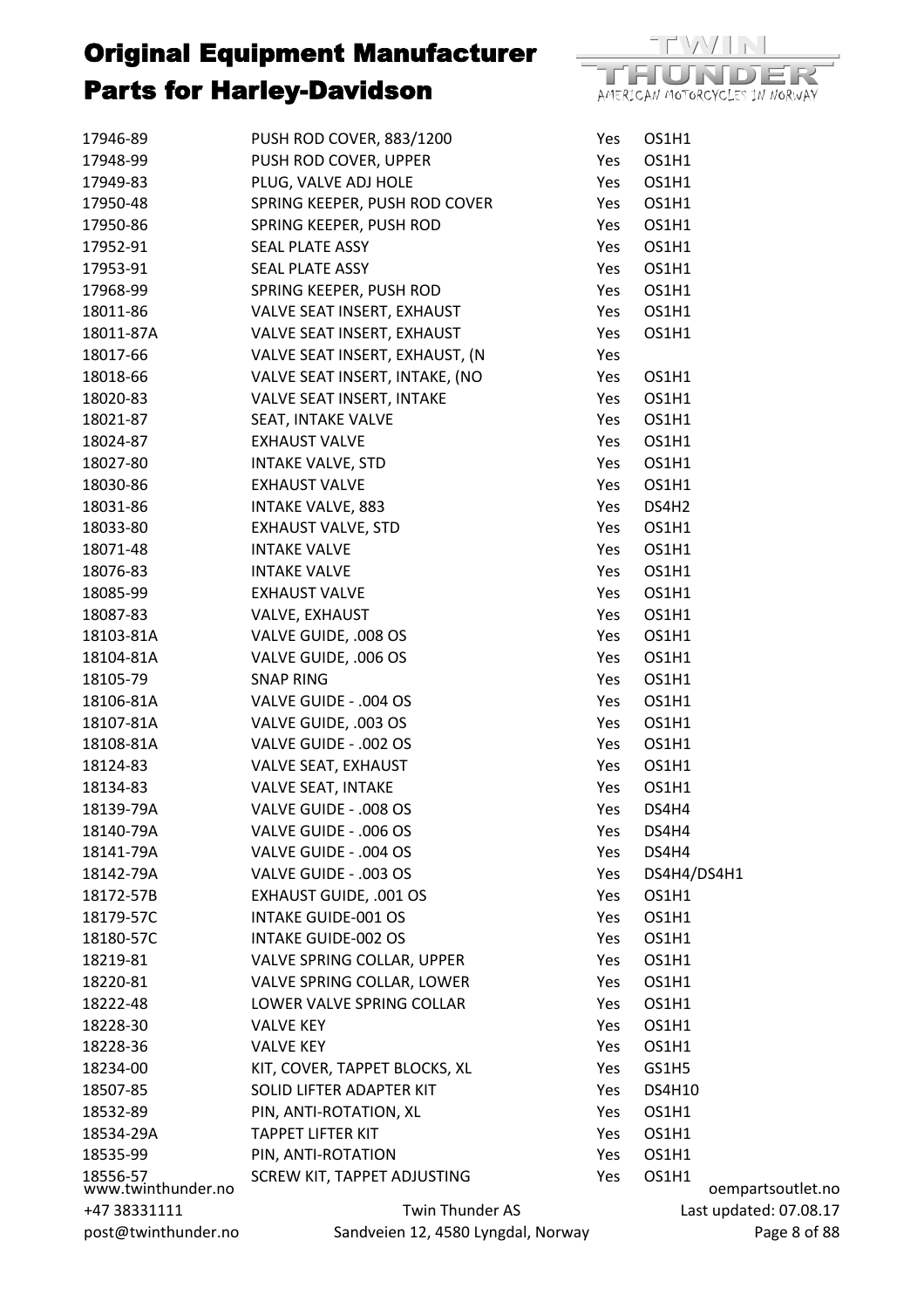# Original Equipment Manufacturer Parts for Harley-Davidson

| | | | |
|---|---|---|---|
| 17946-89 | PUSH ROD COVER, 883/1200 | Yes | OS1H1 |
| 17948-99 | PUSH ROD COVER, UPPER | Yes | OS1H1 |
| 17949-83 | PLUG, VALVE ADJ HOLE | Yes | OS1H1 |
| 17950-48 | SPRING KEEPER, PUSH ROD COVER | Yes | OS1H1 |
| 17950-86 | SPRING KEEPER, PUSH ROD | Yes | OS1H1 |
| 17952-91 | SEAL PLATE ASSY | Yes | OS1H1 |
| 17953-91 | SEAL PLATE ASSY | Yes | OS1H1 |
| 17968-99 | SPRING KEEPER, PUSH ROD | Yes | OS1H1 |
| 18011-86 | VALVE SEAT INSERT, EXHAUST | Yes | OS1H1 |
| 18011-87A | VALVE SEAT INSERT, EXHAUST | Yes | OS1H1 |
| 18017-66 | VALVE SEAT INSERT, EXHAUST, (N | Yes | |
| 18018-66 | VALVE SEAT INSERT, INTAKE, (NO | Yes | OS1H1 |
| 18020-83 | VALVE SEAT INSERT, INTAKE | Yes | OS1H1 |
| 18021-87 | SEAT, INTAKE VALVE | Yes | OS1H1 |
| 18024-87 | EXHAUST VALVE | Yes | OS1H1 |
| 18027-80 | INTAKE VALVE, STD | Yes | OS1H1 |
| 18030-86 | EXHAUST VALVE | Yes | OS1H1 |
| 18031-86 | INTAKE VALVE, 883 | Yes | DS4H2 |
| 18033-80 | EXHAUST VALVE, STD | Yes | OS1H1 |
| 18071-48 | INTAKE VALVE | Yes | OS1H1 |
| 18076-83 | INTAKE VALVE | Yes | OS1H1 |
| 18085-99 | EXHAUST VALVE | Yes | OS1H1 |
| 18087-83 | VALVE, EXHAUST | Yes | OS1H1 |
| 18103-81A | VALVE GUIDE, .008 OS | Yes | OS1H1 |
| 18104-81A | VALVE GUIDE, .006 OS | Yes | OS1H1 |
| 18105-79 | SNAP RING | Yes | OS1H1 |
| 18106-81A | VALVE GUIDE - .004 OS | Yes | OS1H1 |
| 18107-81A | VALVE GUIDE, .003 OS | Yes | OS1H1 |
| 18108-81A | VALVE GUIDE - .002 OS | Yes | OS1H1 |
| 18124-83 | VALVE SEAT, EXHAUST | Yes | OS1H1 |
| 18134-83 | VALVE SEAT, INTAKE | Yes | OS1H1 |
| 18139-79A | VALVE GUIDE - .008 OS | Yes | DS4H4 |
| 18140-79A | VALVE GUIDE - .006 OS | Yes | DS4H4 |
| 18141-79A | VALVE GUIDE - .004 OS | Yes | DS4H4 |
| 18142-79A | VALVE GUIDE - .003 OS | Yes | DS4H4/DS4H1 |
| 18172-57B | EXHAUST GUIDE, .001 OS | Yes | OS1H1 |
| 18179-57C | INTAKE GUIDE-001 OS | Yes | OS1H1 |
| 18180-57C | INTAKE GUIDE-002 OS | Yes | OS1H1 |
| 18219-81 | VALVE SPRING COLLAR, UPPER | Yes | OS1H1 |
| 18220-81 | VALVE SPRING COLLAR, LOWER | Yes | OS1H1 |
| 18222-48 | LOWER VALVE SPRING COLLAR | Yes | OS1H1 |
| 18228-30 | VALVE KEY | Yes | OS1H1 |
| 18228-36 | VALVE KEY | Yes | OS1H1 |
| 18234-00 | KIT, COVER, TAPPET BLOCKS, XL | Yes | GS1H5 |
| 18507-85 | SOLID LIFTER ADAPTER KIT | Yes | DS4H10 |
| 18532-89 | PIN, ANTI-ROTATION, XL | Yes | OS1H1 |
| 18534-29A | TAPPET LIFTER KIT | Yes | OS1H1 |
| 18535-99 | PIN, ANTI-ROTATION | Yes | OS1H1 |
| 18556-57 | SCREW KIT, TAPPET ADJUSTING | Yes | OS1H1 |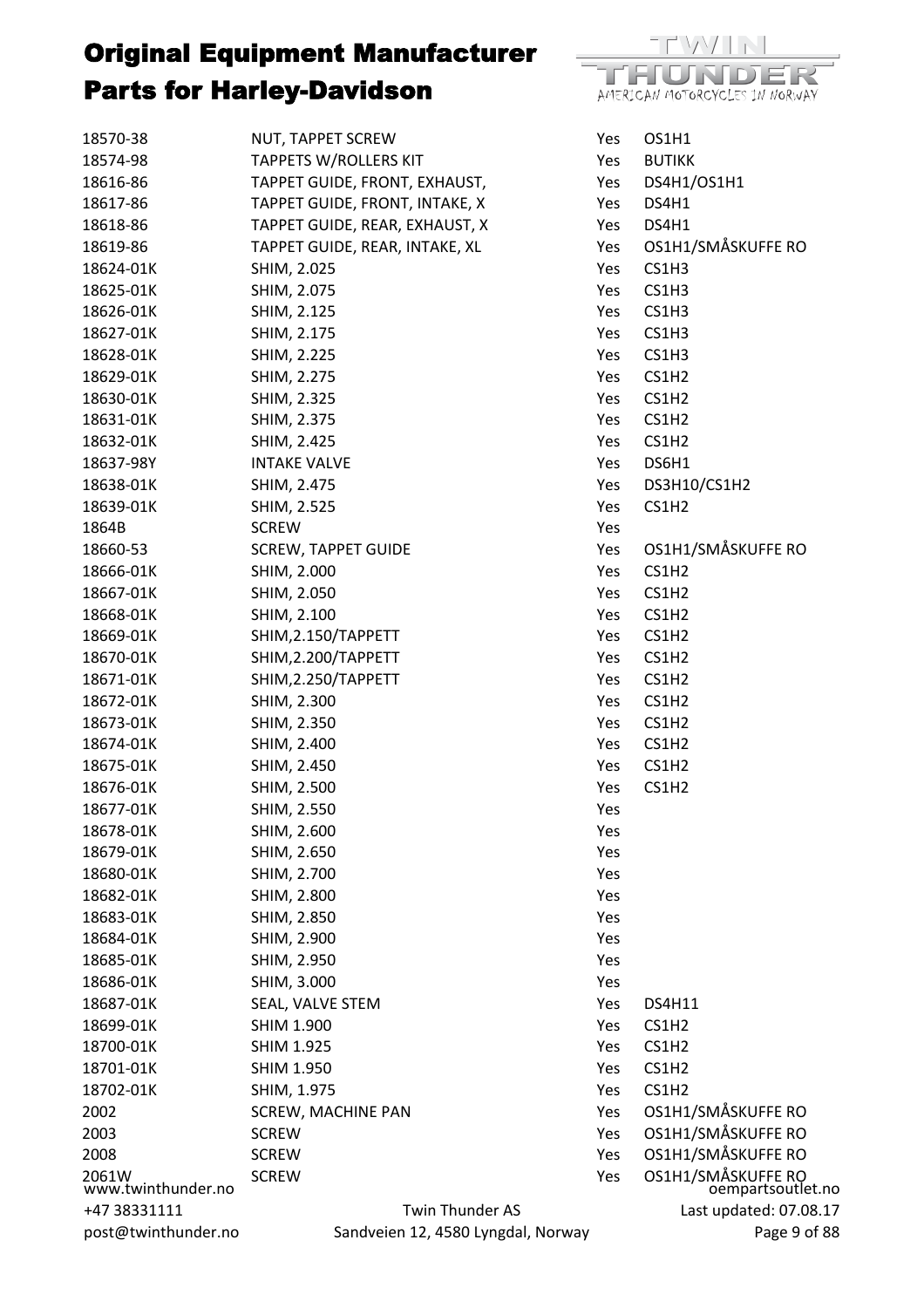# Original Equipment Manufacturer Parts for Harley-Davidson

| | | | |
|---|---|---|---|
| 18570-38 | NUT, TAPPET SCREW | Yes | OS1H1 |
| 18574-98 | TAPPETS W/ROLLERS KIT | Yes | BUTIKK |
| 18616-86 | TAPPET GUIDE, FRONT, EXHAUST, | Yes | DS4H1/OS1H1 |
| 18617-86 | TAPPET GUIDE, FRONT, INTAKE, X | Yes | DS4H1 |
| 18618-86 | TAPPET GUIDE, REAR, EXHAUST, X | Yes | DS4H1 |
| 18619-86 | TAPPET GUIDE, REAR, INTAKE, XL | Yes | OS1H1/SMÅSKUFFE RO |
| 18624-01K | SHIM, 2.025 | Yes | CS1H3 |
| 18625-01K | SHIM, 2.075 | Yes | CS1H3 |
| 18626-01K | SHIM, 2.125 | Yes | CS1H3 |
| 18627-01K | SHIM, 2.175 | Yes | CS1H3 |
| 18628-01K | SHIM, 2.225 | Yes | CS1H3 |
| 18629-01K | SHIM, 2.275 | Yes | CS1H2 |
| 18630-01K | SHIM, 2.325 | Yes | CS1H2 |
| 18631-01K | SHIM, 2.375 | Yes | CS1H2 |
| 18632-01K | SHIM, 2.425 | Yes | CS1H2 |
| 18637-98Y | INTAKE VALVE | Yes | DS6H1 |
| 18638-01K | SHIM, 2.475 | Yes | DS3H10/CS1H2 |
| 18639-01K | SHIM, 2.525 | Yes | CS1H2 |
| 1864B | SCREW | Yes | |
| 18660-53 | SCREW, TAPPET GUIDE | Yes | OS1H1/SMÅSKUFFE RO |
| 18666-01K | SHIM, 2.000 | Yes | CS1H2 |
| 18667-01K | SHIM, 2.050 | Yes | CS1H2 |
| 18668-01K | SHIM, 2.100 | Yes | CS1H2 |
| 18669-01K | SHIM,2.150/TAPPETT | Yes | CS1H2 |
| 18670-01K | SHIM,2.200/TAPPETT | Yes | CS1H2 |
| 18671-01K | SHIM,2.250/TAPPETT | Yes | CS1H2 |
| 18672-01K | SHIM, 2.300 | Yes | CS1H2 |
| 18673-01K | SHIM, 2.350 | Yes | CS1H2 |
| 18674-01K | SHIM, 2.400 | Yes | CS1H2 |
| 18675-01K | SHIM, 2.450 | Yes | CS1H2 |
| 18676-01K | SHIM, 2.500 | Yes | CS1H2 |
| 18677-01K | SHIM, 2.550 | Yes | |
| 18678-01K | SHIM, 2.600 | Yes | |
| 18679-01K | SHIM, 2.650 | Yes | |
| 18680-01K | SHIM, 2.700 | Yes | |
| 18682-01K | SHIM, 2.800 | Yes | |
| 18683-01K | SHIM, 2.850 | Yes | |
| 18684-01K | SHIM, 2.900 | Yes | |
| 18685-01K | SHIM, 2.950 | Yes | |
| 18686-01K | SHIM, 3.000 | Yes | |
| 18687-01K | SEAL, VALVE STEM | Yes | DS4H11 |
| 18699-01K | SHIM 1.900 | Yes | CS1H2 |
| 18700-01K | SHIM 1.925 | Yes | CS1H2 |
| 18701-01K | SHIM 1.950 | Yes | CS1H2 |
| 18702-01K | SHIM, 1.975 | Yes | CS1H2 |
| 2002 | SCREW, MACHINE PAN | Yes | OS1H1/SMÅSKUFFE RO |
| 2003 | SCREW | Yes | OS1H1/SMÅSKUFFE RO |
| 2008 | SCREW | Yes | OS1H1/SMÅSKUFFE RO |
| 2061W | SCREW | Yes | OS1H1/SMÅSKUFFE RO |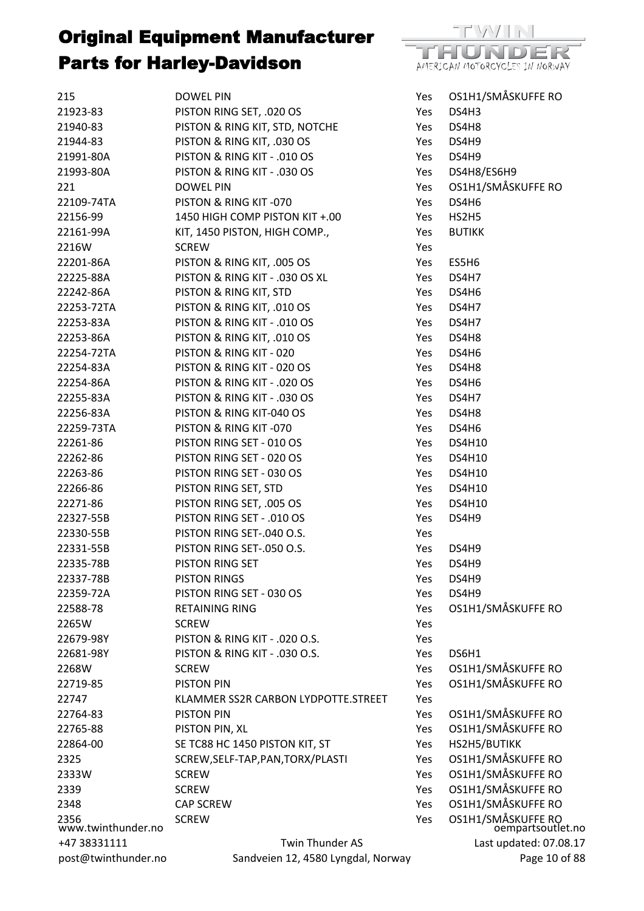# Original Equipment Manufacturer Parts for Harley-Davidson

| | | | |
|---|---|---|---|
| 215 | DOWEL PIN | Yes | OS1H1/SMÅSKUFFE RO |
| 21923-83 | PISTON RING SET, .020 OS | Yes | DS4H3 |
| 21940-83 | PISTON & RING KIT, STD, NOTCHE | Yes | DS4H8 |
| 21944-83 | PISTON & RING KIT, .030 OS | Yes | DS4H9 |
| 21991-80A | PISTON & RING KIT - .010 OS | Yes | DS4H9 |
| 21993-80A | PISTON & RING KIT - .030 OS | Yes | DS4H8/ES6H9 |
| 221 | DOWEL PIN | Yes | OS1H1/SMÅSKUFFE RO |
| 22109-74TA | PISTON & RING KIT -070 | Yes | DS4H6 |
| 22156-99 | 1450 HIGH COMP PISTON KIT +.00 | Yes | HS2H5 |
| 22161-99A | KIT, 1450 PISTON, HIGH COMP., | Yes | BUTIKK |
| 2216W | SCREW | Yes | |
| 22201-86A | PISTON & RING KIT, .005 OS | Yes | ES5H6 |
| 22225-88A | PISTON & RING KIT - .030 OS XL | Yes | DS4H7 |
| 22242-86A | PISTON & RING KIT, STD | Yes | DS4H6 |
| 22253-72TA | PISTON & RING KIT, .010 OS | Yes | DS4H7 |
| 22253-83A | PISTON & RING KIT - .010 OS | Yes | DS4H7 |
| 22253-86A | PISTON & RING KIT, .010 OS | Yes | DS4H8 |
| 22254-72TA | PISTON & RING KIT - 020 | Yes | DS4H6 |
| 22254-83A | PISTON & RING KIT - 020 OS | Yes | DS4H8 |
| 22254-86A | PISTON & RING KIT - .020 OS | Yes | DS4H6 |
| 22255-83A | PISTON & RING KIT - .030 OS | Yes | DS4H7 |
| 22256-83A | PISTON & RING KIT-040 OS | Yes | DS4H8 |
| 22259-73TA | PISTON & RING KIT -070 | Yes | DS4H6 |
| 22261-86 | PISTON RING SET - 010 OS | Yes | DS4H10 |
| 22262-86 | PISTON RING SET - 020 OS | Yes | DS4H10 |
| 22263-86 | PISTON RING SET - 030 OS | Yes | DS4H10 |
| 22266-86 | PISTON RING SET, STD | Yes | DS4H10 |
| 22271-86 | PISTON RING SET, .005 OS | Yes | DS4H10 |
| 22327-55B | PISTON RING SET - .010 OS | Yes | DS4H9 |
| 22330-55B | PISTON RING SET-.040 O.S. | Yes | |
| 22331-55B | PISTON RING SET-.050 O.S. | Yes | DS4H9 |
| 22335-78B | PISTON RING SET | Yes | DS4H9 |
| 22337-78B | PISTON RINGS | Yes | DS4H9 |
| 22359-72A | PISTON RING SET - 030 OS | Yes | DS4H9 |
| 22588-78 | RETAINING RING | Yes | OS1H1/SMÅSKUFFE RO |
| 2265W | SCREW | Yes | |
| 22679-98Y | PISTON & RING KIT - .020 O.S. | Yes | |
| 22681-98Y | PISTON & RING KIT - .030 O.S. | Yes | DS6H1 |
| 2268W | SCREW | Yes | OS1H1/SMÅSKUFFE RO |
| 22719-85 | PISTON PIN | Yes | OS1H1/SMÅSKUFFE RO |
| 22747 | KLAMMER SS2R CARBON LYDPOTTE.STREET | Yes | |
| 22764-83 | PISTON PIN | Yes | OS1H1/SMÅSKUFFE RO |
| 22765-88 | PISTON PIN, XL | Yes | OS1H1/SMÅSKUFFE RO |
| 22864-00 | SE TC88 HC 1450 PISTON KIT, ST | Yes | HS2H5/BUTIKK |
| 2325 | SCREW,SELF-TAP,PAN,TORX/PLASTI | Yes | OS1H1/SMÅSKUFFE RO |
| 2333W | SCREW | Yes | OS1H1/SMÅSKUFFE RO |
| 2339 | SCREW | Yes | OS1H1/SMÅSKUFFE RO |
| 2348 | CAP SCREW | Yes | OS1H1/SMÅSKUFFE RO |
| 2356 | SCREW | Yes | OS1H1/SMÅSKUFFE RO |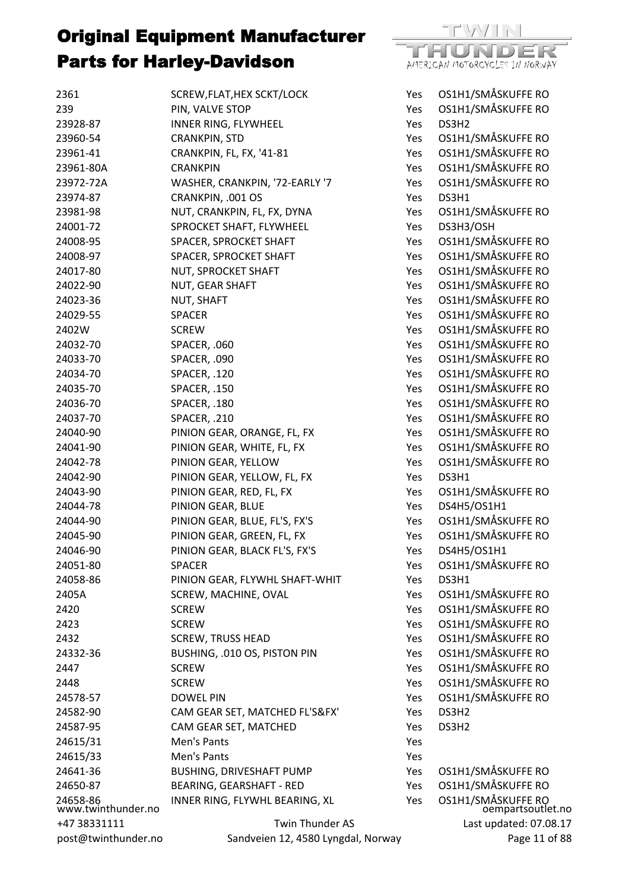# Original Equipment Manufacturer Parts for Harley-Davidson

| | | | |
|---|---|---|---|
| 2361 | SCREW,FLAT,HEX SCKT/LOCK | Yes | OS1H1/SMÅSKUFFE RO |
| 239 | PIN, VALVE STOP | Yes | OS1H1/SMÅSKUFFE RO |
| 23928-87 | INNER RING, FLYWHEEL | Yes | DS3H2 |
| 23960-54 | CRANKPIN, STD | Yes | OS1H1/SMÅSKUFFE RO |
| 23961-41 | CRANKPIN, FL, FX, '41-81 | Yes | OS1H1/SMÅSKUFFE RO |
| 23961-80A | CRANKPIN | Yes | OS1H1/SMÅSKUFFE RO |
| 23972-72A | WASHER, CRANKPIN, '72-EARLY '7 | Yes | OS1H1/SMÅSKUFFE RO |
| 23974-87 | CRANKPIN, .001 OS | Yes | DS3H1 |
| 23981-98 | NUT, CRANKPIN, FL, FX, DYNA | Yes | OS1H1/SMÅSKUFFE RO |
| 24001-72 | SPROCKET SHAFT, FLYWHEEL | Yes | DS3H3/OSH |
| 24008-95 | SPACER, SPROCKET SHAFT | Yes | OS1H1/SMÅSKUFFE RO |
| 24008-97 | SPACER, SPROCKET SHAFT | Yes | OS1H1/SMÅSKUFFE RO |
| 24017-80 | NUT, SPROCKET SHAFT | Yes | OS1H1/SMÅSKUFFE RO |
| 24022-90 | NUT, GEAR SHAFT | Yes | OS1H1/SMÅSKUFFE RO |
| 24023-36 | NUT, SHAFT | Yes | OS1H1/SMÅSKUFFE RO |
| 24029-55 | SPACER | Yes | OS1H1/SMÅSKUFFE RO |
| 2402W | SCREW | Yes | OS1H1/SMÅSKUFFE RO |
| 24032-70 | SPACER, .060 | Yes | OS1H1/SMÅSKUFFE RO |
| 24033-70 | SPACER, .090 | Yes | OS1H1/SMÅSKUFFE RO |
| 24034-70 | SPACER, .120 | Yes | OS1H1/SMÅSKUFFE RO |
| 24035-70 | SPACER, .150 | Yes | OS1H1/SMÅSKUFFE RO |
| 24036-70 | SPACER, .180 | Yes | OS1H1/SMÅSKUFFE RO |
| 24037-70 | SPACER, .210 | Yes | OS1H1/SMÅSKUFFE RO |
| 24040-90 | PINION GEAR, ORANGE, FL, FX | Yes | OS1H1/SMÅSKUFFE RO |
| 24041-90 | PINION GEAR, WHITE, FL, FX | Yes | OS1H1/SMÅSKUFFE RO |
| 24042-78 | PINION GEAR, YELLOW | Yes | OS1H1/SMÅSKUFFE RO |
| 24042-90 | PINION GEAR, YELLOW, FL, FX | Yes | DS3H1 |
| 24043-90 | PINION GEAR, RED, FL, FX | Yes | OS1H1/SMÅSKUFFE RO |
| 24044-78 | PINION GEAR, BLUE | Yes | DS4H5/OS1H1 |
| 24044-90 | PINION GEAR, BLUE, FL'S, FX'S | Yes | OS1H1/SMÅSKUFFE RO |
| 24045-90 | PINION GEAR, GREEN, FL, FX | Yes | OS1H1/SMÅSKUFFE RO |
| 24046-90 | PINION GEAR, BLACK FL'S, FX'S | Yes | DS4H5/OS1H1 |
| 24051-80 | SPACER | Yes | OS1H1/SMÅSKUFFE RO |
| 24058-86 | PINION GEAR, FLYWHL SHAFT-WHIT | Yes | DS3H1 |
| 2405A | SCREW, MACHINE, OVAL | Yes | OS1H1/SMÅSKUFFE RO |
| 2420 | SCREW | Yes | OS1H1/SMÅSKUFFE RO |
| 2423 | SCREW | Yes | OS1H1/SMÅSKUFFE RO |
| 2432 | SCREW, TRUSS HEAD | Yes | OS1H1/SMÅSKUFFE RO |
| 24332-36 | BUSHING, .010 OS, PISTON PIN | Yes | OS1H1/SMÅSKUFFE RO |
| 2447 | SCREW | Yes | OS1H1/SMÅSKUFFE RO |
| 2448 | SCREW | Yes | OS1H1/SMÅSKUFFE RO |
| 24578-57 | DOWEL PIN | Yes | OS1H1/SMÅSKUFFE RO |
| 24582-90 | CAM GEAR SET, MATCHED FL'S&FX' | Yes | DS3H2 |
| 24587-95 | CAM GEAR SET, MATCHED | Yes | DS3H2 |
| 24615/31 | Men's Pants | Yes | |
| 24615/33 | Men's Pants | Yes | |
| 24641-36 | BUSHING, DRIVESHAFT PUMP | Yes | OS1H1/SMÅSKUFFE RO |
| 24650-87 | BEARING, GEARSHAFT - RED | Yes | OS1H1/SMÅSKUFFE RO |
| 24658-86 | INNER RING, FLYWHL BEARING, XL | Yes | OS1H1/SMÅSKUFFE RO |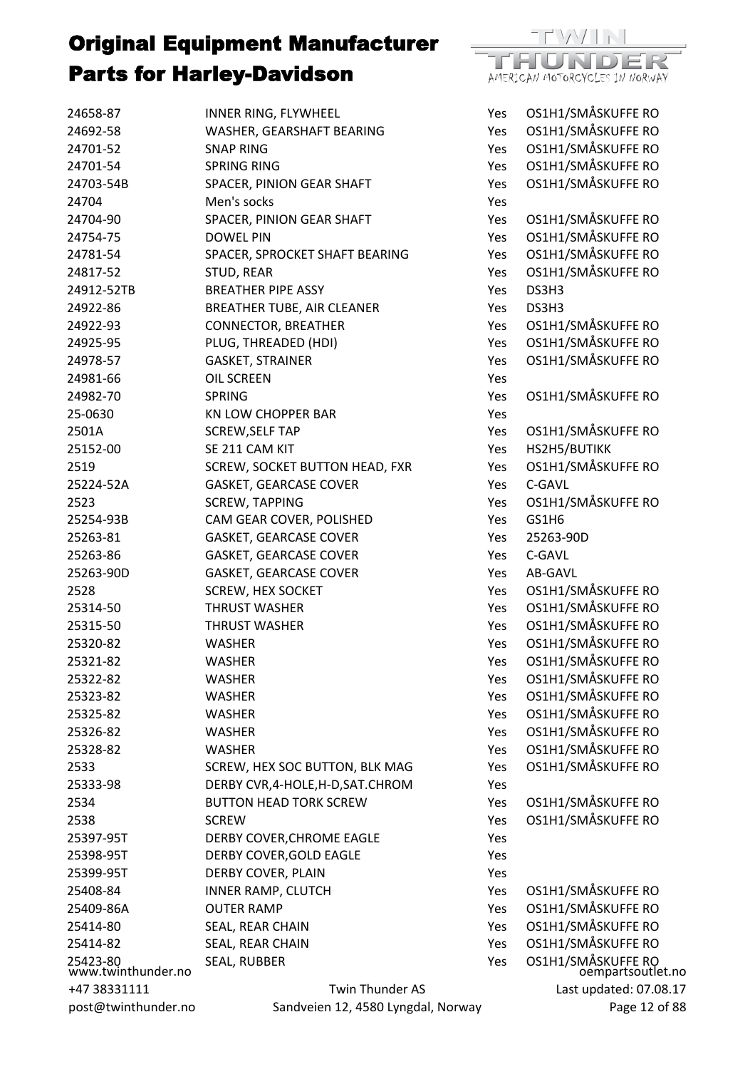| | | | |
|---|---|---|---|
| 24658-87 | INNER RING, FLYWHEEL | Yes | OS1H1/SMÅSKUFFE RO |
| 24692-58 | WASHER, GEARSHAFT BEARING | Yes | OS1H1/SMÅSKUFFE RO |
| 24701-52 | SNAP RING | Yes | OS1H1/SMÅSKUFFE RO |
| 24701-54 | SPRING RING | Yes | OS1H1/SMÅSKUFFE RO |
| 24703-54B | SPACER, PINION GEAR SHAFT | Yes | OS1H1/SMÅSKUFFE RO |
| 24704 | Men's socks | Yes | |
| 24704-90 | SPACER, PINION GEAR SHAFT | Yes | OS1H1/SMÅSKUFFE RO |
| 24754-75 | DOWEL PIN | Yes | OS1H1/SMÅSKUFFE RO |
| 24781-54 | SPACER, SPROCKET SHAFT BEARING | Yes | OS1H1/SMÅSKUFFE RO |
| 24817-52 | STUD, REAR | Yes | OS1H1/SMÅSKUFFE RO |
| 24912-52TB | BREATHER PIPE ASSY | Yes | DS3H3 |
| 24922-86 | BREATHER TUBE, AIR CLEANER | Yes | DS3H3 |
| 24922-93 | CONNECTOR, BREATHER | Yes | OS1H1/SMÅSKUFFE RO |
| 24925-95 | PLUG, THREADED (HDI) | Yes | OS1H1/SMÅSKUFFE RO |
| 24978-57 | GASKET, STRAINER | Yes | OS1H1/SMÅSKUFFE RO |
| 24981-66 | OIL SCREEN | Yes | |
| 24982-70 | SPRING | Yes | OS1H1/SMÅSKUFFE RO |
| 25-0630 | KN LOW CHOPPER BAR | Yes | |
| 2501A | SCREW,SELF TAP | Yes | OS1H1/SMÅSKUFFE RO |
| 25152-00 | SE 211 CAM KIT | Yes | HS2H5/BUTIKK |
| 2519 | SCREW, SOCKET BUTTON HEAD, FXR | Yes | OS1H1/SMÅSKUFFE RO |
| 25224-52A | GASKET, GEARCASE COVER | Yes | C-GAVL |
| 2523 | SCREW, TAPPING | Yes | OS1H1/SMÅSKUFFE RO |
| 25254-93B | CAM GEAR COVER, POLISHED | Yes | GS1H6 |
| 25263-81 | GASKET, GEARCASE COVER | Yes | 25263-90D |
| 25263-86 | GASKET, GEARCASE COVER | Yes | C-GAVL |
| 25263-90D | GASKET, GEARCASE COVER | Yes | AB-GAVL |
| 2528 | SCREW, HEX SOCKET | Yes | OS1H1/SMÅSKUFFE RO |
| 25314-50 | THRUST WASHER | Yes | OS1H1/SMÅSKUFFE RO |
| 25315-50 | THRUST WASHER | Yes | OS1H1/SMÅSKUFFE RO |
| 25320-82 | WASHER | Yes | OS1H1/SMÅSKUFFE RO |
| 25321-82 | WASHER | Yes | OS1H1/SMÅSKUFFE RO |
| 25322-82 | WASHER | Yes | OS1H1/SMÅSKUFFE RO |
| 25323-82 | WASHER | Yes | OS1H1/SMÅSKUFFE RO |
| 25325-82 | WASHER | Yes | OS1H1/SMÅSKUFFE RO |
| 25326-82 | WASHER | Yes | OS1H1/SMÅSKUFFE RO |
| 25328-82 | WASHER | Yes | OS1H1/SMÅSKUFFE RO |
| 2533 | SCREW, HEX SOC BUTTON, BLK MAG | Yes | OS1H1/SMÅSKUFFE RO |
| 25333-98 | DERBY CVR,4-HOLE,H-D,SAT.CHROM | Yes | |
| 2534 | BUTTON HEAD TORK SCREW | Yes | OS1H1/SMÅSKUFFE RO |
| 2538 | SCREW | Yes | OS1H1/SMÅSKUFFE RO |
| 25397-95T | DERBY COVER,CHROME EAGLE | Yes | |
| 25398-95T | DERBY COVER,GOLD EAGLE | Yes | |
| 25399-95T | DERBY COVER, PLAIN | Yes | |
| 25408-84 | INNER RAMP, CLUTCH | Yes | OS1H1/SMÅSKUFFE RO |
| 25409-86A | OUTER RAMP | Yes | OS1H1/SMÅSKUFFE RO |
| 25414-80 | SEAL, REAR CHAIN | Yes | OS1H1/SMÅSKUFFE RO |
| 25414-82 | SEAL, REAR CHAIN | Yes | OS1H1/SMÅSKUFFE RO |
| 25423-80 | SEAL, RUBBER | Yes | OS1H1/SMÅSKUFFE RO |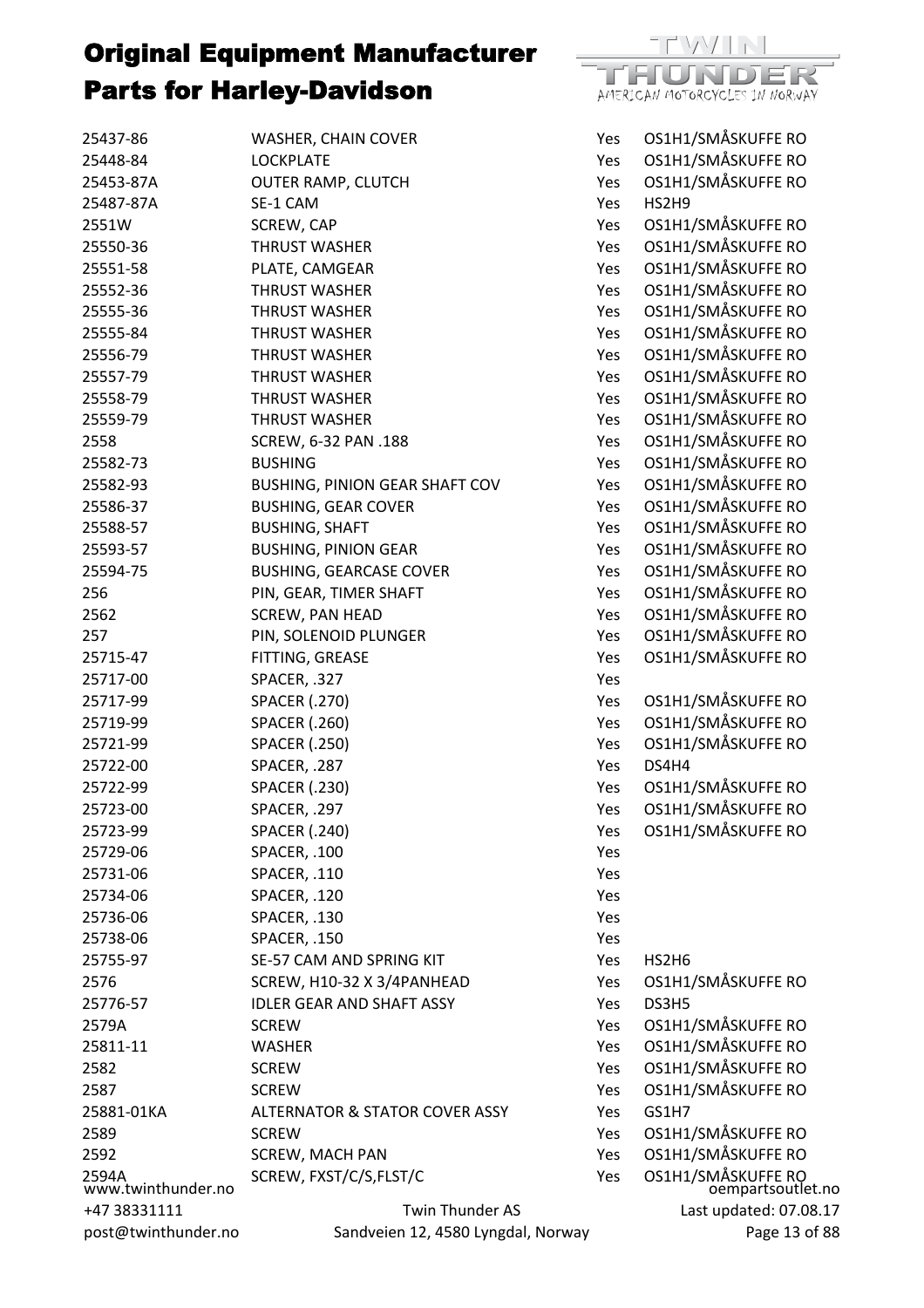# Original Equipment Manufacturer Parts for Harley-Davidson

| | | | |
|---|---|---|---|
| 25437-86 | WASHER, CHAIN COVER | Yes | OS1H1/SMÅSKUFFE RO |
| 25448-84 | LOCKPLATE | Yes | OS1H1/SMÅSKUFFE RO |
| 25453-87A | OUTER RAMP, CLUTCH | Yes | OS1H1/SMÅSKUFFE RO |
| 25487-87A | SE-1 CAM | Yes | HS2H9 |
| 2551W | SCREW, CAP | Yes | OS1H1/SMÅSKUFFE RO |
| 25550-36 | THRUST WASHER | Yes | OS1H1/SMÅSKUFFE RO |
| 25551-58 | PLATE, CAMGEAR | Yes | OS1H1/SMÅSKUFFE RO |
| 25552-36 | THRUST WASHER | Yes | OS1H1/SMÅSKUFFE RO |
| 25555-36 | THRUST WASHER | Yes | OS1H1/SMÅSKUFFE RO |
| 25555-84 | THRUST WASHER | Yes | OS1H1/SMÅSKUFFE RO |
| 25556-79 | THRUST WASHER | Yes | OS1H1/SMÅSKUFFE RO |
| 25557-79 | THRUST WASHER | Yes | OS1H1/SMÅSKUFFE RO |
| 25558-79 | THRUST WASHER | Yes | OS1H1/SMÅSKUFFE RO |
| 25559-79 | THRUST WASHER | Yes | OS1H1/SMÅSKUFFE RO |
| 2558 | SCREW, 6-32 PAN .188 | Yes | OS1H1/SMÅSKUFFE RO |
| 25582-73 | BUSHING | Yes | OS1H1/SMÅSKUFFE RO |
| 25582-93 | BUSHING, PINION GEAR SHAFT COV | Yes | OS1H1/SMÅSKUFFE RO |
| 25586-37 | BUSHING, GEAR COVER | Yes | OS1H1/SMÅSKUFFE RO |
| 25588-57 | BUSHING, SHAFT | Yes | OS1H1/SMÅSKUFFE RO |
| 25593-57 | BUSHING, PINION GEAR | Yes | OS1H1/SMÅSKUFFE RO |
| 25594-75 | BUSHING, GEARCASE COVER | Yes | OS1H1/SMÅSKUFFE RO |
| 256 | PIN, GEAR, TIMER SHAFT | Yes | OS1H1/SMÅSKUFFE RO |
| 2562 | SCREW, PAN HEAD | Yes | OS1H1/SMÅSKUFFE RO |
| 257 | PIN, SOLENOID PLUNGER | Yes | OS1H1/SMÅSKUFFE RO |
| 25715-47 | FITTING, GREASE | Yes | OS1H1/SMÅSKUFFE RO |
| 25717-00 | SPACER, .327 | Yes | |
| 25717-99 | SPACER (.270) | Yes | OS1H1/SMÅSKUFFE RO |
| 25719-99 | SPACER (.260) | Yes | OS1H1/SMÅSKUFFE RO |
| 25721-99 | SPACER (.250) | Yes | OS1H1/SMÅSKUFFE RO |
| 25722-00 | SPACER, .287 | Yes | DS4H4 |
| 25722-99 | SPACER (.230) | Yes | OS1H1/SMÅSKUFFE RO |
| 25723-00 | SPACER, .297 | Yes | OS1H1/SMÅSKUFFE RO |
| 25723-99 | SPACER (.240) | Yes | OS1H1/SMÅSKUFFE RO |
| 25729-06 | SPACER, .100 | Yes | |
| 25731-06 | SPACER, .110 | Yes | |
| 25734-06 | SPACER, .120 | Yes | |
| 25736-06 | SPACER, .130 | Yes | |
| 25738-06 | SPACER, .150 | Yes | |
| 25755-97 | SE-57 CAM AND SPRING KIT | Yes | HS2H6 |
| 2576 | SCREW, H10-32 X 3/4PANHEAD | Yes | OS1H1/SMÅSKUFFE RO |
| 25776-57 | IDLER GEAR AND SHAFT ASSY | Yes | DS3H5 |
| 2579A | SCREW | Yes | OS1H1/SMÅSKUFFE RO |
| 25811-11 | WASHER | Yes | OS1H1/SMÅSKUFFE RO |
| 2582 | SCREW | Yes | OS1H1/SMÅSKUFFE RO |
| 2587 | SCREW | Yes | OS1H1/SMÅSKUFFE RO |
| 25881-01KA | ALTERNATOR & STATOR COVER ASSY | Yes | GS1H7 |
| 2589 | SCREW | Yes | OS1H1/SMÅSKUFFE RO |
| 2592 | SCREW, MACH PAN | Yes | OS1H1/SMÅSKUFFE RO |
| 2594A | SCREW, FXST/C/S,FLST/C | Yes | OS1H1/SMÅSKUFFE RO |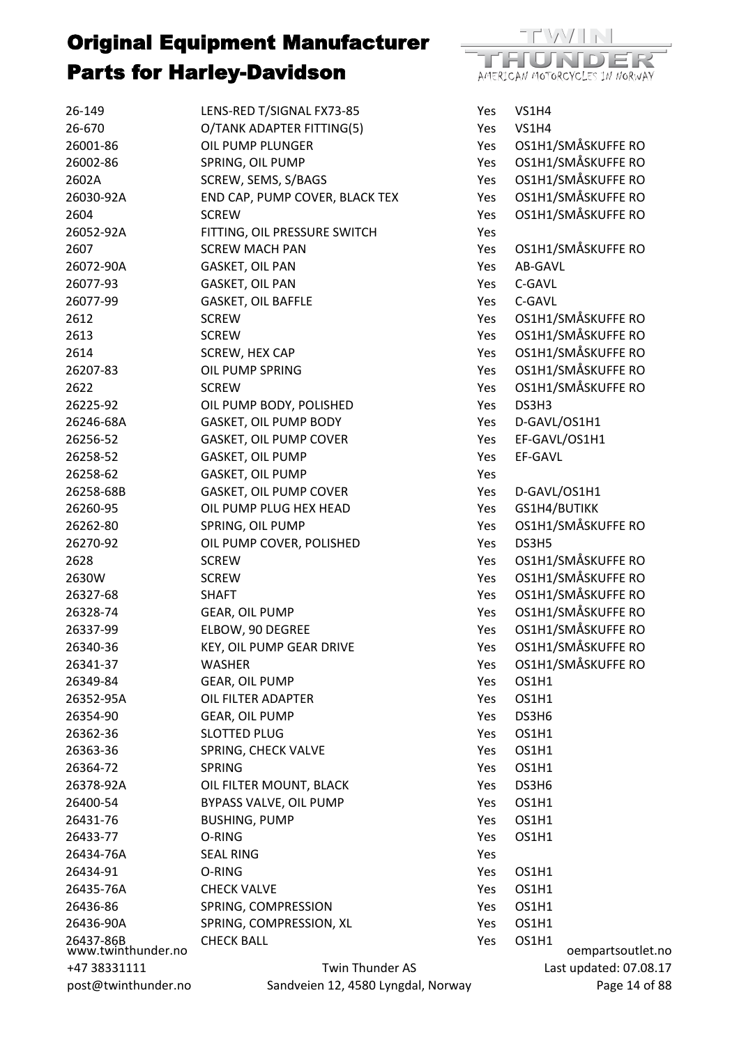# Original Equipment Manufacturer Parts for Harley-Davidson

| | | | |
|---|---|---|---|
| 26-149 | LENS-RED T/SIGNAL FX73-85 | Yes | VS1H4 |
| 26-670 | O/TANK ADAPTER FITTING(5) | Yes | VS1H4 |
| 26001-86 | OIL PUMP PLUNGER | Yes | OS1H1/SMÅSKUFFE RO |
| 26002-86 | SPRING, OIL PUMP | Yes | OS1H1/SMÅSKUFFE RO |
| 2602A | SCREW, SEMS, S/BAGS | Yes | OS1H1/SMÅSKUFFE RO |
| 26030-92A | END CAP, PUMP COVER, BLACK TEX | Yes | OS1H1/SMÅSKUFFE RO |
| 2604 | SCREW | Yes | OS1H1/SMÅSKUFFE RO |
| 26052-92A | FITTING, OIL PRESSURE SWITCH | Yes | |
| 2607 | SCREW MACH PAN | Yes | OS1H1/SMÅSKUFFE RO |
| 26072-90A | GASKET, OIL PAN | Yes | AB-GAVL |
| 26077-93 | GASKET, OIL PAN | Yes | C-GAVL |
| 26077-99 | GASKET, OIL BAFFLE | Yes | C-GAVL |
| 2612 | SCREW | Yes | OS1H1/SMÅSKUFFE RO |
| 2613 | SCREW | Yes | OS1H1/SMÅSKUFFE RO |
| 2614 | SCREW, HEX CAP | Yes | OS1H1/SMÅSKUFFE RO |
| 26207-83 | OIL PUMP SPRING | Yes | OS1H1/SMÅSKUFFE RO |
| 2622 | SCREW | Yes | OS1H1/SMÅSKUFFE RO |
| 26225-92 | OIL PUMP BODY, POLISHED | Yes | DS3H3 |
| 26246-68A | GASKET, OIL PUMP BODY | Yes | D-GAVL/OS1H1 |
| 26256-52 | GASKET, OIL PUMP COVER | Yes | EF-GAVL/OS1H1 |
| 26258-52 | GASKET, OIL PUMP | Yes | EF-GAVL |
| 26258-62 | GASKET, OIL PUMP | Yes | |
| 26258-68B | GASKET, OIL PUMP COVER | Yes | D-GAVL/OS1H1 |
| 26260-95 | OIL PUMP PLUG HEX HEAD | Yes | GS1H4/BUTIKK |
| 26262-80 | SPRING, OIL PUMP | Yes | OS1H1/SMÅSKUFFE RO |
| 26270-92 | OIL PUMP COVER, POLISHED | Yes | DS3H5 |
| 2628 | SCREW | Yes | OS1H1/SMÅSKUFFE RO |
| 2630W | SCREW | Yes | OS1H1/SMÅSKUFFE RO |
| 26327-68 | SHAFT | Yes | OS1H1/SMÅSKUFFE RO |
| 26328-74 | GEAR, OIL PUMP | Yes | OS1H1/SMÅSKUFFE RO |
| 26337-99 | ELBOW, 90 DEGREE | Yes | OS1H1/SMÅSKUFFE RO |
| 26340-36 | KEY, OIL PUMP GEAR DRIVE | Yes | OS1H1/SMÅSKUFFE RO |
| 26341-37 | WASHER | Yes | OS1H1/SMÅSKUFFE RO |
| 26349-84 | GEAR, OIL PUMP | Yes | OS1H1 |
| 26352-95A | OIL FILTER ADAPTER | Yes | OS1H1 |
| 26354-90 | GEAR, OIL PUMP | Yes | DS3H6 |
| 26362-36 | SLOTTED PLUG | Yes | OS1H1 |
| 26363-36 | SPRING, CHECK VALVE | Yes | OS1H1 |
| 26364-72 | SPRING | Yes | OS1H1 |
| 26378-92A | OIL FILTER MOUNT, BLACK | Yes | DS3H6 |
| 26400-54 | BYPASS VALVE, OIL PUMP | Yes | OS1H1 |
| 26431-76 | BUSHING, PUMP | Yes | OS1H1 |
| 26433-77 | O-RING | Yes | OS1H1 |
| 26434-76A | SEAL RING | Yes | |
| 26434-91 | O-RING | Yes | OS1H1 |
| 26435-76A | CHECK VALVE | Yes | OS1H1 |
| 26436-86 | SPRING, COMPRESSION | Yes | OS1H1 |
| 26436-90A | SPRING, COMPRESSION, XL | Yes | OS1H1 |
| 26437-86B | CHECK BALL | Yes | OS1H1 |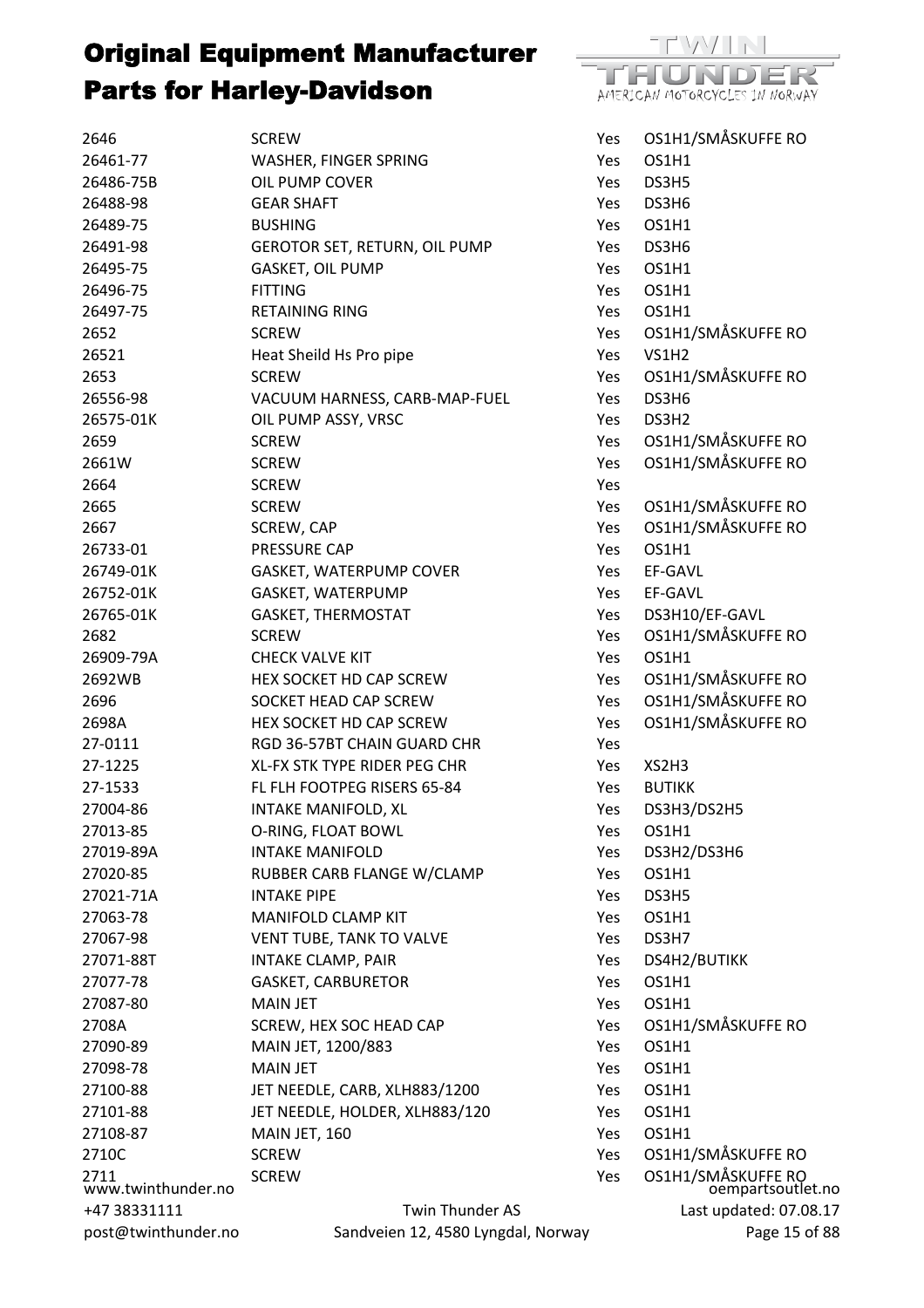# Original Equipment Manufacturer Parts for Harley-Davidson

| | | | |
|---|---|---|---|
| 2646 | SCREW | Yes | OS1H1/SMÅSKUFFE RO |
| 26461-77 | WASHER, FINGER SPRING | Yes | OS1H1 |
| 26486-75B | OIL PUMP COVER | Yes | DS3H5 |
| 26488-98 | GEAR SHAFT | Yes | DS3H6 |
| 26489-75 | BUSHING | Yes | OS1H1 |
| 26491-98 | GEROTOR SET, RETURN, OIL PUMP | Yes | DS3H6 |
| 26495-75 | GASKET, OIL PUMP | Yes | OS1H1 |
| 26496-75 | FITTING | Yes | OS1H1 |
| 26497-75 | RETAINING RING | Yes | OS1H1 |
| 2652 | SCREW | Yes | OS1H1/SMÅSKUFFE RO |
| 26521 | Heat Sheild Hs Pro pipe | Yes | VS1H2 |
| 2653 | SCREW | Yes | OS1H1/SMÅSKUFFE RO |
| 26556-98 | VACUUM HARNESS, CARB-MAP-FUEL | Yes | DS3H6 |
| 26575-01K | OIL PUMP ASSY, VRSC | Yes | DS3H2 |
| 2659 | SCREW | Yes | OS1H1/SMÅSKUFFE RO |
| 2661W | SCREW | Yes | OS1H1/SMÅSKUFFE RO |
| 2664 | SCREW | Yes | |
| 2665 | SCREW | Yes | OS1H1/SMÅSKUFFE RO |
| 2667 | SCREW, CAP | Yes | OS1H1/SMÅSKUFFE RO |
| 26733-01 | PRESSURE CAP | Yes | OS1H1 |
| 26749-01K | GASKET, WATERPUMP COVER | Yes | EF-GAVL |
| 26752-01K | GASKET, WATERPUMP | Yes | EF-GAVL |
| 26765-01K | GASKET, THERMOSTAT | Yes | DS3H10/EF-GAVL |
| 2682 | SCREW | Yes | OS1H1/SMÅSKUFFE RO |
| 26909-79A | CHECK VALVE KIT | Yes | OS1H1 |
| 2692WB | HEX SOCKET HD CAP SCREW | Yes | OS1H1/SMÅSKUFFE RO |
| 2696 | SOCKET HEAD CAP SCREW | Yes | OS1H1/SMÅSKUFFE RO |
| 2698A | HEX SOCKET HD CAP SCREW | Yes | OS1H1/SMÅSKUFFE RO |
| 27-0111 | RGD 36-57BT CHAIN GUARD CHR | Yes | |
| 27-1225 | XL-FX STK TYPE RIDER PEG CHR | Yes | XS2H3 |
| 27-1533 | FL FLH FOOTPEG RISERS 65-84 | Yes | BUTIKK |
| 27004-86 | INTAKE MANIFOLD, XL | Yes | DS3H3/DS2H5 |
| 27013-85 | O-RING, FLOAT BOWL | Yes | OS1H1 |
| 27019-89A | INTAKE MANIFOLD | Yes | DS3H2/DS3H6 |
| 27020-85 | RUBBER CARB FLANGE W/CLAMP | Yes | OS1H1 |
| 27021-71A | INTAKE PIPE | Yes | DS3H5 |
| 27063-78 | MANIFOLD CLAMP KIT | Yes | OS1H1 |
| 27067-98 | VENT TUBE, TANK TO VALVE | Yes | DS3H7 |
| 27071-88T | INTAKE CLAMP, PAIR | Yes | DS4H2/BUTIKK |
| 27077-78 | GASKET, CARBURETOR | Yes | OS1H1 |
| 27087-80 | MAIN JET | Yes | OS1H1 |
| 2708A | SCREW, HEX SOC HEAD CAP | Yes | OS1H1/SMÅSKUFFE RO |
| 27090-89 | MAIN JET, 1200/883 | Yes | OS1H1 |
| 27098-78 | MAIN JET | Yes | OS1H1 |
| 27100-88 | JET NEEDLE, CARB, XLH883/1200 | Yes | OS1H1 |
| 27101-88 | JET NEEDLE, HOLDER, XLH883/120 | Yes | OS1H1 |
| 27108-87 | MAIN JET, 160 | Yes | OS1H1 |
| 2710C | SCREW | Yes | OS1H1/SMÅSKUFFE RO |
| 2711 | SCREW | Yes | OS1H1/SMÅSKUFFE RO |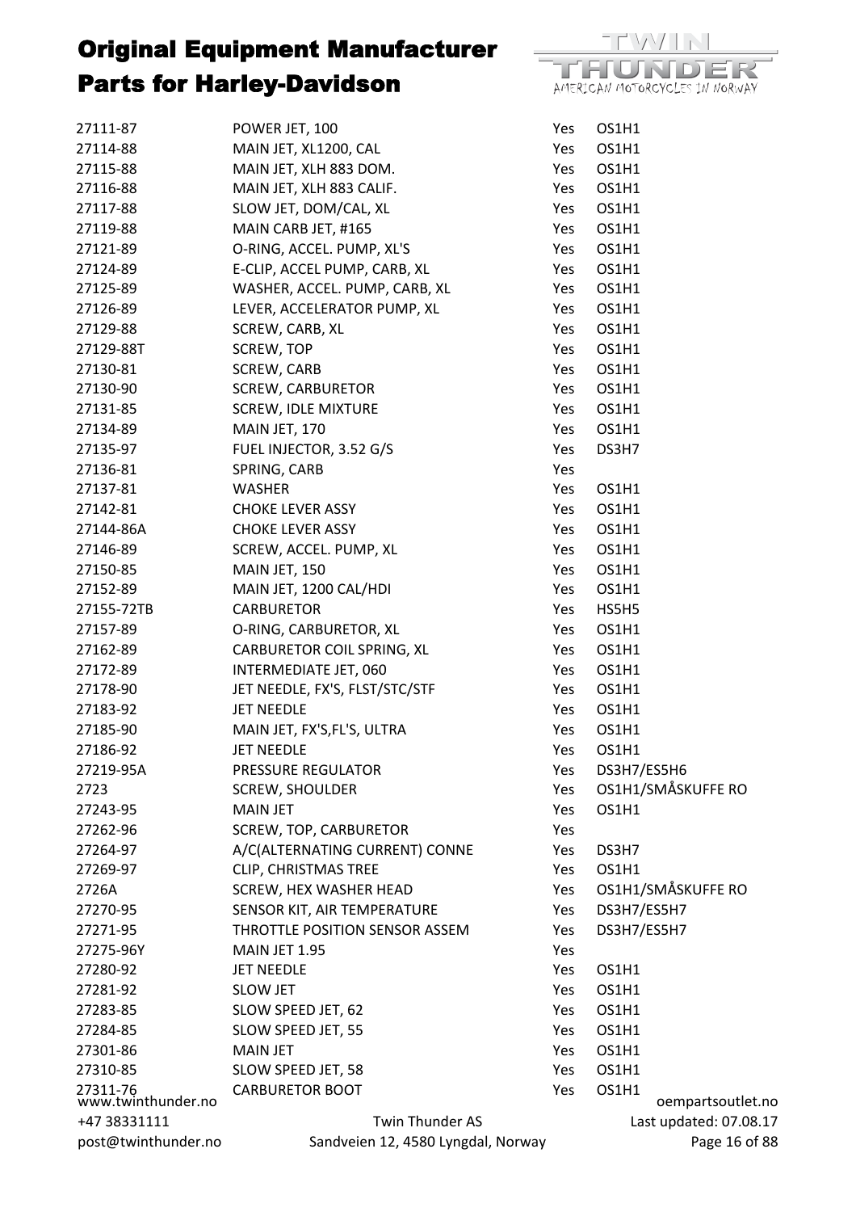# Original Equipment Manufacturer Parts for Harley-Davidson

| | | | |
|---|---|---|---|
| 27111-87 | POWER JET, 100 | Yes | OS1H1 |
| 27114-88 | MAIN JET, XL1200, CAL | Yes | OS1H1 |
| 27115-88 | MAIN JET, XLH 883 DOM. | Yes | OS1H1 |
| 27116-88 | MAIN JET, XLH 883 CALIF. | Yes | OS1H1 |
| 27117-88 | SLOW JET, DOM/CAL, XL | Yes | OS1H1 |
| 27119-88 | MAIN CARB JET, #165 | Yes | OS1H1 |
| 27121-89 | O-RING, ACCEL. PUMP, XL'S | Yes | OS1H1 |
| 27124-89 | E-CLIP, ACCEL PUMP, CARB, XL | Yes | OS1H1 |
| 27125-89 | WASHER, ACCEL. PUMP, CARB, XL | Yes | OS1H1 |
| 27126-89 | LEVER, ACCELERATOR PUMP, XL | Yes | OS1H1 |
| 27129-88 | SCREW, CARB, XL | Yes | OS1H1 |
| 27129-88T | SCREW, TOP | Yes | OS1H1 |
| 27130-81 | SCREW, CARB | Yes | OS1H1 |
| 27130-90 | SCREW, CARBURETOR | Yes | OS1H1 |
| 27131-85 | SCREW, IDLE MIXTURE | Yes | OS1H1 |
| 27134-89 | MAIN JET, 170 | Yes | OS1H1 |
| 27135-97 | FUEL INJECTOR, 3.52 G/S | Yes | DS3H7 |
| 27136-81 | SPRING, CARB | Yes | |
| 27137-81 | WASHER | Yes | OS1H1 |
| 27142-81 | CHOKE LEVER ASSY | Yes | OS1H1 |
| 27144-86A | CHOKE LEVER ASSY | Yes | OS1H1 |
| 27146-89 | SCREW, ACCEL. PUMP, XL | Yes | OS1H1 |
| 27150-85 | MAIN JET, 150 | Yes | OS1H1 |
| 27152-89 | MAIN JET, 1200 CAL/HDI | Yes | OS1H1 |
| 27155-72TB | CARBURETOR | Yes | HS5H5 |
| 27157-89 | O-RING, CARBURETOR, XL | Yes | OS1H1 |
| 27162-89 | CARBURETOR COIL SPRING, XL | Yes | OS1H1 |
| 27172-89 | INTERMEDIATE JET, 060 | Yes | OS1H1 |
| 27178-90 | JET NEEDLE, FX'S, FLST/STC/STF | Yes | OS1H1 |
| 27183-92 | JET NEEDLE | Yes | OS1H1 |
| 27185-90 | MAIN JET, FX'S,FL'S, ULTRA | Yes | OS1H1 |
| 27186-92 | JET NEEDLE | Yes | OS1H1 |
| 27219-95A | PRESSURE REGULATOR | Yes | DS3H7/ES5H6 |
| 2723 | SCREW, SHOULDER | Yes | OS1H1/SMÅSKUFFE RO |
| 27243-95 | MAIN JET | Yes | OS1H1 |
| 27262-96 | SCREW, TOP, CARBURETOR | Yes | |
| 27264-97 | A/C(ALTERNATING CURRENT) CONNE | Yes | DS3H7 |
| 27269-97 | CLIP, CHRISTMAS TREE | Yes | OS1H1 |
| 2726A | SCREW, HEX WASHER HEAD | Yes | OS1H1/SMÅSKUFFE RO |
| 27270-95 | SENSOR KIT, AIR TEMPERATURE | Yes | DS3H7/ES5H7 |
| 27271-95 | THROTTLE POSITION SENSOR ASSEM | Yes | DS3H7/ES5H7 |
| 27275-96Y | MAIN JET 1.95 | Yes | |
| 27280-92 | JET NEEDLE | Yes | OS1H1 |
| 27281-92 | SLOW JET | Yes | OS1H1 |
| 27283-85 | SLOW SPEED JET, 62 | Yes | OS1H1 |
| 27284-85 | SLOW SPEED JET, 55 | Yes | OS1H1 |
| 27301-86 | MAIN JET | Yes | OS1H1 |
| 27310-85 | SLOW SPEED JET, 58 | Yes | OS1H1 |
| 27311-76 | CARBURETOR BOOT | Yes | OS1H1 |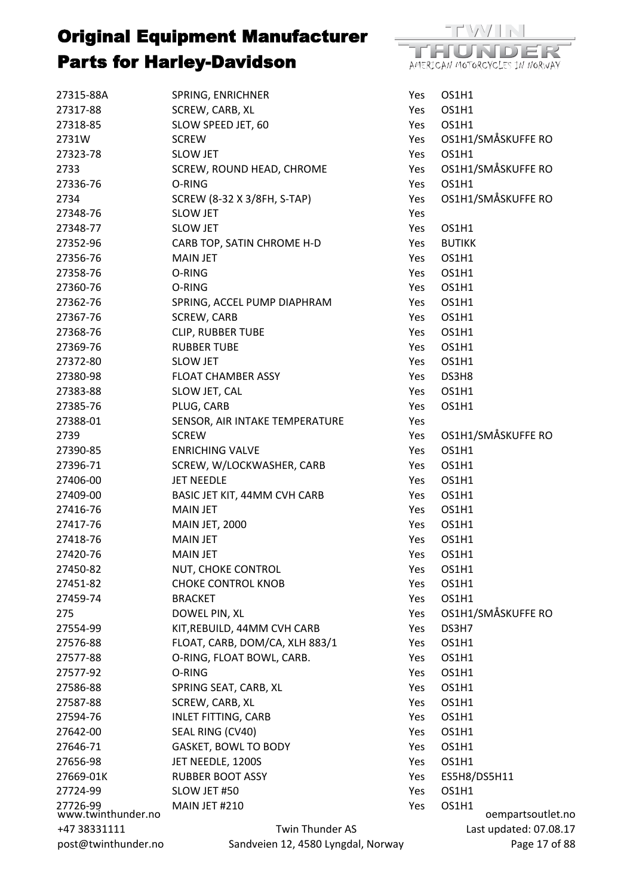# Original Equipment Manufacturer Parts for Harley-Davidson

| | | | |
|---|---|---|---|
| 27315-88A | SPRING, ENRICHNER | Yes | OS1H1 |
| 27317-88 | SCREW, CARB, XL | Yes | OS1H1 |
| 27318-85 | SLOW SPEED JET, 60 | Yes | OS1H1 |
| 2731W | SCREW | Yes | OS1H1/SMÅSKUFFE RO |
| 27323-78 | SLOW JET | Yes | OS1H1 |
| 2733 | SCREW, ROUND HEAD, CHROME | Yes | OS1H1/SMÅSKUFFE RO |
| 27336-76 | O-RING | Yes | OS1H1 |
| 2734 | SCREW (8-32 X 3/8FH, S-TAP) | Yes | OS1H1/SMÅSKUFFE RO |
| 27348-76 | SLOW JET | Yes | |
| 27348-77 | SLOW JET | Yes | OS1H1 |
| 27352-96 | CARB TOP, SATIN CHROME H-D | Yes | BUTIKK |
| 27356-76 | MAIN JET | Yes | OS1H1 |
| 27358-76 | O-RING | Yes | OS1H1 |
| 27360-76 | O-RING | Yes | OS1H1 |
| 27362-76 | SPRING, ACCEL PUMP DIAPHRAM | Yes | OS1H1 |
| 27367-76 | SCREW, CARB | Yes | OS1H1 |
| 27368-76 | CLIP, RUBBER TUBE | Yes | OS1H1 |
| 27369-76 | RUBBER TUBE | Yes | OS1H1 |
| 27372-80 | SLOW JET | Yes | OS1H1 |
| 27380-98 | FLOAT CHAMBER ASSY | Yes | DS3H8 |
| 27383-88 | SLOW JET, CAL | Yes | OS1H1 |
| 27385-76 | PLUG, CARB | Yes | OS1H1 |
| 27388-01 | SENSOR, AIR INTAKE TEMPERATURE | Yes | |
| 2739 | SCREW | Yes | OS1H1/SMÅSKUFFE RO |
| 27390-85 | ENRICHING VALVE | Yes | OS1H1 |
| 27396-71 | SCREW, W/LOCKWASHER, CARB | Yes | OS1H1 |
| 27406-00 | JET NEEDLE | Yes | OS1H1 |
| 27409-00 | BASIC JET KIT, 44MM CVH CARB | Yes | OS1H1 |
| 27416-76 | MAIN JET | Yes | OS1H1 |
| 27417-76 | MAIN JET, 2000 | Yes | OS1H1 |
| 27418-76 | MAIN JET | Yes | OS1H1 |
| 27420-76 | MAIN JET | Yes | OS1H1 |
| 27450-82 | NUT, CHOKE CONTROL | Yes | OS1H1 |
| 27451-82 | CHOKE CONTROL KNOB | Yes | OS1H1 |
| 27459-74 | BRACKET | Yes | OS1H1 |
| 275 | DOWEL PIN, XL | Yes | OS1H1/SMÅSKUFFE RO |
| 27554-99 | KIT,REBUILD, 44MM CVH CARB | Yes | DS3H7 |
| 27576-88 | FLOAT, CARB, DOM/CA, XLH 883/1 | Yes | OS1H1 |
| 27577-88 | O-RING, FLOAT BOWL, CARB. | Yes | OS1H1 |
| 27577-92 | O-RING | Yes | OS1H1 |
| 27586-88 | SPRING SEAT, CARB, XL | Yes | OS1H1 |
| 27587-88 | SCREW, CARB, XL | Yes | OS1H1 |
| 27594-76 | INLET FITTING, CARB | Yes | OS1H1 |
| 27642-00 | SEAL RING (CV40) | Yes | OS1H1 |
| 27646-71 | GASKET, BOWL TO BODY | Yes | OS1H1 |
| 27656-98 | JET NEEDLE, 1200S | Yes | OS1H1 |
| 27669-01K | RUBBER BOOT ASSY | Yes | ES5H8/DS5H11 |
| 27724-99 | SLOW JET #50 | Yes | OS1H1 |
| 27726-99 | MAIN JET #210 | Yes | OS1H1 |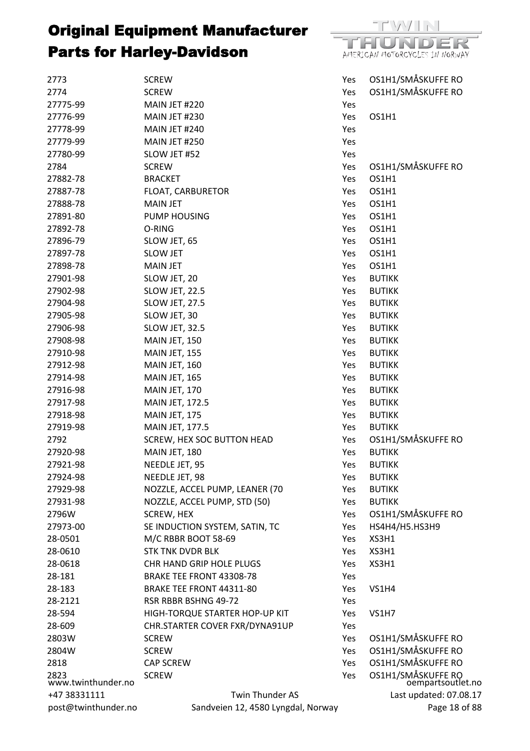# Original Equipment Manufacturer Parts for Harley-Davidson

| | | | |
|---|---|---|---|
| 2773 | SCREW | Yes | OS1H1/SMÅSKUFFE RO |
| 2774 | SCREW | Yes | OS1H1/SMÅSKUFFE RO |
| 27775-99 | MAIN JET #220 | Yes | |
| 27776-99 | MAIN JET #230 | Yes | OS1H1 |
| 27778-99 | MAIN JET #240 | Yes | |
| 27779-99 | MAIN JET #250 | Yes | |
| 27780-99 | SLOW JET #52 | Yes | |
| 2784 | SCREW | Yes | OS1H1/SMÅSKUFFE RO |
| 27882-78 | BRACKET | Yes | OS1H1 |
| 27887-78 | FLOAT, CARBURETOR | Yes | OS1H1 |
| 27888-78 | MAIN JET | Yes | OS1H1 |
| 27891-80 | PUMP HOUSING | Yes | OS1H1 |
| 27892-78 | O-RING | Yes | OS1H1 |
| 27896-79 | SLOW JET, 65 | Yes | OS1H1 |
| 27897-78 | SLOW JET | Yes | OS1H1 |
| 27898-78 | MAIN JET | Yes | OS1H1 |
| 27901-98 | SLOW JET, 20 | Yes | BUTIKK |
| 27902-98 | SLOW JET, 22.5 | Yes | BUTIKK |
| 27904-98 | SLOW JET, 27.5 | Yes | BUTIKK |
| 27905-98 | SLOW JET, 30 | Yes | BUTIKK |
| 27906-98 | SLOW JET, 32.5 | Yes | BUTIKK |
| 27908-98 | MAIN JET, 150 | Yes | BUTIKK |
| 27910-98 | MAIN JET, 155 | Yes | BUTIKK |
| 27912-98 | MAIN JET, 160 | Yes | BUTIKK |
| 27914-98 | MAIN JET, 165 | Yes | BUTIKK |
| 27916-98 | MAIN JET, 170 | Yes | BUTIKK |
| 27917-98 | MAIN JET, 172.5 | Yes | BUTIKK |
| 27918-98 | MAIN JET, 175 | Yes | BUTIKK |
| 27919-98 | MAIN JET, 177.5 | Yes | BUTIKK |
| 2792 | SCREW, HEX SOC BUTTON HEAD | Yes | OS1H1/SMÅSKUFFE RO |
| 27920-98 | MAIN JET, 180 | Yes | BUTIKK |
| 27921-98 | NEEDLE JET, 95 | Yes | BUTIKK |
| 27924-98 | NEEDLE JET, 98 | Yes | BUTIKK |
| 27929-98 | NOZZLE, ACCEL PUMP, LEANER (70 | Yes | BUTIKK |
| 27931-98 | NOZZLE, ACCEL PUMP, STD (50) | Yes | BUTIKK |
| 2796W | SCREW, HEX | Yes | OS1H1/SMÅSKUFFE RO |
| 27973-00 | SE INDUCTION SYSTEM, SATIN, TC | Yes | HS4H4/H5.HS3H9 |
| 28-0501 | M/C RBBR BOOT 58-69 | Yes | XS3H1 |
| 28-0610 | STK TNK DVDR BLK | Yes | XS3H1 |
| 28-0618 | CHR HAND GRIP HOLE PLUGS | Yes | XS3H1 |
| 28-181 | BRAKE TEE FRONT 43308-78 | Yes | |
| 28-183 | BRAKE TEE FRONT 44311-80 | Yes | VS1H4 |
| 28-2121 | RSR RBBR BSHNG 49-72 | Yes | |
| 28-594 | HIGH-TORQUE STARTER HOP-UP KIT | Yes | VS1H7 |
| 28-609 | CHR.STARTER COVER FXR/DYNA91UP | Yes | |
| 2803W | SCREW | Yes | OS1H1/SMÅSKUFFE RO |
| 2804W | SCREW | Yes | OS1H1/SMÅSKUFFE RO |
| 2818 | CAP SCREW | Yes | OS1H1/SMÅSKUFFE RO |
| 2823 | SCREW | Yes | OS1H1/SMÅSKUFFE RO |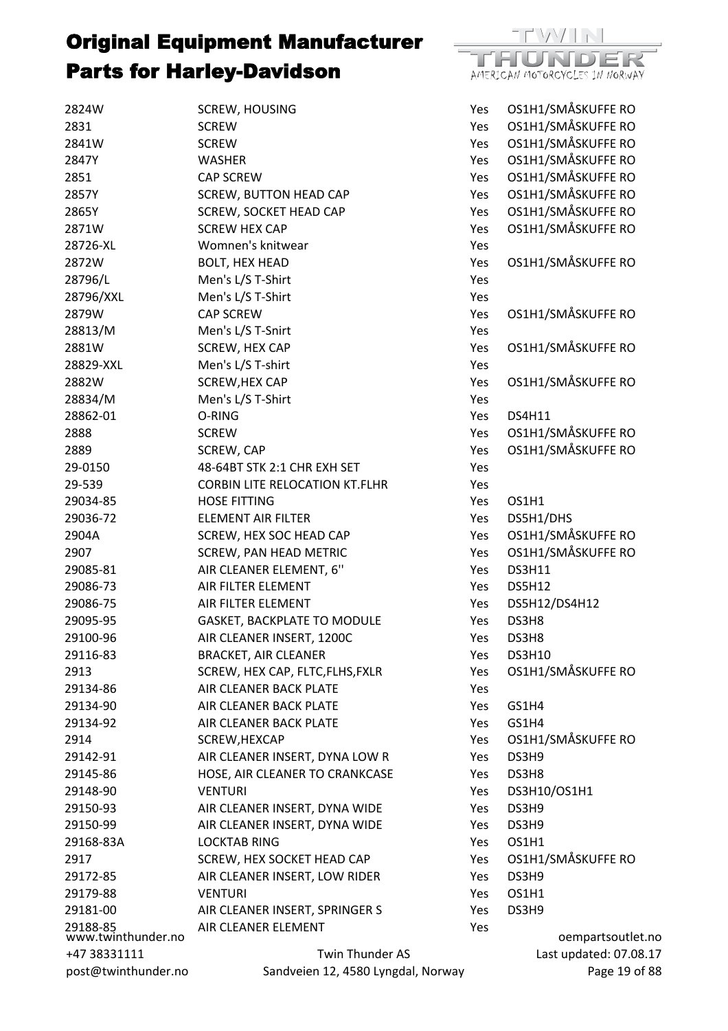# Original Equipment Manufacturer Parts for Harley-Davidson

| | | | |
|---|---|---|---|
| 2824W | SCREW, HOUSING | Yes | OS1H1/SMÅSKUFFE RO |
| 2831 | SCREW | Yes | OS1H1/SMÅSKUFFE RO |
| 2841W | SCREW | Yes | OS1H1/SMÅSKUFFE RO |
| 2847Y | WASHER | Yes | OS1H1/SMÅSKUFFE RO |
| 2851 | CAP SCREW | Yes | OS1H1/SMÅSKUFFE RO |
| 2857Y | SCREW, BUTTON HEAD CAP | Yes | OS1H1/SMÅSKUFFE RO |
| 2865Y | SCREW, SOCKET HEAD CAP | Yes | OS1H1/SMÅSKUFFE RO |
| 2871W | SCREW HEX CAP | Yes | OS1H1/SMÅSKUFFE RO |
| 28726-XL | Womnen's knitwear | Yes | |
| 2872W | BOLT, HEX HEAD | Yes | OS1H1/SMÅSKUFFE RO |
| 28796/L | Men's L/S T-Shirt | Yes | |
| 28796/XXL | Men's L/S T-Shirt | Yes | |
| 2879W | CAP SCREW | Yes | OS1H1/SMÅSKUFFE RO |
| 28813/M | Men's L/S T-Snirt | Yes | |
| 2881W | SCREW, HEX CAP | Yes | OS1H1/SMÅSKUFFE RO |
| 28829-XXL | Men's L/S T-shirt | Yes | |
| 2882W | SCREW,HEX CAP | Yes | OS1H1/SMÅSKUFFE RO |
| 28834/M | Men's L/S T-Shirt | Yes | |
| 28862-01 | O-RING | Yes | DS4H11 |
| 2888 | SCREW | Yes | OS1H1/SMÅSKUFFE RO |
| 2889 | SCREW, CAP | Yes | OS1H1/SMÅSKUFFE RO |
| 29-0150 | 48-64BT STK 2:1 CHR EXH SET | Yes | |
| 29-539 | CORBIN LITE RELOCATION KT.FLHR | Yes | |
| 29034-85 | HOSE FITTING | Yes | OS1H1 |
| 29036-72 | ELEMENT AIR FILTER | Yes | DS5H1/DHS |
| 2904A | SCREW, HEX SOC HEAD CAP | Yes | OS1H1/SMÅSKUFFE RO |
| 2907 | SCREW, PAN HEAD METRIC | Yes | OS1H1/SMÅSKUFFE RO |
| 29085-81 | AIR CLEANER ELEMENT, 6'' | Yes | DS3H11 |
| 29086-73 | AIR FILTER ELEMENT | Yes | DS5H12 |
| 29086-75 | AIR FILTER ELEMENT | Yes | DS5H12/DS4H12 |
| 29095-95 | GASKET, BACKPLATE TO MODULE | Yes | DS3H8 |
| 29100-96 | AIR CLEANER INSERT, 1200C | Yes | DS3H8 |
| 29116-83 | BRACKET, AIR CLEANER | Yes | DS3H10 |
| 2913 | SCREW, HEX CAP, FLTC,FLHS,FXLR | Yes | OS1H1/SMÅSKUFFE RO |
| 29134-86 | AIR CLEANER BACK PLATE | Yes | |
| 29134-90 | AIR CLEANER BACK PLATE | Yes | GS1H4 |
| 29134-92 | AIR CLEANER BACK PLATE | Yes | GS1H4 |
| 2914 | SCREW,HEXCAP | Yes | OS1H1/SMÅSKUFFE RO |
| 29142-91 | AIR CLEANER INSERT, DYNA LOW R | Yes | DS3H9 |
| 29145-86 | HOSE, AIR CLEANER TO CRANKCASE | Yes | DS3H8 |
| 29148-90 | VENTURI | Yes | DS3H10/OS1H1 |
| 29150-93 | AIR CLEANER INSERT, DYNA WIDE | Yes | DS3H9 |
| 29150-99 | AIR CLEANER INSERT, DYNA WIDE | Yes | DS3H9 |
| 29168-83A | LOCKTAB RING | Yes | OS1H1 |
| 2917 | SCREW, HEX SOCKET HEAD CAP | Yes | OS1H1/SMÅSKUFFE RO |
| 29172-85 | AIR CLEANER INSERT, LOW RIDER | Yes | DS3H9 |
| 29179-88 | VENTURI | Yes | OS1H1 |
| 29181-00 | AIR CLEANER INSERT, SPRINGER S | Yes | DS3H9 |
| 29188-85 | AIR CLEANER ELEMENT | Yes | |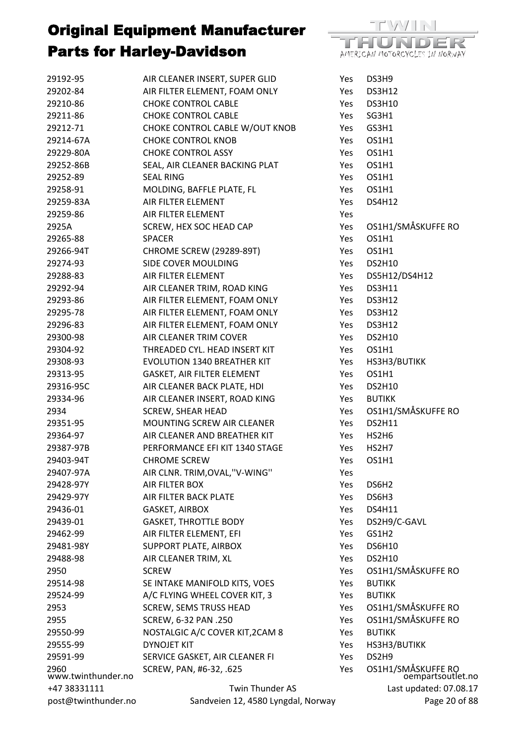# Original Equipment Manufacturer Parts for Harley-Davidson

| | | | |
|---|---|---|---|
| 29192-95 | AIR CLEANER INSERT, SUPER GLID | Yes | DS3H9 |
| 29202-84 | AIR FILTER ELEMENT, FOAM ONLY | Yes | DS3H12 |
| 29210-86 | CHOKE CONTROL CABLE | Yes | DS3H10 |
| 29211-86 | CHOKE CONTROL CABLE | Yes | SG3H1 |
| 29212-71 | CHOKE CONTROL CABLE W/OUT KNOB | Yes | GS3H1 |
| 29214-67A | CHOKE CONTROL KNOB | Yes | OS1H1 |
| 29229-80A | CHOKE CONTROL ASSY | Yes | OS1H1 |
| 29252-86B | SEAL, AIR CLEANER BACKING PLAT | Yes | OS1H1 |
| 29252-89 | SEAL RING | Yes | OS1H1 |
| 29258-91 | MOLDING, BAFFLE PLATE, FL | Yes | OS1H1 |
| 29259-83A | AIR FILTER ELEMENT | Yes | DS4H12 |
| 29259-86 | AIR FILTER ELEMENT | Yes | |
| 2925A | SCREW, HEX SOC HEAD CAP | Yes | OS1H1/SMÅSKUFFE RO |
| 29265-88 | SPACER | Yes | OS1H1 |
| 29266-94T | CHROME SCREW (29289-89T) | Yes | OS1H1 |
| 29274-93 | SIDE COVER MOULDING | Yes | DS2H10 |
| 29288-83 | AIR FILTER ELEMENT | Yes | DS5H12/DS4H12 |
| 29292-94 | AIR CLEANER TRIM, ROAD KING | Yes | DS3H11 |
| 29293-86 | AIR FILTER ELEMENT, FOAM ONLY | Yes | DS3H12 |
| 29295-78 | AIR FILTER ELEMENT, FOAM ONLY | Yes | DS3H12 |
| 29296-83 | AIR FILTER ELEMENT, FOAM ONLY | Yes | DS3H12 |
| 29300-98 | AIR CLEANER TRIM COVER | Yes | DS2H10 |
| 29304-92 | THREADED CYL. HEAD INSERT KIT | Yes | OS1H1 |
| 29308-93 | EVOLUTION 1340 BREATHER KIT | Yes | HS3H3/BUTIKK |
| 29313-95 | GASKET, AIR FILTER ELEMENT | Yes | OS1H1 |
| 29316-95C | AIR CLEANER BACK PLATE, HDI | Yes | DS2H10 |
| 29334-96 | AIR CLEANER INSERT, ROAD KING | Yes | BUTIKK |
| 2934 | SCREW, SHEAR HEAD | Yes | OS1H1/SMÅSKUFFE RO |
| 29351-95 | MOUNTING SCREW AIR CLEANER | Yes | DS2H11 |
| 29364-97 | AIR CLEANER AND BREATHER KIT | Yes | HS2H6 |
| 29387-97B | PERFORMANCE EFI KIT 1340 STAGE | Yes | HS2H7 |
| 29403-94T | CHROME SCREW | Yes | OS1H1 |
| 29407-97A | AIR CLNR. TRIM,OVAL,''V-WING'' | Yes | |
| 29428-97Y | AIR FILTER BOX | Yes | DS6H2 |
| 29429-97Y | AIR FILTER BACK PLATE | Yes | DS6H3 |
| 29436-01 | GASKET, AIRBOX | Yes | DS4H11 |
| 29439-01 | GASKET, THROTTLE BODY | Yes | DS2H9/C-GAVL |
| 29462-99 | AIR FILTER ELEMENT, EFI | Yes | GS1H2 |
| 29481-98Y | SUPPORT PLATE, AIRBOX | Yes | DS6H10 |
| 29488-98 | AIR CLEANER TRIM, XL | Yes | DS2H10 |
| 2950 | SCREW | Yes | OS1H1/SMÅSKUFFE RO |
| 29514-98 | SE INTAKE MANIFOLD KITS, VOES | Yes | BUTIKK |
| 29524-99 | A/C FLYING WHEEL COVER KIT, 3 | Yes | BUTIKK |
| 2953 | SCREW, SEMS TRUSS HEAD | Yes | OS1H1/SMÅSKUFFE RO |
| 2955 | SCREW, 6-32 PAN .250 | Yes | OS1H1/SMÅSKUFFE RO |
| 29550-99 | NOSTALGIC A/C COVER KIT,2CAM 8 | Yes | BUTIKK |
| 29555-99 | DYNOJET KIT | Yes | HS3H3/BUTIKK |
| 29591-99 | SERVICE GASKET, AIR CLEANER FI | Yes | DS2H9 |
| 2960 | SCREW, PAN, #6-32, .625 | Yes | OS1H1/SMÅSKUFFE RO |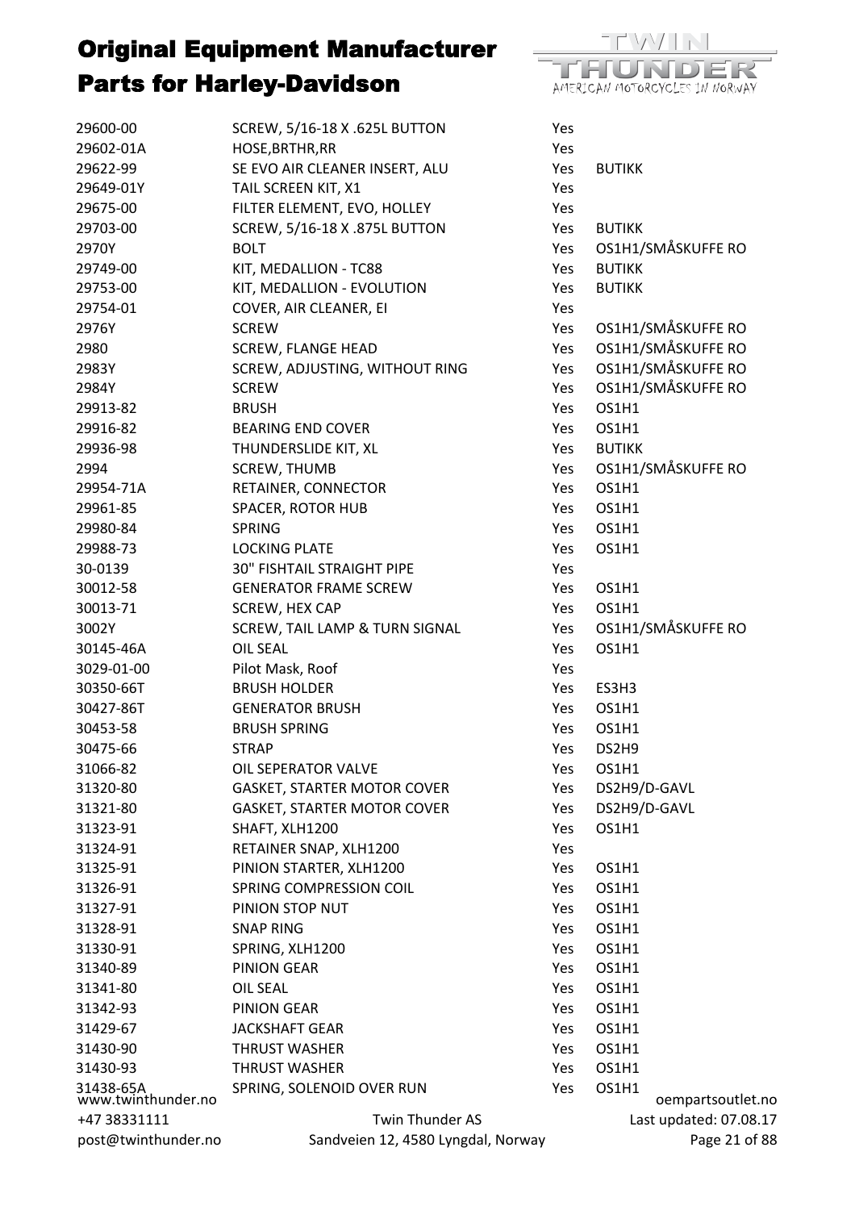# Original Equipment Manufacturer Parts for Harley-Davidson

| | | | |
|---|---|---|---|
| 29600-00 | SCREW, 5/16-18 X .625L BUTTON | Yes | |
| 29602-01A | HOSE,BRTHR,RR | Yes | |
| 29622-99 | SE EVO AIR CLEANER INSERT, ALU | Yes | BUTIKK |
| 29649-01Y | TAIL SCREEN KIT, X1 | Yes | |
| 29675-00 | FILTER ELEMENT, EVO, HOLLEY | Yes | |
| 29703-00 | SCREW, 5/16-18 X .875L BUTTON | Yes | BUTIKK |
| 2970Y | BOLT | Yes | OS1H1/SMÅSKUFFE RO |
| 29749-00 | KIT, MEDALLION - TC88 | Yes | BUTIKK |
| 29753-00 | KIT, MEDALLION - EVOLUTION | Yes | BUTIKK |
| 29754-01 | COVER, AIR CLEANER, EI | Yes | |
| 2976Y | SCREW | Yes | OS1H1/SMÅSKUFFE RO |
| 2980 | SCREW, FLANGE HEAD | Yes | OS1H1/SMÅSKUFFE RO |
| 2983Y | SCREW, ADJUSTING, WITHOUT RING | Yes | OS1H1/SMÅSKUFFE RO |
| 2984Y | SCREW | Yes | OS1H1/SMÅSKUFFE RO |
| 29913-82 | BRUSH | Yes | OS1H1 |
| 29916-82 | BEARING END COVER | Yes | OS1H1 |
| 29936-98 | THUNDERSLIDE KIT, XL | Yes | BUTIKK |
| 2994 | SCREW, THUMB | Yes | OS1H1/SMÅSKUFFE RO |
| 29954-71A | RETAINER, CONNECTOR | Yes | OS1H1 |
| 29961-85 | SPACER, ROTOR HUB | Yes | OS1H1 |
| 29980-84 | SPRING | Yes | OS1H1 |
| 29988-73 | LOCKING PLATE | Yes | OS1H1 |
| 30-0139 | 30" FISHTAIL STRAIGHT PIPE | Yes | |
| 30012-58 | GENERATOR FRAME SCREW | Yes | OS1H1 |
| 30013-71 | SCREW, HEX CAP | Yes | OS1H1 |
| 3002Y | SCREW, TAIL LAMP & TURN SIGNAL | Yes | OS1H1/SMÅSKUFFE RO |
| 30145-46A | OIL SEAL | Yes | OS1H1 |
| 3029-01-00 | Pilot Mask, Roof | Yes | |
| 30350-66T | BRUSH HOLDER | Yes | ES3H3 |
| 30427-86T | GENERATOR BRUSH | Yes | OS1H1 |
| 30453-58 | BRUSH SPRING | Yes | OS1H1 |
| 30475-66 | STRAP | Yes | DS2H9 |
| 31066-82 | OIL SEPERATOR VALVE | Yes | OS1H1 |
| 31320-80 | GASKET, STARTER MOTOR COVER | Yes | DS2H9/D-GAVL |
| 31321-80 | GASKET, STARTER MOTOR COVER | Yes | DS2H9/D-GAVL |
| 31323-91 | SHAFT, XLH1200 | Yes | OS1H1 |
| 31324-91 | RETAINER SNAP, XLH1200 | Yes | |
| 31325-91 | PINION STARTER, XLH1200 | Yes | OS1H1 |
| 31326-91 | SPRING COMPRESSION COIL | Yes | OS1H1 |
| 31327-91 | PINION STOP NUT | Yes | OS1H1 |
| 31328-91 | SNAP RING | Yes | OS1H1 |
| 31330-91 | SPRING, XLH1200 | Yes | OS1H1 |
| 31340-89 | PINION GEAR | Yes | OS1H1 |
| 31341-80 | OIL SEAL | Yes | OS1H1 |
| 31342-93 | PINION GEAR | Yes | OS1H1 |
| 31429-67 | JACKSHAFT GEAR | Yes | OS1H1 |
| 31430-90 | THRUST WASHER | Yes | OS1H1 |
| 31430-93 | THRUST WASHER | Yes | OS1H1 |
| 31438-65A | SPRING, SOLENOID OVER RUN | Yes | OS1H1 |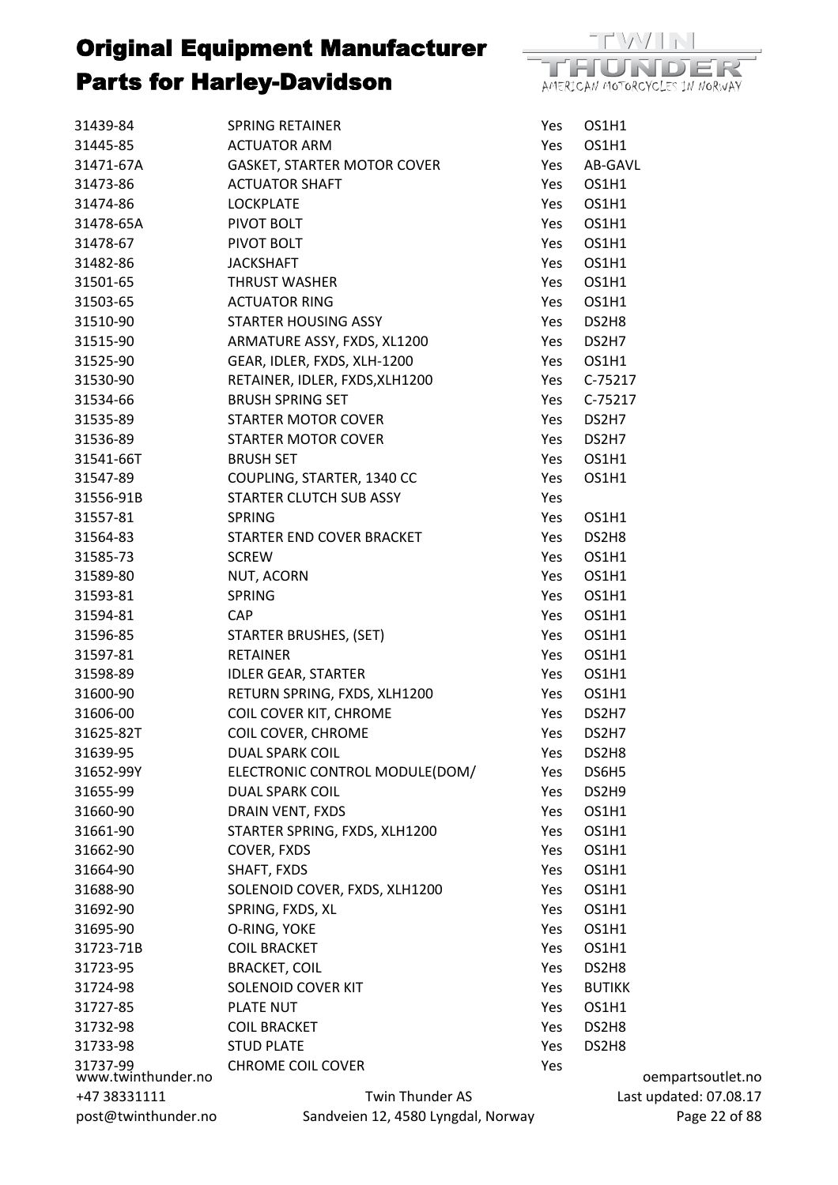# Original Equipment Manufacturer Parts for Harley-Davidson

| | | | |
|---|---|---|---|
| 31439-84 | SPRING RETAINER | Yes | OS1H1 |
| 31445-85 | ACTUATOR ARM | Yes | OS1H1 |
| 31471-67A | GASKET, STARTER MOTOR COVER | Yes | AB-GAVL |
| 31473-86 | ACTUATOR SHAFT | Yes | OS1H1 |
| 31474-86 | LOCKPLATE | Yes | OS1H1 |
| 31478-65A | PIVOT BOLT | Yes | OS1H1 |
| 31478-67 | PIVOT BOLT | Yes | OS1H1 |
| 31482-86 | JACKSHAFT | Yes | OS1H1 |
| 31501-65 | THRUST WASHER | Yes | OS1H1 |
| 31503-65 | ACTUATOR RING | Yes | OS1H1 |
| 31510-90 | STARTER HOUSING ASSY | Yes | DS2H8 |
| 31515-90 | ARMATURE ASSY, FXDS, XL1200 | Yes | DS2H7 |
| 31525-90 | GEAR, IDLER, FXDS, XLH-1200 | Yes | OS1H1 |
| 31530-90 | RETAINER, IDLER, FXDS,XLH1200 | Yes | C-75217 |
| 31534-66 | BRUSH SPRING SET | Yes | C-75217 |
| 31535-89 | STARTER MOTOR COVER | Yes | DS2H7 |
| 31536-89 | STARTER MOTOR COVER | Yes | DS2H7 |
| 31541-66T | BRUSH SET | Yes | OS1H1 |
| 31547-89 | COUPLING, STARTER, 1340 CC | Yes | OS1H1 |
| 31556-91B | STARTER CLUTCH SUB ASSY | Yes | |
| 31557-81 | SPRING | Yes | OS1H1 |
| 31564-83 | STARTER END COVER BRACKET | Yes | DS2H8 |
| 31585-73 | SCREW | Yes | OS1H1 |
| 31589-80 | NUT, ACORN | Yes | OS1H1 |
| 31593-81 | SPRING | Yes | OS1H1 |
| 31594-81 | CAP | Yes | OS1H1 |
| 31596-85 | STARTER BRUSHES, (SET) | Yes | OS1H1 |
| 31597-81 | RETAINER | Yes | OS1H1 |
| 31598-89 | IDLER GEAR, STARTER | Yes | OS1H1 |
| 31600-90 | RETURN SPRING, FXDS, XLH1200 | Yes | OS1H1 |
| 31606-00 | COIL COVER KIT, CHROME | Yes | DS2H7 |
| 31625-82T | COIL COVER, CHROME | Yes | DS2H7 |
| 31639-95 | DUAL SPARK COIL | Yes | DS2H8 |
| 31652-99Y | ELECTRONIC CONTROL MODULE(DOM/ | Yes | DS6H5 |
| 31655-99 | DUAL SPARK COIL | Yes | DS2H9 |
| 31660-90 | DRAIN VENT, FXDS | Yes | OS1H1 |
| 31661-90 | STARTER SPRING, FXDS, XLH1200 | Yes | OS1H1 |
| 31662-90 | COVER, FXDS | Yes | OS1H1 |
| 31664-90 | SHAFT, FXDS | Yes | OS1H1 |
| 31688-90 | SOLENOID COVER, FXDS, XLH1200 | Yes | OS1H1 |
| 31692-90 | SPRING, FXDS, XL | Yes | OS1H1 |
| 31695-90 | O-RING, YOKE | Yes | OS1H1 |
| 31723-71B | COIL BRACKET | Yes | OS1H1 |
| 31723-95 | BRACKET, COIL | Yes | DS2H8 |
| 31724-98 | SOLENOID COVER KIT | Yes | BUTIKK |
| 31727-85 | PLATE NUT | Yes | OS1H1 |
| 31732-98 | COIL BRACKET | Yes | DS2H8 |
| 31733-98 | STUD PLATE | Yes | DS2H8 |
| 31737-99 | CHROME COIL COVER | Yes | |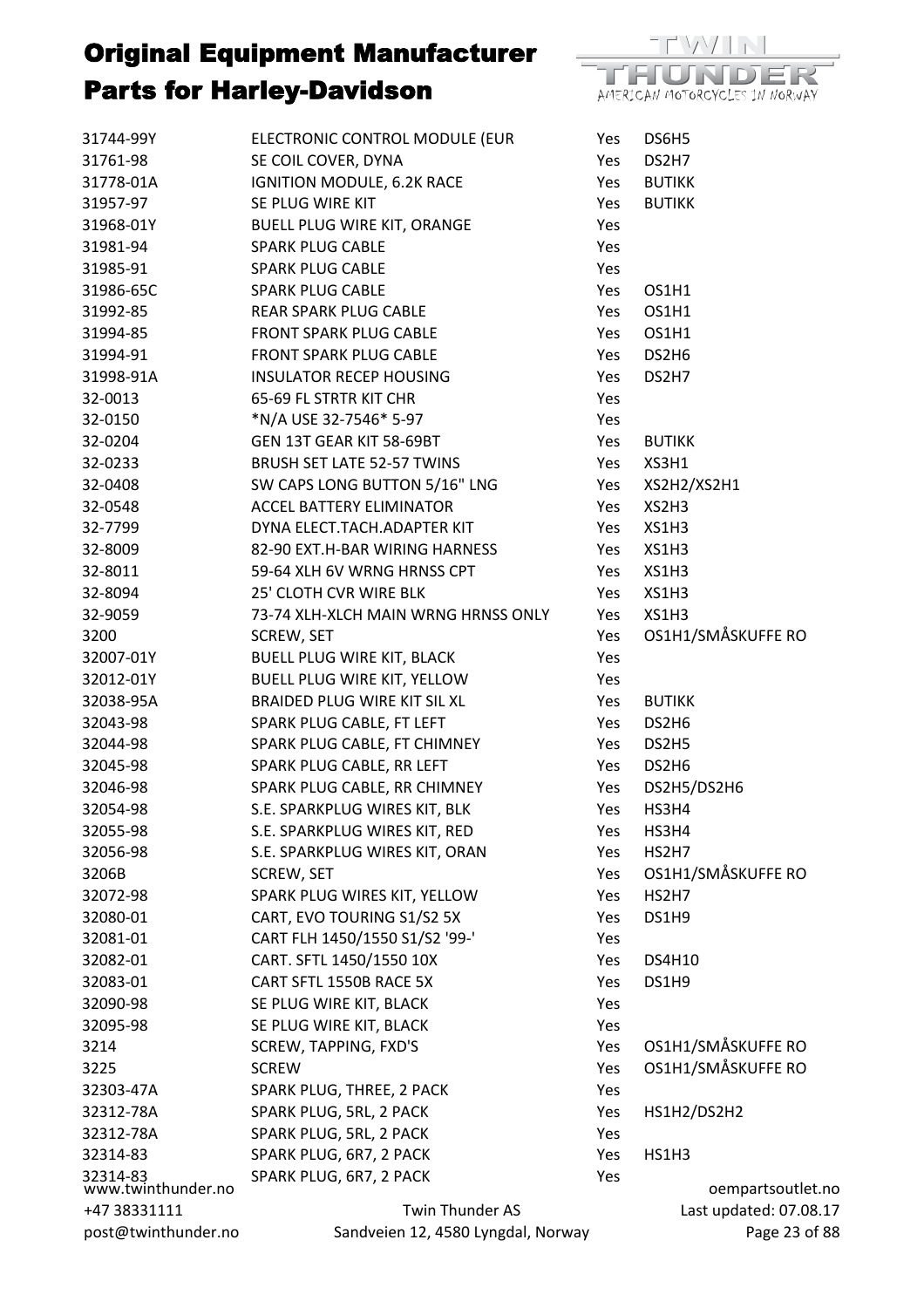# Original Equipment Manufacturer Parts for Harley-Davidson

| | | | |
|---|---|---|---|
| 31744-99Y | ELECTRONIC CONTROL MODULE (EUR | Yes | DS6H5 |
| 31761-98 | SE COIL COVER, DYNA | Yes | DS2H7 |
| 31778-01A | IGNITION MODULE, 6.2K RACE | Yes | BUTIKK |
| 31957-97 | SE PLUG WIRE KIT | Yes | BUTIKK |
| 31968-01Y | BUELL PLUG WIRE KIT, ORANGE | Yes | |
| 31981-94 | SPARK PLUG CABLE | Yes | |
| 31985-91 | SPARK PLUG CABLE | Yes | |
| 31986-65C | SPARK PLUG CABLE | Yes | OS1H1 |
| 31992-85 | REAR SPARK PLUG CABLE | Yes | OS1H1 |
| 31994-85 | FRONT SPARK PLUG CABLE | Yes | OS1H1 |
| 31994-91 | FRONT SPARK PLUG CABLE | Yes | DS2H6 |
| 31998-91A | INSULATOR RECEP HOUSING | Yes | DS2H7 |
| 32-0013 | 65-69 FL STRTR KIT CHR | Yes | |
| 32-0150 | *N/A USE 32-7546* 5-97 | Yes | |
| 32-0204 | GEN 13T GEAR KIT 58-69BT | Yes | BUTIKK |
| 32-0233 | BRUSH SET LATE 52-57 TWINS | Yes | XS3H1 |
| 32-0408 | SW CAPS LONG BUTTON 5/16" LNG | Yes | XS2H2/XS2H1 |
| 32-0548 | ACCEL BATTERY ELIMINATOR | Yes | XS2H3 |
| 32-7799 | DYNA ELECT.TACH.ADAPTER KIT | Yes | XS1H3 |
| 32-8009 | 82-90 EXT.H-BAR WIRING HARNESS | Yes | XS1H3 |
| 32-8011 | 59-64 XLH 6V WRNG HRNSS CPT | Yes | XS1H3 |
| 32-8094 | 25' CLOTH CVR WIRE BLK | Yes | XS1H3 |
| 32-9059 | 73-74 XLH-XLCH MAIN WRNG HRNSS ONLY | Yes | XS1H3 |
| 3200 | SCREW, SET | Yes | OS1H1/SMÅSKUFFE RO |
| 32007-01Y | BUELL PLUG WIRE KIT, BLACK | Yes | |
| 32012-01Y | BUELL PLUG WIRE KIT, YELLOW | Yes | |
| 32038-95A | BRAIDED PLUG WIRE KIT SIL XL | Yes | BUTIKK |
| 32043-98 | SPARK PLUG CABLE, FT LEFT | Yes | DS2H6 |
| 32044-98 | SPARK PLUG CABLE, FT CHIMNEY | Yes | DS2H5 |
| 32045-98 | SPARK PLUG CABLE, RR LEFT | Yes | DS2H6 |
| 32046-98 | SPARK PLUG CABLE, RR CHIMNEY | Yes | DS2H5/DS2H6 |
| 32054-98 | S.E. SPARKPLUG WIRES KIT, BLK | Yes | HS3H4 |
| 32055-98 | S.E. SPARKPLUG WIRES KIT, RED | Yes | HS3H4 |
| 32056-98 | S.E. SPARKPLUG WIRES KIT, ORAN | Yes | HS2H7 |
| 3206B | SCREW, SET | Yes | OS1H1/SMÅSKUFFE RO |
| 32072-98 | SPARK PLUG WIRES KIT, YELLOW | Yes | HS2H7 |
| 32080-01 | CART, EVO TOURING S1/S2 5X | Yes | DS1H9 |
| 32081-01 | CART FLH 1450/1550 S1/S2 '99-' | Yes | |
| 32082-01 | CART. SFTL 1450/1550 10X | Yes | DS4H10 |
| 32083-01 | CART SFTL 1550B RACE 5X | Yes | DS1H9 |
| 32090-98 | SE PLUG WIRE KIT, BLACK | Yes | |
| 32095-98 | SE PLUG WIRE KIT, BLACK | Yes | |
| 3214 | SCREW, TAPPING, FXD'S | Yes | OS1H1/SMÅSKUFFE RO |
| 3225 | SCREW | Yes | OS1H1/SMÅSKUFFE RO |
| 32303-47A | SPARK PLUG, THREE, 2 PACK | Yes | |
| 32312-78A | SPARK PLUG, 5RL, 2 PACK | Yes | HS1H2/DS2H2 |
| 32312-78A | SPARK PLUG, 5RL, 2 PACK | Yes | |
| 32314-83 | SPARK PLUG, 6R7, 2 PACK | Yes | HS1H3 |
| 32314-83 | SPARK PLUG, 6R7, 2 PACK | Yes | |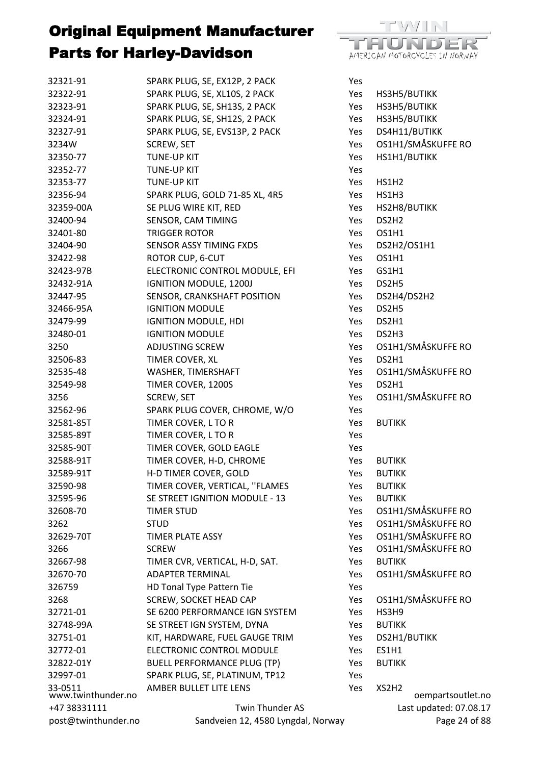# Original Equipment Manufacturer Parts for Harley-Davidson

| | | | |
|---|---|---|---|
| 32321-91 | SPARK PLUG, SE, EX12P, 2 PACK | Yes | |
| 32322-91 | SPARK PLUG, SE, XL10S, 2 PACK | Yes | HS3H5/BUTIKK |
| 32323-91 | SPARK PLUG, SE, SH13S, 2 PACK | Yes | HS3H5/BUTIKK |
| 32324-91 | SPARK PLUG, SE, SH12S, 2 PACK | Yes | HS3H5/BUTIKK |
| 32327-91 | SPARK PLUG, SE, EVS13P, 2 PACK | Yes | DS4H11/BUTIKK |
| 3234W | SCREW, SET | Yes | OS1H1/SMÅSKUFFE RO |
| 32350-77 | TUNE-UP KIT | Yes | HS1H1/BUTIKK |
| 32352-77 | TUNE-UP KIT | Yes | |
| 32353-77 | TUNE-UP KIT | Yes | HS1H2 |
| 32356-94 | SPARK PLUG, GOLD 71-85 XL, 4R5 | Yes | HS1H3 |
| 32359-00A | SE PLUG WIRE KIT, RED | Yes | HS2H8/BUTIKK |
| 32400-94 | SENSOR, CAM TIMING | Yes | DS2H2 |
| 32401-80 | TRIGGER ROTOR | Yes | OS1H1 |
| 32404-90 | SENSOR ASSY TIMING FXDS | Yes | DS2H2/OS1H1 |
| 32422-98 | ROTOR CUP, 6-CUT | Yes | OS1H1 |
| 32423-97B | ELECTRONIC CONTROL MODULE, EFI | Yes | GS1H1 |
| 32432-91A | IGNITION MODULE, 1200J | Yes | DS2H5 |
| 32447-95 | SENSOR, CRANKSHAFT POSITION | Yes | DS2H4/DS2H2 |
| 32466-95A | IGNITION MODULE | Yes | DS2H5 |
| 32479-99 | IGNITION MODULE, HDI | Yes | DS2H1 |
| 32480-01 | IGNITION MODULE | Yes | DS2H3 |
| 3250 | ADJUSTING SCREW | Yes | OS1H1/SMÅSKUFFE RO |
| 32506-83 | TIMER COVER, XL | Yes | DS2H1 |
| 32535-48 | WASHER, TIMERSHAFT | Yes | OS1H1/SMÅSKUFFE RO |
| 32549-98 | TIMER COVER, 1200S | Yes | DS2H1 |
| 3256 | SCREW, SET | Yes | OS1H1/SMÅSKUFFE RO |
| 32562-96 | SPARK PLUG COVER, CHROME, W/O | Yes | |
| 32581-85T | TIMER COVER, L TO R | Yes | BUTIKK |
| 32585-89T | TIMER COVER, L TO R | Yes | |
| 32585-90T | TIMER COVER, GOLD EAGLE | Yes | |
| 32588-91T | TIMER COVER, H-D, CHROME | Yes | BUTIKK |
| 32589-91T | H-D TIMER COVER, GOLD | Yes | BUTIKK |
| 32590-98 | TIMER COVER, VERTICAL, ''FLAMES | Yes | BUTIKK |
| 32595-96 | SE STREET IGNITION MODULE - 13 | Yes | BUTIKK |
| 32608-70 | TIMER STUD | Yes | OS1H1/SMÅSKUFFE RO |
| 3262 | STUD | Yes | OS1H1/SMÅSKUFFE RO |
| 32629-70T | TIMER PLATE ASSY | Yes | OS1H1/SMÅSKUFFE RO |
| 3266 | SCREW | Yes | OS1H1/SMÅSKUFFE RO |
| 32667-98 | TIMER CVR, VERTICAL, H-D, SAT. | Yes | BUTIKK |
| 32670-70 | ADAPTER TERMINAL | Yes | OS1H1/SMÅSKUFFE RO |
| 326759 | HD Tonal Type Pattern Tie | Yes | |
| 3268 | SCREW, SOCKET HEAD CAP | Yes | OS1H1/SMÅSKUFFE RO |
| 32721-01 | SE 6200 PERFORMANCE IGN SYSTEM | Yes | HS3H9 |
| 32748-99A | SE STREET IGN SYSTEM, DYNA | Yes | BUTIKK |
| 32751-01 | KIT, HARDWARE, FUEL GAUGE TRIM | Yes | DS2H1/BUTIKK |
| 32772-01 | ELECTRONIC CONTROL MODULE | Yes | ES1H1 |
| 32822-01Y | BUELL PERFORMANCE PLUG (TP) | Yes | BUTIKK |
| 32997-01 | SPARK PLUG, SE, PLATINUM, TP12 | Yes | |
| 33-0511 | AMBER BULLET LITE LENS | Yes | XS2H2 |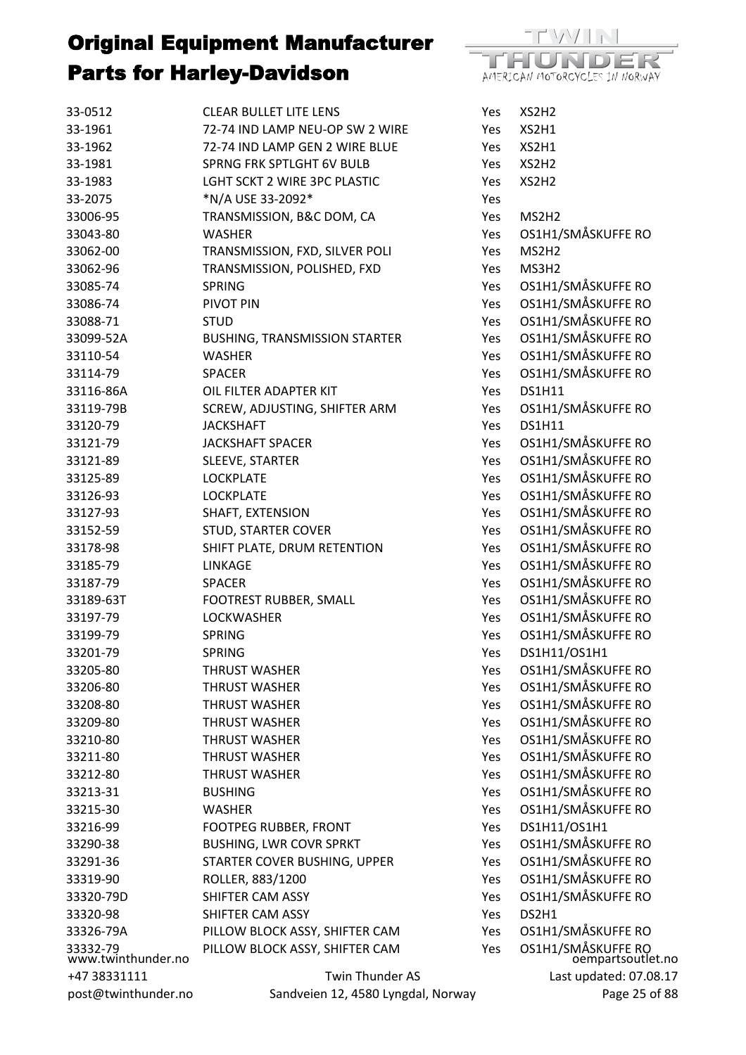# Original Equipment Manufacturer Parts for Harley-Davidson

| | | | |
|---|---|---|---|
| 33-0512 | CLEAR BULLET LITE LENS | Yes | XS2H2 |
| 33-1961 | 72-74 IND LAMP NEU-OP SW 2 WIRE | Yes | XS2H1 |
| 33-1962 | 72-74 IND LAMP GEN 2 WIRE BLUE | Yes | XS2H1 |
| 33-1981 | SPRNG FRK SPTLGHT 6V BULB | Yes | XS2H2 |
| 33-1983 | LGHT SCKT 2 WIRE 3PC PLASTIC | Yes | XS2H2 |
| 33-2075 | *N/A USE 33-2092* | Yes | |
| 33006-95 | TRANSMISSION, B&C DOM, CA | Yes | MS2H2 |
| 33043-80 | WASHER | Yes | OS1H1/SMÅSKUFFE RO |
| 33062-00 | TRANSMISSION, FXD, SILVER POLI | Yes | MS2H2 |
| 33062-96 | TRANSMISSION, POLISHED, FXD | Yes | MS3H2 |
| 33085-74 | SPRING | Yes | OS1H1/SMÅSKUFFE RO |
| 33086-74 | PIVOT PIN | Yes | OS1H1/SMÅSKUFFE RO |
| 33088-71 | STUD | Yes | OS1H1/SMÅSKUFFE RO |
| 33099-52A | BUSHING, TRANSMISSION STARTER | Yes | OS1H1/SMÅSKUFFE RO |
| 33110-54 | WASHER | Yes | OS1H1/SMÅSKUFFE RO |
| 33114-79 | SPACER | Yes | OS1H1/SMÅSKUFFE RO |
| 33116-86A | OIL FILTER ADAPTER KIT | Yes | DS1H11 |
| 33119-79B | SCREW, ADJUSTING, SHIFTER ARM | Yes | OS1H1/SMÅSKUFFE RO |
| 33120-79 | JACKSHAFT | Yes | DS1H11 |
| 33121-79 | JACKSHAFT SPACER | Yes | OS1H1/SMÅSKUFFE RO |
| 33121-89 | SLEEVE, STARTER | Yes | OS1H1/SMÅSKUFFE RO |
| 33125-89 | LOCKPLATE | Yes | OS1H1/SMÅSKUFFE RO |
| 33126-93 | LOCKPLATE | Yes | OS1H1/SMÅSKUFFE RO |
| 33127-93 | SHAFT, EXTENSION | Yes | OS1H1/SMÅSKUFFE RO |
| 33152-59 | STUD, STARTER COVER | Yes | OS1H1/SMÅSKUFFE RO |
| 33178-98 | SHIFT PLATE, DRUM RETENTION | Yes | OS1H1/SMÅSKUFFE RO |
| 33185-79 | LINKAGE | Yes | OS1H1/SMÅSKUFFE RO |
| 33187-79 | SPACER | Yes | OS1H1/SMÅSKUFFE RO |
| 33189-63T | FOOTREST RUBBER, SMALL | Yes | OS1H1/SMÅSKUFFE RO |
| 33197-79 | LOCKWASHER | Yes | OS1H1/SMÅSKUFFE RO |
| 33199-79 | SPRING | Yes | OS1H1/SMÅSKUFFE RO |
| 33201-79 | SPRING | Yes | DS1H11/OS1H1 |
| 33205-80 | THRUST WASHER | Yes | OS1H1/SMÅSKUFFE RO |
| 33206-80 | THRUST WASHER | Yes | OS1H1/SMÅSKUFFE RO |
| 33208-80 | THRUST WASHER | Yes | OS1H1/SMÅSKUFFE RO |
| 33209-80 | THRUST WASHER | Yes | OS1H1/SMÅSKUFFE RO |
| 33210-80 | THRUST WASHER | Yes | OS1H1/SMÅSKUFFE RO |
| 33211-80 | THRUST WASHER | Yes | OS1H1/SMÅSKUFFE RO |
| 33212-80 | THRUST WASHER | Yes | OS1H1/SMÅSKUFFE RO |
| 33213-31 | BUSHING | Yes | OS1H1/SMÅSKUFFE RO |
| 33215-30 | WASHER | Yes | OS1H1/SMÅSKUFFE RO |
| 33216-99 | FOOTPEG RUBBER, FRONT | Yes | DS1H11/OS1H1 |
| 33290-38 | BUSHING, LWR COVR SPRKT | Yes | OS1H1/SMÅSKUFFE RO |
| 33291-36 | STARTER COVER BUSHING, UPPER | Yes | OS1H1/SMÅSKUFFE RO |
| 33319-90 | ROLLER, 883/1200 | Yes | OS1H1/SMÅSKUFFE RO |
| 33320-79D | SHIFTER CAM ASSY | Yes | OS1H1/SMÅSKUFFE RO |
| 33320-98 | SHIFTER CAM ASSY | Yes | DS2H1 |
| 33326-79A | PILLOW BLOCK ASSY, SHIFTER CAM | Yes | OS1H1/SMÅSKUFFE RO |
| 33332-79 | PILLOW BLOCK ASSY, SHIFTER CAM | Yes | OS1H1/SMÅSKUFFE RO |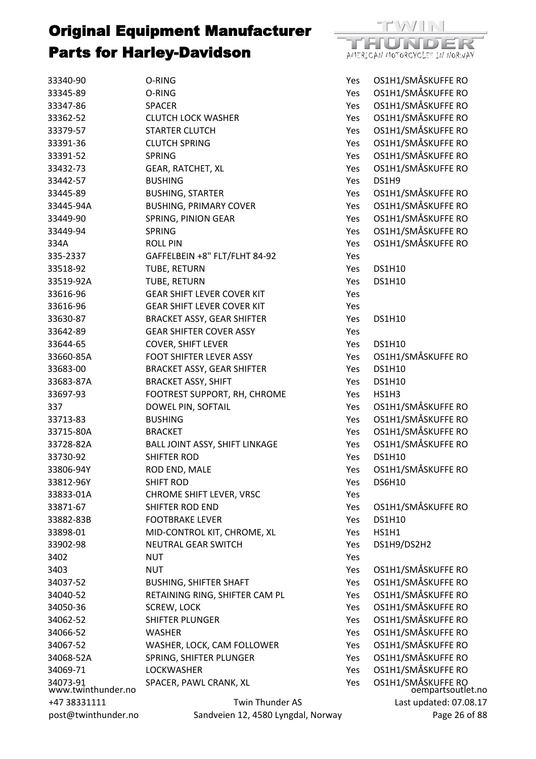# Original Equipment Manufacturer Parts for Harley-Davidson

| | | | |
|---|---|---|---|
| 33340-90 | O-RING | Yes | OS1H1/SMÅSKUFFE RO |
| 33345-89 | O-RING | Yes | OS1H1/SMÅSKUFFE RO |
| 33347-86 | SPACER | Yes | OS1H1/SMÅSKUFFE RO |
| 33362-52 | CLUTCH LOCK WASHER | Yes | OS1H1/SMÅSKUFFE RO |
| 33379-57 | STARTER CLUTCH | Yes | OS1H1/SMÅSKUFFE RO |
| 33391-36 | CLUTCH SPRING | Yes | OS1H1/SMÅSKUFFE RO |
| 33391-52 | SPRING | Yes | OS1H1/SMÅSKUFFE RO |
| 33432-73 | GEAR, RATCHET, XL | Yes | OS1H1/SMÅSKUFFE RO |
| 33442-57 | BUSHING | Yes | DS1H9 |
| 33445-89 | BUSHING, STARTER | Yes | OS1H1/SMÅSKUFFE RO |
| 33445-94A | BUSHING, PRIMARY COVER | Yes | OS1H1/SMÅSKUFFE RO |
| 33449-90 | SPRING, PINION GEAR | Yes | OS1H1/SMÅSKUFFE RO |
| 33449-94 | SPRING | Yes | OS1H1/SMÅSKUFFE RO |
| 334A | ROLL PIN | Yes | OS1H1/SMÅSKUFFE RO |
| 335-2337 | GAFFELBEIN +8" FLT/FLHT 84-92 | Yes | |
| 33518-92 | TUBE, RETURN | Yes | DS1H10 |
| 33519-92A | TUBE, RETURN | Yes | DS1H10 |
| 33616-96 | GEAR SHIFT LEVER COVER KIT | Yes | |
| 33616-96 | GEAR SHIFT LEVER COVER KIT | Yes | |
| 33630-87 | BRACKET ASSY, GEAR SHIFTER | Yes | DS1H10 |
| 33642-89 | GEAR SHIFTER COVER ASSY | Yes | |
| 33644-65 | COVER, SHIFT LEVER | Yes | DS1H10 |
| 33660-85A | FOOT SHIFTER LEVER ASSY | Yes | OS1H1/SMÅSKUFFE RO |
| 33683-00 | BRACKET ASSY, GEAR SHIFTER | Yes | DS1H10 |
| 33683-87A | BRACKET ASSY, SHIFT | Yes | DS1H10 |
| 33697-93 | FOOTREST SUPPORT, RH, CHROME | Yes | HS1H3 |
| 337 | DOWEL PIN, SOFTAIL | Yes | OS1H1/SMÅSKUFFE RO |
| 33713-83 | BUSHING | Yes | OS1H1/SMÅSKUFFE RO |
| 33715-80A | BRACKET | Yes | OS1H1/SMÅSKUFFE RO |
| 33728-82A | BALL JOINT ASSY, SHIFT LINKAGE | Yes | OS1H1/SMÅSKUFFE RO |
| 33730-92 | SHIFTER ROD | Yes | DS1H10 |
| 33806-94Y | ROD END, MALE | Yes | OS1H1/SMÅSKUFFE RO |
| 33812-96Y | SHIFT ROD | Yes | DS6H10 |
| 33833-01A | CHROME SHIFT LEVER, VRSC | Yes | |
| 33871-67 | SHIFTER ROD END | Yes | OS1H1/SMÅSKUFFE RO |
| 33882-83B | FOOTBRAKE LEVER | Yes | DS1H10 |
| 33898-01 | MID-CONTROL KIT, CHROME, XL | Yes | HS1H1 |
| 33902-98 | NEUTRAL GEAR SWITCH | Yes | DS1H9/DS2H2 |
| 3402 | NUT | Yes | |
| 3403 | NUT | Yes | OS1H1/SMÅSKUFFE RO |
| 34037-52 | BUSHING, SHIFTER SHAFT | Yes | OS1H1/SMÅSKUFFE RO |
| 34040-52 | RETAINING RING, SHIFTER CAM PL | Yes | OS1H1/SMÅSKUFFE RO |
| 34050-36 | SCREW, LOCK | Yes | OS1H1/SMÅSKUFFE RO |
| 34062-52 | SHIFTER PLUNGER | Yes | OS1H1/SMÅSKUFFE RO |
| 34066-52 | WASHER | Yes | OS1H1/SMÅSKUFFE RO |
| 34067-52 | WASHER, LOCK, CAM FOLLOWER | Yes | OS1H1/SMÅSKUFFE RO |
| 34068-52A | SPRING, SHIFTER PLUNGER | Yes | OS1H1/SMÅSKUFFE RO |
| 34069-71 | LOCKWASHER | Yes | OS1H1/SMÅSKUFFE RO |
| 34073-91 | SPACER, PAWL CRANK, XL | Yes | OS1H1/SMÅSKUFFE RO |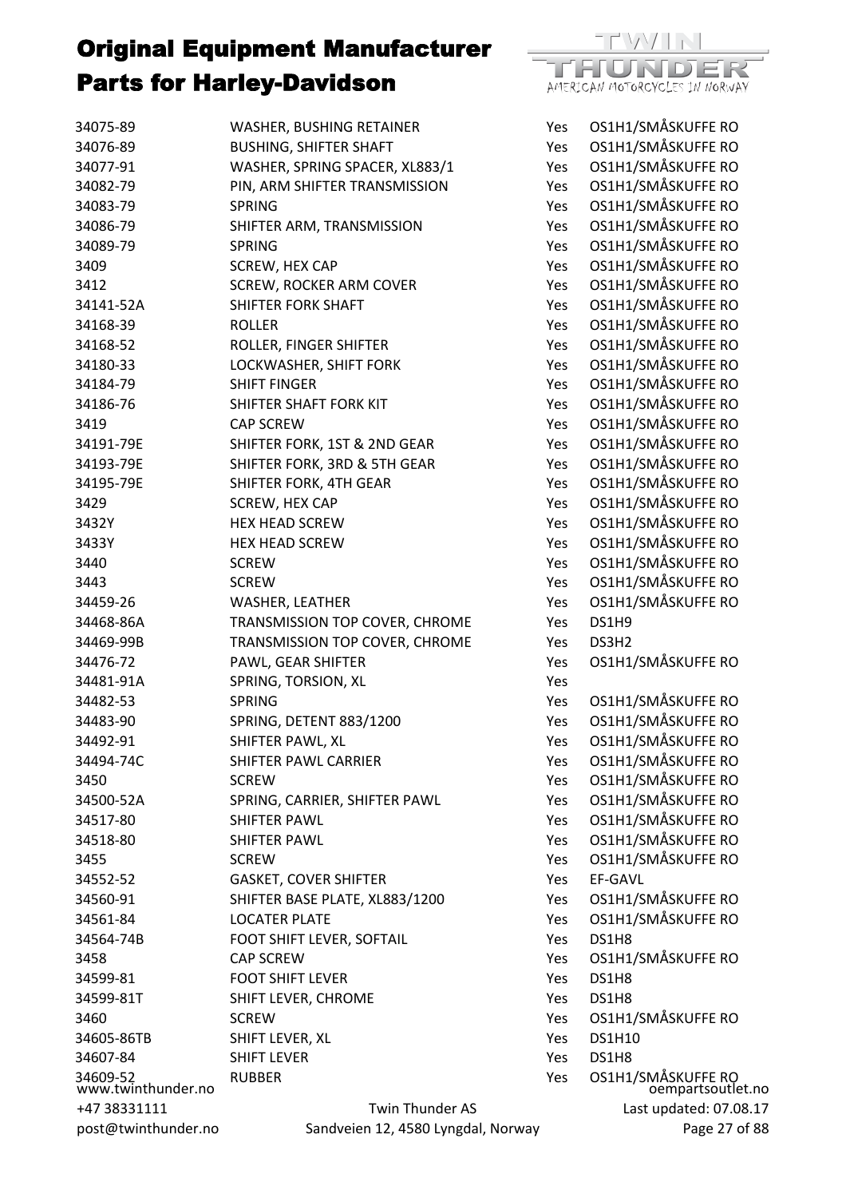# Original Equipment Manufacturer Parts for Harley-Davidson

| | | | |
|---|---|---|---|
| 34075-89 | WASHER, BUSHING RETAINER | Yes | OS1H1/SMÅSKUFFE RO |
| 34076-89 | BUSHING, SHIFTER SHAFT | Yes | OS1H1/SMÅSKUFFE RO |
| 34077-91 | WASHER, SPRING SPACER, XL883/1 | Yes | OS1H1/SMÅSKUFFE RO |
| 34082-79 | PIN, ARM SHIFTER TRANSMISSION | Yes | OS1H1/SMÅSKUFFE RO |
| 34083-79 | SPRING | Yes | OS1H1/SMÅSKUFFE RO |
| 34086-79 | SHIFTER ARM, TRANSMISSION | Yes | OS1H1/SMÅSKUFFE RO |
| 34089-79 | SPRING | Yes | OS1H1/SMÅSKUFFE RO |
| 3409 | SCREW, HEX CAP | Yes | OS1H1/SMÅSKUFFE RO |
| 3412 | SCREW, ROCKER ARM COVER | Yes | OS1H1/SMÅSKUFFE RO |
| 34141-52A | SHIFTER FORK SHAFT | Yes | OS1H1/SMÅSKUFFE RO |
| 34168-39 | ROLLER | Yes | OS1H1/SMÅSKUFFE RO |
| 34168-52 | ROLLER, FINGER SHIFTER | Yes | OS1H1/SMÅSKUFFE RO |
| 34180-33 | LOCKWASHER, SHIFT FORK | Yes | OS1H1/SMÅSKUFFE RO |
| 34184-79 | SHIFT FINGER | Yes | OS1H1/SMÅSKUFFE RO |
| 34186-76 | SHIFTER SHAFT FORK KIT | Yes | OS1H1/SMÅSKUFFE RO |
| 3419 | CAP SCREW | Yes | OS1H1/SMÅSKUFFE RO |
| 34191-79E | SHIFTER FORK, 1ST & 2ND GEAR | Yes | OS1H1/SMÅSKUFFE RO |
| 34193-79E | SHIFTER FORK, 3RD & 5TH GEAR | Yes | OS1H1/SMÅSKUFFE RO |
| 34195-79E | SHIFTER FORK, 4TH GEAR | Yes | OS1H1/SMÅSKUFFE RO |
| 3429 | SCREW, HEX CAP | Yes | OS1H1/SMÅSKUFFE RO |
| 3432Y | HEX HEAD SCREW | Yes | OS1H1/SMÅSKUFFE RO |
| 3433Y | HEX HEAD SCREW | Yes | OS1H1/SMÅSKUFFE RO |
| 3440 | SCREW | Yes | OS1H1/SMÅSKUFFE RO |
| 3443 | SCREW | Yes | OS1H1/SMÅSKUFFE RO |
| 34459-26 | WASHER, LEATHER | Yes | OS1H1/SMÅSKUFFE RO |
| 34468-86A | TRANSMISSION TOP COVER, CHROME | Yes | DS1H9 |
| 34469-99B | TRANSMISSION TOP COVER, CHROME | Yes | DS3H2 |
| 34476-72 | PAWL, GEAR SHIFTER | Yes | OS1H1/SMÅSKUFFE RO |
| 34481-91A | SPRING, TORSION, XL | Yes | |
| 34482-53 | SPRING | Yes | OS1H1/SMÅSKUFFE RO |
| 34483-90 | SPRING, DETENT 883/1200 | Yes | OS1H1/SMÅSKUFFE RO |
| 34492-91 | SHIFTER PAWL, XL | Yes | OS1H1/SMÅSKUFFE RO |
| 34494-74C | SHIFTER PAWL CARRIER | Yes | OS1H1/SMÅSKUFFE RO |
| 3450 | SCREW | Yes | OS1H1/SMÅSKUFFE RO |
| 34500-52A | SPRING, CARRIER, SHIFTER PAWL | Yes | OS1H1/SMÅSKUFFE RO |
| 34517-80 | SHIFTER PAWL | Yes | OS1H1/SMÅSKUFFE RO |
| 34518-80 | SHIFTER PAWL | Yes | OS1H1/SMÅSKUFFE RO |
| 3455 | SCREW | Yes | OS1H1/SMÅSKUFFE RO |
| 34552-52 | GASKET, COVER SHIFTER | Yes | EF-GAVL |
| 34560-91 | SHIFTER BASE PLATE, XL883/1200 | Yes | OS1H1/SMÅSKUFFE RO |
| 34561-84 | LOCATER PLATE | Yes | OS1H1/SMÅSKUFFE RO |
| 34564-74B | FOOT SHIFT LEVER, SOFTAIL | Yes | DS1H8 |
| 3458 | CAP SCREW | Yes | OS1H1/SMÅSKUFFE RO |
| 34599-81 | FOOT SHIFT LEVER | Yes | DS1H8 |
| 34599-81T | SHIFT LEVER, CHROME | Yes | DS1H8 |
| 3460 | SCREW | Yes | OS1H1/SMÅSKUFFE RO |
| 34605-86TB | SHIFT LEVER, XL | Yes | DS1H10 |
| 34607-84 | SHIFT LEVER | Yes | DS1H8 |
| 34609-52 | RUBBER | Yes | OS1H1/SMÅSKUFFE RO |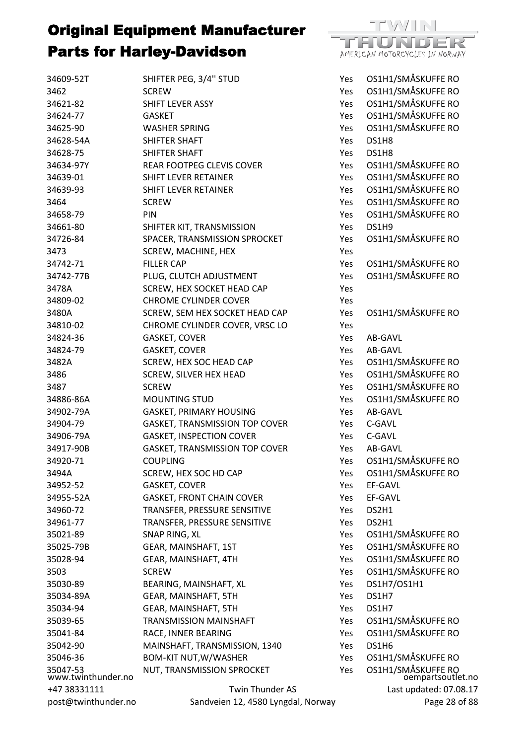# Original Equipment Manufacturer Parts for Harley-Davidson

| | | | |
|---|---|---|---|
| 34609-52T | SHIFTER PEG, 3/4'' STUD | Yes | OS1H1/SMÅSKUFFE RO |
| 3462 | SCREW | Yes | OS1H1/SMÅSKUFFE RO |
| 34621-82 | SHIFT LEVER ASSY | Yes | OS1H1/SMÅSKUFFE RO |
| 34624-77 | GASKET | Yes | OS1H1/SMÅSKUFFE RO |
| 34625-90 | WASHER SPRING | Yes | OS1H1/SMÅSKUFFE RO |
| 34628-54A | SHIFTER SHAFT | Yes | DS1H8 |
| 34628-75 | SHIFTER SHAFT | Yes | DS1H8 |
| 34634-97Y | REAR FOOTPEG CLEVIS COVER | Yes | OS1H1/SMÅSKUFFE RO |
| 34639-01 | SHIFT LEVER RETAINER | Yes | OS1H1/SMÅSKUFFE RO |
| 34639-93 | SHIFT LEVER RETAINER | Yes | OS1H1/SMÅSKUFFE RO |
| 3464 | SCREW | Yes | OS1H1/SMÅSKUFFE RO |
| 34658-79 | PIN | Yes | OS1H1/SMÅSKUFFE RO |
| 34661-80 | SHIFTER KIT, TRANSMISSION | Yes | DS1H9 |
| 34726-84 | SPACER, TRANSMISSION SPROCKET | Yes | OS1H1/SMÅSKUFFE RO |
| 3473 | SCREW, MACHINE, HEX | Yes | |
| 34742-71 | FILLER CAP | Yes | OS1H1/SMÅSKUFFE RO |
| 34742-77B | PLUG, CLUTCH ADJUSTMENT | Yes | OS1H1/SMÅSKUFFE RO |
| 3478A | SCREW, HEX SOCKET HEAD CAP | Yes | |
| 34809-02 | CHROME CYLINDER COVER | Yes | |
| 3480A | SCREW, SEM HEX SOCKET HEAD CAP | Yes | OS1H1/SMÅSKUFFE RO |
| 34810-02 | CHROME CYLINDER COVER, VRSC LO | Yes | |
| 34824-36 | GASKET, COVER | Yes | AB-GAVL |
| 34824-79 | GASKET, COVER | Yes | AB-GAVL |
| 3482A | SCREW, HEX SOC HEAD CAP | Yes | OS1H1/SMÅSKUFFE RO |
| 3486 | SCREW, SILVER HEX HEAD | Yes | OS1H1/SMÅSKUFFE RO |
| 3487 | SCREW | Yes | OS1H1/SMÅSKUFFE RO |
| 34886-86A | MOUNTING STUD | Yes | OS1H1/SMÅSKUFFE RO |
| 34902-79A | GASKET, PRIMARY HOUSING | Yes | AB-GAVL |
| 34904-79 | GASKET, TRANSMISSION TOP COVER | Yes | C-GAVL |
| 34906-79A | GASKET, INSPECTION COVER | Yes | C-GAVL |
| 34917-90B | GASKET, TRANSMISSION TOP COVER | Yes | AB-GAVL |
| 34920-71 | COUPLING | Yes | OS1H1/SMÅSKUFFE RO |
| 3494A | SCREW, HEX SOC HD CAP | Yes | OS1H1/SMÅSKUFFE RO |
| 34952-52 | GASKET, COVER | Yes | EF-GAVL |
| 34955-52A | GASKET, FRONT CHAIN COVER | Yes | EF-GAVL |
| 34960-72 | TRANSFER, PRESSURE SENSITIVE | Yes | DS2H1 |
| 34961-77 | TRANSFER, PRESSURE SENSITIVE | Yes | DS2H1 |
| 35021-89 | SNAP RING, XL | Yes | OS1H1/SMÅSKUFFE RO |
| 35025-79B | GEAR, MAINSHAFT, 1ST | Yes | OS1H1/SMÅSKUFFE RO |
| 35028-94 | GEAR, MAINSHAFT, 4TH | Yes | OS1H1/SMÅSKUFFE RO |
| 3503 | SCREW | Yes | OS1H1/SMÅSKUFFE RO |
| 35030-89 | BEARING, MAINSHAFT, XL | Yes | DS1H7/OS1H1 |
| 35034-89A | GEAR, MAINSHAFT, 5TH | Yes | DS1H7 |
| 35034-94 | GEAR, MAINSHAFT, 5TH | Yes | DS1H7 |
| 35039-65 | TRANSMISSION MAINSHAFT | Yes | OS1H1/SMÅSKUFFE RO |
| 35041-84 | RACE, INNER BEARING | Yes | OS1H1/SMÅSKUFFE RO |
| 35042-90 | MAINSHAFT, TRANSMISSION, 1340 | Yes | DS1H6 |
| 35046-36 | BOM-KIT NUT,W/WASHER | Yes | OS1H1/SMÅSKUFFE RO |
| 35047-53 | NUT, TRANSMISSION SPROCKET | Yes | OS1H1/SMÅSKUFFE RO |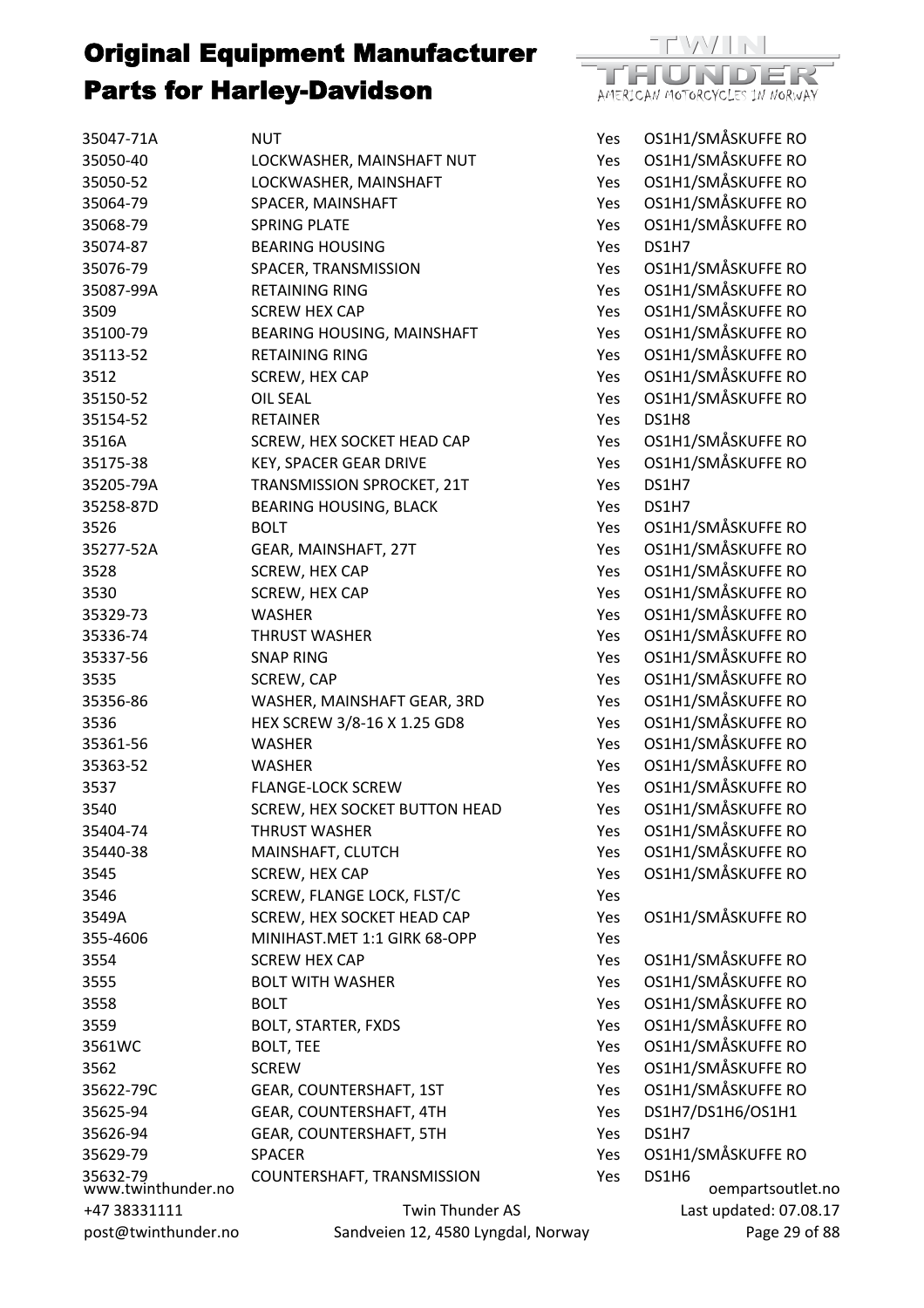# Original Equipment Manufacturer Parts for Harley-Davidson

| | | | |
|---|---|---|---|
| 35047-71A | NUT | Yes | OS1H1/SMÅSKUFFE RO |
| 35050-40 | LOCKWASHER, MAINSHAFT NUT | Yes | OS1H1/SMÅSKUFFE RO |
| 35050-52 | LOCKWASHER, MAINSHAFT | Yes | OS1H1/SMÅSKUFFE RO |
| 35064-79 | SPACER, MAINSHAFT | Yes | OS1H1/SMÅSKUFFE RO |
| 35068-79 | SPRING PLATE | Yes | OS1H1/SMÅSKUFFE RO |
| 35074-87 | BEARING HOUSING | Yes | DS1H7 |
| 35076-79 | SPACER, TRANSMISSION | Yes | OS1H1/SMÅSKUFFE RO |
| 35087-99A | RETAINING RING | Yes | OS1H1/SMÅSKUFFE RO |
| 3509 | SCREW HEX CAP | Yes | OS1H1/SMÅSKUFFE RO |
| 35100-79 | BEARING HOUSING, MAINSHAFT | Yes | OS1H1/SMÅSKUFFE RO |
| 35113-52 | RETAINING RING | Yes | OS1H1/SMÅSKUFFE RO |
| 3512 | SCREW, HEX CAP | Yes | OS1H1/SMÅSKUFFE RO |
| 35150-52 | OIL SEAL | Yes | OS1H1/SMÅSKUFFE RO |
| 35154-52 | RETAINER | Yes | DS1H8 |
| 3516A | SCREW, HEX SOCKET HEAD CAP | Yes | OS1H1/SMÅSKUFFE RO |
| 35175-38 | KEY, SPACER GEAR DRIVE | Yes | OS1H1/SMÅSKUFFE RO |
| 35205-79A | TRANSMISSION SPROCKET, 21T | Yes | DS1H7 |
| 35258-87D | BEARING HOUSING, BLACK | Yes | DS1H7 |
| 3526 | BOLT | Yes | OS1H1/SMÅSKUFFE RO |
| 35277-52A | GEAR, MAINSHAFT, 27T | Yes | OS1H1/SMÅSKUFFE RO |
| 3528 | SCREW, HEX CAP | Yes | OS1H1/SMÅSKUFFE RO |
| 3530 | SCREW, HEX CAP | Yes | OS1H1/SMÅSKUFFE RO |
| 35329-73 | WASHER | Yes | OS1H1/SMÅSKUFFE RO |
| 35336-74 | THRUST WASHER | Yes | OS1H1/SMÅSKUFFE RO |
| 35337-56 | SNAP RING | Yes | OS1H1/SMÅSKUFFE RO |
| 3535 | SCREW, CAP | Yes | OS1H1/SMÅSKUFFE RO |
| 35356-86 | WASHER, MAINSHAFT GEAR, 3RD | Yes | OS1H1/SMÅSKUFFE RO |
| 3536 | HEX SCREW 3/8-16 X 1.25 GD8 | Yes | OS1H1/SMÅSKUFFE RO |
| 35361-56 | WASHER | Yes | OS1H1/SMÅSKUFFE RO |
| 35363-52 | WASHER | Yes | OS1H1/SMÅSKUFFE RO |
| 3537 | FLANGE-LOCK SCREW | Yes | OS1H1/SMÅSKUFFE RO |
| 3540 | SCREW, HEX SOCKET BUTTON HEAD | Yes | OS1H1/SMÅSKUFFE RO |
| 35404-74 | THRUST WASHER | Yes | OS1H1/SMÅSKUFFE RO |
| 35440-38 | MAINSHAFT, CLUTCH | Yes | OS1H1/SMÅSKUFFE RO |
| 3545 | SCREW, HEX CAP | Yes | OS1H1/SMÅSKUFFE RO |
| 3546 | SCREW, FLANGE LOCK, FLST/C | Yes | |
| 3549A | SCREW, HEX SOCKET HEAD CAP | Yes | OS1H1/SMÅSKUFFE RO |
| 355-4606 | MINIHAST.MET 1:1 GIRK 68-OPP | Yes | |
| 3554 | SCREW HEX CAP | Yes | OS1H1/SMÅSKUFFE RO |
| 3555 | BOLT WITH WASHER | Yes | OS1H1/SMÅSKUFFE RO |
| 3558 | BOLT | Yes | OS1H1/SMÅSKUFFE RO |
| 3559 | BOLT, STARTER, FXDS | Yes | OS1H1/SMÅSKUFFE RO |
| 3561WC | BOLT, TEE | Yes | OS1H1/SMÅSKUFFE RO |
| 3562 | SCREW | Yes | OS1H1/SMÅSKUFFE RO |
| 35622-79C | GEAR, COUNTERSHAFT, 1ST | Yes | OS1H1/SMÅSKUFFE RO |
| 35625-94 | GEAR, COUNTERSHAFT, 4TH | Yes | DS1H7/DS1H6/OS1H1 |
| 35626-94 | GEAR, COUNTERSHAFT, 5TH | Yes | DS1H7 |
| 35629-79 | SPACER | Yes | OS1H1/SMÅSKUFFE RO |
| 35632-79 | COUNTERSHAFT, TRANSMISSION | Yes | DS1H6 |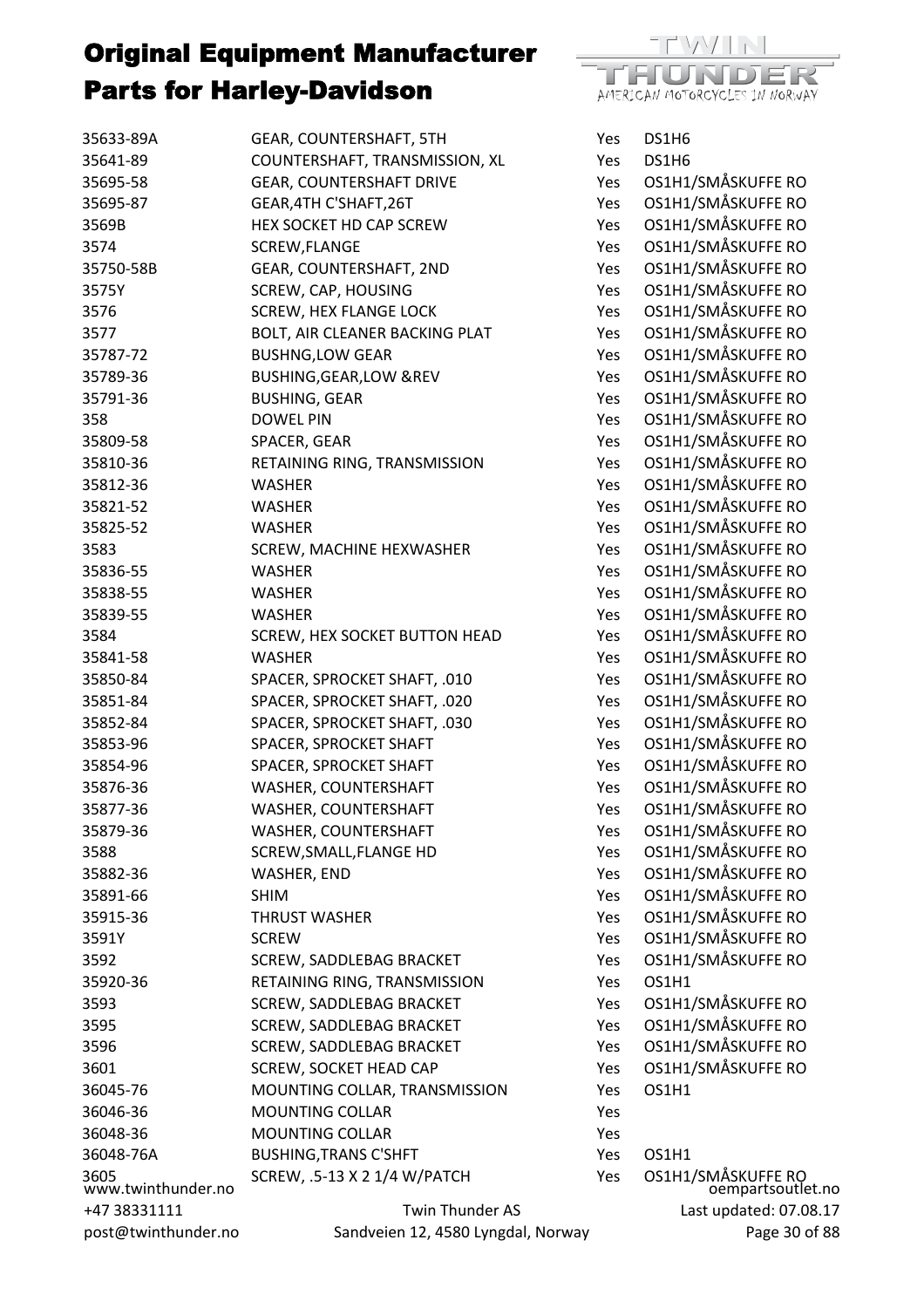# Original Equipment Manufacturer Parts for Harley-Davidson

| | | | |
|---|---|---|---|
| 35633-89A | GEAR, COUNTERSHAFT, 5TH | Yes | DS1H6 |
| 35641-89 | COUNTERSHAFT, TRANSMISSION, XL | Yes | DS1H6 |
| 35695-58 | GEAR, COUNTERSHAFT DRIVE | Yes | OS1H1/SMÅSKUFFE RO |
| 35695-87 | GEAR,4TH C'SHAFT,26T | Yes | OS1H1/SMÅSKUFFE RO |
| 3569B | HEX SOCKET HD CAP SCREW | Yes | OS1H1/SMÅSKUFFE RO |
| 3574 | SCREW,FLANGE | Yes | OS1H1/SMÅSKUFFE RO |
| 35750-58B | GEAR, COUNTERSHAFT, 2ND | Yes | OS1H1/SMÅSKUFFE RO |
| 3575Y | SCREW, CAP, HOUSING | Yes | OS1H1/SMÅSKUFFE RO |
| 3576 | SCREW, HEX FLANGE LOCK | Yes | OS1H1/SMÅSKUFFE RO |
| 3577 | BOLT, AIR CLEANER BACKING PLAT | Yes | OS1H1/SMÅSKUFFE RO |
| 35787-72 | BUSHNG,LOW GEAR | Yes | OS1H1/SMÅSKUFFE RO |
| 35789-36 | BUSHING,GEAR,LOW &REV | Yes | OS1H1/SMÅSKUFFE RO |
| 35791-36 | BUSHING, GEAR | Yes | OS1H1/SMÅSKUFFE RO |
| 358 | DOWEL PIN | Yes | OS1H1/SMÅSKUFFE RO |
| 35809-58 | SPACER, GEAR | Yes | OS1H1/SMÅSKUFFE RO |
| 35810-36 | RETAINING RING, TRANSMISSION | Yes | OS1H1/SMÅSKUFFE RO |
| 35812-36 | WASHER | Yes | OS1H1/SMÅSKUFFE RO |
| 35821-52 | WASHER | Yes | OS1H1/SMÅSKUFFE RO |
| 35825-52 | WASHER | Yes | OS1H1/SMÅSKUFFE RO |
| 3583 | SCREW, MACHINE HEXWASHER | Yes | OS1H1/SMÅSKUFFE RO |
| 35836-55 | WASHER | Yes | OS1H1/SMÅSKUFFE RO |
| 35838-55 | WASHER | Yes | OS1H1/SMÅSKUFFE RO |
| 35839-55 | WASHER | Yes | OS1H1/SMÅSKUFFE RO |
| 3584 | SCREW, HEX SOCKET BUTTON HEAD | Yes | OS1H1/SMÅSKUFFE RO |
| 35841-58 | WASHER | Yes | OS1H1/SMÅSKUFFE RO |
| 35850-84 | SPACER, SPROCKET SHAFT, .010 | Yes | OS1H1/SMÅSKUFFE RO |
| 35851-84 | SPACER, SPROCKET SHAFT, .020 | Yes | OS1H1/SMÅSKUFFE RO |
| 35852-84 | SPACER, SPROCKET SHAFT, .030 | Yes | OS1H1/SMÅSKUFFE RO |
| 35853-96 | SPACER, SPROCKET SHAFT | Yes | OS1H1/SMÅSKUFFE RO |
| 35854-96 | SPACER, SPROCKET SHAFT | Yes | OS1H1/SMÅSKUFFE RO |
| 35876-36 | WASHER, COUNTERSHAFT | Yes | OS1H1/SMÅSKUFFE RO |
| 35877-36 | WASHER, COUNTERSHAFT | Yes | OS1H1/SMÅSKUFFE RO |
| 35879-36 | WASHER, COUNTERSHAFT | Yes | OS1H1/SMÅSKUFFE RO |
| 3588 | SCREW,SMALL,FLANGE HD | Yes | OS1H1/SMÅSKUFFE RO |
| 35882-36 | WASHER, END | Yes | OS1H1/SMÅSKUFFE RO |
| 35891-66 | SHIM | Yes | OS1H1/SMÅSKUFFE RO |
| 35915-36 | THRUST WASHER | Yes | OS1H1/SMÅSKUFFE RO |
| 3591Y | SCREW | Yes | OS1H1/SMÅSKUFFE RO |
| 3592 | SCREW, SADDLEBAG BRACKET | Yes | OS1H1/SMÅSKUFFE RO |
| 35920-36 | RETAINING RING, TRANSMISSION | Yes | OS1H1 |
| 3593 | SCREW, SADDLEBAG BRACKET | Yes | OS1H1/SMÅSKUFFE RO |
| 3595 | SCREW, SADDLEBAG BRACKET | Yes | OS1H1/SMÅSKUFFE RO |
| 3596 | SCREW, SADDLEBAG BRACKET | Yes | OS1H1/SMÅSKUFFE RO |
| 3601 | SCREW, SOCKET HEAD CAP | Yes | OS1H1/SMÅSKUFFE RO |
| 36045-76 | MOUNTING COLLAR, TRANSMISSION | Yes | OS1H1 |
| 36046-36 | MOUNTING COLLAR | Yes | |
| 36048-36 | MOUNTING COLLAR | Yes | |
| 36048-76A | BUSHING,TRANS C'SHFT | Yes | OS1H1 |
| 3605 | SCREW, .5-13 X 2 1/4 W/PATCH | Yes | OS1H1/SMÅSKUFFE RO |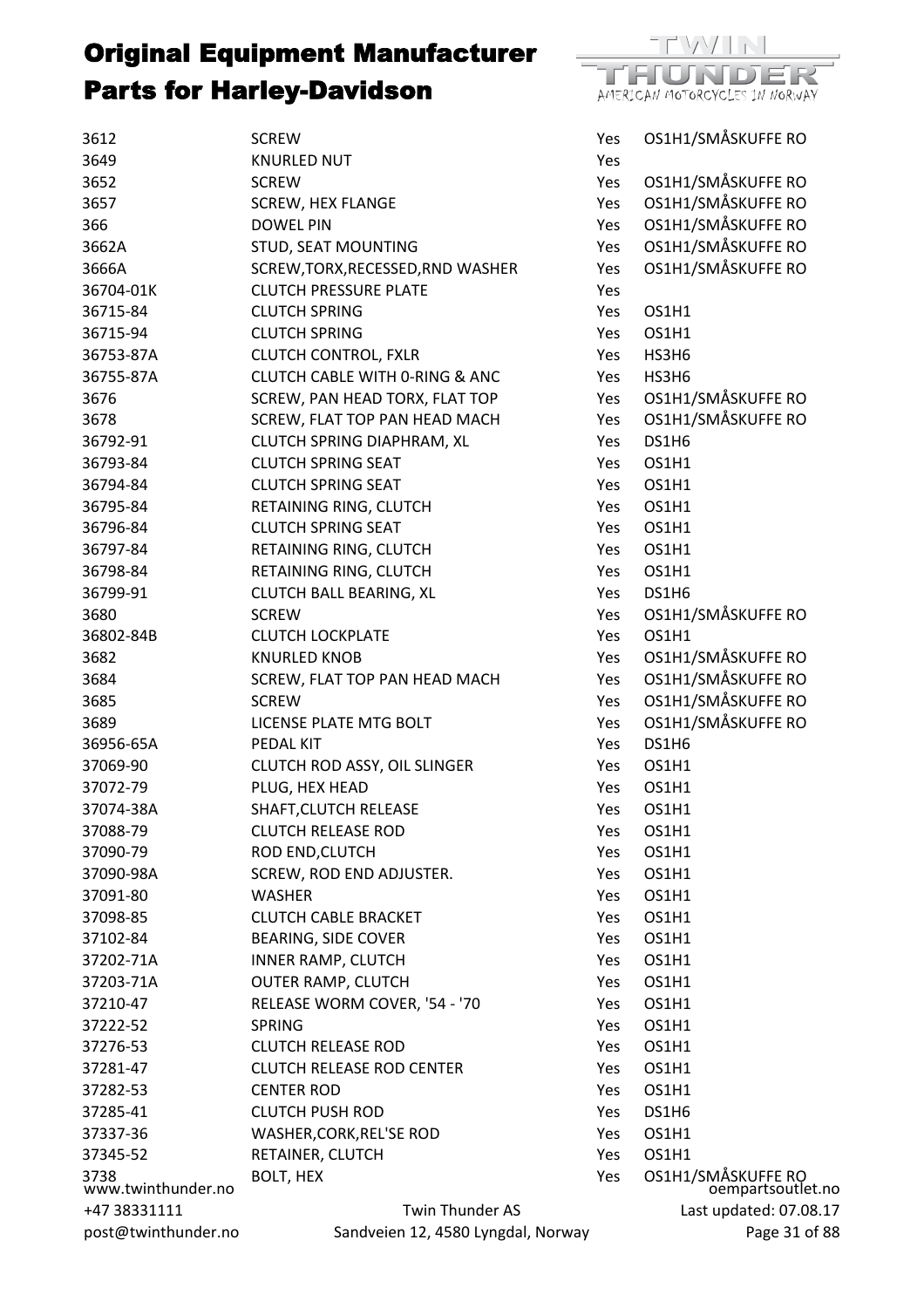# Original Equipment Manufacturer Parts for Harley-Davidson

| | | | |
|---|---|---|---|
| 3612 | SCREW | Yes | OS1H1/SMÅSKUFFE RO |
| 3649 | KNURLED NUT | Yes | |
| 3652 | SCREW | Yes | OS1H1/SMÅSKUFFE RO |
| 3657 | SCREW, HEX FLANGE | Yes | OS1H1/SMÅSKUFFE RO |
| 366 | DOWEL PIN | Yes | OS1H1/SMÅSKUFFE RO |
| 3662A | STUD, SEAT MOUNTING | Yes | OS1H1/SMÅSKUFFE RO |
| 3666A | SCREW,TORX,RECESSED,RND WASHER | Yes | OS1H1/SMÅSKUFFE RO |
| 36704-01K | CLUTCH PRESSURE PLATE | Yes | |
| 36715-84 | CLUTCH SPRING | Yes | OS1H1 |
| 36715-94 | CLUTCH SPRING | Yes | OS1H1 |
| 36753-87A | CLUTCH CONTROL, FXLR | Yes | HS3H6 |
| 36755-87A | CLUTCH CABLE WITH 0-RING & ANC | Yes | HS3H6 |
| 3676 | SCREW, PAN HEAD TORX, FLAT TOP | Yes | OS1H1/SMÅSKUFFE RO |
| 3678 | SCREW, FLAT TOP PAN HEAD MACH | Yes | OS1H1/SMÅSKUFFE RO |
| 36792-91 | CLUTCH SPRING DIAPHRAM, XL | Yes | DS1H6 |
| 36793-84 | CLUTCH SPRING SEAT | Yes | OS1H1 |
| 36794-84 | CLUTCH SPRING SEAT | Yes | OS1H1 |
| 36795-84 | RETAINING RING, CLUTCH | Yes | OS1H1 |
| 36796-84 | CLUTCH SPRING SEAT | Yes | OS1H1 |
| 36797-84 | RETAINING RING, CLUTCH | Yes | OS1H1 |
| 36798-84 | RETAINING RING, CLUTCH | Yes | OS1H1 |
| 36799-91 | CLUTCH BALL BEARING, XL | Yes | DS1H6 |
| 3680 | SCREW | Yes | OS1H1/SMÅSKUFFE RO |
| 36802-84B | CLUTCH LOCKPLATE | Yes | OS1H1 |
| 3682 | KNURLED KNOB | Yes | OS1H1/SMÅSKUFFE RO |
| 3684 | SCREW, FLAT TOP PAN HEAD MACH | Yes | OS1H1/SMÅSKUFFE RO |
| 3685 | SCREW | Yes | OS1H1/SMÅSKUFFE RO |
| 3689 | LICENSE PLATE MTG BOLT | Yes | OS1H1/SMÅSKUFFE RO |
| 36956-65A | PEDAL KIT | Yes | DS1H6 |
| 37069-90 | CLUTCH ROD ASSY, OIL SLINGER | Yes | OS1H1 |
| 37072-79 | PLUG, HEX HEAD | Yes | OS1H1 |
| 37074-38A | SHAFT,CLUTCH RELEASE | Yes | OS1H1 |
| 37088-79 | CLUTCH RELEASE ROD | Yes | OS1H1 |
| 37090-79 | ROD END,CLUTCH | Yes | OS1H1 |
| 37090-98A | SCREW, ROD END ADJUSTER. | Yes | OS1H1 |
| 37091-80 | WASHER | Yes | OS1H1 |
| 37098-85 | CLUTCH CABLE BRACKET | Yes | OS1H1 |
| 37102-84 | BEARING, SIDE COVER | Yes | OS1H1 |
| 37202-71A | INNER RAMP, CLUTCH | Yes | OS1H1 |
| 37203-71A | OUTER RAMP, CLUTCH | Yes | OS1H1 |
| 37210-47 | RELEASE WORM COVER, '54 - '70 | Yes | OS1H1 |
| 37222-52 | SPRING | Yes | OS1H1 |
| 37276-53 | CLUTCH RELEASE ROD | Yes | OS1H1 |
| 37281-47 | CLUTCH RELEASE ROD CENTER | Yes | OS1H1 |
| 37282-53 | CENTER ROD | Yes | OS1H1 |
| 37285-41 | CLUTCH PUSH ROD | Yes | DS1H6 |
| 37337-36 | WASHER,CORK,REL'SE ROD | Yes | OS1H1 |
| 37345-52 | RETAINER, CLUTCH | Yes | OS1H1 |
| 3738 | BOLT, HEX | Yes | OS1H1/SMÅSKUFFE RO |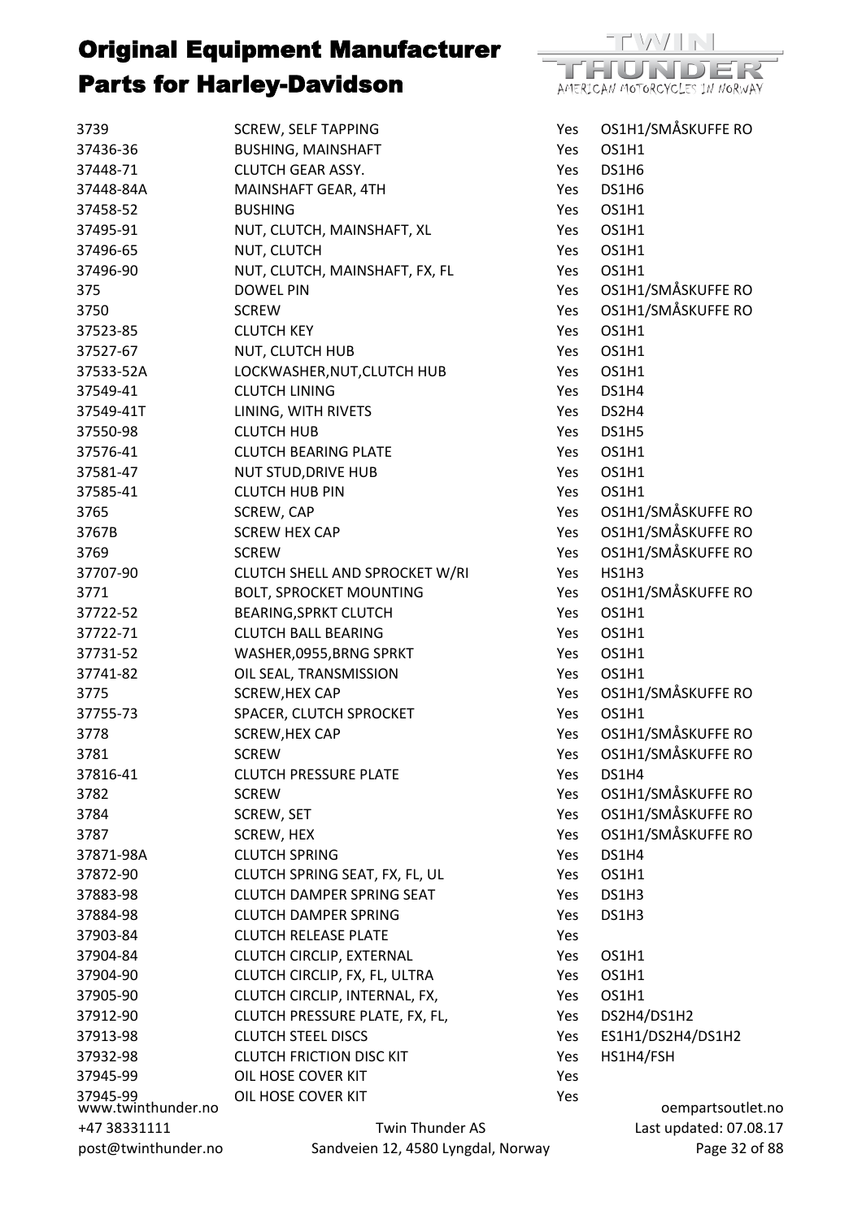# Original Equipment Manufacturer Parts for Harley-Davidson

| | | | |
|---|---|---|---|
| 3739 | SCREW, SELF TAPPING | Yes | OS1H1/SMÅSKUFFE RO |
| 37436-36 | BUSHING, MAINSHAFT | Yes | OS1H1 |
| 37448-71 | CLUTCH GEAR ASSY. | Yes | DS1H6 |
| 37448-84A | MAINSHAFT GEAR, 4TH | Yes | DS1H6 |
| 37458-52 | BUSHING | Yes | OS1H1 |
| 37495-91 | NUT, CLUTCH, MAINSHAFT, XL | Yes | OS1H1 |
| 37496-65 | NUT, CLUTCH | Yes | OS1H1 |
| 37496-90 | NUT, CLUTCH, MAINSHAFT, FX, FL | Yes | OS1H1 |
| 375 | DOWEL PIN | Yes | OS1H1/SMÅSKUFFE RO |
| 3750 | SCREW | Yes | OS1H1/SMÅSKUFFE RO |
| 37523-85 | CLUTCH KEY | Yes | OS1H1 |
| 37527-67 | NUT, CLUTCH HUB | Yes | OS1H1 |
| 37533-52A | LOCKWASHER,NUT,CLUTCH HUB | Yes | OS1H1 |
| 37549-41 | CLUTCH LINING | Yes | DS1H4 |
| 37549-41T | LINING, WITH RIVETS | Yes | DS2H4 |
| 37550-98 | CLUTCH HUB | Yes | DS1H5 |
| 37576-41 | CLUTCH BEARING PLATE | Yes | OS1H1 |
| 37581-47 | NUT STUD,DRIVE HUB | Yes | OS1H1 |
| 37585-41 | CLUTCH HUB PIN | Yes | OS1H1 |
| 3765 | SCREW, CAP | Yes | OS1H1/SMÅSKUFFE RO |
| 3767B | SCREW HEX CAP | Yes | OS1H1/SMÅSKUFFE RO |
| 3769 | SCREW | Yes | OS1H1/SMÅSKUFFE RO |
| 37707-90 | CLUTCH SHELL AND SPROCKET W/RI | Yes | HS1H3 |
| 3771 | BOLT, SPROCKET MOUNTING | Yes | OS1H1/SMÅSKUFFE RO |
| 37722-52 | BEARING,SPRKT CLUTCH | Yes | OS1H1 |
| 37722-71 | CLUTCH BALL BEARING | Yes | OS1H1 |
| 37731-52 | WASHER,0955,BRNG SPRKT | Yes | OS1H1 |
| 37741-82 | OIL SEAL, TRANSMISSION | Yes | OS1H1 |
| 3775 | SCREW,HEX CAP | Yes | OS1H1/SMÅSKUFFE RO |
| 37755-73 | SPACER, CLUTCH SPROCKET | Yes | OS1H1 |
| 3778 | SCREW,HEX CAP | Yes | OS1H1/SMÅSKUFFE RO |
| 3781 | SCREW | Yes | OS1H1/SMÅSKUFFE RO |
| 37816-41 | CLUTCH PRESSURE PLATE | Yes | DS1H4 |
| 3782 | SCREW | Yes | OS1H1/SMÅSKUFFE RO |
| 3784 | SCREW, SET | Yes | OS1H1/SMÅSKUFFE RO |
| 3787 | SCREW, HEX | Yes | OS1H1/SMÅSKUFFE RO |
| 37871-98A | CLUTCH SPRING | Yes | DS1H4 |
| 37872-90 | CLUTCH SPRING SEAT, FX, FL, UL | Yes | OS1H1 |
| 37883-98 | CLUTCH DAMPER SPRING SEAT | Yes | DS1H3 |
| 37884-98 | CLUTCH DAMPER SPRING | Yes | DS1H3 |
| 37903-84 | CLUTCH RELEASE PLATE | Yes | |
| 37904-84 | CLUTCH CIRCLIP, EXTERNAL | Yes | OS1H1 |
| 37904-90 | CLUTCH CIRCLIP, FX, FL, ULTRA | Yes | OS1H1 |
| 37905-90 | CLUTCH CIRCLIP, INTERNAL, FX, | Yes | OS1H1 |
| 37912-90 | CLUTCH PRESSURE PLATE, FX, FL, | Yes | DS2H4/DS1H2 |
| 37913-98 | CLUTCH STEEL DISCS | Yes | ES1H1/DS2H4/DS1H2 |
| 37932-98 | CLUTCH FRICTION DISC KIT | Yes | HS1H4/FSH |
| 37945-99 | OIL HOSE COVER KIT | Yes | |
| 37945-99 | OIL HOSE COVER KIT | Yes | |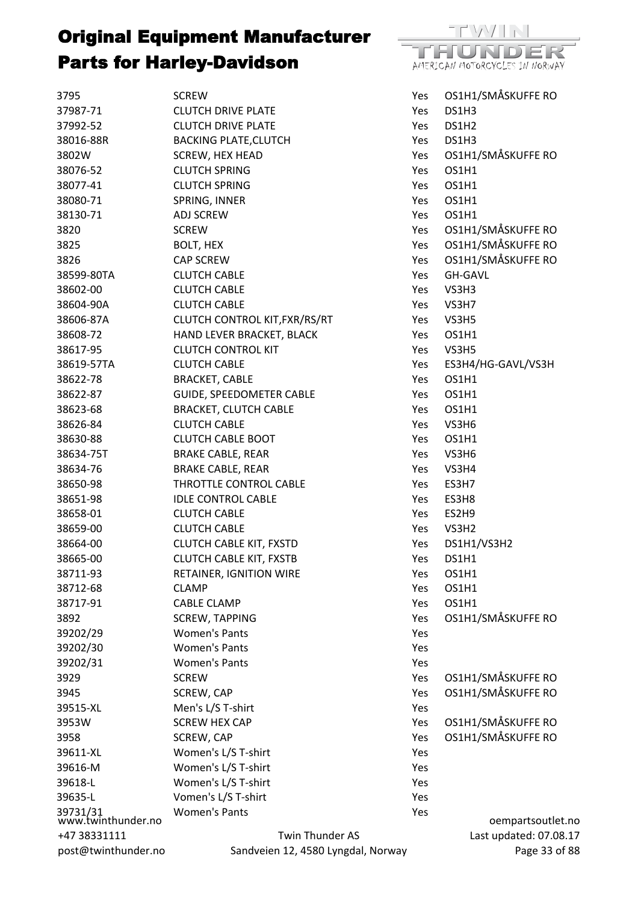# Original Equipment Manufacturer Parts for Harley-Davidson

| | | | |
|---|---|---|---|
| 3795 | SCREW | Yes | OS1H1/SMÅSKUFFE RO |
| 37987-71 | CLUTCH DRIVE PLATE | Yes | DS1H3 |
| 37992-52 | CLUTCH DRIVE PLATE | Yes | DS1H2 |
| 38016-88R | BACKING PLATE,CLUTCH | Yes | DS1H3 |
| 3802W | SCREW, HEX HEAD | Yes | OS1H1/SMÅSKUFFE RO |
| 38076-52 | CLUTCH SPRING | Yes | OS1H1 |
| 38077-41 | CLUTCH SPRING | Yes | OS1H1 |
| 38080-71 | SPRING, INNER | Yes | OS1H1 |
| 38130-71 | ADJ SCREW | Yes | OS1H1 |
| 3820 | SCREW | Yes | OS1H1/SMÅSKUFFE RO |
| 3825 | BOLT, HEX | Yes | OS1H1/SMÅSKUFFE RO |
| 3826 | CAP SCREW | Yes | OS1H1/SMÅSKUFFE RO |
| 38599-80TA | CLUTCH CABLE | Yes | GH-GAVL |
| 38602-00 | CLUTCH CABLE | Yes | VS3H3 |
| 38604-90A | CLUTCH CABLE | Yes | VS3H7 |
| 38606-87A | CLUTCH CONTROL KIT,FXR/RS/RT | Yes | VS3H5 |
| 38608-72 | HAND LEVER BRACKET, BLACK | Yes | OS1H1 |
| 38617-95 | CLUTCH CONTROL KIT | Yes | VS3H5 |
| 38619-57TA | CLUTCH CABLE | Yes | ES3H4/HG-GAVL/VS3H |
| 38622-78 | BRACKET, CABLE | Yes | OS1H1 |
| 38622-87 | GUIDE, SPEEDOMETER CABLE | Yes | OS1H1 |
| 38623-68 | BRACKET, CLUTCH CABLE | Yes | OS1H1 |
| 38626-84 | CLUTCH CABLE | Yes | VS3H6 |
| 38630-88 | CLUTCH CABLE BOOT | Yes | OS1H1 |
| 38634-75T | BRAKE CABLE, REAR | Yes | VS3H6 |
| 38634-76 | BRAKE CABLE, REAR | Yes | VS3H4 |
| 38650-98 | THROTTLE CONTROL CABLE | Yes | ES3H7 |
| 38651-98 | IDLE CONTROL CABLE | Yes | ES3H8 |
| 38658-01 | CLUTCH CABLE | Yes | ES2H9 |
| 38659-00 | CLUTCH CABLE | Yes | VS3H2 |
| 38664-00 | CLUTCH CABLE KIT, FXSTD | Yes | DS1H1/VS3H2 |
| 38665-00 | CLUTCH CABLE KIT, FXSTB | Yes | DS1H1 |
| 38711-93 | RETAINER, IGNITION WIRE | Yes | OS1H1 |
| 38712-68 | CLAMP | Yes | OS1H1 |
| 38717-91 | CABLE CLAMP | Yes | OS1H1 |
| 3892 | SCREW, TAPPING | Yes | OS1H1/SMÅSKUFFE RO |
| 39202/29 | Women's Pants | Yes | |
| 39202/30 | Women's Pants | Yes | |
| 39202/31 | Women's Pants | Yes | |
| 3929 | SCREW | Yes | OS1H1/SMÅSKUFFE RO |
| 3945 | SCREW, CAP | Yes | OS1H1/SMÅSKUFFE RO |
| 39515-XL | Men's L/S T-shirt | Yes | |
| 3953W | SCREW HEX CAP | Yes | OS1H1/SMÅSKUFFE RO |
| 3958 | SCREW, CAP | Yes | OS1H1/SMÅSKUFFE RO |
| 39611-XL | Women's L/S T-shirt | Yes | |
| 39616-M | Women's L/S T-shirt | Yes | |
| 39618-L | Women's L/S T-shirt | Yes | |
| 39635-L | Vomen's L/S T-shirt | Yes | |
| 39731/31 | Women's Pants | Yes | |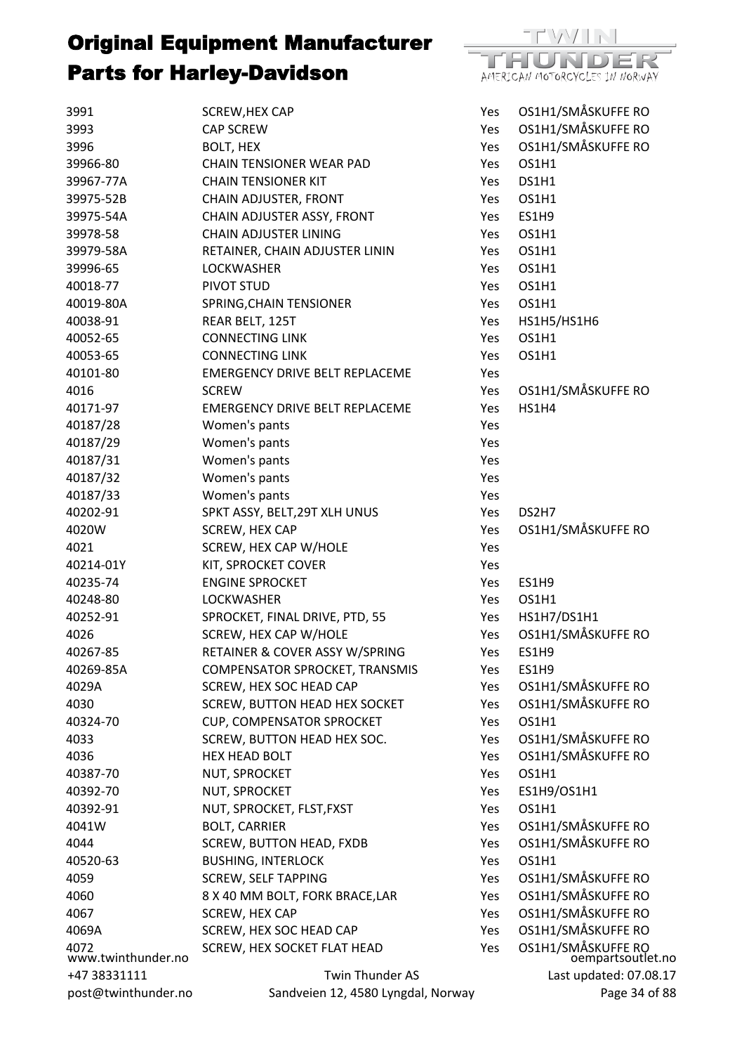# Original Equipment Manufacturer Parts for Harley-Davidson

| | | | |
|---|---|---|---|
| 3991 | SCREW,HEX CAP | Yes | OS1H1/SMÅSKUFFE RO |
| 3993 | CAP SCREW | Yes | OS1H1/SMÅSKUFFE RO |
| 3996 | BOLT, HEX | Yes | OS1H1/SMÅSKUFFE RO |
| 39966-80 | CHAIN TENSIONER WEAR PAD | Yes | OS1H1 |
| 39967-77A | CHAIN TENSIONER KIT | Yes | DS1H1 |
| 39975-52B | CHAIN ADJUSTER, FRONT | Yes | OS1H1 |
| 39975-54A | CHAIN ADJUSTER ASSY, FRONT | Yes | ES1H9 |
| 39978-58 | CHAIN ADJUSTER LINING | Yes | OS1H1 |
| 39979-58A | RETAINER, CHAIN ADJUSTER LININ | Yes | OS1H1 |
| 39996-65 | LOCKWASHER | Yes | OS1H1 |
| 40018-77 | PIVOT STUD | Yes | OS1H1 |
| 40019-80A | SPRING,CHAIN TENSIONER | Yes | OS1H1 |
| 40038-91 | REAR BELT, 125T | Yes | HS1H5/HS1H6 |
| 40052-65 | CONNECTING LINK | Yes | OS1H1 |
| 40053-65 | CONNECTING LINK | Yes | OS1H1 |
| 40101-80 | EMERGENCY DRIVE BELT REPLACEME | Yes | |
| 4016 | SCREW | Yes | OS1H1/SMÅSKUFFE RO |
| 40171-97 | EMERGENCY DRIVE BELT REPLACEME | Yes | HS1H4 |
| 40187/28 | Women's pants | Yes | |
| 40187/29 | Women's pants | Yes | |
| 40187/31 | Women's pants | Yes | |
| 40187/32 | Women's pants | Yes | |
| 40187/33 | Women's pants | Yes | |
| 40202-91 | SPKT ASSY, BELT,29T XLH UNUS | Yes | DS2H7 |
| 4020W | SCREW, HEX CAP | Yes | OS1H1/SMÅSKUFFE RO |
| 4021 | SCREW, HEX CAP W/HOLE | Yes | |
| 40214-01Y | KIT, SPROCKET COVER | Yes | |
| 40235-74 | ENGINE SPROCKET | Yes | ES1H9 |
| 40248-80 | LOCKWASHER | Yes | OS1H1 |
| 40252-91 | SPROCKET, FINAL DRIVE, PTD, 55 | Yes | HS1H7/DS1H1 |
| 4026 | SCREW, HEX CAP W/HOLE | Yes | OS1H1/SMÅSKUFFE RO |
| 40267-85 | RETAINER & COVER ASSY W/SPRING | Yes | ES1H9 |
| 40269-85A | COMPENSATOR SPROCKET, TRANSMIS | Yes | ES1H9 |
| 4029A | SCREW, HEX SOC HEAD CAP | Yes | OS1H1/SMÅSKUFFE RO |
| 4030 | SCREW, BUTTON HEAD HEX SOCKET | Yes | OS1H1/SMÅSKUFFE RO |
| 40324-70 | CUP, COMPENSATOR SPROCKET | Yes | OS1H1 |
| 4033 | SCREW, BUTTON HEAD HEX SOC. | Yes | OS1H1/SMÅSKUFFE RO |
| 4036 | HEX HEAD BOLT | Yes | OS1H1/SMÅSKUFFE RO |
| 40387-70 | NUT, SPROCKET | Yes | OS1H1 |
| 40392-70 | NUT, SPROCKET | Yes | ES1H9/OS1H1 |
| 40392-91 | NUT, SPROCKET, FLST,FXST | Yes | OS1H1 |
| 4041W | BOLT, CARRIER | Yes | OS1H1/SMÅSKUFFE RO |
| 4044 | SCREW, BUTTON HEAD, FXDB | Yes | OS1H1/SMÅSKUFFE RO |
| 40520-63 | BUSHING, INTERLOCK | Yes | OS1H1 |
| 4059 | SCREW, SELF TAPPING | Yes | OS1H1/SMÅSKUFFE RO |
| 4060 | 8 X 40 MM BOLT, FORK BRACE,LAR | Yes | OS1H1/SMÅSKUFFE RO |
| 4067 | SCREW, HEX CAP | Yes | OS1H1/SMÅSKUFFE RO |
| 4069A | SCREW, HEX SOC HEAD CAP | Yes | OS1H1/SMÅSKUFFE RO |
| 4072 | SCREW, HEX SOCKET FLAT HEAD | Yes | OS1H1/SMÅSKUFFE RO |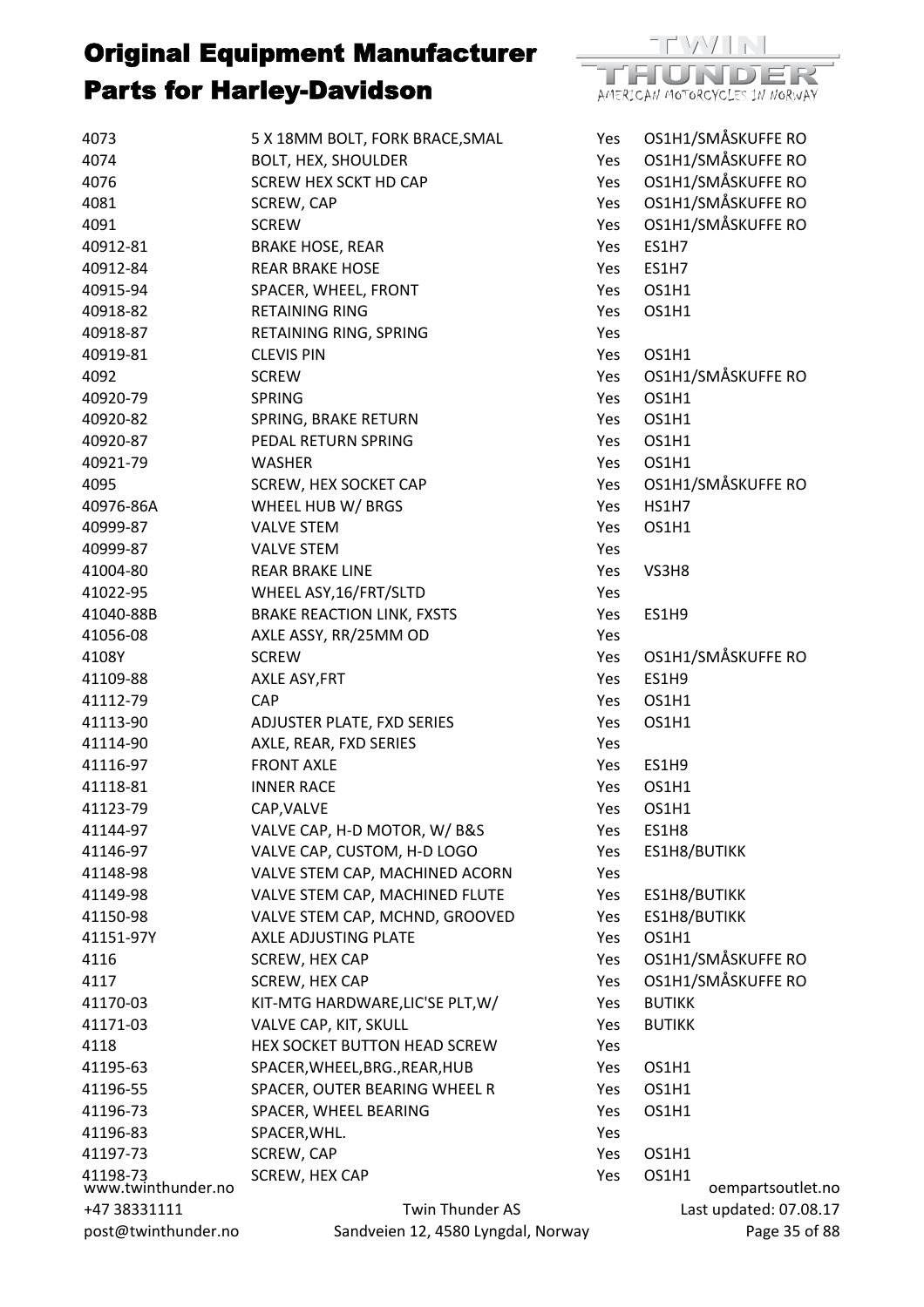# Original Equipment Manufacturer Parts for Harley-Davidson

| | | | |
|---|---|---|---|
| 4073 | 5 X 18MM BOLT, FORK BRACE,SMAL | Yes | OS1H1/SMÅSKUFFE RO |
| 4074 | BOLT, HEX, SHOULDER | Yes | OS1H1/SMÅSKUFFE RO |
| 4076 | SCREW HEX SCKT HD CAP | Yes | OS1H1/SMÅSKUFFE RO |
| 4081 | SCREW, CAP | Yes | OS1H1/SMÅSKUFFE RO |
| 4091 | SCREW | Yes | OS1H1/SMÅSKUFFE RO |
| 40912-81 | BRAKE HOSE, REAR | Yes | ES1H7 |
| 40912-84 | REAR BRAKE HOSE | Yes | ES1H7 |
| 40915-94 | SPACER, WHEEL, FRONT | Yes | OS1H1 |
| 40918-82 | RETAINING RING | Yes | OS1H1 |
| 40918-87 | RETAINING RING, SPRING | Yes | |
| 40919-81 | CLEVIS PIN | Yes | OS1H1 |
| 4092 | SCREW | Yes | OS1H1/SMÅSKUFFE RO |
| 40920-79 | SPRING | Yes | OS1H1 |
| 40920-82 | SPRING, BRAKE RETURN | Yes | OS1H1 |
| 40920-87 | PEDAL RETURN SPRING | Yes | OS1H1 |
| 40921-79 | WASHER | Yes | OS1H1 |
| 4095 | SCREW, HEX SOCKET CAP | Yes | OS1H1/SMÅSKUFFE RO |
| 40976-86A | WHEEL HUB W/ BRGS | Yes | HS1H7 |
| 40999-87 | VALVE STEM | Yes | OS1H1 |
| 40999-87 | VALVE STEM | Yes | |
| 41004-80 | REAR BRAKE LINE | Yes | VS3H8 |
| 41022-95 | WHEEL ASY,16/FRT/SLTD | Yes | |
| 41040-88B | BRAKE REACTION LINK, FXSTS | Yes | ES1H9 |
| 41056-08 | AXLE ASSY, RR/25MM OD | Yes | |
| 4108Y | SCREW | Yes | OS1H1/SMÅSKUFFE RO |
| 41109-88 | AXLE ASY,FRT | Yes | ES1H9 |
| 41112-79 | CAP | Yes | OS1H1 |
| 41113-90 | ADJUSTER PLATE, FXD SERIES | Yes | OS1H1 |
| 41114-90 | AXLE, REAR, FXD SERIES | Yes | |
| 41116-97 | FRONT AXLE | Yes | ES1H9 |
| 41118-81 | INNER RACE | Yes | OS1H1 |
| 41123-79 | CAP,VALVE | Yes | OS1H1 |
| 41144-97 | VALVE CAP, H-D MOTOR, W/ B&S | Yes | ES1H8 |
| 41146-97 | VALVE CAP, CUSTOM, H-D LOGO | Yes | ES1H8/BUTIKK |
| 41148-98 | VALVE STEM CAP, MACHINED ACORN | Yes | |
| 41149-98 | VALVE STEM CAP, MACHINED FLUTE | Yes | ES1H8/BUTIKK |
| 41150-98 | VALVE STEM CAP, MCHND, GROOVED | Yes | ES1H8/BUTIKK |
| 41151-97Y | AXLE ADJUSTING PLATE | Yes | OS1H1 |
| 4116 | SCREW, HEX CAP | Yes | OS1H1/SMÅSKUFFE RO |
| 4117 | SCREW, HEX CAP | Yes | OS1H1/SMÅSKUFFE RO |
| 41170-03 | KIT-MTG HARDWARE,LIC'SE PLT,W/ | Yes | BUTIKK |
| 41171-03 | VALVE CAP, KIT, SKULL | Yes | BUTIKK |
| 4118 | HEX SOCKET BUTTON HEAD SCREW | Yes | |
| 41195-63 | SPACER,WHEEL,BRG.,REAR,HUB | Yes | OS1H1 |
| 41196-55 | SPACER, OUTER BEARING WHEEL R | Yes | OS1H1 |
| 41196-73 | SPACER, WHEEL BEARING | Yes | OS1H1 |
| 41196-83 | SPACER,WHL. | Yes | |
| 41197-73 | SCREW, CAP | Yes | OS1H1 |
| 41198-73 | SCREW, HEX CAP | Yes | OS1H1 |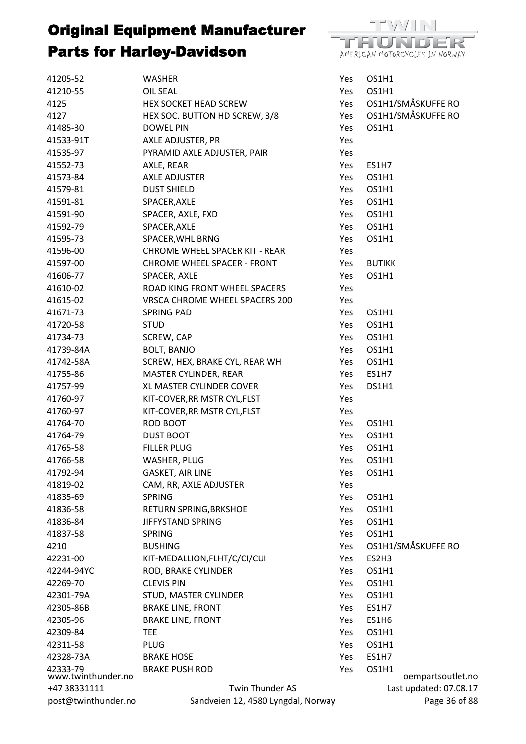# Original Equipment Manufacturer Parts for Harley-Davidson

| | | | |
|---|---|---|---|
| 41205-52 | WASHER | Yes | OS1H1 |
| 41210-55 | OIL SEAL | Yes | OS1H1 |
| 4125 | HEX SOCKET HEAD SCREW | Yes | OS1H1/SMÅSKUFFE RO |
| 4127 | HEX SOC. BUTTON HD SCREW, 3/8 | Yes | OS1H1/SMÅSKUFFE RO |
| 41485-30 | DOWEL PIN | Yes | OS1H1 |
| 41533-91T | AXLE ADJUSTER, PR | Yes | |
| 41535-97 | PYRAMID AXLE ADJUSTER, PAIR | Yes | |
| 41552-73 | AXLE, REAR | Yes | ES1H7 |
| 41573-84 | AXLE ADJUSTER | Yes | OS1H1 |
| 41579-81 | DUST SHIELD | Yes | OS1H1 |
| 41591-81 | SPACER,AXLE | Yes | OS1H1 |
| 41591-90 | SPACER, AXLE, FXD | Yes | OS1H1 |
| 41592-79 | SPACER,AXLE | Yes | OS1H1 |
| 41595-73 | SPACER,WHL BRNG | Yes | OS1H1 |
| 41596-00 | CHROME WHEEL SPACER KIT - REAR | Yes | |
| 41597-00 | CHROME WHEEL SPACER - FRONT | Yes | BUTIKK |
| 41606-77 | SPACER, AXLE | Yes | OS1H1 |
| 41610-02 | ROAD KING FRONT WHEEL SPACERS | Yes | |
| 41615-02 | VRSCA CHROME WHEEL SPACERS 200 | Yes | |
| 41671-73 | SPRING PAD | Yes | OS1H1 |
| 41720-58 | STUD | Yes | OS1H1 |
| 41734-73 | SCREW, CAP | Yes | OS1H1 |
| 41739-84A | BOLT, BANJO | Yes | OS1H1 |
| 41742-58A | SCREW, HEX, BRAKE CYL, REAR WH | Yes | OS1H1 |
| 41755-86 | MASTER CYLINDER, REAR | Yes | ES1H7 |
| 41757-99 | XL MASTER CYLINDER COVER | Yes | DS1H1 |
| 41760-97 | KIT-COVER,RR MSTR CYL,FLST | Yes | |
| 41760-97 | KIT-COVER,RR MSTR CYL,FLST | Yes | |
| 41764-70 | ROD BOOT | Yes | OS1H1 |
| 41764-79 | DUST BOOT | Yes | OS1H1 |
| 41765-58 | FILLER PLUG | Yes | OS1H1 |
| 41766-58 | WASHER, PLUG | Yes | OS1H1 |
| 41792-94 | GASKET, AIR LINE | Yes | OS1H1 |
| 41819-02 | CAM, RR, AXLE ADJUSTER | Yes | |
| 41835-69 | SPRING | Yes | OS1H1 |
| 41836-58 | RETURN SPRING,BRKSHOE | Yes | OS1H1 |
| 41836-84 | JIFFYSTAND SPRING | Yes | OS1H1 |
| 41837-58 | SPRING | Yes | OS1H1 |
| 4210 | BUSHING | Yes | OS1H1/SMÅSKUFFE RO |
| 42231-00 | KIT-MEDALLION,FLHT/C/CI/CUI | Yes | ES2H3 |
| 42244-94YC | ROD, BRAKE CYLINDER | Yes | OS1H1 |
| 42269-70 | CLEVIS PIN | Yes | OS1H1 |
| 42301-79A | STUD, MASTER CYLINDER | Yes | OS1H1 |
| 42305-86B | BRAKE LINE, FRONT | Yes | ES1H7 |
| 42305-96 | BRAKE LINE, FRONT | Yes | ES1H6 |
| 42309-84 | TEE | Yes | OS1H1 |
| 42311-58 | PLUG | Yes | OS1H1 |
| 42328-73A | BRAKE HOSE | Yes | ES1H7 |
| 42333-79 | BRAKE PUSH ROD | Yes | OS1H1 |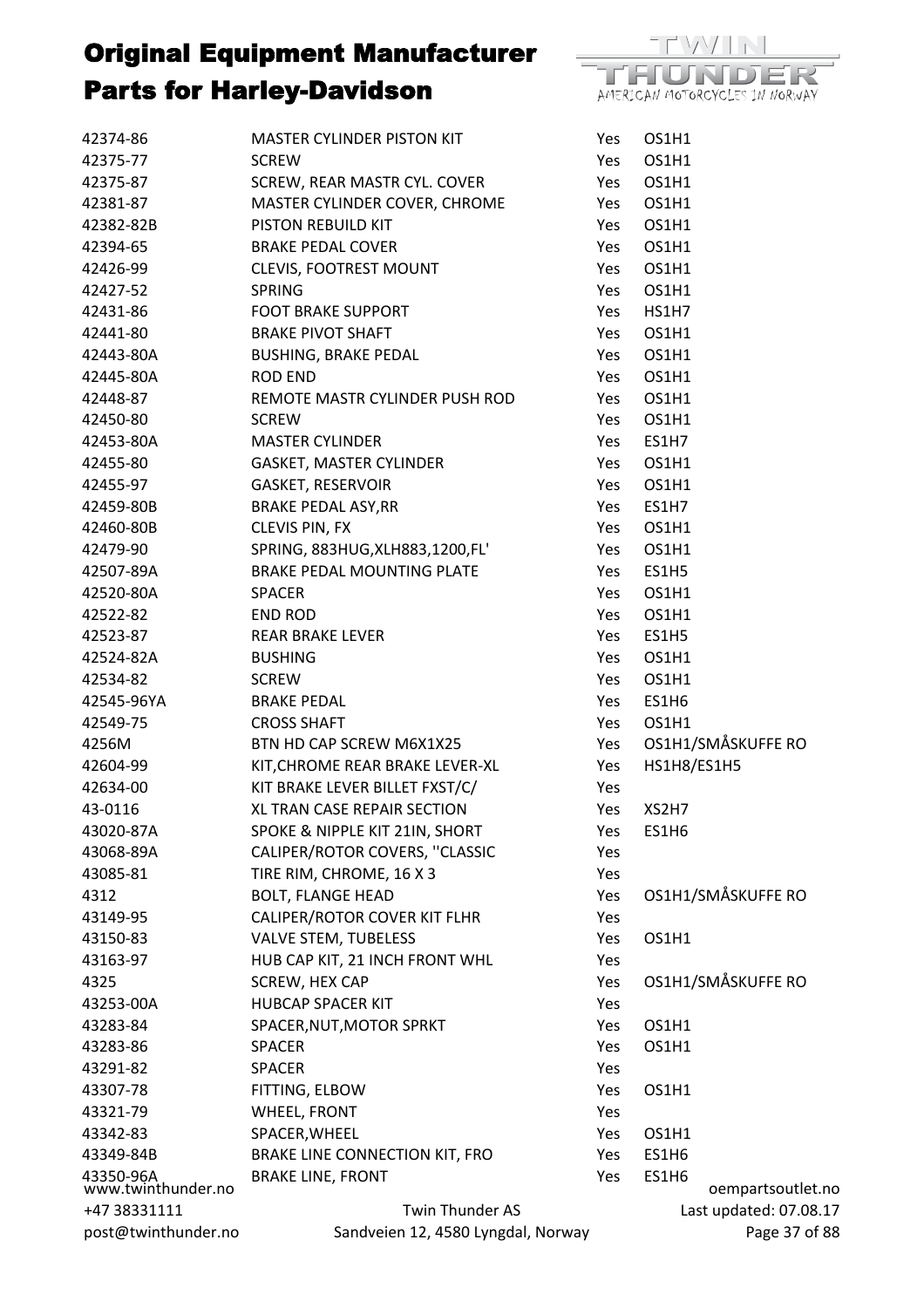# Original Equipment Manufacturer Parts for Harley-Davidson

| | | | |
|---|---|---|---|
| 42374-86 | MASTER CYLINDER PISTON KIT | Yes | OS1H1 |
| 42375-77 | SCREW | Yes | OS1H1 |
| 42375-87 | SCREW, REAR MASTR CYL. COVER | Yes | OS1H1 |
| 42381-87 | MASTER CYLINDER COVER, CHROME | Yes | OS1H1 |
| 42382-82B | PISTON REBUILD KIT | Yes | OS1H1 |
| 42394-65 | BRAKE PEDAL COVER | Yes | OS1H1 |
| 42426-99 | CLEVIS, FOOTREST MOUNT | Yes | OS1H1 |
| 42427-52 | SPRING | Yes | OS1H1 |
| 42431-86 | FOOT BRAKE SUPPORT | Yes | HS1H7 |
| 42441-80 | BRAKE PIVOT SHAFT | Yes | OS1H1 |
| 42443-80A | BUSHING, BRAKE PEDAL | Yes | OS1H1 |
| 42445-80A | ROD END | Yes | OS1H1 |
| 42448-87 | REMOTE MASTR CYLINDER PUSH ROD | Yes | OS1H1 |
| 42450-80 | SCREW | Yes | OS1H1 |
| 42453-80A | MASTER CYLINDER | Yes | ES1H7 |
| 42455-80 | GASKET, MASTER CYLINDER | Yes | OS1H1 |
| 42455-97 | GASKET, RESERVOIR | Yes | OS1H1 |
| 42459-80B | BRAKE PEDAL ASY,RR | Yes | ES1H7 |
| 42460-80B | CLEVIS PIN, FX | Yes | OS1H1 |
| 42479-90 | SPRING, 883HUG,XLH883,1200,FL' | Yes | OS1H1 |
| 42507-89A | BRAKE PEDAL MOUNTING PLATE | Yes | ES1H5 |
| 42520-80A | SPACER | Yes | OS1H1 |
| 42522-82 | END ROD | Yes | OS1H1 |
| 42523-87 | REAR BRAKE LEVER | Yes | ES1H5 |
| 42524-82A | BUSHING | Yes | OS1H1 |
| 42534-82 | SCREW | Yes | OS1H1 |
| 42545-96YA | BRAKE PEDAL | Yes | ES1H6 |
| 42549-75 | CROSS SHAFT | Yes | OS1H1 |
| 4256M | BTN HD CAP SCREW M6X1X25 | Yes | OS1H1/SMÅSKUFFE RO |
| 42604-99 | KIT,CHROME REAR BRAKE LEVER-XL | Yes | HS1H8/ES1H5 |
| 42634-00 | KIT BRAKE LEVER BILLET FXST/C/ | Yes | |
| 43-0116 | XL TRAN CASE REPAIR SECTION | Yes | XS2H7 |
| 43020-87A | SPOKE & NIPPLE KIT 21IN, SHORT | Yes | ES1H6 |
| 43068-89A | CALIPER/ROTOR COVERS, ''CLASSIC | Yes | |
| 43085-81 | TIRE RIM, CHROME, 16 X 3 | Yes | |
| 4312 | BOLT, FLANGE HEAD | Yes | OS1H1/SMÅSKUFFE RO |
| 43149-95 | CALIPER/ROTOR COVER KIT FLHR | Yes | |
| 43150-83 | VALVE STEM, TUBELESS | Yes | OS1H1 |
| 43163-97 | HUB CAP KIT, 21 INCH FRONT WHL | Yes | |
| 4325 | SCREW, HEX CAP | Yes | OS1H1/SMÅSKUFFE RO |
| 43253-00A | HUBCAP SPACER KIT | Yes | |
| 43283-84 | SPACER,NUT,MOTOR SPRKT | Yes | OS1H1 |
| 43283-86 | SPACER | Yes | OS1H1 |
| 43291-82 | SPACER | Yes | |
| 43307-78 | FITTING, ELBOW | Yes | OS1H1 |
| 43321-79 | WHEEL, FRONT | Yes | |
| 43342-83 | SPACER,WHEEL | Yes | OS1H1 |
| 43349-84B | BRAKE LINE CONNECTION KIT, FRO | Yes | ES1H6 |
| 43350-96A | BRAKE LINE, FRONT | Yes | ES1H6 |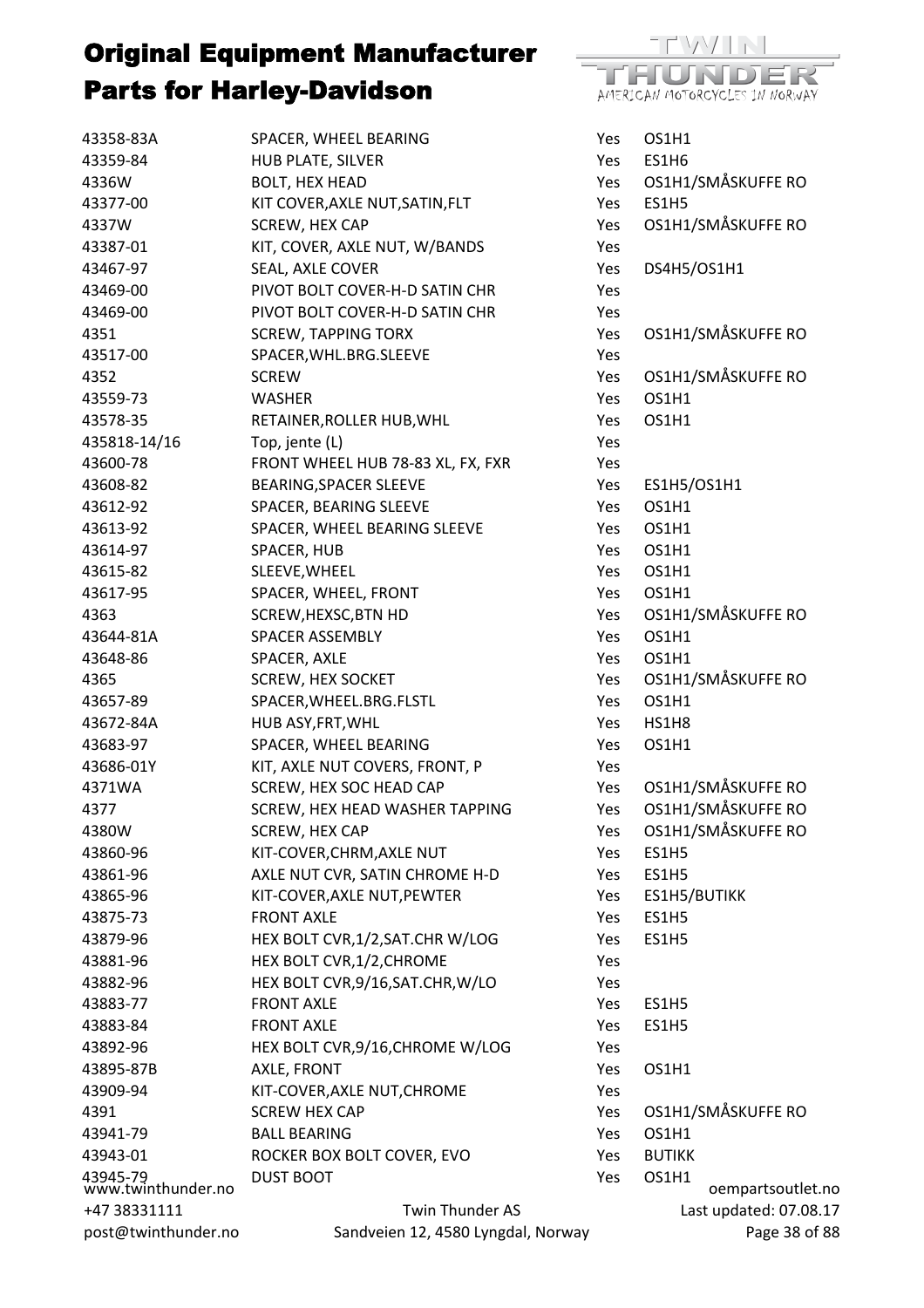# Original Equipment Manufacturer Parts for Harley-Davidson

| | | | |
|---|---|---|---|
| 43358-83A | SPACER, WHEEL BEARING | Yes | OS1H1 |
| 43359-84 | HUB PLATE, SILVER | Yes | ES1H6 |
| 4336W | BOLT, HEX HEAD | Yes | OS1H1/SMÅSKUFFE RO |
| 43377-00 | KIT COVER,AXLE NUT,SATIN,FLT | Yes | ES1H5 |
| 4337W | SCREW, HEX CAP | Yes | OS1H1/SMÅSKUFFE RO |
| 43387-01 | KIT, COVER, AXLE NUT, W/BANDS | Yes | |
| 43467-97 | SEAL, AXLE COVER | Yes | DS4H5/OS1H1 |
| 43469-00 | PIVOT BOLT COVER-H-D SATIN CHR | Yes | |
| 43469-00 | PIVOT BOLT COVER-H-D SATIN CHR | Yes | |
| 4351 | SCREW, TAPPING TORX | Yes | OS1H1/SMÅSKUFFE RO |
| 43517-00 | SPACER,WHL.BRG.SLEEVE | Yes | |
| 4352 | SCREW | Yes | OS1H1/SMÅSKUFFE RO |
| 43559-73 | WASHER | Yes | OS1H1 |
| 43578-35 | RETAINER,ROLLER HUB,WHL | Yes | OS1H1 |
| 435818-14/16 | Top, jente (L) | Yes | |
| 43600-78 | FRONT WHEEL HUB 78-83 XL, FX, FXR | Yes | |
| 43608-82 | BEARING,SPACER SLEEVE | Yes | ES1H5/OS1H1 |
| 43612-92 | SPACER, BEARING SLEEVE | Yes | OS1H1 |
| 43613-92 | SPACER, WHEEL BEARING SLEEVE | Yes | OS1H1 |
| 43614-97 | SPACER, HUB | Yes | OS1H1 |
| 43615-82 | SLEEVE,WHEEL | Yes | OS1H1 |
| 43617-95 | SPACER, WHEEL, FRONT | Yes | OS1H1 |
| 4363 | SCREW,HEXSC,BTN HD | Yes | OS1H1/SMÅSKUFFE RO |
| 43644-81A | SPACER ASSEMBLY | Yes | OS1H1 |
| 43648-86 | SPACER, AXLE | Yes | OS1H1 |
| 4365 | SCREW, HEX SOCKET | Yes | OS1H1/SMÅSKUFFE RO |
| 43657-89 | SPACER,WHEEL.BRG.FLSTL | Yes | OS1H1 |
| 43672-84A | HUB ASY,FRT,WHL | Yes | HS1H8 |
| 43683-97 | SPACER, WHEEL BEARING | Yes | OS1H1 |
| 43686-01Y | KIT, AXLE NUT COVERS, FRONT, P | Yes | |
| 4371WA | SCREW, HEX SOC HEAD CAP | Yes | OS1H1/SMÅSKUFFE RO |
| 4377 | SCREW, HEX HEAD WASHER TAPPING | Yes | OS1H1/SMÅSKUFFE RO |
| 4380W | SCREW, HEX CAP | Yes | OS1H1/SMÅSKUFFE RO |
| 43860-96 | KIT-COVER,CHRM,AXLE NUT | Yes | ES1H5 |
| 43861-96 | AXLE NUT CVR, SATIN CHROME H-D | Yes | ES1H5 |
| 43865-96 | KIT-COVER,AXLE NUT,PEWTER | Yes | ES1H5/BUTIKK |
| 43875-73 | FRONT AXLE | Yes | ES1H5 |
| 43879-96 | HEX BOLT CVR,1/2,SAT.CHR W/LOG | Yes | ES1H5 |
| 43881-96 | HEX BOLT CVR,1/2,CHROME | Yes | |
| 43882-96 | HEX BOLT CVR,9/16,SAT.CHR,W/LO | Yes | |
| 43883-77 | FRONT AXLE | Yes | ES1H5 |
| 43883-84 | FRONT AXLE | Yes | ES1H5 |
| 43892-96 | HEX BOLT CVR,9/16,CHROME W/LOG | Yes | |
| 43895-87B | AXLE, FRONT | Yes | OS1H1 |
| 43909-94 | KIT-COVER,AXLE NUT,CHROME | Yes | |
| 4391 | SCREW HEX CAP | Yes | OS1H1/SMÅSKUFFE RO |
| 43941-79 | BALL BEARING | Yes | OS1H1 |
| 43943-01 | ROCKER BOX BOLT COVER, EVO | Yes | BUTIKK |
| 43945-79 | DUST BOOT | Yes | OS1H1 |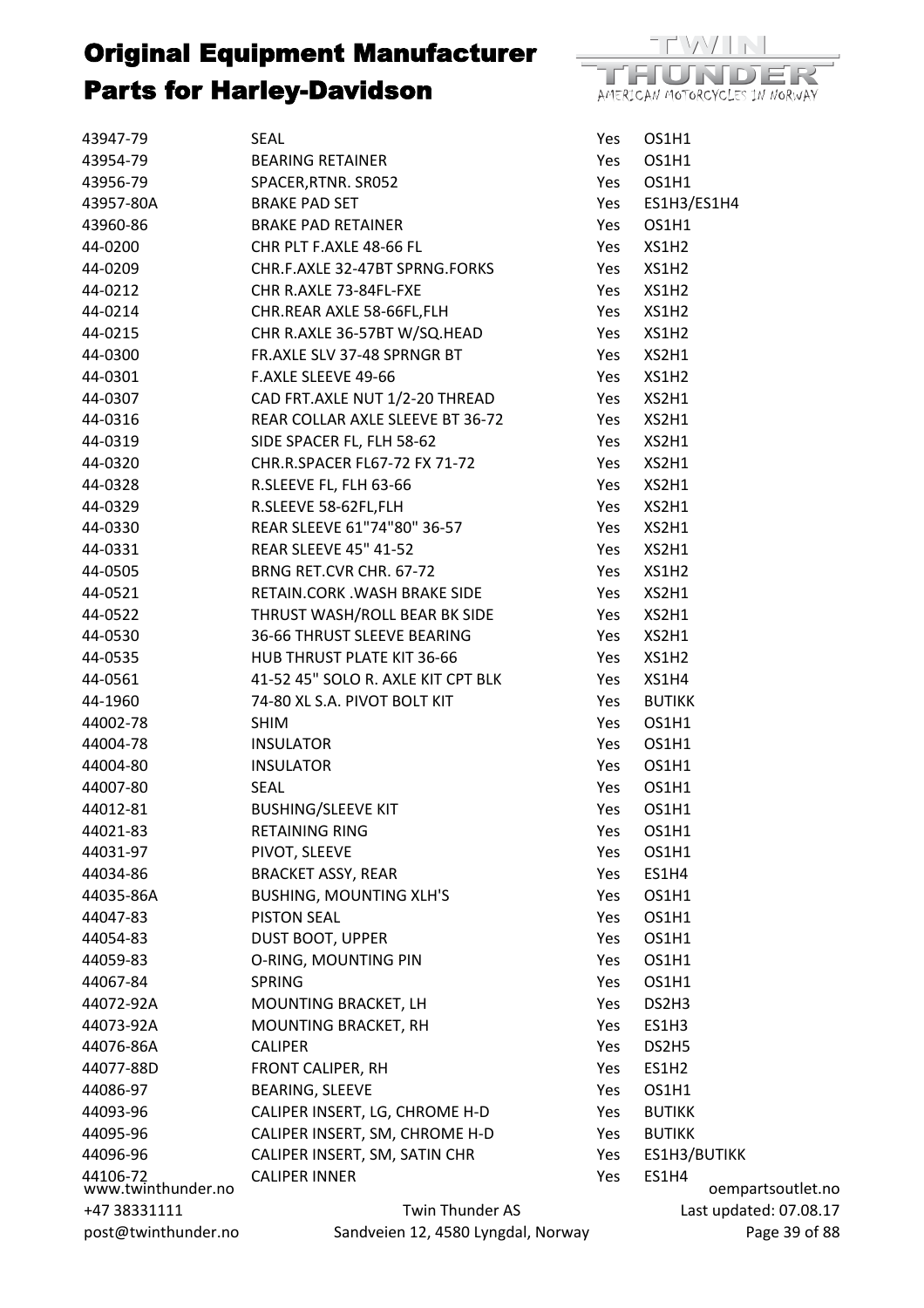# Original Equipment Manufacturer Parts for Harley-Davidson

| | | | |
|---|---|---|---|
| 43947-79 | SEAL | Yes | OS1H1 |
| 43954-79 | BEARING RETAINER | Yes | OS1H1 |
| 43956-79 | SPACER,RTNR. SR052 | Yes | OS1H1 |
| 43957-80A | BRAKE PAD SET | Yes | ES1H3/ES1H4 |
| 43960-86 | BRAKE PAD RETAINER | Yes | OS1H1 |
| 44-0200 | CHR PLT F.AXLE 48-66 FL | Yes | XS1H2 |
| 44-0209 | CHR.F.AXLE 32-47BT SPRNG.FORKS | Yes | XS1H2 |
| 44-0212 | CHR R.AXLE 73-84FL-FXE | Yes | XS1H2 |
| 44-0214 | CHR.REAR AXLE 58-66FL,FLH | Yes | XS1H2 |
| 44-0215 | CHR R.AXLE 36-57BT W/SQ.HEAD | Yes | XS1H2 |
| 44-0300 | FR.AXLE SLV 37-48 SPRNGR BT | Yes | XS2H1 |
| 44-0301 | F.AXLE SLEEVE 49-66 | Yes | XS1H2 |
| 44-0307 | CAD FRT.AXLE NUT 1/2-20 THREAD | Yes | XS2H1 |
| 44-0316 | REAR COLLAR AXLE SLEEVE BT 36-72 | Yes | XS2H1 |
| 44-0319 | SIDE SPACER FL, FLH 58-62 | Yes | XS2H1 |
| 44-0320 | CHR.R.SPACER FL67-72 FX 71-72 | Yes | XS2H1 |
| 44-0328 | R.SLEEVE FL, FLH 63-66 | Yes | XS2H1 |
| 44-0329 | R.SLEEVE 58-62FL,FLH | Yes | XS2H1 |
| 44-0330 | REAR SLEEVE 61"74"80" 36-57 | Yes | XS2H1 |
| 44-0331 | REAR SLEEVE 45" 41-52 | Yes | XS2H1 |
| 44-0505 | BRNG RET.CVR CHR. 67-72 | Yes | XS1H2 |
| 44-0521 | RETAIN.CORK .WASH BRAKE SIDE | Yes | XS2H1 |
| 44-0522 | THRUST WASH/ROLL BEAR BK SIDE | Yes | XS2H1 |
| 44-0530 | 36-66 THRUST SLEEVE BEARING | Yes | XS2H1 |
| 44-0535 | HUB THRUST PLATE KIT 36-66 | Yes | XS1H2 |
| 44-0561 | 41-52 45" SOLO R. AXLE KIT CPT BLK | Yes | XS1H4 |
| 44-1960 | 74-80 XL S.A. PIVOT BOLT KIT | Yes | BUTIKK |
| 44002-78 | SHIM | Yes | OS1H1 |
| 44004-78 | INSULATOR | Yes | OS1H1 |
| 44004-80 | INSULATOR | Yes | OS1H1 |
| 44007-80 | SEAL | Yes | OS1H1 |
| 44012-81 | BUSHING/SLEEVE KIT | Yes | OS1H1 |
| 44021-83 | RETAINING RING | Yes | OS1H1 |
| 44031-97 | PIVOT, SLEEVE | Yes | OS1H1 |
| 44034-86 | BRACKET ASSY, REAR | Yes | ES1H4 |
| 44035-86A | BUSHING, MOUNTING XLH'S | Yes | OS1H1 |
| 44047-83 | PISTON SEAL | Yes | OS1H1 |
| 44054-83 | DUST BOOT, UPPER | Yes | OS1H1 |
| 44059-83 | O-RING, MOUNTING PIN | Yes | OS1H1 |
| 44067-84 | SPRING | Yes | OS1H1 |
| 44072-92A | MOUNTING BRACKET, LH | Yes | DS2H3 |
| 44073-92A | MOUNTING BRACKET, RH | Yes | ES1H3 |
| 44076-86A | CALIPER | Yes | DS2H5 |
| 44077-88D | FRONT CALIPER, RH | Yes | ES1H2 |
| 44086-97 | BEARING, SLEEVE | Yes | OS1H1 |
| 44093-96 | CALIPER INSERT, LG, CHROME H-D | Yes | BUTIKK |
| 44095-96 | CALIPER INSERT, SM, CHROME H-D | Yes | BUTIKK |
| 44096-96 | CALIPER INSERT, SM, SATIN CHR | Yes | ES1H3/BUTIKK |
| 44106-72 | CALIPER INNER | Yes | ES1H4 |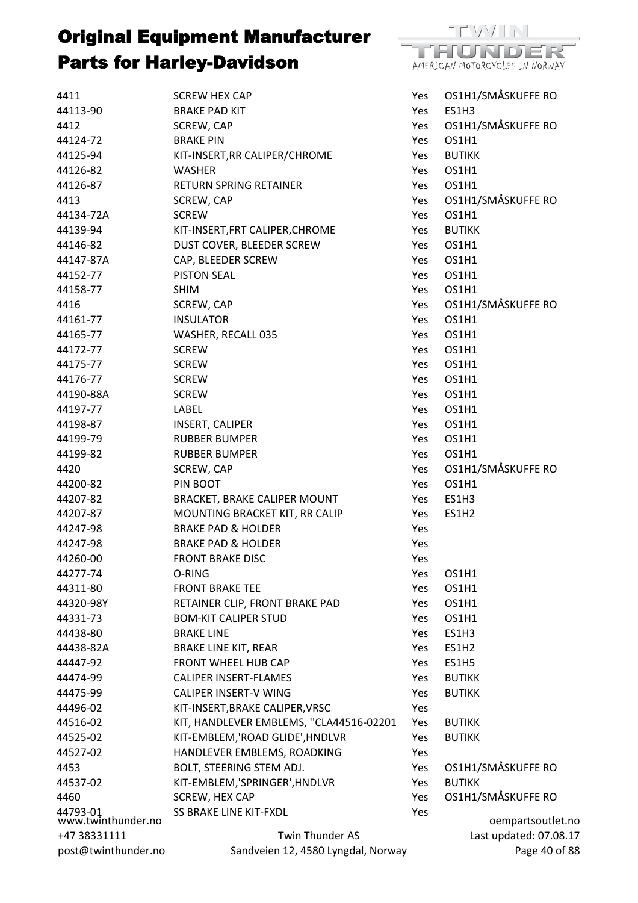# Original Equipment Manufacturer Parts for Harley-Davidson

| | | | |
|---|---|---|---|
| 4411 | SCREW HEX CAP | Yes | OS1H1/SMÅSKUFFE RO |
| 44113-90 | BRAKE PAD KIT | Yes | ES1H3 |
| 4412 | SCREW, CAP | Yes | OS1H1/SMÅSKUFFE RO |
| 44124-72 | BRAKE PIN | Yes | OS1H1 |
| 44125-94 | KIT-INSERT,RR CALIPER/CHROME | Yes | BUTIKK |
| 44126-82 | WASHER | Yes | OS1H1 |
| 44126-87 | RETURN SPRING RETAINER | Yes | OS1H1 |
| 4413 | SCREW, CAP | Yes | OS1H1/SMÅSKUFFE RO |
| 44134-72A | SCREW | Yes | OS1H1 |
| 44139-94 | KIT-INSERT,FRT CALIPER,CHROME | Yes | BUTIKK |
| 44146-82 | DUST COVER, BLEEDER SCREW | Yes | OS1H1 |
| 44147-87A | CAP, BLEEDER SCREW | Yes | OS1H1 |
| 44152-77 | PISTON SEAL | Yes | OS1H1 |
| 44158-77 | SHIM | Yes | OS1H1 |
| 4416 | SCREW, CAP | Yes | OS1H1/SMÅSKUFFE RO |
| 44161-77 | INSULATOR | Yes | OS1H1 |
| 44165-77 | WASHER, RECALL 035 | Yes | OS1H1 |
| 44172-77 | SCREW | Yes | OS1H1 |
| 44175-77 | SCREW | Yes | OS1H1 |
| 44176-77 | SCREW | Yes | OS1H1 |
| 44190-88A | SCREW | Yes | OS1H1 |
| 44197-77 | LABEL | Yes | OS1H1 |
| 44198-87 | INSERT, CALIPER | Yes | OS1H1 |
| 44199-79 | RUBBER BUMPER | Yes | OS1H1 |
| 44199-82 | RUBBER BUMPER | Yes | OS1H1 |
| 4420 | SCREW, CAP | Yes | OS1H1/SMÅSKUFFE RO |
| 44200-82 | PIN BOOT | Yes | OS1H1 |
| 44207-82 | BRACKET, BRAKE CALIPER MOUNT | Yes | ES1H3 |
| 44207-87 | MOUNTING BRACKET KIT, RR CALIP | Yes | ES1H2 |
| 44247-98 | BRAKE PAD & HOLDER | Yes | |
| 44247-98 | BRAKE PAD & HOLDER | Yes | |
| 44260-00 | FRONT BRAKE DISC | Yes | |
| 44277-74 | O-RING | Yes | OS1H1 |
| 44311-80 | FRONT BRAKE TEE | Yes | OS1H1 |
| 44320-98Y | RETAINER CLIP, FRONT BRAKE PAD | Yes | OS1H1 |
| 44331-73 | BOM-KIT CALIPER STUD | Yes | OS1H1 |
| 44438-80 | BRAKE LINE | Yes | ES1H3 |
| 44438-82A | BRAKE LINE KIT, REAR | Yes | ES1H2 |
| 44447-92 | FRONT WHEEL HUB CAP | Yes | ES1H5 |
| 44474-99 | CALIPER INSERT-FLAMES | Yes | BUTIKK |
| 44475-99 | CALIPER INSERT-V WING | Yes | BUTIKK |
| 44496-02 | KIT-INSERT,BRAKE CALIPER,VRSC | Yes | |
| 44516-02 | KIT, HANDLEVER EMBLEMS, ''CLA44516-02201 | Yes | BUTIKK |
| 44525-02 | KIT-EMBLEM,'ROAD GLIDE',HNDLVR | Yes | BUTIKK |
| 44527-02 | HANDLEVER EMBLEMS, ROADKING | Yes | |
| 4453 | BOLT, STEERING STEM ADJ. | Yes | OS1H1/SMÅSKUFFE RO |
| 44537-02 | KIT-EMBLEM,'SPRINGER',HNDLVR | Yes | BUTIKK |
| 4460 | SCREW, HEX CAP | Yes | OS1H1/SMÅSKUFFE RO |
| 44793-01 | SS BRAKE LINE KIT-FXDL | Yes | |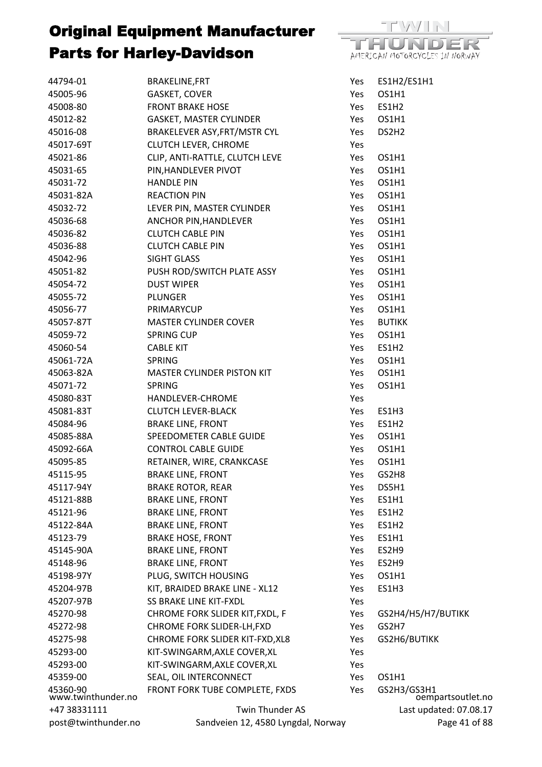# Original Equipment Manufacturer Parts for Harley-Davidson

| | | | |
|---|---|---|---|
| 44794-01 | BRAKELINE,FRT | Yes | ES1H2/ES1H1 |
| 45005-96 | GASKET, COVER | Yes | OS1H1 |
| 45008-80 | FRONT BRAKE HOSE | Yes | ES1H2 |
| 45012-82 | GASKET, MASTER CYLINDER | Yes | OS1H1 |
| 45016-08 | BRAKELEVER ASY,FRT/MSTR CYL | Yes | DS2H2 |
| 45017-69T | CLUTCH LEVER, CHROME | Yes | |
| 45021-86 | CLIP, ANTI-RATTLE, CLUTCH LEVE | Yes | OS1H1 |
| 45031-65 | PIN,HANDLEVER PIVOT | Yes | OS1H1 |
| 45031-72 | HANDLE PIN | Yes | OS1H1 |
| 45031-82A | REACTION PIN | Yes | OS1H1 |
| 45032-72 | LEVER PIN, MASTER CYLINDER | Yes | OS1H1 |
| 45036-68 | ANCHOR PIN,HANDLEVER | Yes | OS1H1 |
| 45036-82 | CLUTCH CABLE PIN | Yes | OS1H1 |
| 45036-88 | CLUTCH CABLE PIN | Yes | OS1H1 |
| 45042-96 | SIGHT GLASS | Yes | OS1H1 |
| 45051-82 | PUSH ROD/SWITCH PLATE ASSY | Yes | OS1H1 |
| 45054-72 | DUST WIPER | Yes | OS1H1 |
| 45055-72 | PLUNGER | Yes | OS1H1 |
| 45056-77 | PRIMARYCUP | Yes | OS1H1 |
| 45057-87T | MASTER CYLINDER COVER | Yes | BUTIKK |
| 45059-72 | SPRING CUP | Yes | OS1H1 |
| 45060-54 | CABLE KIT | Yes | ES1H2 |
| 45061-72A | SPRING | Yes | OS1H1 |
| 45063-82A | MASTER CYLINDER PISTON KIT | Yes | OS1H1 |
| 45071-72 | SPRING | Yes | OS1H1 |
| 45080-83T | HANDLEVER-CHROME | Yes | |
| 45081-83T | CLUTCH LEVER-BLACK | Yes | ES1H3 |
| 45084-96 | BRAKE LINE, FRONT | Yes | ES1H2 |
| 45085-88A | SPEEDOMETER CABLE GUIDE | Yes | OS1H1 |
| 45092-66A | CONTROL CABLE GUIDE | Yes | OS1H1 |
| 45095-85 | RETAINER, WIRE, CRANKCASE | Yes | OS1H1 |
| 45115-95 | BRAKE LINE, FRONT | Yes | GS2H8 |
| 45117-94Y | BRAKE ROTOR, REAR | Yes | DS5H1 |
| 45121-88B | BRAKE LINE, FRONT | Yes | ES1H1 |
| 45121-96 | BRAKE LINE, FRONT | Yes | ES1H2 |
| 45122-84A | BRAKE LINE, FRONT | Yes | ES1H2 |
| 45123-79 | BRAKE HOSE, FRONT | Yes | ES1H1 |
| 45145-90A | BRAKE LINE, FRONT | Yes | ES2H9 |
| 45148-96 | BRAKE LINE, FRONT | Yes | ES2H9 |
| 45198-97Y | PLUG, SWITCH HOUSING | Yes | OS1H1 |
| 45204-97B | KIT, BRAIDED BRAKE LINE - XL12 | Yes | ES1H3 |
| 45207-97B | SS BRAKE LINE KIT-FXDL | Yes | |
| 45270-98 | CHROME FORK SLIDER KIT,FXDL, F | Yes | GS2H4/H5/H7/BUTIKK |
| 45272-98 | CHROME FORK SLIDER-LH,FXD | Yes | GS2H7 |
| 45275-98 | CHROME FORK SLIDER KIT-FXD,XL8 | Yes | GS2H6/BUTIKK |
| 45293-00 | KIT-SWINGARM,AXLE COVER,XL | Yes | |
| 45293-00 | KIT-SWINGARM,AXLE COVER,XL | Yes | |
| 45359-00 | SEAL, OIL INTERCONNECT | Yes | OS1H1 |
| 45360-90 | FRONT FORK TUBE COMPLETE, FXDS | Yes | GS2H3/GS3H1 |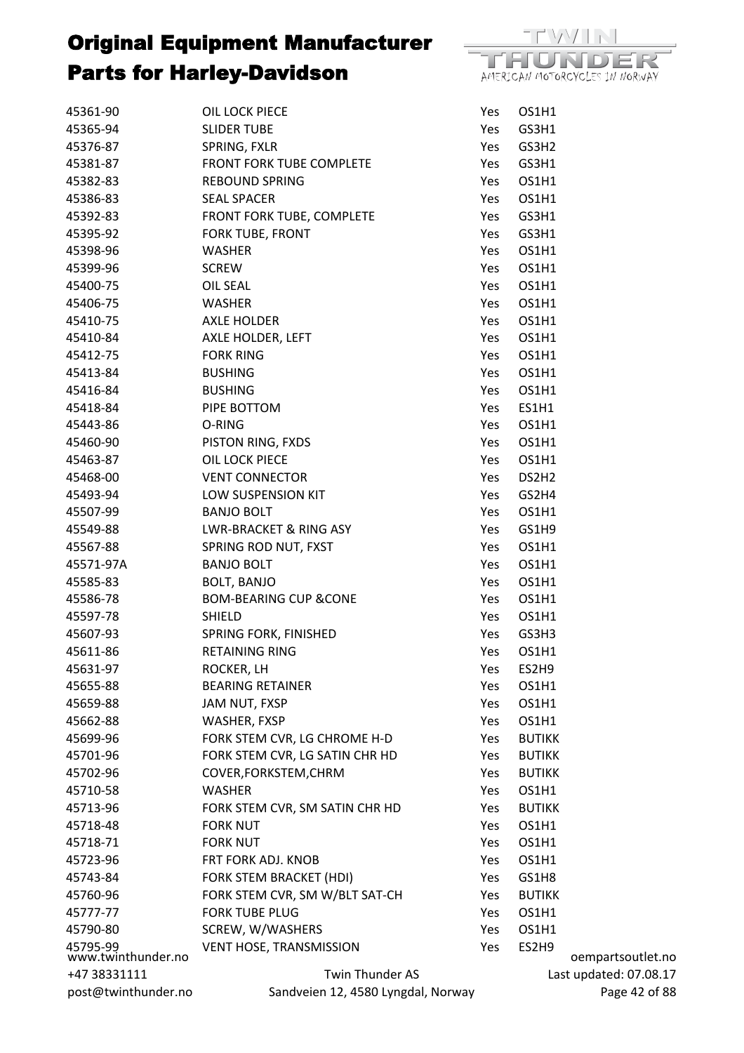# Original Equipment Manufacturer Parts for Harley-Davidson

| | | | |
|---|---|---|---|
| 45361-90 | OIL LOCK PIECE | Yes | OS1H1 |
| 45365-94 | SLIDER TUBE | Yes | GS3H1 |
| 45376-87 | SPRING, FXLR | Yes | GS3H2 |
| 45381-87 | FRONT FORK TUBE COMPLETE | Yes | GS3H1 |
| 45382-83 | REBOUND SPRING | Yes | OS1H1 |
| 45386-83 | SEAL SPACER | Yes | OS1H1 |
| 45392-83 | FRONT FORK TUBE, COMPLETE | Yes | GS3H1 |
| 45395-92 | FORK TUBE, FRONT | Yes | GS3H1 |
| 45398-96 | WASHER | Yes | OS1H1 |
| 45399-96 | SCREW | Yes | OS1H1 |
| 45400-75 | OIL SEAL | Yes | OS1H1 |
| 45406-75 | WASHER | Yes | OS1H1 |
| 45410-75 | AXLE HOLDER | Yes | OS1H1 |
| 45410-84 | AXLE HOLDER, LEFT | Yes | OS1H1 |
| 45412-75 | FORK RING | Yes | OS1H1 |
| 45413-84 | BUSHING | Yes | OS1H1 |
| 45416-84 | BUSHING | Yes | OS1H1 |
| 45418-84 | PIPE BOTTOM | Yes | ES1H1 |
| 45443-86 | O-RING | Yes | OS1H1 |
| 45460-90 | PISTON RING, FXDS | Yes | OS1H1 |
| 45463-87 | OIL LOCK PIECE | Yes | OS1H1 |
| 45468-00 | VENT CONNECTOR | Yes | DS2H2 |
| 45493-94 | LOW SUSPENSION KIT | Yes | GS2H4 |
| 45507-99 | BANJO BOLT | Yes | OS1H1 |
| 45549-88 | LWR-BRACKET & RING ASY | Yes | GS1H9 |
| 45567-88 | SPRING ROD NUT, FXST | Yes | OS1H1 |
| 45571-97A | BANJO BOLT | Yes | OS1H1 |
| 45585-83 | BOLT, BANJO | Yes | OS1H1 |
| 45586-78 | BOM-BEARING CUP &CONE | Yes | OS1H1 |
| 45597-78 | SHIELD | Yes | OS1H1 |
| 45607-93 | SPRING FORK, FINISHED | Yes | GS3H3 |
| 45611-86 | RETAINING RING | Yes | OS1H1 |
| 45631-97 | ROCKER, LH | Yes | ES2H9 |
| 45655-88 | BEARING RETAINER | Yes | OS1H1 |
| 45659-88 | JAM NUT, FXSP | Yes | OS1H1 |
| 45662-88 | WASHER, FXSP | Yes | OS1H1 |
| 45699-96 | FORK STEM CVR, LG CHROME H-D | Yes | BUTIKK |
| 45701-96 | FORK STEM CVR, LG SATIN CHR HD | Yes | BUTIKK |
| 45702-96 | COVER,FORKSTEM,CHRM | Yes | BUTIKK |
| 45710-58 | WASHER | Yes | OS1H1 |
| 45713-96 | FORK STEM CVR, SM SATIN CHR HD | Yes | BUTIKK |
| 45718-48 | FORK NUT | Yes | OS1H1 |
| 45718-71 | FORK NUT | Yes | OS1H1 |
| 45723-96 | FRT FORK ADJ. KNOB | Yes | OS1H1 |
| 45743-84 | FORK STEM BRACKET (HDI) | Yes | GS1H8 |
| 45760-96 | FORK STEM CVR, SM W/BLT SAT-CH | Yes | BUTIKK |
| 45777-77 | FORK TUBE PLUG | Yes | OS1H1 |
| 45790-80 | SCREW, W/WASHERS | Yes | OS1H1 |
| 45795-99 | VENT HOSE, TRANSMISSION | Yes | ES2H9 |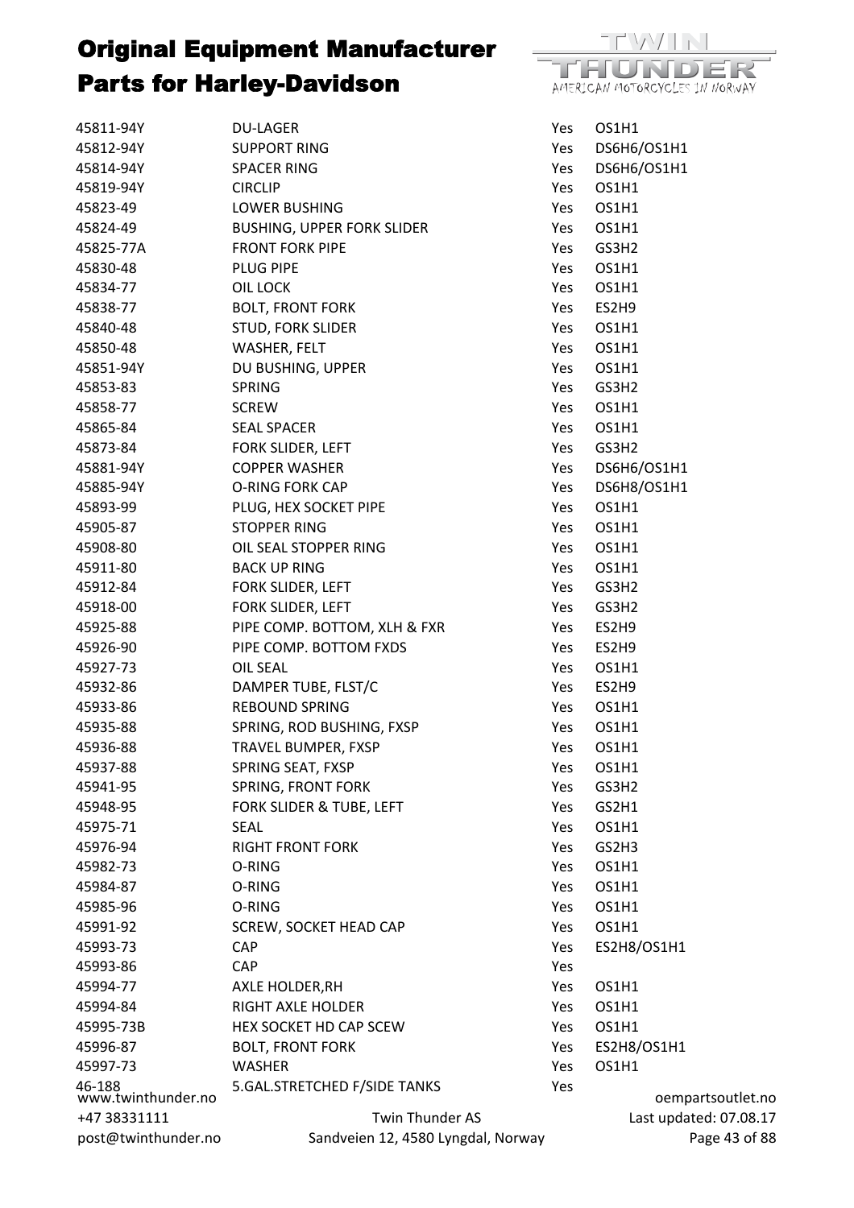# Original Equipment Manufacturer Parts for Harley-Davidson

| | | | |
|---|---|---|---|
| 45811-94Y | DU-LAGER | Yes | OS1H1 |
| 45812-94Y | SUPPORT RING | Yes | DS6H6/OS1H1 |
| 45814-94Y | SPACER RING | Yes | DS6H6/OS1H1 |
| 45819-94Y | CIRCLIP | Yes | OS1H1 |
| 45823-49 | LOWER BUSHING | Yes | OS1H1 |
| 45824-49 | BUSHING, UPPER FORK SLIDER | Yes | OS1H1 |
| 45825-77A | FRONT FORK PIPE | Yes | GS3H2 |
| 45830-48 | PLUG PIPE | Yes | OS1H1 |
| 45834-77 | OIL LOCK | Yes | OS1H1 |
| 45838-77 | BOLT, FRONT FORK | Yes | ES2H9 |
| 45840-48 | STUD, FORK SLIDER | Yes | OS1H1 |
| 45850-48 | WASHER, FELT | Yes | OS1H1 |
| 45851-94Y | DU BUSHING, UPPER | Yes | OS1H1 |
| 45853-83 | SPRING | Yes | GS3H2 |
| 45858-77 | SCREW | Yes | OS1H1 |
| 45865-84 | SEAL SPACER | Yes | OS1H1 |
| 45873-84 | FORK SLIDER, LEFT | Yes | GS3H2 |
| 45881-94Y | COPPER WASHER | Yes | DS6H6/OS1H1 |
| 45885-94Y | O-RING FORK CAP | Yes | DS6H8/OS1H1 |
| 45893-99 | PLUG, HEX SOCKET PIPE | Yes | OS1H1 |
| 45905-87 | STOPPER RING | Yes | OS1H1 |
| 45908-80 | OIL SEAL STOPPER RING | Yes | OS1H1 |
| 45911-80 | BACK UP RING | Yes | OS1H1 |
| 45912-84 | FORK SLIDER, LEFT | Yes | GS3H2 |
| 45918-00 | FORK SLIDER, LEFT | Yes | GS3H2 |
| 45925-88 | PIPE COMP. BOTTOM, XLH & FXR | Yes | ES2H9 |
| 45926-90 | PIPE COMP. BOTTOM FXDS | Yes | ES2H9 |
| 45927-73 | OIL SEAL | Yes | OS1H1 |
| 45932-86 | DAMPER TUBE, FLST/C | Yes | ES2H9 |
| 45933-86 | REBOUND SPRING | Yes | OS1H1 |
| 45935-88 | SPRING, ROD BUSHING, FXSP | Yes | OS1H1 |
| 45936-88 | TRAVEL BUMPER, FXSP | Yes | OS1H1 |
| 45937-88 | SPRING SEAT, FXSP | Yes | OS1H1 |
| 45941-95 | SPRING, FRONT FORK | Yes | GS3H2 |
| 45948-95 | FORK SLIDER & TUBE, LEFT | Yes | GS2H1 |
| 45975-71 | SEAL | Yes | OS1H1 |
| 45976-94 | RIGHT FRONT FORK | Yes | GS2H3 |
| 45982-73 | O-RING | Yes | OS1H1 |
| 45984-87 | O-RING | Yes | OS1H1 |
| 45985-96 | O-RING | Yes | OS1H1 |
| 45991-92 | SCREW, SOCKET HEAD CAP | Yes | OS1H1 |
| 45993-73 | CAP | Yes | ES2H8/OS1H1 |
| 45993-86 | CAP | Yes | |
| 45994-77 | AXLE HOLDER,RH | Yes | OS1H1 |
| 45994-84 | RIGHT AXLE HOLDER | Yes | OS1H1 |
| 45995-73B | HEX SOCKET HD CAP SCEW | Yes | OS1H1 |
| 45996-87 | BOLT, FRONT FORK | Yes | ES2H8/OS1H1 |
| 45997-73 | WASHER | Yes | OS1H1 |
| 46-188 | 5.GAL.STRETCHED F/SIDE TANKS | Yes | |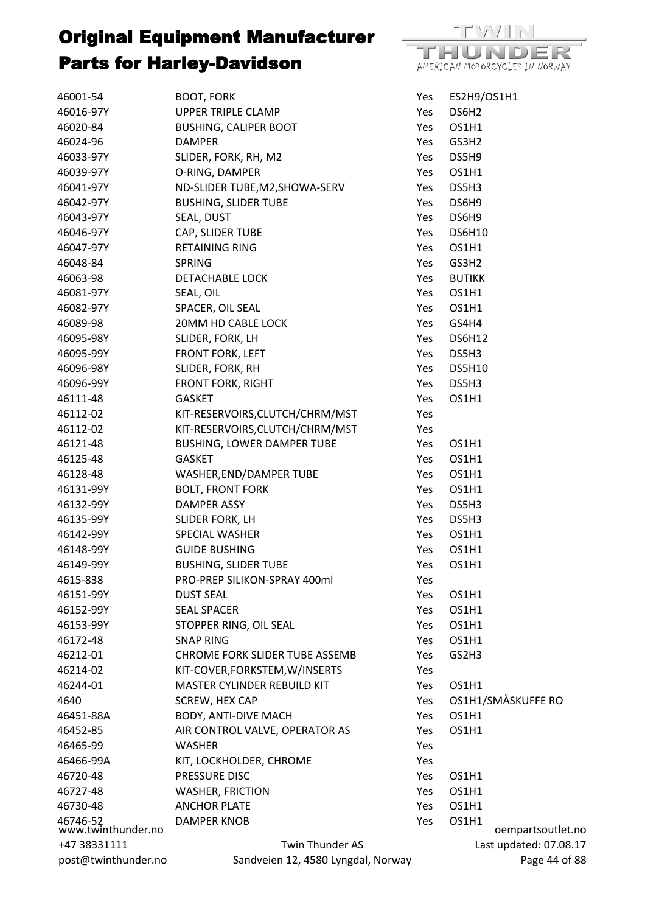# Original Equipment Manufacturer Parts for Harley-Davidson

| | | | |
|---|---|---|---|
| 46001-54 | BOOT, FORK | Yes | ES2H9/OS1H1 |
| 46016-97Y | UPPER TRIPLE CLAMP | Yes | DS6H2 |
| 46020-84 | BUSHING, CALIPER BOOT | Yes | OS1H1 |
| 46024-96 | DAMPER | Yes | GS3H2 |
| 46033-97Y | SLIDER, FORK, RH, M2 | Yes | DS5H9 |
| 46039-97Y | O-RING, DAMPER | Yes | OS1H1 |
| 46041-97Y | ND-SLIDER TUBE,M2,SHOWA-SERV | Yes | DS5H3 |
| 46042-97Y | BUSHING, SLIDER TUBE | Yes | DS6H9 |
| 46043-97Y | SEAL, DUST | Yes | DS6H9 |
| 46046-97Y | CAP, SLIDER TUBE | Yes | DS6H10 |
| 46047-97Y | RETAINING RING | Yes | OS1H1 |
| 46048-84 | SPRING | Yes | GS3H2 |
| 46063-98 | DETACHABLE LOCK | Yes | BUTIKK |
| 46081-97Y | SEAL, OIL | Yes | OS1H1 |
| 46082-97Y | SPACER, OIL SEAL | Yes | OS1H1 |
| 46089-98 | 20MM HD CABLE LOCK | Yes | GS4H4 |
| 46095-98Y | SLIDER, FORK, LH | Yes | DS6H12 |
| 46095-99Y | FRONT FORK, LEFT | Yes | DS5H3 |
| 46096-98Y | SLIDER, FORK, RH | Yes | DS5H10 |
| 46096-99Y | FRONT FORK, RIGHT | Yes | DS5H3 |
| 46111-48 | GASKET | Yes | OS1H1 |
| 46112-02 | KIT-RESERVOIRS,CLUTCH/CHRM/MST | Yes | |
| 46112-02 | KIT-RESERVOIRS,CLUTCH/CHRM/MST | Yes | |
| 46121-48 | BUSHING, LOWER DAMPER TUBE | Yes | OS1H1 |
| 46125-48 | GASKET | Yes | OS1H1 |
| 46128-48 | WASHER,END/DAMPER TUBE | Yes | OS1H1 |
| 46131-99Y | BOLT, FRONT FORK | Yes | OS1H1 |
| 46132-99Y | DAMPER ASSY | Yes | DS5H3 |
| 46135-99Y | SLIDER FORK, LH | Yes | DS5H3 |
| 46142-99Y | SPECIAL WASHER | Yes | OS1H1 |
| 46148-99Y | GUIDE BUSHING | Yes | OS1H1 |
| 46149-99Y | BUSHING, SLIDER TUBE | Yes | OS1H1 |
| 4615-838 | PRO-PREP SILIKON-SPRAY 400ml | Yes | |
| 46151-99Y | DUST SEAL | Yes | OS1H1 |
| 46152-99Y | SEAL SPACER | Yes | OS1H1 |
| 46153-99Y | STOPPER RING, OIL SEAL | Yes | OS1H1 |
| 46172-48 | SNAP RING | Yes | OS1H1 |
| 46212-01 | CHROME FORK SLIDER TUBE ASSEMB | Yes | GS2H3 |
| 46214-02 | KIT-COVER,FORKSTEM,W/INSERTS | Yes | |
| 46244-01 | MASTER CYLINDER REBUILD KIT | Yes | OS1H1 |
| 4640 | SCREW, HEX CAP | Yes | OS1H1/SMÅSKUFFE RO |
| 46451-88A | BODY, ANTI-DIVE MACH | Yes | OS1H1 |
| 46452-85 | AIR CONTROL VALVE, OPERATOR AS | Yes | OS1H1 |
| 46465-99 | WASHER | Yes | |
| 46466-99A | KIT, LOCKHOLDER, CHROME | Yes | |
| 46720-48 | PRESSURE DISC | Yes | OS1H1 |
| 46727-48 | WASHER, FRICTION | Yes | OS1H1 |
| 46730-48 | ANCHOR PLATE | Yes | OS1H1 |
| 46746-52 | DAMPER KNOB | Yes | OS1H1 |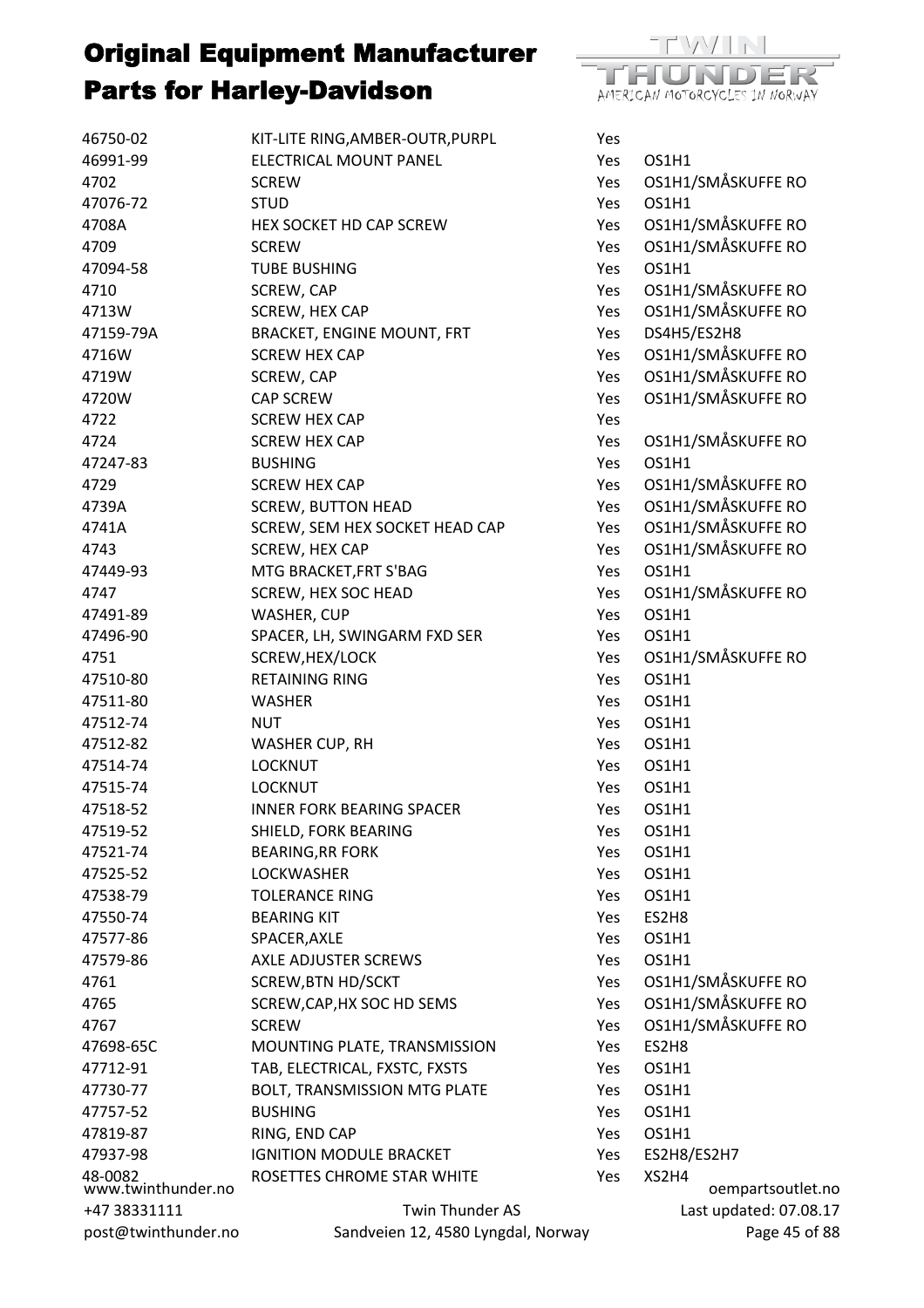# Original Equipment Manufacturer Parts for Harley-Davidson

| | | | |
|---|---|---|---|
| 46750-02 | KIT-LITE RING,AMBER-OUTR,PURPL | Yes | |
| 46991-99 | ELECTRICAL MOUNT PANEL | Yes | OS1H1 |
| 4702 | SCREW | Yes | OS1H1/SMÅSKUFFE RO |
| 47076-72 | STUD | Yes | OS1H1 |
| 4708A | HEX SOCKET HD CAP SCREW | Yes | OS1H1/SMÅSKUFFE RO |
| 4709 | SCREW | Yes | OS1H1/SMÅSKUFFE RO |
| 47094-58 | TUBE BUSHING | Yes | OS1H1 |
| 4710 | SCREW, CAP | Yes | OS1H1/SMÅSKUFFE RO |
| 4713W | SCREW, HEX CAP | Yes | OS1H1/SMÅSKUFFE RO |
| 47159-79A | BRACKET, ENGINE MOUNT, FRT | Yes | DS4H5/ES2H8 |
| 4716W | SCREW HEX CAP | Yes | OS1H1/SMÅSKUFFE RO |
| 4719W | SCREW, CAP | Yes | OS1H1/SMÅSKUFFE RO |
| 4720W | CAP SCREW | Yes | OS1H1/SMÅSKUFFE RO |
| 4722 | SCREW HEX CAP | Yes | |
| 4724 | SCREW HEX CAP | Yes | OS1H1/SMÅSKUFFE RO |
| 47247-83 | BUSHING | Yes | OS1H1 |
| 4729 | SCREW HEX CAP | Yes | OS1H1/SMÅSKUFFE RO |
| 4739A | SCREW, BUTTON HEAD | Yes | OS1H1/SMÅSKUFFE RO |
| 4741A | SCREW, SEM HEX SOCKET HEAD CAP | Yes | OS1H1/SMÅSKUFFE RO |
| 4743 | SCREW, HEX CAP | Yes | OS1H1/SMÅSKUFFE RO |
| 47449-93 | MTG BRACKET,FRT S'BAG | Yes | OS1H1 |
| 4747 | SCREW, HEX SOC HEAD | Yes | OS1H1/SMÅSKUFFE RO |
| 47491-89 | WASHER, CUP | Yes | OS1H1 |
| 47496-90 | SPACER, LH, SWINGARM FXD SER | Yes | OS1H1 |
| 4751 | SCREW,HEX/LOCK | Yes | OS1H1/SMÅSKUFFE RO |
| 47510-80 | RETAINING RING | Yes | OS1H1 |
| 47511-80 | WASHER | Yes | OS1H1 |
| 47512-74 | NUT | Yes | OS1H1 |
| 47512-82 | WASHER CUP, RH | Yes | OS1H1 |
| 47514-74 | LOCKNUT | Yes | OS1H1 |
| 47515-74 | LOCKNUT | Yes | OS1H1 |
| 47518-52 | INNER FORK BEARING SPACER | Yes | OS1H1 |
| 47519-52 | SHIELD, FORK BEARING | Yes | OS1H1 |
| 47521-74 | BEARING,RR FORK | Yes | OS1H1 |
| 47525-52 | LOCKWASHER | Yes | OS1H1 |
| 47538-79 | TOLERANCE RING | Yes | OS1H1 |
| 47550-74 | BEARING KIT | Yes | ES2H8 |
| 47577-86 | SPACER,AXLE | Yes | OS1H1 |
| 47579-86 | AXLE ADJUSTER SCREWS | Yes | OS1H1 |
| 4761 | SCREW,BTN HD/SCKT | Yes | OS1H1/SMÅSKUFFE RO |
| 4765 | SCREW,CAP,HX SOC HD SEMS | Yes | OS1H1/SMÅSKUFFE RO |
| 4767 | SCREW | Yes | OS1H1/SMÅSKUFFE RO |
| 47698-65C | MOUNTING PLATE, TRANSMISSION | Yes | ES2H8 |
| 47712-91 | TAB, ELECTRICAL, FXSTC, FXSTS | Yes | OS1H1 |
| 47730-77 | BOLT, TRANSMISSION MTG PLATE | Yes | OS1H1 |
| 47757-52 | BUSHING | Yes | OS1H1 |
| 47819-87 | RING, END CAP | Yes | OS1H1 |
| 47937-98 | IGNITION MODULE BRACKET | Yes | ES2H8/ES2H7 |
| 48-0082 | ROSETTES CHROME STAR WHITE | Yes | XS2H4 |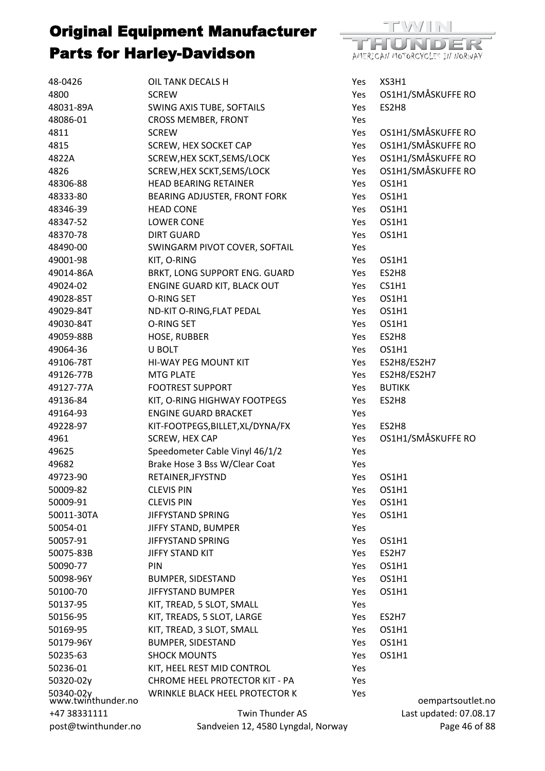# Original Equipment Manufacturer Parts for Harley-Davidson

| | | | |
|---|---|---|---|
| 48-0426 | OIL TANK DECALS H | Yes | XS3H1 |
| 4800 | SCREW | Yes | OS1H1/SMÅSKUFFE RO |
| 48031-89A | SWING AXIS TUBE, SOFTAILS | Yes | ES2H8 |
| 48086-01 | CROSS MEMBER, FRONT | Yes | |
| 4811 | SCREW | Yes | OS1H1/SMÅSKUFFE RO |
| 4815 | SCREW, HEX SOCKET CAP | Yes | OS1H1/SMÅSKUFFE RO |
| 4822A | SCREW,HEX SCKT,SEMS/LOCK | Yes | OS1H1/SMÅSKUFFE RO |
| 4826 | SCREW,HEX SCKT,SEMS/LOCK | Yes | OS1H1/SMÅSKUFFE RO |
| 48306-88 | HEAD BEARING RETAINER | Yes | OS1H1 |
| 48333-80 | BEARING ADJUSTER, FRONT FORK | Yes | OS1H1 |
| 48346-39 | HEAD CONE | Yes | OS1H1 |
| 48347-52 | LOWER CONE | Yes | OS1H1 |
| 48370-78 | DIRT GUARD | Yes | OS1H1 |
| 48490-00 | SWINGARM PIVOT COVER, SOFTAIL | Yes | |
| 49001-98 | KIT, O-RING | Yes | OS1H1 |
| 49014-86A | BRKT, LONG SUPPORT ENG. GUARD | Yes | ES2H8 |
| 49024-02 | ENGINE GUARD KIT, BLACK OUT | Yes | CS1H1 |
| 49028-85T | O-RING SET | Yes | OS1H1 |
| 49029-84T | ND-KIT O-RING,FLAT PEDAL | Yes | OS1H1 |
| 49030-84T | O-RING SET | Yes | OS1H1 |
| 49059-88B | HOSE, RUBBER | Yes | ES2H8 |
| 49064-36 | U BOLT | Yes | OS1H1 |
| 49106-78T | HI-WAY PEG MOUNT KIT | Yes | ES2H8/ES2H7 |
| 49126-77B | MTG PLATE | Yes | ES2H8/ES2H7 |
| 49127-77A | FOOTREST SUPPORT | Yes | BUTIKK |
| 49136-84 | KIT, O-RING HIGHWAY FOOTPEGS | Yes | ES2H8 |
| 49164-93 | ENGINE GUARD BRACKET | Yes | |
| 49228-97 | KIT-FOOTPEGS,BILLET,XL/DYNA/FX | Yes | ES2H8 |
| 4961 | SCREW, HEX CAP | Yes | OS1H1/SMÅSKUFFE RO |
| 49625 | Speedometer Cable Vinyl 46/1/2 | Yes | |
| 49682 | Brake Hose 3 Bss W/Clear Coat | Yes | |
| 49723-90 | RETAINER,JFYSTND | Yes | OS1H1 |
| 50009-82 | CLEVIS PIN | Yes | OS1H1 |
| 50009-91 | CLEVIS PIN | Yes | OS1H1 |
| 50011-30TA | JIFFYSTAND SPRING | Yes | OS1H1 |
| 50054-01 | JIFFY STAND, BUMPER | Yes | |
| 50057-91 | JIFFYSTAND SPRING | Yes | OS1H1 |
| 50075-83B | JIFFY STAND KIT | Yes | ES2H7 |
| 50090-77 | PIN | Yes | OS1H1 |
| 50098-96Y | BUMPER, SIDESTAND | Yes | OS1H1 |
| 50100-70 | JIFFYSTAND BUMPER | Yes | OS1H1 |
| 50137-95 | KIT, TREAD, 5 SLOT, SMALL | Yes | |
| 50156-95 | KIT, TREADS, 5 SLOT, LARGE | Yes | ES2H7 |
| 50169-95 | KIT, TREAD, 3 SLOT, SMALL | Yes | OS1H1 |
| 50179-96Y | BUMPER, SIDESTAND | Yes | OS1H1 |
| 50235-63 | SHOCK MOUNTS | Yes | OS1H1 |
| 50236-01 | KIT, HEEL REST MID CONTROL | Yes | |
| 50320-02y | CHROME HEEL PROTECTOR KIT - PA | Yes | |
| 50340-02y | WRINKLE BLACK HEEL PROTECTOR K | Yes | |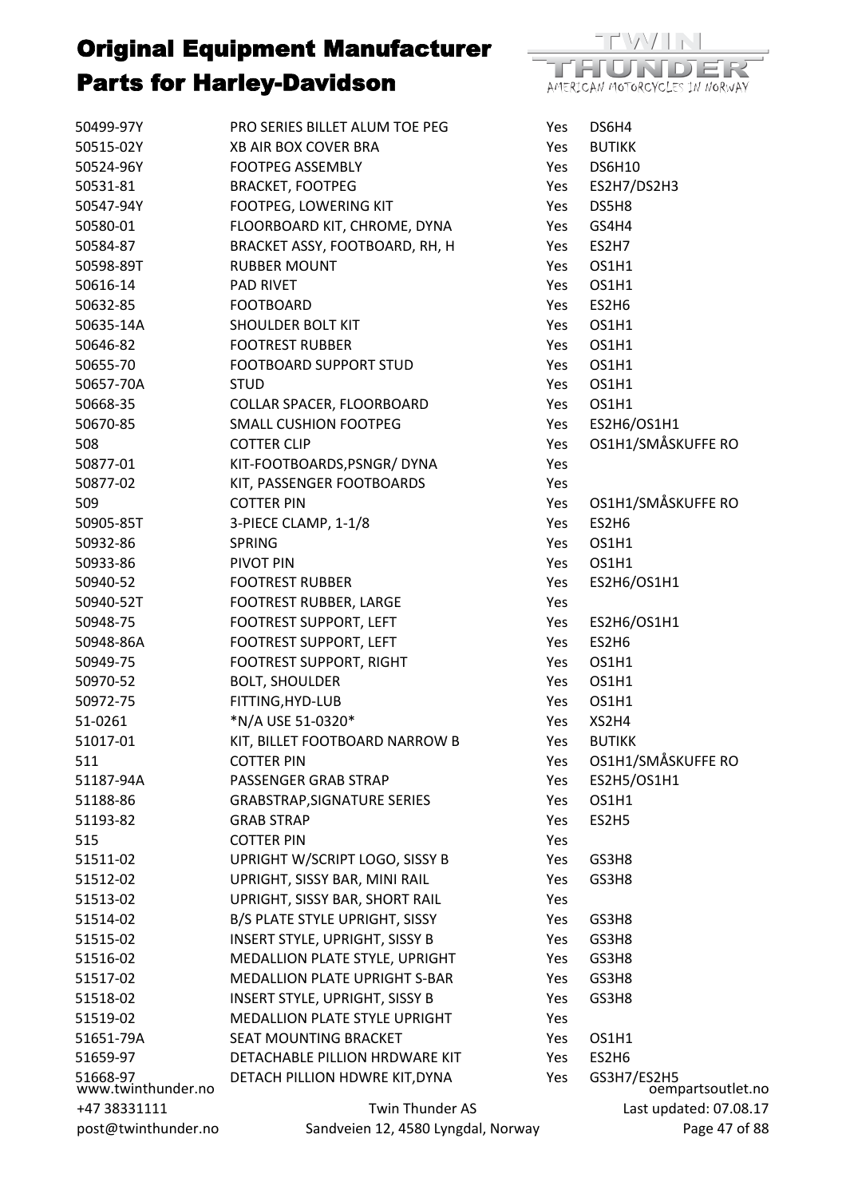# Original Equipment Manufacturer Parts for Harley-Davidson

| | | | |
|---|---|---|---|
| 50499-97Y | PRO SERIES BILLET ALUM TOE PEG | Yes | DS6H4 |
| 50515-02Y | XB AIR BOX COVER BRA | Yes | BUTIKK |
| 50524-96Y | FOOTPEG ASSEMBLY | Yes | DS6H10 |
| 50531-81 | BRACKET, FOOTPEG | Yes | ES2H7/DS2H3 |
| 50547-94Y | FOOTPEG, LOWERING KIT | Yes | DS5H8 |
| 50580-01 | FLOORBOARD KIT, CHROME, DYNA | Yes | GS4H4 |
| 50584-87 | BRACKET ASSY, FOOTBOARD, RH, H | Yes | ES2H7 |
| 50598-89T | RUBBER MOUNT | Yes | OS1H1 |
| 50616-14 | PAD RIVET | Yes | OS1H1 |
| 50632-85 | FOOTBOARD | Yes | ES2H6 |
| 50635-14A | SHOULDER BOLT KIT | Yes | OS1H1 |
| 50646-82 | FOOTREST RUBBER | Yes | OS1H1 |
| 50655-70 | FOOTBOARD SUPPORT STUD | Yes | OS1H1 |
| 50657-70A | STUD | Yes | OS1H1 |
| 50668-35 | COLLAR SPACER, FLOORBOARD | Yes | OS1H1 |
| 50670-85 | SMALL CUSHION FOOTPEG | Yes | ES2H6/OS1H1 |
| 508 | COTTER CLIP | Yes | OS1H1/SMÅSKUFFE RO |
| 50877-01 | KIT-FOOTBOARDS,PSNGR/ DYNA | Yes | |
| 50877-02 | KIT, PASSENGER FOOTBOARDS | Yes | |
| 509 | COTTER PIN | Yes | OS1H1/SMÅSKUFFE RO |
| 50905-85T | 3-PIECE CLAMP, 1-1/8 | Yes | ES2H6 |
| 50932-86 | SPRING | Yes | OS1H1 |
| 50933-86 | PIVOT PIN | Yes | OS1H1 |
| 50940-52 | FOOTREST RUBBER | Yes | ES2H6/OS1H1 |
| 50940-52T | FOOTREST RUBBER, LARGE | Yes | |
| 50948-75 | FOOTREST SUPPORT, LEFT | Yes | ES2H6/OS1H1 |
| 50948-86A | FOOTREST SUPPORT, LEFT | Yes | ES2H6 |
| 50949-75 | FOOTREST SUPPORT, RIGHT | Yes | OS1H1 |
| 50970-52 | BOLT, SHOULDER | Yes | OS1H1 |
| 50972-75 | FITTING,HYD-LUB | Yes | OS1H1 |
| 51-0261 | *N/A USE 51-0320* | Yes | XS2H4 |
| 51017-01 | KIT, BILLET FOOTBOARD NARROW B | Yes | BUTIKK |
| 511 | COTTER PIN | Yes | OS1H1/SMÅSKUFFE RO |
| 51187-94A | PASSENGER GRAB STRAP | Yes | ES2H5/OS1H1 |
| 51188-86 | GRABSTRAP,SIGNATURE SERIES | Yes | OS1H1 |
| 51193-82 | GRAB STRAP | Yes | ES2H5 |
| 515 | COTTER PIN | Yes | |
| 51511-02 | UPRIGHT W/SCRIPT LOGO, SISSY B | Yes | GS3H8 |
| 51512-02 | UPRIGHT, SISSY BAR, MINI RAIL | Yes | GS3H8 |
| 51513-02 | UPRIGHT, SISSY BAR, SHORT RAIL | Yes | |
| 51514-02 | B/S PLATE STYLE UPRIGHT, SISSY | Yes | GS3H8 |
| 51515-02 | INSERT STYLE, UPRIGHT, SISSY B | Yes | GS3H8 |
| 51516-02 | MEDALLION PLATE STYLE, UPRIGHT | Yes | GS3H8 |
| 51517-02 | MEDALLION PLATE UPRIGHT S-BAR | Yes | GS3H8 |
| 51518-02 | INSERT STYLE, UPRIGHT, SISSY B | Yes | GS3H8 |
| 51519-02 | MEDALLION PLATE STYLE UPRIGHT | Yes | |
| 51651-79A | SEAT MOUNTING BRACKET | Yes | OS1H1 |
| 51659-97 | DETACHABLE PILLION HRDWARE KIT | Yes | ES2H6 |
| 51668-97 | DETACH PILLION HDWRE KIT,DYNA | Yes | GS3H7/ES2H5 |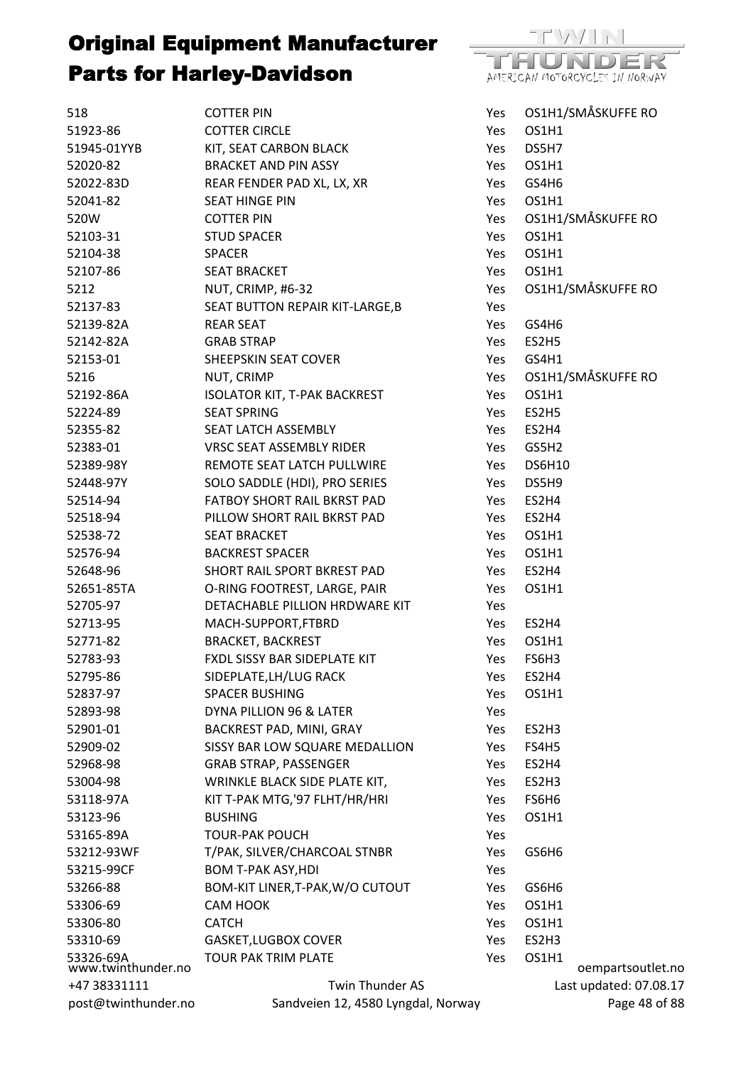# Original Equipment Manufacturer Parts for Harley-Davidson

| | | | |
|---|---|---|---|
| 518 | COTTER PIN | Yes | OS1H1/SMÅSKUFFE RO |
| 51923-86 | COTTER CIRCLE | Yes | OS1H1 |
| 51945-01YYB | KIT, SEAT CARBON BLACK | Yes | DS5H7 |
| 52020-82 | BRACKET AND PIN ASSY | Yes | OS1H1 |
| 52022-83D | REAR FENDER PAD XL, LX, XR | Yes | GS4H6 |
| 52041-82 | SEAT HINGE PIN | Yes | OS1H1 |
| 520W | COTTER PIN | Yes | OS1H1/SMÅSKUFFE RO |
| 52103-31 | STUD SPACER | Yes | OS1H1 |
| 52104-38 | SPACER | Yes | OS1H1 |
| 52107-86 | SEAT BRACKET | Yes | OS1H1 |
| 5212 | NUT, CRIMP, #6-32 | Yes | OS1H1/SMÅSKUFFE RO |
| 52137-83 | SEAT BUTTON REPAIR KIT-LARGE,B | Yes | |
| 52139-82A | REAR SEAT | Yes | GS4H6 |
| 52142-82A | GRAB STRAP | Yes | ES2H5 |
| 52153-01 | SHEEPSKIN SEAT COVER | Yes | GS4H1 |
| 5216 | NUT, CRIMP | Yes | OS1H1/SMÅSKUFFE RO |
| 52192-86A | ISOLATOR KIT, T-PAK BACKREST | Yes | OS1H1 |
| 52224-89 | SEAT SPRING | Yes | ES2H5 |
| 52355-82 | SEAT LATCH ASSEMBLY | Yes | ES2H4 |
| 52383-01 | VRSC SEAT ASSEMBLY RIDER | Yes | GS5H2 |
| 52389-98Y | REMOTE SEAT LATCH PULLWIRE | Yes | DS6H10 |
| 52448-97Y | SOLO SADDLE (HDI), PRO SERIES | Yes | DS5H9 |
| 52514-94 | FATBOY SHORT RAIL BKRST PAD | Yes | ES2H4 |
| 52518-94 | PILLOW SHORT RAIL BKRST PAD | Yes | ES2H4 |
| 52538-72 | SEAT BRACKET | Yes | OS1H1 |
| 52576-94 | BACKREST SPACER | Yes | OS1H1 |
| 52648-96 | SHORT RAIL SPORT BKREST PAD | Yes | ES2H4 |
| 52651-85TA | O-RING FOOTREST, LARGE, PAIR | Yes | OS1H1 |
| 52705-97 | DETACHABLE PILLION HRDWARE KIT | Yes | |
| 52713-95 | MACH-SUPPORT,FTBRD | Yes | ES2H4 |
| 52771-82 | BRACKET, BACKREST | Yes | OS1H1 |
| 52783-93 | FXDL SISSY BAR SIDEPLATE KIT | Yes | FS6H3 |
| 52795-86 | SIDEPLATE,LH/LUG RACK | Yes | ES2H4 |
| 52837-97 | SPACER BUSHING | Yes | OS1H1 |
| 52893-98 | DYNA PILLION 96 & LATER | Yes | |
| 52901-01 | BACKREST PAD, MINI, GRAY | Yes | ES2H3 |
| 52909-02 | SISSY BAR LOW SQUARE MEDALLION | Yes | FS4H5 |
| 52968-98 | GRAB STRAP, PASSENGER | Yes | ES2H4 |
| 53004-98 | WRINKLE BLACK SIDE PLATE KIT, | Yes | ES2H3 |
| 53118-97A | KIT T-PAK MTG,'97 FLHT/HR/HRI | Yes | FS6H6 |
| 53123-96 | BUSHING | Yes | OS1H1 |
| 53165-89A | TOUR-PAK POUCH | Yes | |
| 53212-93WF | T/PAK, SILVER/CHARCOAL STNBR | Yes | GS6H6 |
| 53215-99CF | BOM T-PAK ASY,HDI | Yes | |
| 53266-88 | BOM-KIT LINER,T-PAK,W/O CUTOUT | Yes | GS6H6 |
| 53306-69 | CAM HOOK | Yes | OS1H1 |
| 53306-80 | CATCH | Yes | OS1H1 |
| 53310-69 | GASKET,LUGBOX COVER | Yes | ES2H3 |
| 53326-69A | TOUR PAK TRIM PLATE | Yes | OS1H1 |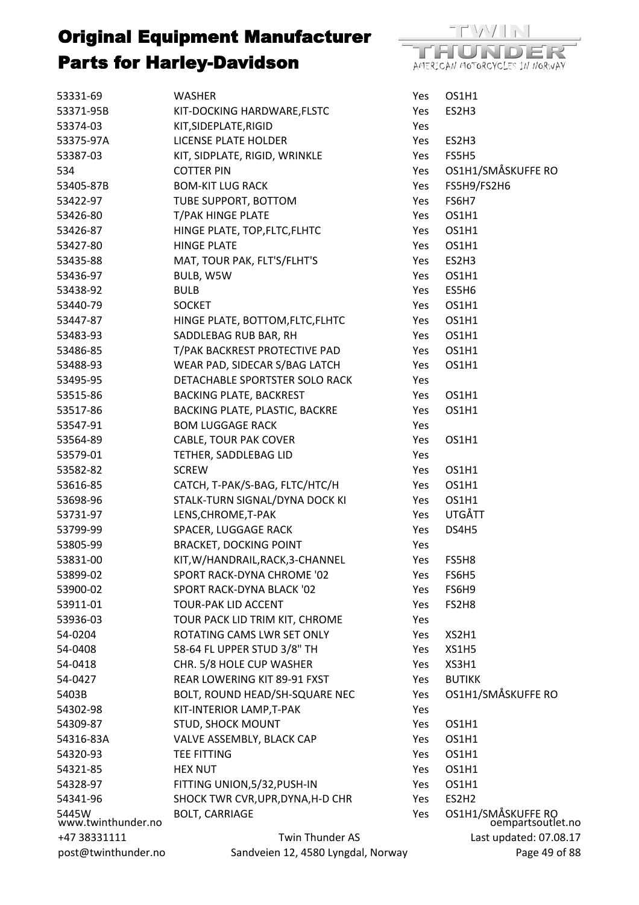# Original Equipment Manufacturer Parts for Harley-Davidson

| | | | |
|---|---|---|---|
| 53331-69 | WASHER | Yes | OS1H1 |
| 53371-95B | KIT-DOCKING HARDWARE,FLSTC | Yes | ES2H3 |
| 53374-03 | KIT,SIDEPLATE,RIGID | Yes | |
| 53375-97A | LICENSE PLATE HOLDER | Yes | ES2H3 |
| 53387-03 | KIT, SIDPLATE, RIGID, WRINKLE | Yes | FS5H5 |
| 534 | COTTER PIN | Yes | OS1H1/SMÅSKUFFE RO |
| 53405-87B | BOM-KIT LUG RACK | Yes | FS5H9/FS2H6 |
| 53422-97 | TUBE SUPPORT, BOTTOM | Yes | FS6H7 |
| 53426-80 | T/PAK HINGE PLATE | Yes | OS1H1 |
| 53426-87 | HINGE PLATE, TOP,FLTC,FLHTC | Yes | OS1H1 |
| 53427-80 | HINGE PLATE | Yes | OS1H1 |
| 53435-88 | MAT, TOUR PAK, FLT'S/FLHT'S | Yes | ES2H3 |
| 53436-97 | BULB, W5W | Yes | OS1H1 |
| 53438-92 | BULB | Yes | ES5H6 |
| 53440-79 | SOCKET | Yes | OS1H1 |
| 53447-87 | HINGE PLATE, BOTTOM,FLTC,FLHTC | Yes | OS1H1 |
| 53483-93 | SADDLEBAG RUB BAR, RH | Yes | OS1H1 |
| 53486-85 | T/PAK BACKREST PROTECTIVE PAD | Yes | OS1H1 |
| 53488-93 | WEAR PAD, SIDECAR S/BAG LATCH | Yes | OS1H1 |
| 53495-95 | DETACHABLE SPORTSTER SOLO RACK | Yes | |
| 53515-86 | BACKING PLATE, BACKREST | Yes | OS1H1 |
| 53517-86 | BACKING PLATE, PLASTIC, BACKRE | Yes | OS1H1 |
| 53547-91 | BOM LUGGAGE RACK | Yes | |
| 53564-89 | CABLE, TOUR PAK COVER | Yes | OS1H1 |
| 53579-01 | TETHER, SADDLEBAG LID | Yes | |
| 53582-82 | SCREW | Yes | OS1H1 |
| 53616-85 | CATCH, T-PAK/S-BAG, FLTC/HTC/H | Yes | OS1H1 |
| 53698-96 | STALK-TURN SIGNAL/DYNA DOCK KI | Yes | OS1H1 |
| 53731-97 | LENS,CHROME,T-PAK | Yes | UTGÅTT |
| 53799-99 | SPACER, LUGGAGE RACK | Yes | DS4H5 |
| 53805-99 | BRACKET, DOCKING POINT | Yes | |
| 53831-00 | KIT,W/HANDRAIL,RACK,3-CHANNEL | Yes | FS5H8 |
| 53899-02 | SPORT RACK-DYNA CHROME '02 | Yes | FS6H5 |
| 53900-02 | SPORT RACK-DYNA BLACK '02 | Yes | FS6H9 |
| 53911-01 | TOUR-PAK LID ACCENT | Yes | FS2H8 |
| 53936-03 | TOUR PACK LID TRIM KIT, CHROME | Yes | |
| 54-0204 | ROTATING CAMS LWR SET ONLY | Yes | XS2H1 |
| 54-0408 | 58-64 FL UPPER STUD 3/8" TH | Yes | XS1H5 |
| 54-0418 | CHR. 5/8 HOLE CUP WASHER | Yes | XS3H1 |
| 54-0427 | REAR LOWERING KIT 89-91 FXST | Yes | BUTIKK |
| 5403B | BOLT, ROUND HEAD/SH-SQUARE NEC | Yes | OS1H1/SMÅSKUFFE RO |
| 54302-98 | KIT-INTERIOR LAMP,T-PAK | Yes | |
| 54309-87 | STUD, SHOCK MOUNT | Yes | OS1H1 |
| 54316-83A | VALVE ASSEMBLY, BLACK CAP | Yes | OS1H1 |
| 54320-93 | TEE FITTING | Yes | OS1H1 |
| 54321-85 | HEX NUT | Yes | OS1H1 |
| 54328-97 | FITTING UNION,5/32,PUSH-IN | Yes | OS1H1 |
| 54341-96 | SHOCK TWR CVR,UPR,DYNA,H-D CHR | Yes | ES2H2 |
| 5445W | BOLT, CARRIAGE | Yes | OS1H1/SMÅSKUFFE RO |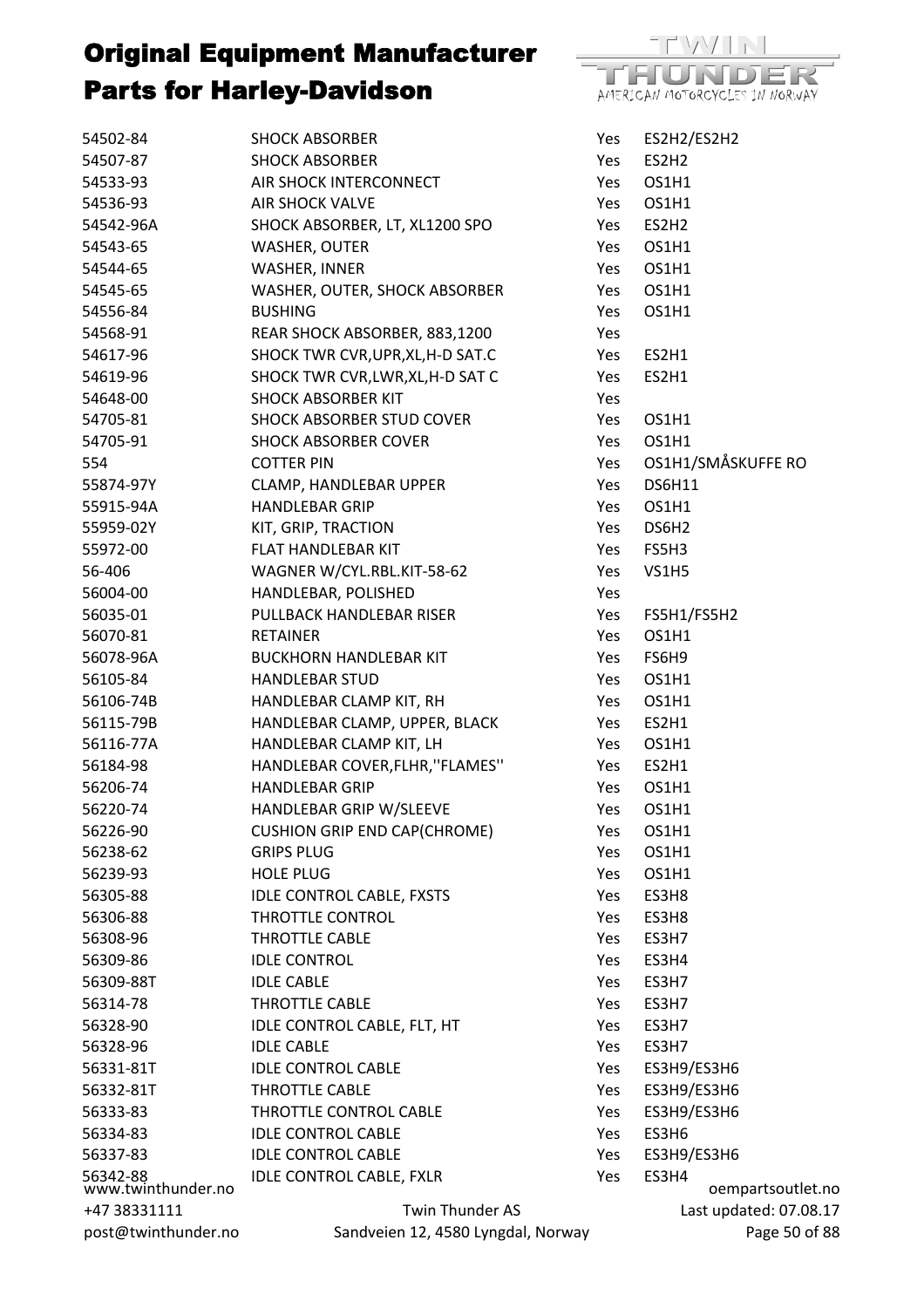# Original Equipment Manufacturer Parts for Harley-Davidson

| | | | |
|---|---|---|---|
| 54502-84 | SHOCK ABSORBER | Yes | ES2H2/ES2H2 |
| 54507-87 | SHOCK ABSORBER | Yes | ES2H2 |
| 54533-93 | AIR SHOCK INTERCONNECT | Yes | OS1H1 |
| 54536-93 | AIR SHOCK VALVE | Yes | OS1H1 |
| 54542-96A | SHOCK ABSORBER, LT, XL1200 SPO | Yes | ES2H2 |
| 54543-65 | WASHER, OUTER | Yes | OS1H1 |
| 54544-65 | WASHER, INNER | Yes | OS1H1 |
| 54545-65 | WASHER, OUTER, SHOCK ABSORBER | Yes | OS1H1 |
| 54556-84 | BUSHING | Yes | OS1H1 |
| 54568-91 | REAR SHOCK ABSORBER, 883,1200 | Yes | |
| 54617-96 | SHOCK TWR CVR,UPR,XL,H-D SAT.C | Yes | ES2H1 |
| 54619-96 | SHOCK TWR CVR,LWR,XL,H-D SAT C | Yes | ES2H1 |
| 54648-00 | SHOCK ABSORBER KIT | Yes | |
| 54705-81 | SHOCK ABSORBER STUD COVER | Yes | OS1H1 |
| 54705-91 | SHOCK ABSORBER COVER | Yes | OS1H1 |
| 554 | COTTER PIN | Yes | OS1H1/SMÅSKUFFE RO |
| 55874-97Y | CLAMP, HANDLEBAR UPPER | Yes | DS6H11 |
| 55915-94A | HANDLEBAR GRIP | Yes | OS1H1 |
| 55959-02Y | KIT, GRIP, TRACTION | Yes | DS6H2 |
| 55972-00 | FLAT HANDLEBAR KIT | Yes | FS5H3 |
| 56-406 | WAGNER W/CYL.RBL.KIT-58-62 | Yes | VS1H5 |
| 56004-00 | HANDLEBAR, POLISHED | Yes | |
| 56035-01 | PULLBACK HANDLEBAR RISER | Yes | FS5H1/FS5H2 |
| 56070-81 | RETAINER | Yes | OS1H1 |
| 56078-96A | BUCKHORN HANDLEBAR KIT | Yes | FS6H9 |
| 56105-84 | HANDLEBAR STUD | Yes | OS1H1 |
| 56106-74B | HANDLEBAR CLAMP KIT, RH | Yes | OS1H1 |
| 56115-79B | HANDLEBAR CLAMP, UPPER, BLACK | Yes | ES2H1 |
| 56116-77A | HANDLEBAR CLAMP KIT, LH | Yes | OS1H1 |
| 56184-98 | HANDLEBAR COVER,FLHR,''FLAMES'' | Yes | ES2H1 |
| 56206-74 | HANDLEBAR GRIP | Yes | OS1H1 |
| 56220-74 | HANDLEBAR GRIP W/SLEEVE | Yes | OS1H1 |
| 56226-90 | CUSHION GRIP END CAP(CHROME) | Yes | OS1H1 |
| 56238-62 | GRIPS PLUG | Yes | OS1H1 |
| 56239-93 | HOLE PLUG | Yes | OS1H1 |
| 56305-88 | IDLE CONTROL CABLE, FXSTS | Yes | ES3H8 |
| 56306-88 | THROTTLE CONTROL | Yes | ES3H8 |
| 56308-96 | THROTTLE CABLE | Yes | ES3H7 |
| 56309-86 | IDLE CONTROL | Yes | ES3H4 |
| 56309-88T | IDLE CABLE | Yes | ES3H7 |
| 56314-78 | THROTTLE CABLE | Yes | ES3H7 |
| 56328-90 | IDLE CONTROL CABLE, FLT, HT | Yes | ES3H7 |
| 56328-96 | IDLE CABLE | Yes | ES3H7 |
| 56331-81T | IDLE CONTROL CABLE | Yes | ES3H9/ES3H6 |
| 56332-81T | THROTTLE CABLE | Yes | ES3H9/ES3H6 |
| 56333-83 | THROTTLE CONTROL CABLE | Yes | ES3H9/ES3H6 |
| 56334-83 | IDLE CONTROL CABLE | Yes | ES3H6 |
| 56337-83 | IDLE CONTROL CABLE | Yes | ES3H9/ES3H6 |
| 56342-88 | IDLE CONTROL CABLE, FXLR | Yes | ES3H4 |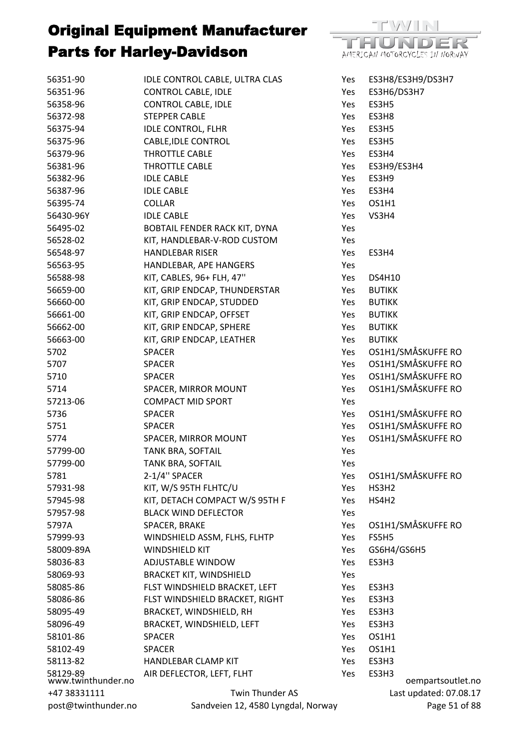# Original Equipment Manufacturer Parts for Harley-Davidson

| | | | |
|---|---|---|---|
| 56351-90 | IDLE CONTROL CABLE, ULTRA CLAS | Yes | ES3H8/ES3H9/DS3H7 |
| 56351-96 | CONTROL CABLE, IDLE | Yes | ES3H6/DS3H7 |
| 56358-96 | CONTROL CABLE, IDLE | Yes | ES3H5 |
| 56372-98 | STEPPER CABLE | Yes | ES3H8 |
| 56375-94 | IDLE CONTROL, FLHR | Yes | ES3H5 |
| 56375-96 | CABLE,IDLE CONTROL | Yes | ES3H5 |
| 56379-96 | THROTTLE CABLE | Yes | ES3H4 |
| 56381-96 | THROTTLE CABLE | Yes | ES3H9/ES3H4 |
| 56382-96 | IDLE CABLE | Yes | ES3H9 |
| 56387-96 | IDLE CABLE | Yes | ES3H4 |
| 56395-74 | COLLAR | Yes | OS1H1 |
| 56430-96Y | IDLE CABLE | Yes | VS3H4 |
| 56495-02 | BOBTAIL FENDER RACK KIT, DYNA | Yes | |
| 56528-02 | KIT, HANDLEBAR-V-ROD CUSTOM | Yes | |
| 56548-97 | HANDLEBAR RISER | Yes | ES3H4 |
| 56563-95 | HANDLEBAR, APE HANGERS | Yes | |
| 56588-98 | KIT, CABLES, 96+ FLH, 47'' | Yes | DS4H10 |
| 56659-00 | KIT, GRIP ENDCAP, THUNDERSTAR | Yes | BUTIKK |
| 56660-00 | KIT, GRIP ENDCAP, STUDDED | Yes | BUTIKK |
| 56661-00 | KIT, GRIP ENDCAP, OFFSET | Yes | BUTIKK |
| 56662-00 | KIT, GRIP ENDCAP, SPHERE | Yes | BUTIKK |
| 56663-00 | KIT, GRIP ENDCAP, LEATHER | Yes | BUTIKK |
| 5702 | SPACER | Yes | OS1H1/SMÅSKUFFE RO |
| 5707 | SPACER | Yes | OS1H1/SMÅSKUFFE RO |
| 5710 | SPACER | Yes | OS1H1/SMÅSKUFFE RO |
| 5714 | SPACER, MIRROR MOUNT | Yes | OS1H1/SMÅSKUFFE RO |
| 57213-06 | COMPACT MID SPORT | Yes | |
| 5736 | SPACER | Yes | OS1H1/SMÅSKUFFE RO |
| 5751 | SPACER | Yes | OS1H1/SMÅSKUFFE RO |
| 5774 | SPACER, MIRROR MOUNT | Yes | OS1H1/SMÅSKUFFE RO |
| 57799-00 | TANK BRA, SOFTAIL | Yes | |
| 57799-00 | TANK BRA, SOFTAIL | Yes | |
| 5781 | 2-1/4'' SPACER | Yes | OS1H1/SMÅSKUFFE RO |
| 57931-98 | KIT, W/S 95TH FLHTC/U | Yes | HS3H2 |
| 57945-98 | KIT, DETACH COMPACT W/S 95TH F | Yes | HS4H2 |
| 57957-98 | BLACK WIND DEFLECTOR | Yes | |
| 5797A | SPACER, BRAKE | Yes | OS1H1/SMÅSKUFFE RO |
| 57999-93 | WINDSHIELD ASSM, FLHS, FLHTP | Yes | FS5H5 |
| 58009-89A | WINDSHIELD KIT | Yes | GS6H4/GS6H5 |
| 58036-83 | ADJUSTABLE WINDOW | Yes | ES3H3 |
| 58069-93 | BRACKET KIT, WINDSHIELD | Yes | |
| 58085-86 | FLST WINDSHIELD BRACKET, LEFT | Yes | ES3H3 |
| 58086-86 | FLST WINDSHIELD BRACKET, RIGHT | Yes | ES3H3 |
| 58095-49 | BRACKET, WINDSHIELD, RH | Yes | ES3H3 |
| 58096-49 | BRACKET, WINDSHIELD, LEFT | Yes | ES3H3 |
| 58101-86 | SPACER | Yes | OS1H1 |
| 58102-49 | SPACER | Yes | OS1H1 |
| 58113-82 | HANDLEBAR CLAMP KIT | Yes | ES3H3 |
| 58129-89 | AIR DEFLECTOR, LEFT, FLHT | Yes | ES3H3 |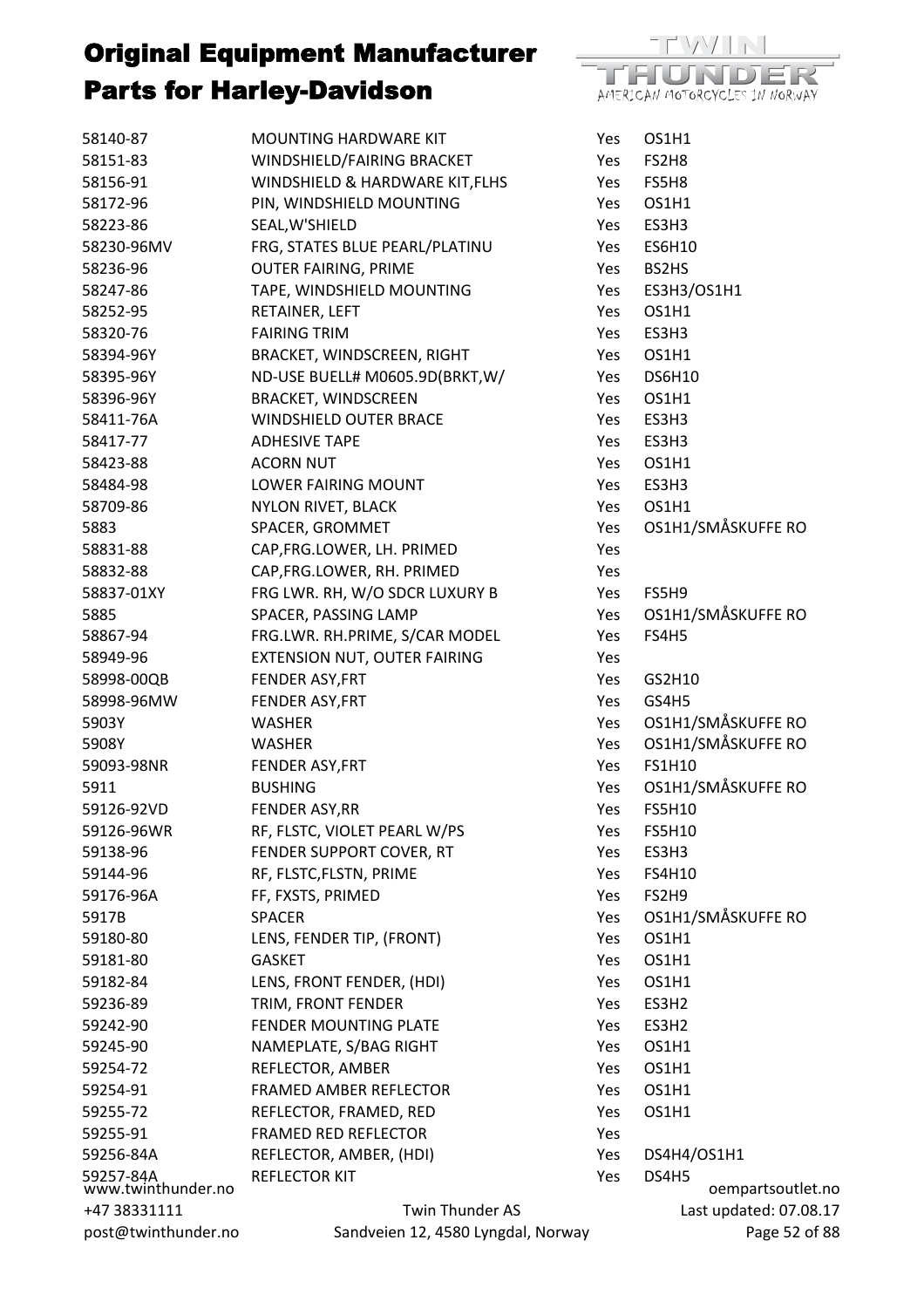# Original Equipment Manufacturer Parts for Harley-Davidson

| | | | |
|---|---|---|---|
| 58140-87 | MOUNTING HARDWARE KIT | Yes | OS1H1 |
| 58151-83 | WINDSHIELD/FAIRING BRACKET | Yes | FS2H8 |
| 58156-91 | WINDSHIELD & HARDWARE KIT,FLHS | Yes | FS5H8 |
| 58172-96 | PIN, WINDSHIELD MOUNTING | Yes | OS1H1 |
| 58223-86 | SEAL,W'SHIELD | Yes | ES3H3 |
| 58230-96MV | FRG, STATES BLUE PEARL/PLATINU | Yes | ES6H10 |
| 58236-96 | OUTER FAIRING, PRIME | Yes | BS2HS |
| 58247-86 | TAPE, WINDSHIELD MOUNTING | Yes | ES3H3/OS1H1 |
| 58252-95 | RETAINER, LEFT | Yes | OS1H1 |
| 58320-76 | FAIRING TRIM | Yes | ES3H3 |
| 58394-96Y | BRACKET, WINDSCREEN, RIGHT | Yes | OS1H1 |
| 58395-96Y | ND-USE BUELL# M0605.9D(BRKT,W/ | Yes | DS6H10 |
| 58396-96Y | BRACKET, WINDSCREEN | Yes | OS1H1 |
| 58411-76A | WINDSHIELD OUTER BRACE | Yes | ES3H3 |
| 58417-77 | ADHESIVE TAPE | Yes | ES3H3 |
| 58423-88 | ACORN NUT | Yes | OS1H1 |
| 58484-98 | LOWER FAIRING MOUNT | Yes | ES3H3 |
| 58709-86 | NYLON RIVET, BLACK | Yes | OS1H1 |
| 5883 | SPACER, GROMMET | Yes | OS1H1/SMÅSKUFFE RO |
| 58831-88 | CAP,FRG.LOWER, LH. PRIMED | Yes | |
| 58832-88 | CAP,FRG.LOWER, RH. PRIMED | Yes | |
| 58837-01XY | FRG LWR. RH, W/O SDCR LUXURY B | Yes | FS5H9 |
| 5885 | SPACER, PASSING LAMP | Yes | OS1H1/SMÅSKUFFE RO |
| 58867-94 | FRG.LWR. RH.PRIME, S/CAR MODEL | Yes | FS4H5 |
| 58949-96 | EXTENSION NUT, OUTER FAIRING | Yes | |
| 58998-00QB | FENDER ASY,FRT | Yes | GS2H10 |
| 58998-96MW | FENDER ASY,FRT | Yes | GS4H5 |
| 5903Y | WASHER | Yes | OS1H1/SMÅSKUFFE RO |
| 5908Y | WASHER | Yes | OS1H1/SMÅSKUFFE RO |
| 59093-98NR | FENDER ASY,FRT | Yes | FS1H10 |
| 5911 | BUSHING | Yes | OS1H1/SMÅSKUFFE RO |
| 59126-92VD | FENDER ASY,RR | Yes | FS5H10 |
| 59126-96WR | RF, FLSTC, VIOLET PEARL W/PS | Yes | FS5H10 |
| 59138-96 | FENDER SUPPORT COVER, RT | Yes | ES3H3 |
| 59144-96 | RF, FLSTC,FLSTN, PRIME | Yes | FS4H10 |
| 59176-96A | FF, FXSTS, PRIMED | Yes | FS2H9 |
| 5917B | SPACER | Yes | OS1H1/SMÅSKUFFE RO |
| 59180-80 | LENS, FENDER TIP, (FRONT) | Yes | OS1H1 |
| 59181-80 | GASKET | Yes | OS1H1 |
| 59182-84 | LENS, FRONT FENDER, (HDI) | Yes | OS1H1 |
| 59236-89 | TRIM, FRONT FENDER | Yes | ES3H2 |
| 59242-90 | FENDER MOUNTING PLATE | Yes | ES3H2 |
| 59245-90 | NAMEPLATE, S/BAG RIGHT | Yes | OS1H1 |
| 59254-72 | REFLECTOR, AMBER | Yes | OS1H1 |
| 59254-91 | FRAMED AMBER REFLECTOR | Yes | OS1H1 |
| 59255-72 | REFLECTOR, FRAMED, RED | Yes | OS1H1 |
| 59255-91 | FRAMED RED REFLECTOR | Yes | |
| 59256-84A | REFLECTOR, AMBER, (HDI) | Yes | DS4H4/OS1H1 |
| 59257-84A | REFLECTOR KIT | Yes | DS4H5 |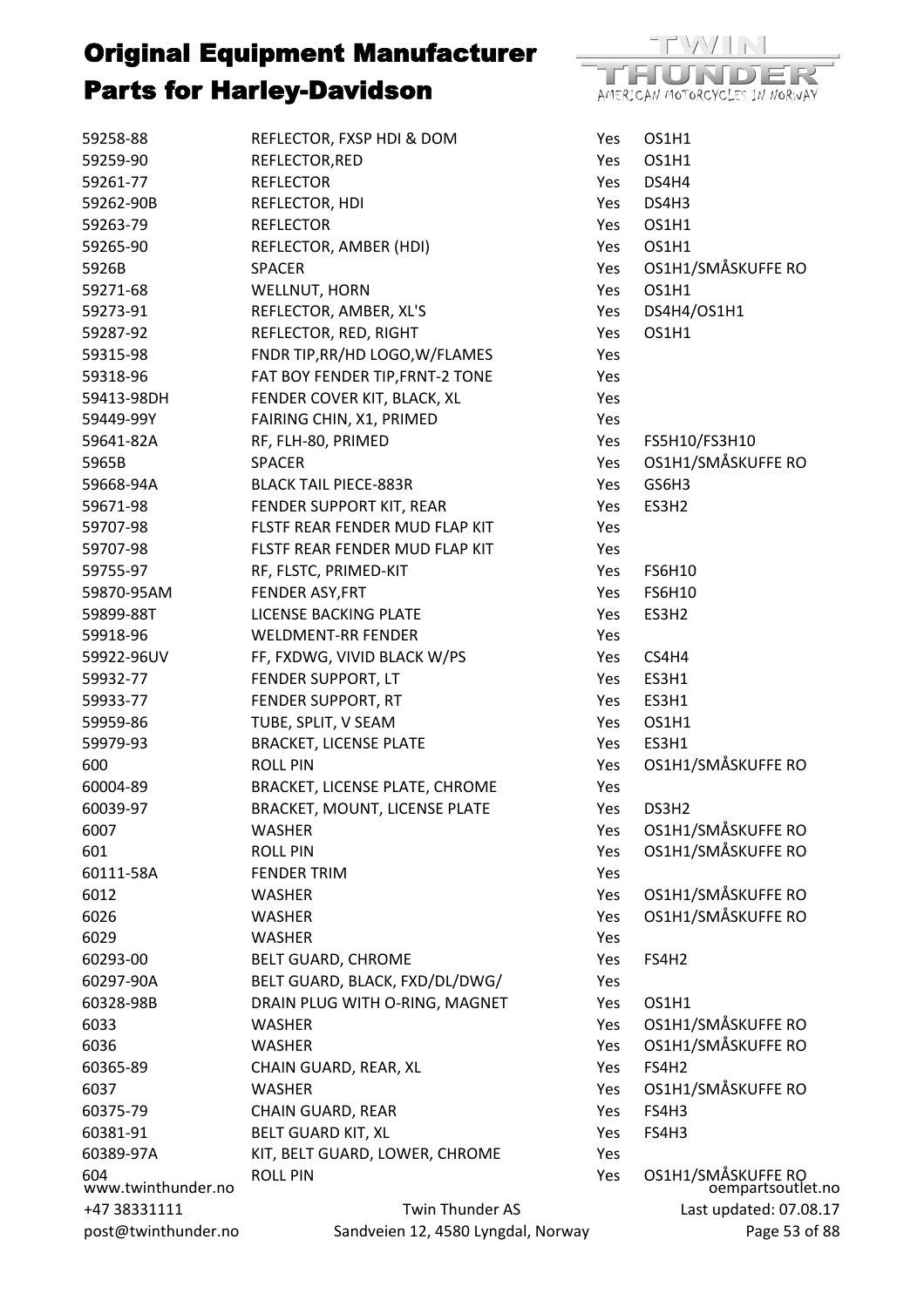# Original Equipment Manufacturer Parts for Harley-Davidson

| | | | |
|---|---|---|---|
| 59258-88 | REFLECTOR, FXSP HDI & DOM | Yes | OS1H1 |
| 59259-90 | REFLECTOR,RED | Yes | OS1H1 |
| 59261-77 | REFLECTOR | Yes | DS4H4 |
| 59262-90B | REFLECTOR, HDI | Yes | DS4H3 |
| 59263-79 | REFLECTOR | Yes | OS1H1 |
| 59265-90 | REFLECTOR, AMBER (HDI) | Yes | OS1H1 |
| 5926B | SPACER | Yes | OS1H1/SMÅSKUFFE RO |
| 59271-68 | WELLNUT, HORN | Yes | OS1H1 |
| 59273-91 | REFLECTOR, AMBER, XL'S | Yes | DS4H4/OS1H1 |
| 59287-92 | REFLECTOR, RED, RIGHT | Yes | OS1H1 |
| 59315-98 | FNDR TIP,RR/HD LOGO,W/FLAMES | Yes | |
| 59318-96 | FAT BOY FENDER TIP,FRNT-2 TONE | Yes | |
| 59413-98DH | FENDER COVER KIT, BLACK, XL | Yes | |
| 59449-99Y | FAIRING CHIN, X1, PRIMED | Yes | |
| 59641-82A | RF, FLH-80, PRIMED | Yes | FS5H10/FS3H10 |
| 5965B | SPACER | Yes | OS1H1/SMÅSKUFFE RO |
| 59668-94A | BLACK TAIL PIECE-883R | Yes | GS6H3 |
| 59671-98 | FENDER SUPPORT KIT, REAR | Yes | ES3H2 |
| 59707-98 | FLSTF REAR FENDER MUD FLAP KIT | Yes | |
| 59707-98 | FLSTF REAR FENDER MUD FLAP KIT | Yes | |
| 59755-97 | RF, FLSTC, PRIMED-KIT | Yes | FS6H10 |
| 59870-95AM | FENDER ASY,FRT | Yes | FS6H10 |
| 59899-88T | LICENSE BACKING PLATE | Yes | ES3H2 |
| 59918-96 | WELDMENT-RR FENDER | Yes | |
| 59922-96UV | FF, FXDWG, VIVID BLACK W/PS | Yes | CS4H4 |
| 59932-77 | FENDER SUPPORT, LT | Yes | ES3H1 |
| 59933-77 | FENDER SUPPORT, RT | Yes | ES3H1 |
| 59959-86 | TUBE, SPLIT, V SEAM | Yes | OS1H1 |
| 59979-93 | BRACKET, LICENSE PLATE | Yes | ES3H1 |
| 600 | ROLL PIN | Yes | OS1H1/SMÅSKUFFE RO |
| 60004-89 | BRACKET, LICENSE PLATE, CHROME | Yes | |
| 60039-97 | BRACKET, MOUNT, LICENSE PLATE | Yes | DS3H2 |
| 6007 | WASHER | Yes | OS1H1/SMÅSKUFFE RO |
| 601 | ROLL PIN | Yes | OS1H1/SMÅSKUFFE RO |
| 60111-58A | FENDER TRIM | Yes | |
| 6012 | WASHER | Yes | OS1H1/SMÅSKUFFE RO |
| 6026 | WASHER | Yes | OS1H1/SMÅSKUFFE RO |
| 6029 | WASHER | Yes | |
| 60293-00 | BELT GUARD, CHROME | Yes | FS4H2 |
| 60297-90A | BELT GUARD, BLACK, FXD/DL/DWG/ | Yes | |
| 60328-98B | DRAIN PLUG WITH O-RING, MAGNET | Yes | OS1H1 |
| 6033 | WASHER | Yes | OS1H1/SMÅSKUFFE RO |
| 6036 | WASHER | Yes | OS1H1/SMÅSKUFFE RO |
| 60365-89 | CHAIN GUARD, REAR, XL | Yes | FS4H2 |
| 6037 | WASHER | Yes | OS1H1/SMÅSKUFFE RO |
| 60375-79 | CHAIN GUARD, REAR | Yes | FS4H3 |
| 60381-91 | BELT GUARD KIT, XL | Yes | FS4H3 |
| 60389-97A | KIT, BELT GUARD, LOWER, CHROME | Yes | |
| 604 | ROLL PIN | Yes | OS1H1/SMÅSKUFFE RO |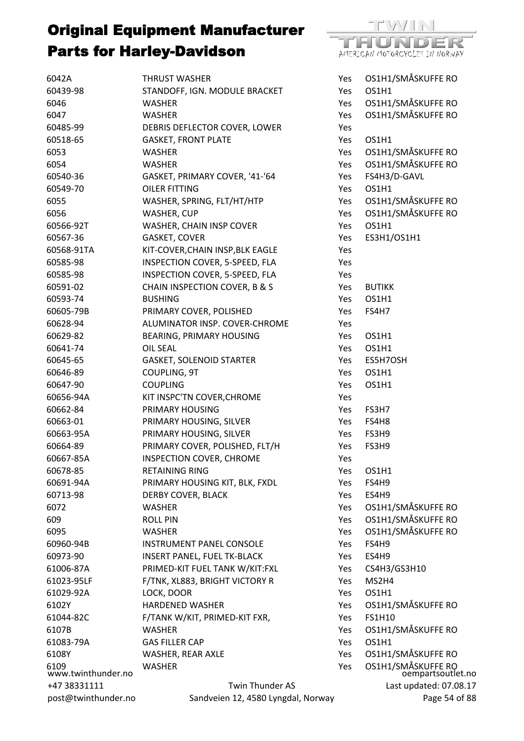# Original Equipment Manufacturer Parts for Harley-Davidson

| | | | |
|---|---|---|---|
| 6042A | THRUST WASHER | Yes | OS1H1/SMÅSKUFFE RO |
| 60439-98 | STANDOFF, IGN. MODULE BRACKET | Yes | OS1H1 |
| 6046 | WASHER | Yes | OS1H1/SMÅSKUFFE RO |
| 6047 | WASHER | Yes | OS1H1/SMÅSKUFFE RO |
| 60485-99 | DEBRIS DEFLECTOR COVER, LOWER | Yes | |
| 60518-65 | GASKET, FRONT PLATE | Yes | OS1H1 |
| 6053 | WASHER | Yes | OS1H1/SMÅSKUFFE RO |
| 6054 | WASHER | Yes | OS1H1/SMÅSKUFFE RO |
| 60540-36 | GASKET, PRIMARY COVER, '41-'64 | Yes | FS4H3/D-GAVL |
| 60549-70 | OILER FITTING | Yes | OS1H1 |
| 6055 | WASHER, SPRING, FLT/HT/HTP | Yes | OS1H1/SMÅSKUFFE RO |
| 6056 | WASHER, CUP | Yes | OS1H1/SMÅSKUFFE RO |
| 60566-92T | WASHER, CHAIN INSP COVER | Yes | OS1H1 |
| 60567-36 | GASKET, COVER | Yes | ES3H1/OS1H1 |
| 60568-91TA | KIT-COVER,CHAIN INSP,BLK EAGLE | Yes | |
| 60585-98 | INSPECTION COVER, 5-SPEED, FLA | Yes | |
| 60585-98 | INSPECTION COVER, 5-SPEED, FLA | Yes | |
| 60591-02 | CHAIN INSPECTION COVER, B & S | Yes | BUTIKK |
| 60593-74 | BUSHING | Yes | OS1H1 |
| 60605-79B | PRIMARY COVER, POLISHED | Yes | FS4H7 |
| 60628-94 | ALUMINATOR INSP. COVER-CHROME | Yes | |
| 60629-82 | BEARING, PRIMARY HOUSING | Yes | OS1H1 |
| 60641-74 | OIL SEAL | Yes | OS1H1 |
| 60645-65 | GASKET, SOLENOID STARTER | Yes | ES5H7OSH |
| 60646-89 | COUPLING, 9T | Yes | OS1H1 |
| 60647-90 | COUPLING | Yes | OS1H1 |
| 60656-94A | KIT INSPC'TN COVER,CHROME | Yes | |
| 60662-84 | PRIMARY HOUSING | Yes | FS3H7 |
| 60663-01 | PRIMARY HOUSING, SILVER | Yes | FS4H8 |
| 60663-95A | PRIMARY HOUSING, SILVER | Yes | FS3H9 |
| 60664-89 | PRIMARY COVER, POLISHED, FLT/H | Yes | FS3H9 |
| 60667-85A | INSPECTION COVER, CHROME | Yes | |
| 60678-85 | RETAINING RING | Yes | OS1H1 |
| 60691-94A | PRIMARY HOUSING KIT, BLK, FXDL | Yes | FS4H9 |
| 60713-98 | DERBY COVER, BLACK | Yes | ES4H9 |
| 6072 | WASHER | Yes | OS1H1/SMÅSKUFFE RO |
| 609 | ROLL PIN | Yes | OS1H1/SMÅSKUFFE RO |
| 6095 | WASHER | Yes | OS1H1/SMÅSKUFFE RO |
| 60960-94B | INSTRUMENT PANEL CONSOLE | Yes | FS4H9 |
| 60973-90 | INSERT PANEL, FUEL TK-BLACK | Yes | ES4H9 |
| 61006-87A | PRIMED-KIT FUEL TANK W/KIT:FXL | Yes | CS4H3/GS3H10 |
| 61023-95LF | F/TNK, XL883, BRIGHT VICTORY R | Yes | MS2H4 |
| 61029-92A | LOCK, DOOR | Yes | OS1H1 |
| 6102Y | HARDENED WASHER | Yes | OS1H1/SMÅSKUFFE RO |
| 61044-82C | F/TANK W/KIT, PRIMED-KIT FXR, | Yes | FS1H10 |
| 6107B | WASHER | Yes | OS1H1/SMÅSKUFFE RO |
| 61083-79A | GAS FILLER CAP | Yes | OS1H1 |
| 6108Y | WASHER, REAR AXLE | Yes | OS1H1/SMÅSKUFFE RO |
| 6109 | WASHER | Yes | OS1H1/SMÅSKUFFE RO |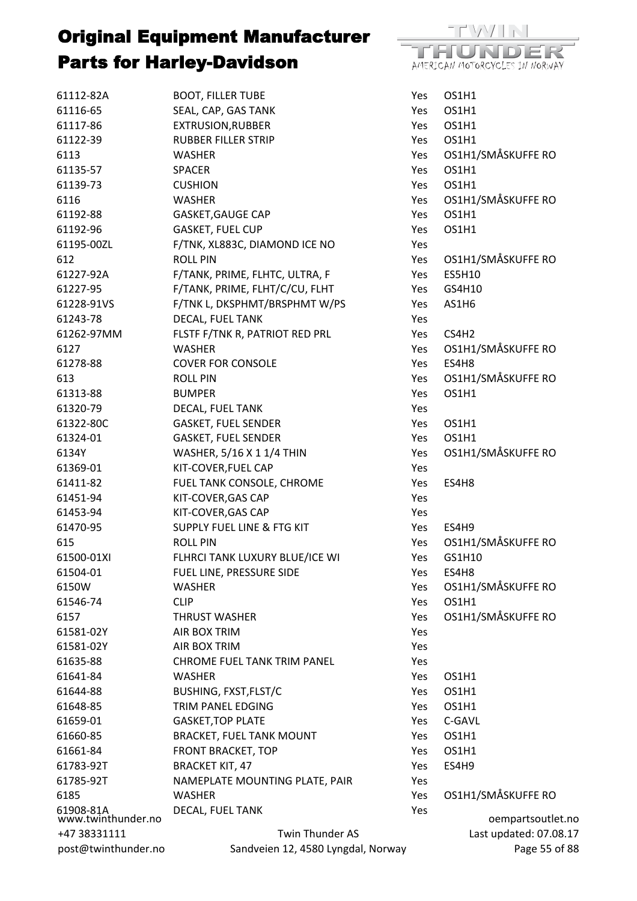# Original Equipment Manufacturer Parts for Harley-Davidson

| | | | |
|---|---|---|---|
| 61112-82A | BOOT, FILLER TUBE | Yes | OS1H1 |
| 61116-65 | SEAL, CAP, GAS TANK | Yes | OS1H1 |
| 61117-86 | EXTRUSION,RUBBER | Yes | OS1H1 |
| 61122-39 | RUBBER FILLER STRIP | Yes | OS1H1 |
| 6113 | WASHER | Yes | OS1H1/SMÅSKUFFE RO |
| 61135-57 | SPACER | Yes | OS1H1 |
| 61139-73 | CUSHION | Yes | OS1H1 |
| 6116 | WASHER | Yes | OS1H1/SMÅSKUFFE RO |
| 61192-88 | GASKET,GAUGE CAP | Yes | OS1H1 |
| 61192-96 | GASKET, FUEL CUP | Yes | OS1H1 |
| 61195-00ZL | F/TNK, XL883C, DIAMOND ICE NO | Yes | |
| 612 | ROLL PIN | Yes | OS1H1/SMÅSKUFFE RO |
| 61227-92A | F/TANK, PRIME, FLHTC, ULTRA, F | Yes | ES5H10 |
| 61227-95 | F/TANK, PRIME, FLHT/C/CU, FLHT | Yes | GS4H10 |
| 61228-91VS | F/TNK L, DKSPHMT/BRSPHMT W/PS | Yes | AS1H6 |
| 61243-78 | DECAL, FUEL TANK | Yes | |
| 61262-97MM | FLSTF F/TNK R, PATRIOT RED PRL | Yes | CS4H2 |
| 6127 | WASHER | Yes | OS1H1/SMÅSKUFFE RO |
| 61278-88 | COVER FOR CONSOLE | Yes | ES4H8 |
| 613 | ROLL PIN | Yes | OS1H1/SMÅSKUFFE RO |
| 61313-88 | BUMPER | Yes | OS1H1 |
| 61320-79 | DECAL, FUEL TANK | Yes | |
| 61322-80C | GASKET, FUEL SENDER | Yes | OS1H1 |
| 61324-01 | GASKET, FUEL SENDER | Yes | OS1H1 |
| 6134Y | WASHER, 5/16 X 1 1/4 THIN | Yes | OS1H1/SMÅSKUFFE RO |
| 61369-01 | KIT-COVER,FUEL CAP | Yes | |
| 61411-82 | FUEL TANK CONSOLE, CHROME | Yes | ES4H8 |
| 61451-94 | KIT-COVER,GAS CAP | Yes | |
| 61453-94 | KIT-COVER,GAS CAP | Yes | |
| 61470-95 | SUPPLY FUEL LINE & FTG KIT | Yes | ES4H9 |
| 615 | ROLL PIN | Yes | OS1H1/SMÅSKUFFE RO |
| 61500-01XI | FLHRCI TANK LUXURY BLUE/ICE WI | Yes | GS1H10 |
| 61504-01 | FUEL LINE, PRESSURE SIDE | Yes | ES4H8 |
| 6150W | WASHER | Yes | OS1H1/SMÅSKUFFE RO |
| 61546-74 | CLIP | Yes | OS1H1 |
| 6157 | THRUST WASHER | Yes | OS1H1/SMÅSKUFFE RO |
| 61581-02Y | AIR BOX TRIM | Yes | |
| 61581-02Y | AIR BOX TRIM | Yes | |
| 61635-88 | CHROME FUEL TANK TRIM PANEL | Yes | |
| 61641-84 | WASHER | Yes | OS1H1 |
| 61644-88 | BUSHING, FXST,FLST/C | Yes | OS1H1 |
| 61648-85 | TRIM PANEL EDGING | Yes | OS1H1 |
| 61659-01 | GASKET,TOP PLATE | Yes | C-GAVL |
| 61660-85 | BRACKET, FUEL TANK MOUNT | Yes | OS1H1 |
| 61661-84 | FRONT BRACKET, TOP | Yes | OS1H1 |
| 61783-92T | BRACKET KIT, 47 | Yes | ES4H9 |
| 61785-92T | NAMEPLATE MOUNTING PLATE, PAIR | Yes | |
| 6185 | WASHER | Yes | OS1H1/SMÅSKUFFE RO |
| 61908-81A | DECAL, FUEL TANK | Yes | |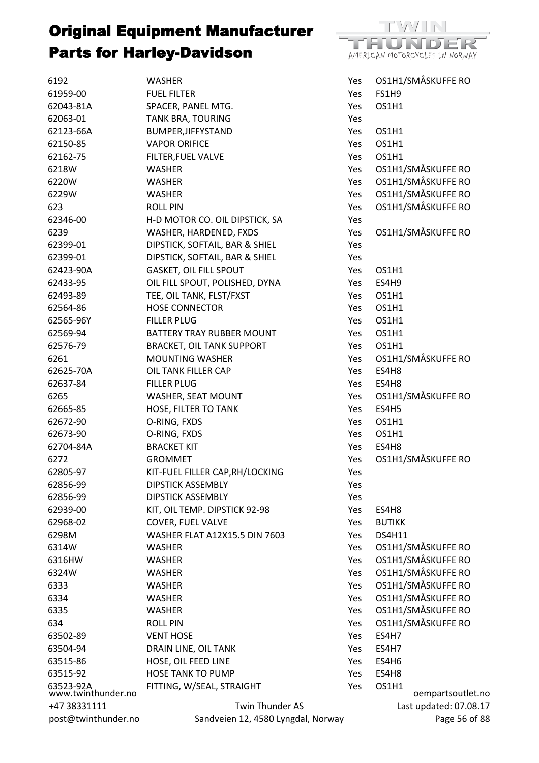# Original Equipment Manufacturer Parts for Harley-Davidson

| | | | |
|---|---|---|---|
| 6192 | WASHER | Yes | OS1H1/SMÅSKUFFE RO |
| 61959-00 | FUEL FILTER | Yes | FS1H9 |
| 62043-81A | SPACER, PANEL MTG. | Yes | OS1H1 |
| 62063-01 | TANK BRA, TOURING | Yes | |
| 62123-66A | BUMPER,JIFFYSTAND | Yes | OS1H1 |
| 62150-85 | VAPOR ORIFICE | Yes | OS1H1 |
| 62162-75 | FILTER,FUEL VALVE | Yes | OS1H1 |
| 6218W | WASHER | Yes | OS1H1/SMÅSKUFFE RO |
| 6220W | WASHER | Yes | OS1H1/SMÅSKUFFE RO |
| 6229W | WASHER | Yes | OS1H1/SMÅSKUFFE RO |
| 623 | ROLL PIN | Yes | OS1H1/SMÅSKUFFE RO |
| 62346-00 | H-D MOTOR CO. OIL DIPSTICK, SA | Yes | |
| 6239 | WASHER, HARDENED, FXDS | Yes | OS1H1/SMÅSKUFFE RO |
| 62399-01 | DIPSTICK, SOFTAIL, BAR & SHIEL | Yes | |
| 62399-01 | DIPSTICK, SOFTAIL, BAR & SHIEL | Yes | |
| 62423-90A | GASKET, OIL FILL SPOUT | Yes | OS1H1 |
| 62433-95 | OIL FILL SPOUT, POLISHED, DYNA | Yes | ES4H9 |
| 62493-89 | TEE, OIL TANK, FLST/FXST | Yes | OS1H1 |
| 62564-86 | HOSE CONNECTOR | Yes | OS1H1 |
| 62565-96Y | FILLER PLUG | Yes | OS1H1 |
| 62569-94 | BATTERY TRAY RUBBER MOUNT | Yes | OS1H1 |
| 62576-79 | BRACKET, OIL TANK SUPPORT | Yes | OS1H1 |
| 6261 | MOUNTING WASHER | Yes | OS1H1/SMÅSKUFFE RO |
| 62625-70A | OIL TANK FILLER CAP | Yes | ES4H8 |
| 62637-84 | FILLER PLUG | Yes | ES4H8 |
| 6265 | WASHER, SEAT MOUNT | Yes | OS1H1/SMÅSKUFFE RO |
| 62665-85 | HOSE, FILTER TO TANK | Yes | ES4H5 |
| 62672-90 | O-RING, FXDS | Yes | OS1H1 |
| 62673-90 | O-RING, FXDS | Yes | OS1H1 |
| 62704-84A | BRACKET KIT | Yes | ES4H8 |
| 6272 | GROMMET | Yes | OS1H1/SMÅSKUFFE RO |
| 62805-97 | KIT-FUEL FILLER CAP,RH/LOCKING | Yes | |
| 62856-99 | DIPSTICK ASSEMBLY | Yes | |
| 62856-99 | DIPSTICK ASSEMBLY | Yes | |
| 62939-00 | KIT, OIL TEMP. DIPSTICK 92-98 | Yes | ES4H8 |
| 62968-02 | COVER, FUEL VALVE | Yes | BUTIKK |
| 6298M | WASHER FLAT A12X15.5 DIN 7603 | Yes | DS4H11 |
| 6314W | WASHER | Yes | OS1H1/SMÅSKUFFE RO |
| 6316HW | WASHER | Yes | OS1H1/SMÅSKUFFE RO |
| 6324W | WASHER | Yes | OS1H1/SMÅSKUFFE RO |
| 6333 | WASHER | Yes | OS1H1/SMÅSKUFFE RO |
| 6334 | WASHER | Yes | OS1H1/SMÅSKUFFE RO |
| 6335 | WASHER | Yes | OS1H1/SMÅSKUFFE RO |
| 634 | ROLL PIN | Yes | OS1H1/SMÅSKUFFE RO |
| 63502-89 | VENT HOSE | Yes | ES4H7 |
| 63504-94 | DRAIN LINE, OIL TANK | Yes | ES4H7 |
| 63515-86 | HOSE, OIL FEED LINE | Yes | ES4H6 |
| 63515-92 | HOSE TANK TO PUMP | Yes | ES4H8 |
| 63523-92A | FITTING, W/SEAL, STRAIGHT | Yes | OS1H1 |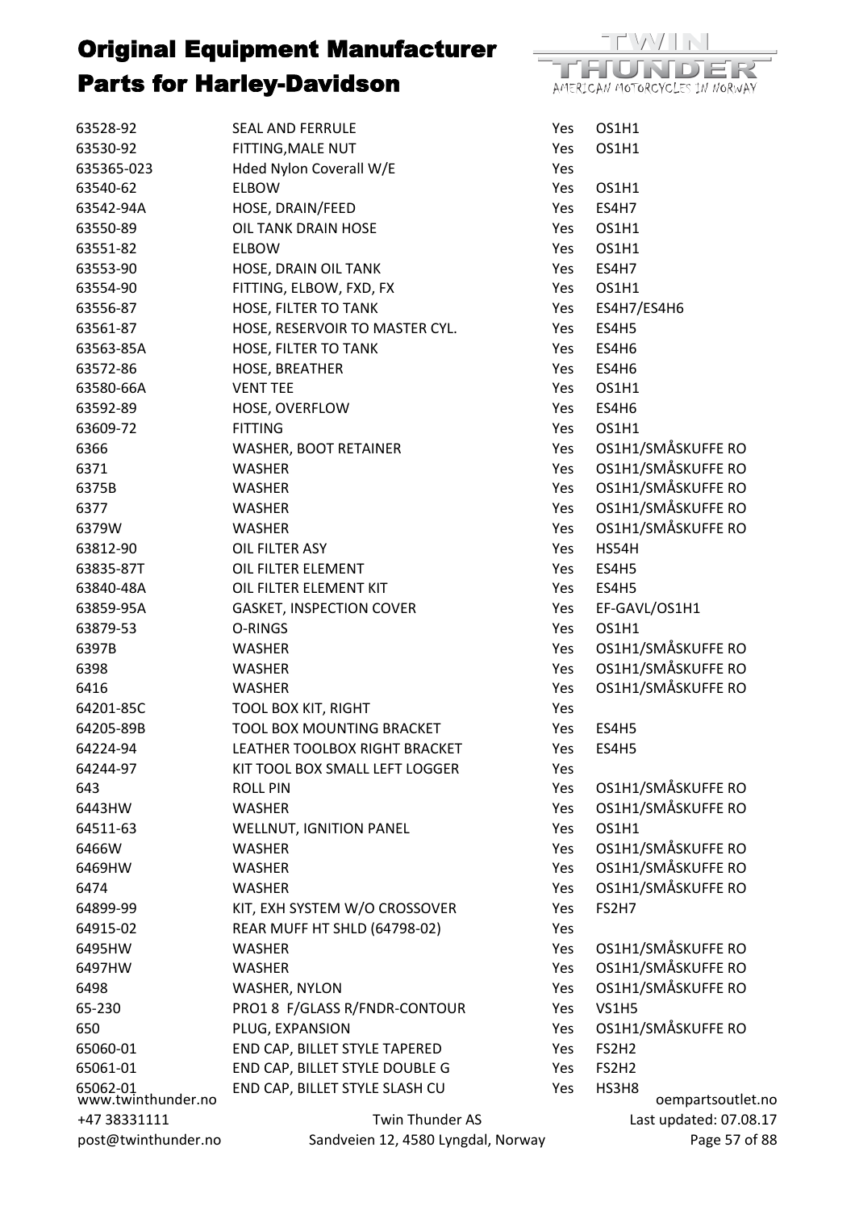# Original Equipment Manufacturer Parts for Harley-Davidson

| | | | |
|---|---|---|---|
| 63528-92 | SEAL AND FERRULE | Yes | OS1H1 |
| 63530-92 | FITTING,MALE NUT | Yes | OS1H1 |
| 635365-023 | Hded Nylon Coverall W/E | Yes | |
| 63540-62 | ELBOW | Yes | OS1H1 |
| 63542-94A | HOSE, DRAIN/FEED | Yes | ES4H7 |
| 63550-89 | OIL TANK DRAIN HOSE | Yes | OS1H1 |
| 63551-82 | ELBOW | Yes | OS1H1 |
| 63553-90 | HOSE, DRAIN OIL TANK | Yes | ES4H7 |
| 63554-90 | FITTING, ELBOW, FXD, FX | Yes | OS1H1 |
| 63556-87 | HOSE, FILTER TO TANK | Yes | ES4H7/ES4H6 |
| 63561-87 | HOSE, RESERVOIR TO MASTER CYL. | Yes | ES4H5 |
| 63563-85A | HOSE, FILTER TO TANK | Yes | ES4H6 |
| 63572-86 | HOSE, BREATHER | Yes | ES4H6 |
| 63580-66A | VENT TEE | Yes | OS1H1 |
| 63592-89 | HOSE, OVERFLOW | Yes | ES4H6 |
| 63609-72 | FITTING | Yes | OS1H1 |
| 6366 | WASHER, BOOT RETAINER | Yes | OS1H1/SMÅSKUFFE RO |
| 6371 | WASHER | Yes | OS1H1/SMÅSKUFFE RO |
| 6375B | WASHER | Yes | OS1H1/SMÅSKUFFE RO |
| 6377 | WASHER | Yes | OS1H1/SMÅSKUFFE RO |
| 6379W | WASHER | Yes | OS1H1/SMÅSKUFFE RO |
| 63812-90 | OIL FILTER ASY | Yes | HS54H |
| 63835-87T | OIL FILTER ELEMENT | Yes | ES4H5 |
| 63840-48A | OIL FILTER ELEMENT KIT | Yes | ES4H5 |
| 63859-95A | GASKET, INSPECTION COVER | Yes | EF-GAVL/OS1H1 |
| 63879-53 | O-RINGS | Yes | OS1H1 |
| 6397B | WASHER | Yes | OS1H1/SMÅSKUFFE RO |
| 6398 | WASHER | Yes | OS1H1/SMÅSKUFFE RO |
| 6416 | WASHER | Yes | OS1H1/SMÅSKUFFE RO |
| 64201-85C | TOOL BOX KIT, RIGHT | Yes | |
| 64205-89B | TOOL BOX MOUNTING BRACKET | Yes | ES4H5 |
| 64224-94 | LEATHER TOOLBOX RIGHT BRACKET | Yes | ES4H5 |
| 64244-97 | KIT TOOL BOX SMALL LEFT LOGGER | Yes | |
| 643 | ROLL PIN | Yes | OS1H1/SMÅSKUFFE RO |
| 6443HW | WASHER | Yes | OS1H1/SMÅSKUFFE RO |
| 64511-63 | WELLNUT, IGNITION PANEL | Yes | OS1H1 |
| 6466W | WASHER | Yes | OS1H1/SMÅSKUFFE RO |
| 6469HW | WASHER | Yes | OS1H1/SMÅSKUFFE RO |
| 6474 | WASHER | Yes | OS1H1/SMÅSKUFFE RO |
| 64899-99 | KIT, EXH SYSTEM W/O CROSSOVER | Yes | FS2H7 |
| 64915-02 | REAR MUFF HT SHLD (64798-02) | Yes | |
| 6495HW | WASHER | Yes | OS1H1/SMÅSKUFFE RO |
| 6497HW | WASHER | Yes | OS1H1/SMÅSKUFFE RO |
| 6498 | WASHER, NYLON | Yes | OS1H1/SMÅSKUFFE RO |
| 65-230 | PRO1 8 F/GLASS R/FNDR-CONTOUR | Yes | VS1H5 |
| 650 | PLUG, EXPANSION | Yes | OS1H1/SMÅSKUFFE RO |
| 65060-01 | END CAP, BILLET STYLE TAPERED | Yes | FS2H2 |
| 65061-01 | END CAP, BILLET STYLE DOUBLE G | Yes | FS2H2 |
| 65062-01 | END CAP, BILLET STYLE SLASH CU | Yes | HS3H8 |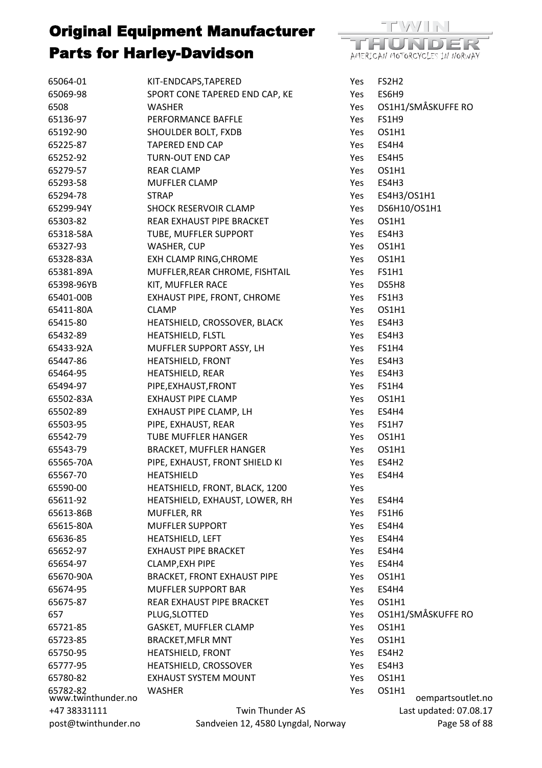# Original Equipment Manufacturer Parts for Harley-Davidson

| | | | |
|---|---|---|---|
| 65064-01 | KIT-ENDCAPS,TAPERED | Yes | FS2H2 |
| 65069-98 | SPORT CONE TAPERED END CAP, KE | Yes | ES6H9 |
| 6508 | WASHER | Yes | OS1H1/SMÅSKUFFE RO |
| 65136-97 | PERFORMANCE BAFFLE | Yes | FS1H9 |
| 65192-90 | SHOULDER BOLT, FXDB | Yes | OS1H1 |
| 65225-87 | TAPERED END CAP | Yes | ES4H4 |
| 65252-92 | TURN-OUT END CAP | Yes | ES4H5 |
| 65279-57 | REAR CLAMP | Yes | OS1H1 |
| 65293-58 | MUFFLER CLAMP | Yes | ES4H3 |
| 65294-78 | STRAP | Yes | ES4H3/OS1H1 |
| 65299-94Y | SHOCK RESERVOIR CLAMP | Yes | DS6H10/OS1H1 |
| 65303-82 | REAR EXHAUST PIPE BRACKET | Yes | OS1H1 |
| 65318-58A | TUBE, MUFFLER SUPPORT | Yes | ES4H3 |
| 65327-93 | WASHER, CUP | Yes | OS1H1 |
| 65328-83A | EXH CLAMP RING,CHROME | Yes | OS1H1 |
| 65381-89A | MUFFLER,REAR CHROME, FISHTAIL | Yes | FS1H1 |
| 65398-96YB | KIT, MUFFLER RACE | Yes | DS5H8 |
| 65401-00B | EXHAUST PIPE, FRONT, CHROME | Yes | FS1H3 |
| 65411-80A | CLAMP | Yes | OS1H1 |
| 65415-80 | HEATSHIELD, CROSSOVER, BLACK | Yes | ES4H3 |
| 65432-89 | HEATSHIELD, FLSTL | Yes | ES4H3 |
| 65433-92A | MUFFLER SUPPORT ASSY, LH | Yes | FS1H4 |
| 65447-86 | HEATSHIELD, FRONT | Yes | ES4H3 |
| 65464-95 | HEATSHIELD, REAR | Yes | ES4H3 |
| 65494-97 | PIPE,EXHAUST,FRONT | Yes | FS1H4 |
| 65502-83A | EXHAUST PIPE CLAMP | Yes | OS1H1 |
| 65502-89 | EXHAUST PIPE CLAMP, LH | Yes | ES4H4 |
| 65503-95 | PIPE, EXHAUST, REAR | Yes | FS1H7 |
| 65542-79 | TUBE MUFFLER HANGER | Yes | OS1H1 |
| 65543-79 | BRACKET, MUFFLER HANGER | Yes | OS1H1 |
| 65565-70A | PIPE, EXHAUST, FRONT SHIELD KI | Yes | ES4H2 |
| 65567-70 | HEATSHIELD | Yes | ES4H4 |
| 65590-00 | HEATSHIELD, FRONT, BLACK, 1200 | Yes | |
| 65611-92 | HEATSHIELD, EXHAUST, LOWER, RH | Yes | ES4H4 |
| 65613-86B | MUFFLER, RR | Yes | FS1H6 |
| 65615-80A | MUFFLER SUPPORT | Yes | ES4H4 |
| 65636-85 | HEATSHIELD, LEFT | Yes | ES4H4 |
| 65652-97 | EXHAUST PIPE BRACKET | Yes | ES4H4 |
| 65654-97 | CLAMP,EXH PIPE | Yes | ES4H4 |
| 65670-90A | BRACKET, FRONT EXHAUST PIPE | Yes | OS1H1 |
| 65674-95 | MUFFLER SUPPORT BAR | Yes | ES4H4 |
| 65675-87 | REAR EXHAUST PIPE BRACKET | Yes | OS1H1 |
| 657 | PLUG,SLOTTED | Yes | OS1H1/SMÅSKUFFE RO |
| 65721-85 | GASKET, MUFFLER CLAMP | Yes | OS1H1 |
| 65723-85 | BRACKET,MFLR MNT | Yes | OS1H1 |
| 65750-95 | HEATSHIELD, FRONT | Yes | ES4H2 |
| 65777-95 | HEATSHIELD, CROSSOVER | Yes | ES4H3 |
| 65780-82 | EXHAUST SYSTEM MOUNT | Yes | OS1H1 |
| 65782-82 | WASHER | Yes | OS1H1 |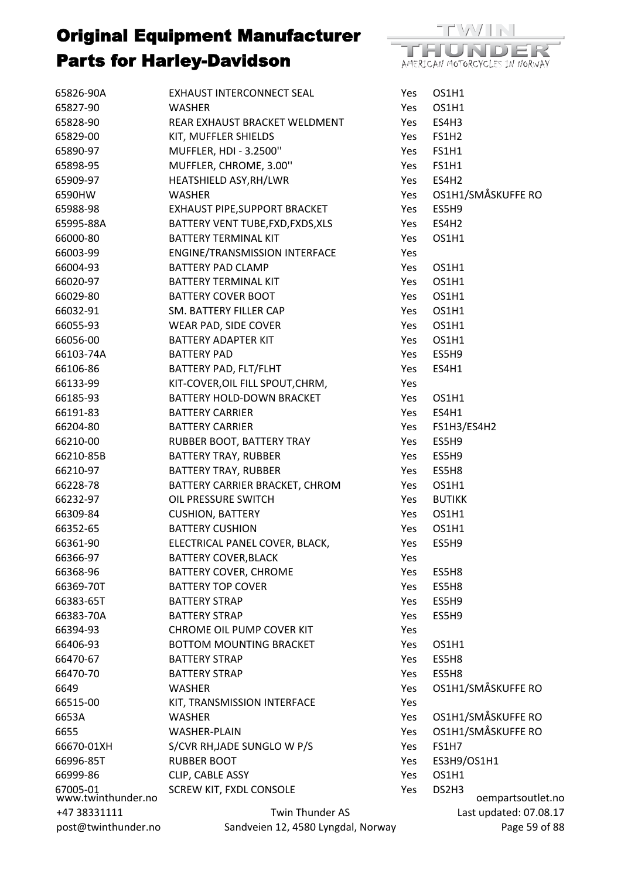# Original Equipment Manufacturer Parts for Harley-Davidson

| | | | |
|---|---|---|---|
| 65826-90A | EXHAUST INTERCONNECT SEAL | Yes | OS1H1 |
| 65827-90 | WASHER | Yes | OS1H1 |
| 65828-90 | REAR EXHAUST BRACKET WELDMENT | Yes | ES4H3 |
| 65829-00 | KIT, MUFFLER SHIELDS | Yes | FS1H2 |
| 65890-97 | MUFFLER, HDI - 3.2500'' | Yes | FS1H1 |
| 65898-95 | MUFFLER, CHROME, 3.00'' | Yes | FS1H1 |
| 65909-97 | HEATSHIELD ASY,RH/LWR | Yes | ES4H2 |
| 6590HW | WASHER | Yes | OS1H1/SMÅSKUFFE RO |
| 65988-98 | EXHAUST PIPE,SUPPORT BRACKET | Yes | ES5H9 |
| 65995-88A | BATTERY VENT TUBE,FXD,FXDS,XLS | Yes | ES4H2 |
| 66000-80 | BATTERY TERMINAL KIT | Yes | OS1H1 |
| 66003-99 | ENGINE/TRANSMISSION INTERFACE | Yes | |
| 66004-93 | BATTERY PAD CLAMP | Yes | OS1H1 |
| 66020-97 | BATTERY TERMINAL KIT | Yes | OS1H1 |
| 66029-80 | BATTERY COVER BOOT | Yes | OS1H1 |
| 66032-91 | SM. BATTERY FILLER CAP | Yes | OS1H1 |
| 66055-93 | WEAR PAD, SIDE COVER | Yes | OS1H1 |
| 66056-00 | BATTERY ADAPTER KIT | Yes | OS1H1 |
| 66103-74A | BATTERY PAD | Yes | ES5H9 |
| 66106-86 | BATTERY PAD, FLT/FLHT | Yes | ES4H1 |
| 66133-99 | KIT-COVER,OIL FILL SPOUT,CHRM, | Yes | |
| 66185-93 | BATTERY HOLD-DOWN BRACKET | Yes | OS1H1 |
| 66191-83 | BATTERY CARRIER | Yes | ES4H1 |
| 66204-80 | BATTERY CARRIER | Yes | FS1H3/ES4H2 |
| 66210-00 | RUBBER BOOT, BATTERY TRAY | Yes | ES5H9 |
| 66210-85B | BATTERY TRAY, RUBBER | Yes | ES5H9 |
| 66210-97 | BATTERY TRAY, RUBBER | Yes | ES5H8 |
| 66228-78 | BATTERY CARRIER BRACKET, CHROM | Yes | OS1H1 |
| 66232-97 | OIL PRESSURE SWITCH | Yes | BUTIKK |
| 66309-84 | CUSHION, BATTERY | Yes | OS1H1 |
| 66352-65 | BATTERY CUSHION | Yes | OS1H1 |
| 66361-90 | ELECTRICAL PANEL COVER, BLACK, | Yes | ES5H9 |
| 66366-97 | BATTERY COVER,BLACK | Yes | |
| 66368-96 | BATTERY COVER, CHROME | Yes | ES5H8 |
| 66369-70T | BATTERY TOP COVER | Yes | ES5H8 |
| 66383-65T | BATTERY STRAP | Yes | ES5H9 |
| 66383-70A | BATTERY STRAP | Yes | ES5H9 |
| 66394-93 | CHROME OIL PUMP COVER KIT | Yes | |
| 66406-93 | BOTTOM MOUNTING BRACKET | Yes | OS1H1 |
| 66470-67 | BATTERY STRAP | Yes | ES5H8 |
| 66470-70 | BATTERY STRAP | Yes | ES5H8 |
| 6649 | WASHER | Yes | OS1H1/SMÅSKUFFE RO |
| 66515-00 | KIT, TRANSMISSION INTERFACE | Yes | |
| 6653A | WASHER | Yes | OS1H1/SMÅSKUFFE RO |
| 6655 | WASHER-PLAIN | Yes | OS1H1/SMÅSKUFFE RO |
| 66670-01XH | S/CVR RH,JADE SUNGLO W P/S | Yes | FS1H7 |
| 66996-85T | RUBBER BOOT | Yes | ES3H9/OS1H1 |
| 66999-86 | CLIP, CABLE ASSY | Yes | OS1H1 |
| 67005-01 | SCREW KIT, FXDL CONSOLE | Yes | DS2H3 |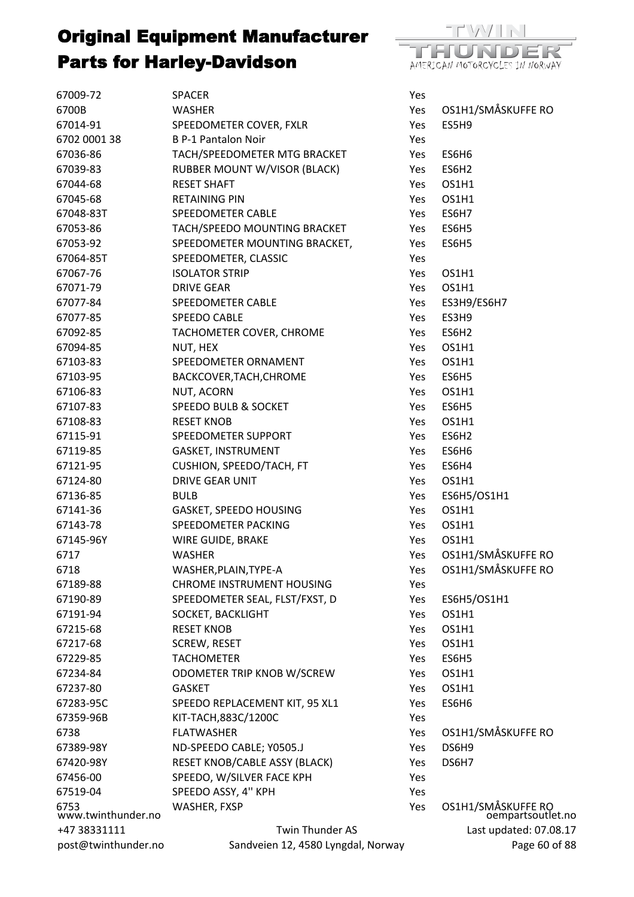# Original Equipment Manufacturer Parts for Harley-Davidson

| | | | |
|---|---|---|---|
| 67009-72 | SPACER | Yes | |
| 6700B | WASHER | Yes | OS1H1/SMÅSKUFFE RO |
| 67014-91 | SPEEDOMETER COVER, FXLR | Yes | ES5H9 |
| 6702 0001 38 | B P-1 Pantalon Noir | Yes | |
| 67036-86 | TACH/SPEEDOMETER MTG BRACKET | Yes | ES6H6 |
| 67039-83 | RUBBER MOUNT W/VISOR (BLACK) | Yes | ES6H2 |
| 67044-68 | RESET SHAFT | Yes | OS1H1 |
| 67045-68 | RETAINING PIN | Yes | OS1H1 |
| 67048-83T | SPEEDOMETER CABLE | Yes | ES6H7 |
| 67053-86 | TACH/SPEEDO MOUNTING BRACKET | Yes | ES6H5 |
| 67053-92 | SPEEDOMETER MOUNTING BRACKET, | Yes | ES6H5 |
| 67064-85T | SPEEDOMETER, CLASSIC | Yes | |
| 67067-76 | ISOLATOR STRIP | Yes | OS1H1 |
| 67071-79 | DRIVE GEAR | Yes | OS1H1 |
| 67077-84 | SPEEDOMETER CABLE | Yes | ES3H9/ES6H7 |
| 67077-85 | SPEEDO CABLE | Yes | ES3H9 |
| 67092-85 | TACHOMETER COVER, CHROME | Yes | ES6H2 |
| 67094-85 | NUT, HEX | Yes | OS1H1 |
| 67103-83 | SPEEDOMETER ORNAMENT | Yes | OS1H1 |
| 67103-95 | BACKCOVER,TACH,CHROME | Yes | ES6H5 |
| 67106-83 | NUT, ACORN | Yes | OS1H1 |
| 67107-83 | SPEEDO BULB & SOCKET | Yes | ES6H5 |
| 67108-83 | RESET KNOB | Yes | OS1H1 |
| 67115-91 | SPEEDOMETER SUPPORT | Yes | ES6H2 |
| 67119-85 | GASKET, INSTRUMENT | Yes | ES6H6 |
| 67121-95 | CUSHION, SPEEDO/TACH, FT | Yes | ES6H4 |
| 67124-80 | DRIVE GEAR UNIT | Yes | OS1H1 |
| 67136-85 | BULB | Yes | ES6H5/OS1H1 |
| 67141-36 | GASKET, SPEEDO HOUSING | Yes | OS1H1 |
| 67143-78 | SPEEDOMETER PACKING | Yes | OS1H1 |
| 67145-96Y | WIRE GUIDE, BRAKE | Yes | OS1H1 |
| 6717 | WASHER | Yes | OS1H1/SMÅSKUFFE RO |
| 6718 | WASHER,PLAIN,TYPE-A | Yes | OS1H1/SMÅSKUFFE RO |
| 67189-88 | CHROME INSTRUMENT HOUSING | Yes | |
| 67190-89 | SPEEDOMETER SEAL, FLST/FXST, D | Yes | ES6H5/OS1H1 |
| 67191-94 | SOCKET, BACKLIGHT | Yes | OS1H1 |
| 67215-68 | RESET KNOB | Yes | OS1H1 |
| 67217-68 | SCREW, RESET | Yes | OS1H1 |
| 67229-85 | TACHOMETER | Yes | ES6H5 |
| 67234-84 | ODOMETER TRIP KNOB W/SCREW | Yes | OS1H1 |
| 67237-80 | GASKET | Yes | OS1H1 |
| 67283-95C | SPEEDO REPLACEMENT KIT, 95 XL1 | Yes | ES6H6 |
| 67359-96B | KIT-TACH,883C/1200C | Yes | |
| 6738 | FLATWASHER | Yes | OS1H1/SMÅSKUFFE RO |
| 67389-98Y | ND-SPEEDO CABLE; Y0505.J | Yes | DS6H9 |
| 67420-98Y | RESET KNOB/CABLE ASSY (BLACK) | Yes | DS6H7 |
| 67456-00 | SPEEDO, W/SILVER FACE KPH | Yes | |
| 67519-04 | SPEEDO ASSY, 4'' KPH | Yes | |
| 6753 | WASHER, FXSP | Yes | OS1H1/SMÅSKUFFE RO |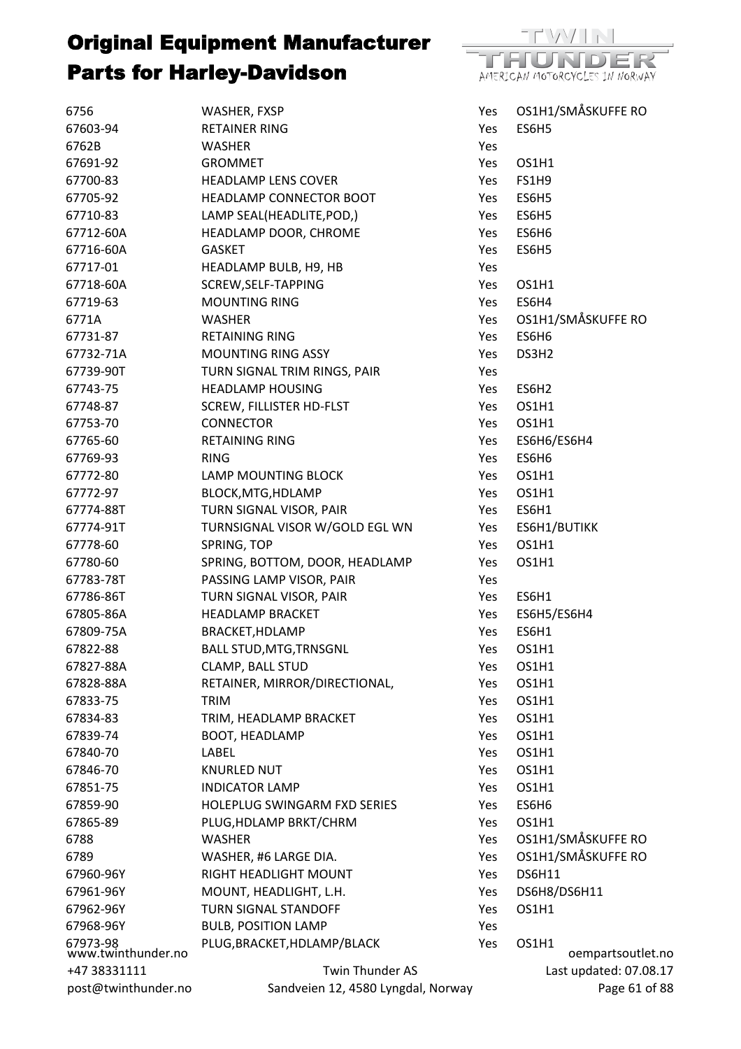# Original Equipment Manufacturer Parts for Harley-Davidson

| | | | |
|---|---|---|---|
| 6756 | WASHER, FXSP | Yes | OS1H1/SMÅSKUFFE RO |
| 67603-94 | RETAINER RING | Yes | ES6H5 |
| 6762B | WASHER | Yes | |
| 67691-92 | GROMMET | Yes | OS1H1 |
| 67700-83 | HEADLAMP LENS COVER | Yes | FS1H9 |
| 67705-92 | HEADLAMP CONNECTOR BOOT | Yes | ES6H5 |
| 67710-83 | LAMP SEAL(HEADLITE,POD,) | Yes | ES6H5 |
| 67712-60A | HEADLAMP DOOR, CHROME | Yes | ES6H6 |
| 67716-60A | GASKET | Yes | ES6H5 |
| 67717-01 | HEADLAMP BULB, H9, HB | Yes | |
| 67718-60A | SCREW,SELF-TAPPING | Yes | OS1H1 |
| 67719-63 | MOUNTING RING | Yes | ES6H4 |
| 6771A | WASHER | Yes | OS1H1/SMÅSKUFFE RO |
| 67731-87 | RETAINING RING | Yes | ES6H6 |
| 67732-71A | MOUNTING RING ASSY | Yes | DS3H2 |
| 67739-90T | TURN SIGNAL TRIM RINGS, PAIR | Yes | |
| 67743-75 | HEADLAMP HOUSING | Yes | ES6H2 |
| 67748-87 | SCREW, FILLISTER HD-FLST | Yes | OS1H1 |
| 67753-70 | CONNECTOR | Yes | OS1H1 |
| 67765-60 | RETAINING RING | Yes | ES6H6/ES6H4 |
| 67769-93 | RING | Yes | ES6H6 |
| 67772-80 | LAMP MOUNTING BLOCK | Yes | OS1H1 |
| 67772-97 | BLOCK,MTG,HDLAMP | Yes | OS1H1 |
| 67774-88T | TURN SIGNAL VISOR, PAIR | Yes | ES6H1 |
| 67774-91T | TURNSIGNAL VISOR W/GOLD EGL WN | Yes | ES6H1/BUTIKK |
| 67778-60 | SPRING, TOP | Yes | OS1H1 |
| 67780-60 | SPRING, BOTTOM, DOOR, HEADLAMP | Yes | OS1H1 |
| 67783-78T | PASSING LAMP VISOR, PAIR | Yes | |
| 67786-86T | TURN SIGNAL VISOR, PAIR | Yes | ES6H1 |
| 67805-86A | HEADLAMP BRACKET | Yes | ES6H5/ES6H4 |
| 67809-75A | BRACKET,HDLAMP | Yes | ES6H1 |
| 67822-88 | BALL STUD,MTG,TRNSGNL | Yes | OS1H1 |
| 67827-88A | CLAMP, BALL STUD | Yes | OS1H1 |
| 67828-88A | RETAINER, MIRROR/DIRECTIONAL, | Yes | OS1H1 |
| 67833-75 | TRIM | Yes | OS1H1 |
| 67834-83 | TRIM, HEADLAMP BRACKET | Yes | OS1H1 |
| 67839-74 | BOOT, HEADLAMP | Yes | OS1H1 |
| 67840-70 | LABEL | Yes | OS1H1 |
| 67846-70 | KNURLED NUT | Yes | OS1H1 |
| 67851-75 | INDICATOR LAMP | Yes | OS1H1 |
| 67859-90 | HOLEPLUG SWINGARM FXD SERIES | Yes | ES6H6 |
| 67865-89 | PLUG,HDLAMP BRKT/CHRM | Yes | OS1H1 |
| 6788 | WASHER | Yes | OS1H1/SMÅSKUFFE RO |
| 6789 | WASHER, #6 LARGE DIA. | Yes | OS1H1/SMÅSKUFFE RO |
| 67960-96Y | RIGHT HEADLIGHT MOUNT | Yes | DS6H11 |
| 67961-96Y | MOUNT, HEADLIGHT, L.H. | Yes | DS6H8/DS6H11 |
| 67962-96Y | TURN SIGNAL STANDOFF | Yes | OS1H1 |
| 67968-96Y | BULB, POSITION LAMP | Yes | |
| 67973-98 | PLUG,BRACKET,HDLAMP/BLACK | Yes | OS1H1 |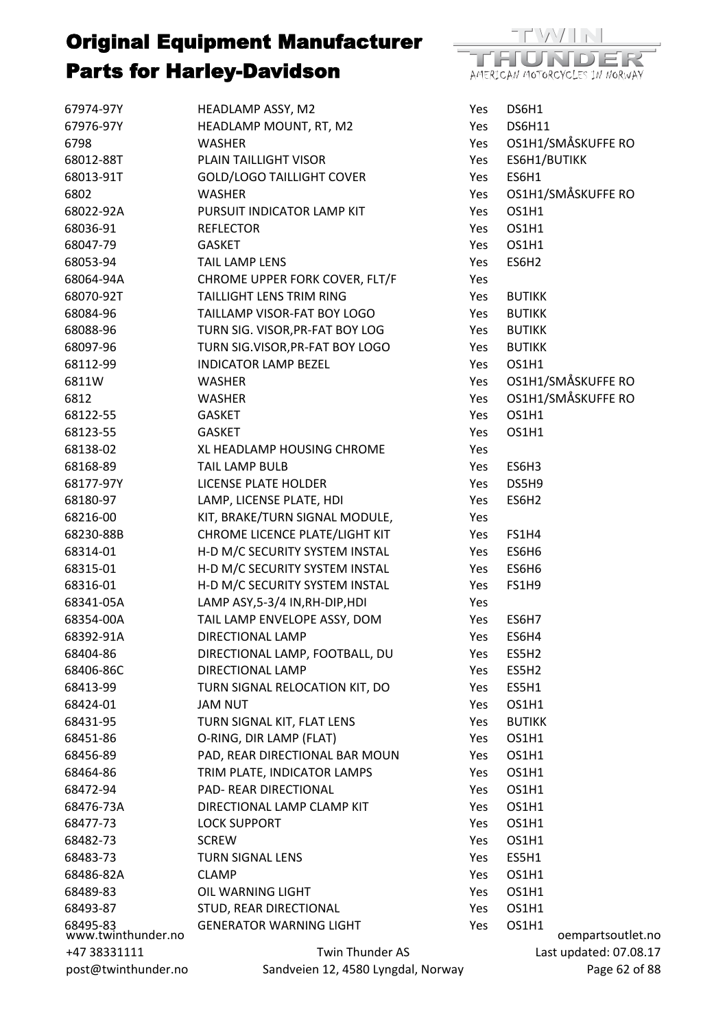# Original Equipment Manufacturer Parts for Harley-Davidson

| Part No. | Description | Available | Location |
|---|---|---|---|
| 67974-97Y | HEADLAMP ASSY, M2 | Yes | DS6H1 |
| 67976-97Y | HEADLAMP MOUNT, RT, M2 | Yes | DS6H11 |
| 6798 | WASHER | Yes | OS1H1/SMÅSKUFFE RO |
| 68012-88T | PLAIN TAILLIGHT VISOR | Yes | ES6H1/BUTIKK |
| 68013-91T | GOLD/LOGO TAILLIGHT COVER | Yes | ES6H1 |
| 6802 | WASHER | Yes | OS1H1/SMÅSKUFFE RO |
| 68022-92A | PURSUIT INDICATOR LAMP KIT | Yes | OS1H1 |
| 68036-91 | REFLECTOR | Yes | OS1H1 |
| 68047-79 | GASKET | Yes | OS1H1 |
| 68053-94 | TAIL LAMP LENS | Yes | ES6H2 |
| 68064-94A | CHROME UPPER FORK COVER, FLT/F | Yes | |
| 68070-92T | TAILLIGHT LENS TRIM RING | Yes | BUTIKK |
| 68084-96 | TAILLAMP VISOR-FAT BOY LOGO | Yes | BUTIKK |
| 68088-96 | TURN SIG. VISOR,PR-FAT BOY LOG | Yes | BUTIKK |
| 68097-96 | TURN SIG.VISOR,PR-FAT BOY LOGO | Yes | BUTIKK |
| 68112-99 | INDICATOR LAMP BEZEL | Yes | OS1H1 |
| 6811W | WASHER | Yes | OS1H1/SMÅSKUFFE RO |
| 6812 | WASHER | Yes | OS1H1/SMÅSKUFFE RO |
| 68122-55 | GASKET | Yes | OS1H1 |
| 68123-55 | GASKET | Yes | OS1H1 |
| 68138-02 | XL HEADLAMP HOUSING CHROME | Yes | |
| 68168-89 | TAIL LAMP BULB | Yes | ES6H3 |
| 68177-97Y | LICENSE PLATE HOLDER | Yes | DS5H9 |
| 68180-97 | LAMP, LICENSE PLATE, HDI | Yes | ES6H2 |
| 68216-00 | KIT, BRAKE/TURN SIGNAL MODULE, | Yes | |
| 68230-88B | CHROME LICENCE PLATE/LIGHT KIT | Yes | FS1H4 |
| 68314-01 | H-D M/C SECURITY SYSTEM INSTAL | Yes | ES6H6 |
| 68315-01 | H-D M/C SECURITY SYSTEM INSTAL | Yes | ES6H6 |
| 68316-01 | H-D M/C SECURITY SYSTEM INSTAL | Yes | FS1H9 |
| 68341-05A | LAMP ASY,5-3/4 IN,RH-DIP,HDI | Yes | |
| 68354-00A | TAIL LAMP ENVELOPE ASSY, DOM | Yes | ES6H7 |
| 68392-91A | DIRECTIONAL LAMP | Yes | ES6H4 |
| 68404-86 | DIRECTIONAL LAMP, FOOTBALL, DU | Yes | ES5H2 |
| 68406-86C | DIRECTIONAL LAMP | Yes | ES5H2 |
| 68413-99 | TURN SIGNAL RELOCATION KIT, DO | Yes | ES5H1 |
| 68424-01 | JAM NUT | Yes | OS1H1 |
| 68431-95 | TURN SIGNAL KIT, FLAT LENS | Yes | BUTIKK |
| 68451-86 | O-RING, DIR LAMP (FLAT) | Yes | OS1H1 |
| 68456-89 | PAD, REAR DIRECTIONAL BAR MOUN | Yes | OS1H1 |
| 68464-86 | TRIM PLATE, INDICATOR LAMPS | Yes | OS1H1 |
| 68472-94 | PAD- REAR DIRECTIONAL | Yes | OS1H1 |
| 68476-73A | DIRECTIONAL LAMP CLAMP KIT | Yes | OS1H1 |
| 68477-73 | LOCK SUPPORT | Yes | OS1H1 |
| 68482-73 | SCREW | Yes | OS1H1 |
| 68483-73 | TURN SIGNAL LENS | Yes | ES5H1 |
| 68486-82A | CLAMP | Yes | OS1H1 |
| 68489-83 | OIL WARNING LIGHT | Yes | OS1H1 |
| 68493-87 | STUD, REAR DIRECTIONAL | Yes | OS1H1 |
| 68495-83 | GENERATOR WARNING LIGHT | Yes | OS1H1 |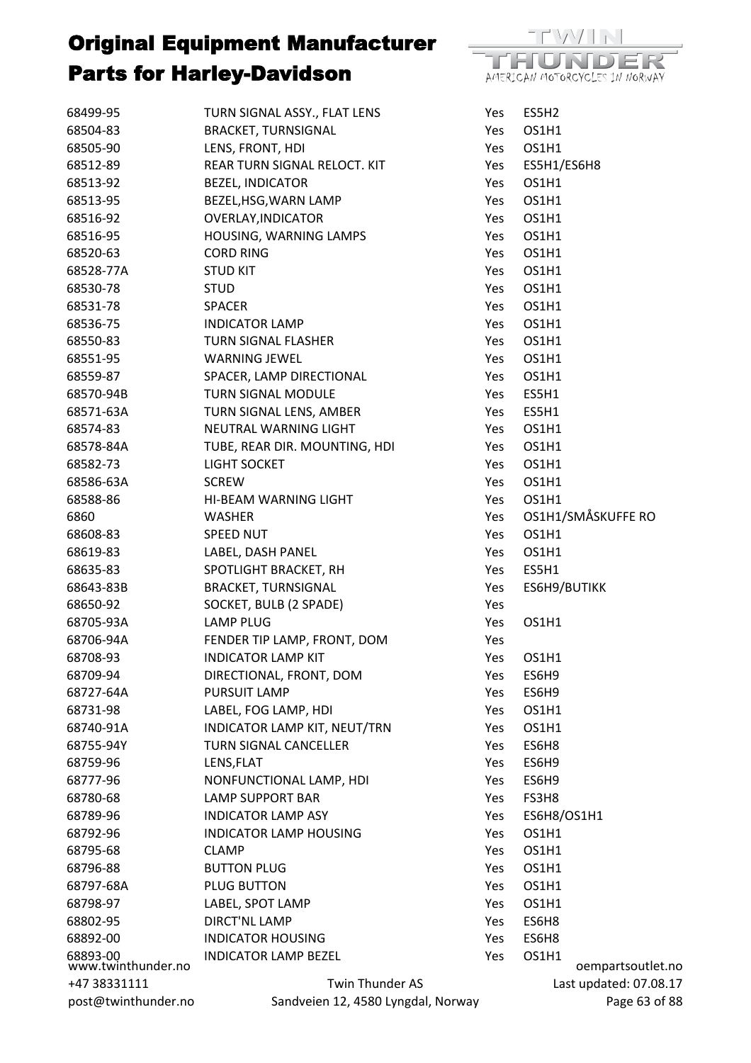# Original Equipment Manufacturer Parts for Harley-Davidson

| | | | |
|---|---|---|---|
| 68499-95 | TURN SIGNAL ASSY., FLAT LENS | Yes | ES5H2 |
| 68504-83 | BRACKET, TURNSIGNAL | Yes | OS1H1 |
| 68505-90 | LENS, FRONT, HDI | Yes | OS1H1 |
| 68512-89 | REAR TURN SIGNAL RELOCT. KIT | Yes | ES5H1/ES6H8 |
| 68513-92 | BEZEL, INDICATOR | Yes | OS1H1 |
| 68513-95 | BEZEL,HSG,WARN LAMP | Yes | OS1H1 |
| 68516-92 | OVERLAY,INDICATOR | Yes | OS1H1 |
| 68516-95 | HOUSING, WARNING LAMPS | Yes | OS1H1 |
| 68520-63 | CORD RING | Yes | OS1H1 |
| 68528-77A | STUD KIT | Yes | OS1H1 |
| 68530-78 | STUD | Yes | OS1H1 |
| 68531-78 | SPACER | Yes | OS1H1 |
| 68536-75 | INDICATOR LAMP | Yes | OS1H1 |
| 68550-83 | TURN SIGNAL FLASHER | Yes | OS1H1 |
| 68551-95 | WARNING JEWEL | Yes | OS1H1 |
| 68559-87 | SPACER, LAMP DIRECTIONAL | Yes | OS1H1 |
| 68570-94B | TURN SIGNAL MODULE | Yes | ES5H1 |
| 68571-63A | TURN SIGNAL LENS, AMBER | Yes | ES5H1 |
| 68574-83 | NEUTRAL WARNING LIGHT | Yes | OS1H1 |
| 68578-84A | TUBE, REAR DIR. MOUNTING, HDI | Yes | OS1H1 |
| 68582-73 | LIGHT SOCKET | Yes | OS1H1 |
| 68586-63A | SCREW | Yes | OS1H1 |
| 68588-86 | HI-BEAM WARNING LIGHT | Yes | OS1H1 |
| 6860 | WASHER | Yes | OS1H1/SMÅSKUFFE RO |
| 68608-83 | SPEED NUT | Yes | OS1H1 |
| 68619-83 | LABEL, DASH PANEL | Yes | OS1H1 |
| 68635-83 | SPOTLIGHT BRACKET, RH | Yes | ES5H1 |
| 68643-83B | BRACKET, TURNSIGNAL | Yes | ES6H9/BUTIKK |
| 68650-92 | SOCKET, BULB (2 SPADE) | Yes | |
| 68705-93A | LAMP PLUG | Yes | OS1H1 |
| 68706-94A | FENDER TIP LAMP, FRONT, DOM | Yes | |
| 68708-93 | INDICATOR LAMP KIT | Yes | OS1H1 |
| 68709-94 | DIRECTIONAL, FRONT, DOM | Yes | ES6H9 |
| 68727-64A | PURSUIT LAMP | Yes | ES6H9 |
| 68731-98 | LABEL, FOG LAMP, HDI | Yes | OS1H1 |
| 68740-91A | INDICATOR LAMP KIT, NEUT/TRN | Yes | OS1H1 |
| 68755-94Y | TURN SIGNAL CANCELLER | Yes | ES6H8 |
| 68759-96 | LENS,FLAT | Yes | ES6H9 |
| 68777-96 | NONFUNCTIONAL LAMP, HDI | Yes | ES6H9 |
| 68780-68 | LAMP SUPPORT BAR | Yes | FS3H8 |
| 68789-96 | INDICATOR LAMP ASY | Yes | ES6H8/OS1H1 |
| 68792-96 | INDICATOR LAMP HOUSING | Yes | OS1H1 |
| 68795-68 | CLAMP | Yes | OS1H1 |
| 68796-88 | BUTTON PLUG | Yes | OS1H1 |
| 68797-68A | PLUG BUTTON | Yes | OS1H1 |
| 68798-97 | LABEL, SPOT LAMP | Yes | OS1H1 |
| 68802-95 | DIRCT'NL LAMP | Yes | ES6H8 |
| 68892-00 | INDICATOR HOUSING | Yes | ES6H8 |
| 68893-00 | INDICATOR LAMP BEZEL | Yes | OS1H1 |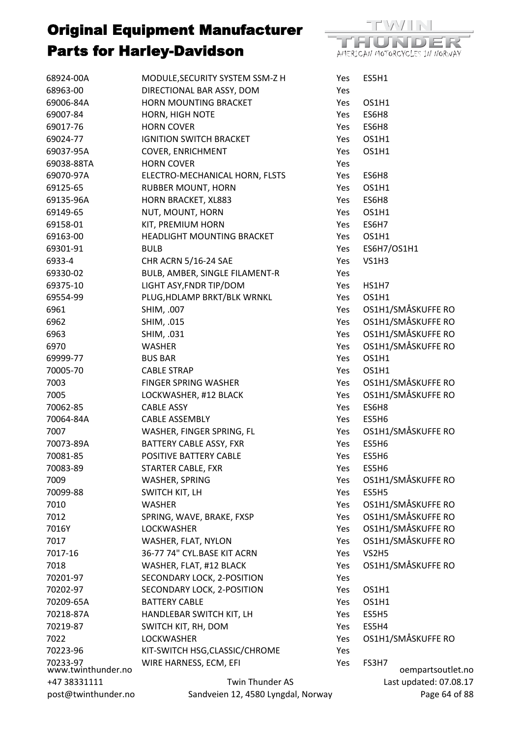# Original Equipment Manufacturer Parts for Harley-Davidson

| | | | |
|---|---|---|---|
| 68924-00A | MODULE,SECURITY SYSTEM SSM-Z H | Yes | ES5H1 |
| 68963-00 | DIRECTIONAL BAR ASSY, DOM | Yes | |
| 69006-84A | HORN MOUNTING BRACKET | Yes | OS1H1 |
| 69007-84 | HORN, HIGH NOTE | Yes | ES6H8 |
| 69017-76 | HORN COVER | Yes | ES6H8 |
| 69024-77 | IGNITION SWITCH BRACKET | Yes | OS1H1 |
| 69037-95A | COVER, ENRICHMENT | Yes | OS1H1 |
| 69038-88TA | HORN COVER | Yes | |
| 69070-97A | ELECTRO-MECHANICAL HORN, FLSTS | Yes | ES6H8 |
| 69125-65 | RUBBER MOUNT, HORN | Yes | OS1H1 |
| 69135-96A | HORN BRACKET, XL883 | Yes | ES6H8 |
| 69149-65 | NUT, MOUNT, HORN | Yes | OS1H1 |
| 69158-01 | KIT, PREMIUM HORN | Yes | ES6H7 |
| 69163-00 | HEADLIGHT MOUNTING BRACKET | Yes | OS1H1 |
| 69301-91 | BULB | Yes | ES6H7/OS1H1 |
| 6933-4 | CHR ACRN 5/16-24 SAE | Yes | VS1H3 |
| 69330-02 | BULB, AMBER, SINGLE FILAMENT-R | Yes | |
| 69375-10 | LIGHT ASY,FNDR TIP/DOM | Yes | HS1H7 |
| 69554-99 | PLUG,HDLAMP BRKT/BLK WRNKL | Yes | OS1H1 |
| 6961 | SHIM, .007 | Yes | OS1H1/SMÅSKUFFE RO |
| 6962 | SHIM, .015 | Yes | OS1H1/SMÅSKUFFE RO |
| 6963 | SHIM, .031 | Yes | OS1H1/SMÅSKUFFE RO |
| 6970 | WASHER | Yes | OS1H1/SMÅSKUFFE RO |
| 69999-77 | BUS BAR | Yes | OS1H1 |
| 70005-70 | CABLE STRAP | Yes | OS1H1 |
| 7003 | FINGER SPRING WASHER | Yes | OS1H1/SMÅSKUFFE RO |
| 7005 | LOCKWASHER, #12 BLACK | Yes | OS1H1/SMÅSKUFFE RO |
| 70062-85 | CABLE ASSY | Yes | ES6H8 |
| 70064-84A | CABLE ASSEMBLY | Yes | ES5H6 |
| 7007 | WASHER, FINGER SPRING, FL | Yes | OS1H1/SMÅSKUFFE RO |
| 70073-89A | BATTERY CABLE ASSY, FXR | Yes | ES5H6 |
| 70081-85 | POSITIVE BATTERY CABLE | Yes | ES5H6 |
| 70083-89 | STARTER CABLE, FXR | Yes | ES5H6 |
| 7009 | WASHER, SPRING | Yes | OS1H1/SMÅSKUFFE RO |
| 70099-88 | SWITCH KIT, LH | Yes | ES5H5 |
| 7010 | WASHER | Yes | OS1H1/SMÅSKUFFE RO |
| 7012 | SPRING, WAVE, BRAKE, FXSP | Yes | OS1H1/SMÅSKUFFE RO |
| 7016Y | LOCKWASHER | Yes | OS1H1/SMÅSKUFFE RO |
| 7017 | WASHER, FLAT, NYLON | Yes | OS1H1/SMÅSKUFFE RO |
| 7017-16 | 36-77 74" CYL.BASE KIT ACRN | Yes | VS2H5 |
| 7018 | WASHER, FLAT, #12 BLACK | Yes | OS1H1/SMÅSKUFFE RO |
| 70201-97 | SECONDARY LOCK, 2-POSITION | Yes | |
| 70202-97 | SECONDARY LOCK, 2-POSITION | Yes | OS1H1 |
| 70209-65A | BATTERY CABLE | Yes | OS1H1 |
| 70218-87A | HANDLEBAR SWITCH KIT, LH | Yes | ES5H5 |
| 70219-87 | SWITCH KIT, RH, DOM | Yes | ES5H4 |
| 7022 | LOCKWASHER | Yes | OS1H1/SMÅSKUFFE RO |
| 70223-96 | KIT-SWITCH HSG,CLASSIC/CHROME | Yes | |
| 70233-97 | WIRE HARNESS, ECM, EFI | Yes | FS3H7 |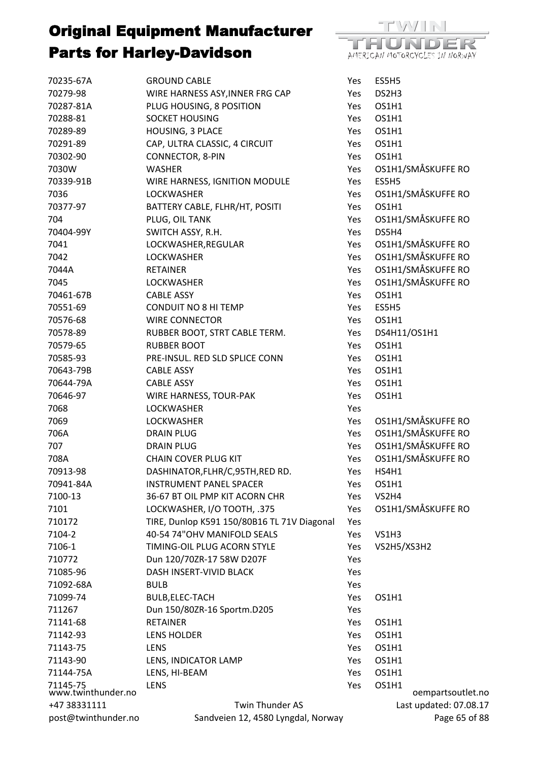# Original Equipment Manufacturer Parts for Harley-Davidson

| | | | |
|---|---|---|---|
| 70235-67A | GROUND CABLE | Yes | ES5H5 |
| 70279-98 | WIRE HARNESS ASY,INNER FRG CAP | Yes | DS2H3 |
| 70287-81A | PLUG HOUSING, 8 POSITION | Yes | OS1H1 |
| 70288-81 | SOCKET HOUSING | Yes | OS1H1 |
| 70289-89 | HOUSING, 3 PLACE | Yes | OS1H1 |
| 70291-89 | CAP, ULTRA CLASSIC, 4 CIRCUIT | Yes | OS1H1 |
| 70302-90 | CONNECTOR, 8-PIN | Yes | OS1H1 |
| 7030W | WASHER | Yes | OS1H1/SMÅSKUFFE RO |
| 70339-91B | WIRE HARNESS, IGNITION MODULE | Yes | ES5H5 |
| 7036 | LOCKWASHER | Yes | OS1H1/SMÅSKUFFE RO |
| 70377-97 | BATTERY CABLE, FLHR/HT, POSITI | Yes | OS1H1 |
| 704 | PLUG, OIL TANK | Yes | OS1H1/SMÅSKUFFE RO |
| 70404-99Y | SWITCH ASSY, R.H. | Yes | DS5H4 |
| 7041 | LOCKWASHER,REGULAR | Yes | OS1H1/SMÅSKUFFE RO |
| 7042 | LOCKWASHER | Yes | OS1H1/SMÅSKUFFE RO |
| 7044A | RETAINER | Yes | OS1H1/SMÅSKUFFE RO |
| 7045 | LOCKWASHER | Yes | OS1H1/SMÅSKUFFE RO |
| 70461-67B | CABLE ASSY | Yes | OS1H1 |
| 70551-69 | CONDUIT NO 8 HI TEMP | Yes | ES5H5 |
| 70576-68 | WIRE CONNECTOR | Yes | OS1H1 |
| 70578-89 | RUBBER BOOT, STRT CABLE TERM. | Yes | DS4H11/OS1H1 |
| 70579-65 | RUBBER BOOT | Yes | OS1H1 |
| 70585-93 | PRE-INSUL. RED SLD SPLICE CONN | Yes | OS1H1 |
| 70643-79B | CABLE ASSY | Yes | OS1H1 |
| 70644-79A | CABLE ASSY | Yes | OS1H1 |
| 70646-97 | WIRE HARNESS, TOUR-PAK | Yes | OS1H1 |
| 7068 | LOCKWASHER | Yes | |
| 7069 | LOCKWASHER | Yes | OS1H1/SMÅSKUFFE RO |
| 706A | DRAIN PLUG | Yes | OS1H1/SMÅSKUFFE RO |
| 707 | DRAIN PLUG | Yes | OS1H1/SMÅSKUFFE RO |
| 708A | CHAIN COVER PLUG KIT | Yes | OS1H1/SMÅSKUFFE RO |
| 70913-98 | DASHINATOR,FLHR/C,95TH,RED RD. | Yes | HS4H1 |
| 70941-84A | INSTRUMENT PANEL SPACER | Yes | OS1H1 |
| 7100-13 | 36-67 BT OIL PMP KIT ACORN CHR | Yes | VS2H4 |
| 7101 | LOCKWASHER, I/O TOOTH, .375 | Yes | OS1H1/SMÅSKUFFE RO |
| 710172 | TIRE, Dunlop K591 150/80B16 TL 71V Diagonal | Yes | |
| 7104-2 | 40-54 74"OHV MANIFOLD SEALS | Yes | VS1H3 |
| 7106-1 | TIMING-OIL PLUG ACORN STYLE | Yes | VS2H5/XS3H2 |
| 710772 | Dun 120/70ZR-17 58W D207F | Yes | |
| 71085-96 | DASH INSERT-VIVID BLACK | Yes | |
| 71092-68A | BULB | Yes | |
| 71099-74 | BULB,ELEC-TACH | Yes | OS1H1 |
| 711267 | Dun 150/80ZR-16 Sportm.D205 | Yes | |
| 71141-68 | RETAINER | Yes | OS1H1 |
| 71142-93 | LENS HOLDER | Yes | OS1H1 |
| 71143-75 | LENS | Yes | OS1H1 |
| 71143-90 | LENS, INDICATOR LAMP | Yes | OS1H1 |
| 71144-75A | LENS, HI-BEAM | Yes | OS1H1 |
| 71145-75 | LENS | Yes | OS1H1 |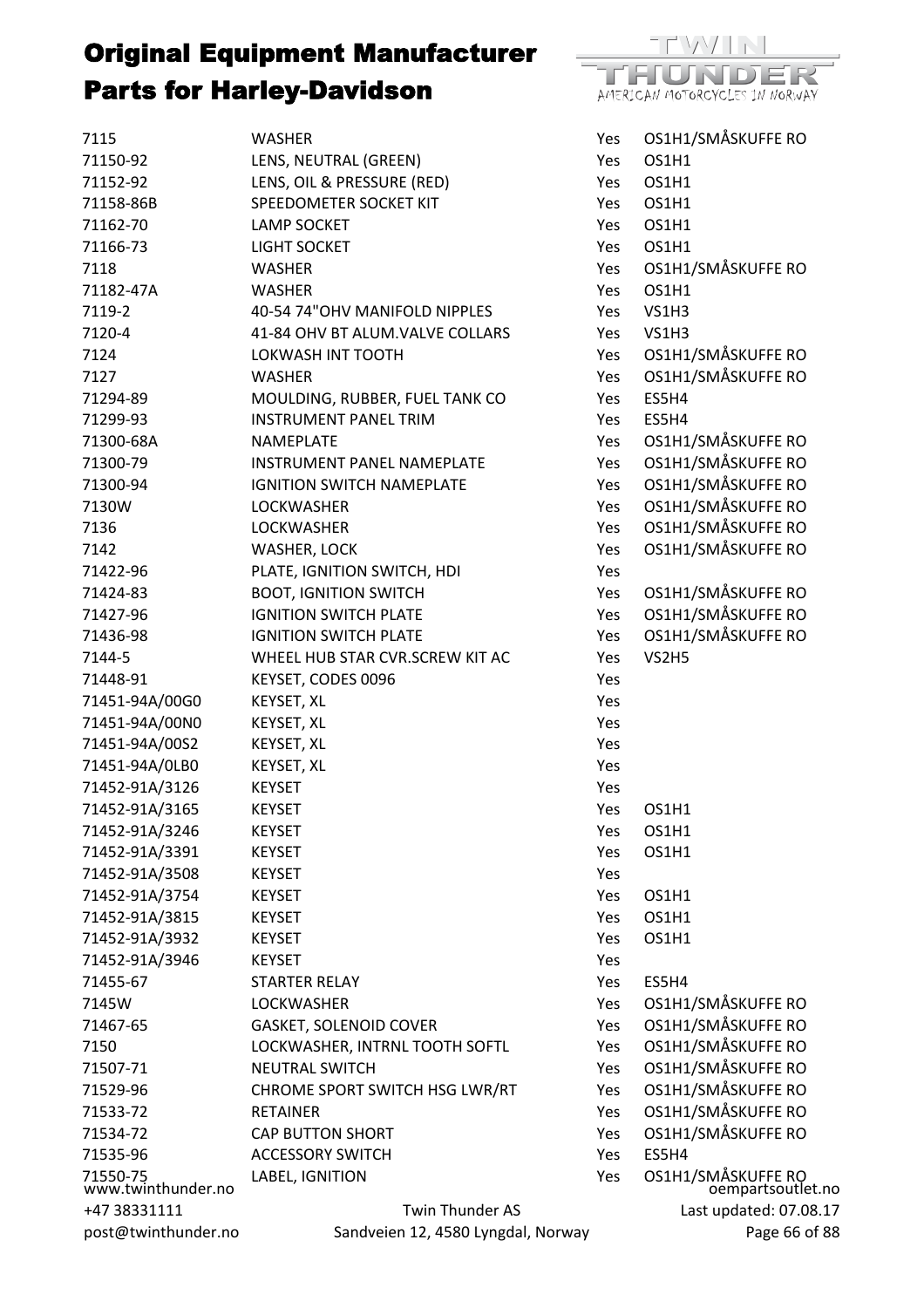# Original Equipment Manufacturer Parts for Harley-Davidson

| | | | |
|---|---|---|---|
| 7115 | WASHER | Yes | OS1H1/SMÅSKUFFE RO |
| 71150-92 | LENS, NEUTRAL (GREEN) | Yes | OS1H1 |
| 71152-92 | LENS, OIL & PRESSURE (RED) | Yes | OS1H1 |
| 71158-86B | SPEEDOMETER SOCKET KIT | Yes | OS1H1 |
| 71162-70 | LAMP SOCKET | Yes | OS1H1 |
| 71166-73 | LIGHT SOCKET | Yes | OS1H1 |
| 7118 | WASHER | Yes | OS1H1/SMÅSKUFFE RO |
| 71182-47A | WASHER | Yes | OS1H1 |
| 7119-2 | 40-54 74"OHV MANIFOLD NIPPLES | Yes | VS1H3 |
| 7120-4 | 41-84 OHV BT ALUM.VALVE COLLARS | Yes | VS1H3 |
| 7124 | LOKWASH INT TOOTH | Yes | OS1H1/SMÅSKUFFE RO |
| 7127 | WASHER | Yes | OS1H1/SMÅSKUFFE RO |
| 71294-89 | MOULDING, RUBBER, FUEL TANK CO | Yes | ES5H4 |
| 71299-93 | INSTRUMENT PANEL TRIM | Yes | ES5H4 |
| 71300-68A | NAMEPLATE | Yes | OS1H1/SMÅSKUFFE RO |
| 71300-79 | INSTRUMENT PANEL NAMEPLATE | Yes | OS1H1/SMÅSKUFFE RO |
| 71300-94 | IGNITION SWITCH NAMEPLATE | Yes | OS1H1/SMÅSKUFFE RO |
| 7130W | LOCKWASHER | Yes | OS1H1/SMÅSKUFFE RO |
| 7136 | LOCKWASHER | Yes | OS1H1/SMÅSKUFFE RO |
| 7142 | WASHER, LOCK | Yes | OS1H1/SMÅSKUFFE RO |
| 71422-96 | PLATE, IGNITION SWITCH, HDI | Yes | |
| 71424-83 | BOOT, IGNITION SWITCH | Yes | OS1H1/SMÅSKUFFE RO |
| 71427-96 | IGNITION SWITCH PLATE | Yes | OS1H1/SMÅSKUFFE RO |
| 71436-98 | IGNITION SWITCH PLATE | Yes | OS1H1/SMÅSKUFFE RO |
| 7144-5 | WHEEL HUB STAR CVR.SCREW KIT AC | Yes | VS2H5 |
| 71448-91 | KEYSET, CODES 0096 | Yes | |
| 71451-94A/00G0 | KEYSET, XL | Yes | |
| 71451-94A/00N0 | KEYSET, XL | Yes | |
| 71451-94A/00S2 | KEYSET, XL | Yes | |
| 71451-94A/0LB0 | KEYSET, XL | Yes | |
| 71452-91A/3126 | KEYSET | Yes | |
| 71452-91A/3165 | KEYSET | Yes | OS1H1 |
| 71452-91A/3246 | KEYSET | Yes | OS1H1 |
| 71452-91A/3391 | KEYSET | Yes | OS1H1 |
| 71452-91A/3508 | KEYSET | Yes | |
| 71452-91A/3754 | KEYSET | Yes | OS1H1 |
| 71452-91A/3815 | KEYSET | Yes | OS1H1 |
| 71452-91A/3932 | KEYSET | Yes | OS1H1 |
| 71452-91A/3946 | KEYSET | Yes | |
| 71455-67 | STARTER RELAY | Yes | ES5H4 |
| 7145W | LOCKWASHER | Yes | OS1H1/SMÅSKUFFE RO |
| 71467-65 | GASKET, SOLENOID COVER | Yes | OS1H1/SMÅSKUFFE RO |
| 7150 | LOCKWASHER, INTRNL TOOTH SOFTL | Yes | OS1H1/SMÅSKUFFE RO |
| 71507-71 | NEUTRAL SWITCH | Yes | OS1H1/SMÅSKUFFE RO |
| 71529-96 | CHROME SPORT SWITCH HSG LWR/RT | Yes | OS1H1/SMÅSKUFFE RO |
| 71533-72 | RETAINER | Yes | OS1H1/SMÅSKUFFE RO |
| 71534-72 | CAP BUTTON SHORT | Yes | OS1H1/SMÅSKUFFE RO |
| 71535-96 | ACCESSORY SWITCH | Yes | ES5H4 |
| 71550-75 | LABEL, IGNITION | Yes | OS1H1/SMÅSKUFFE RO |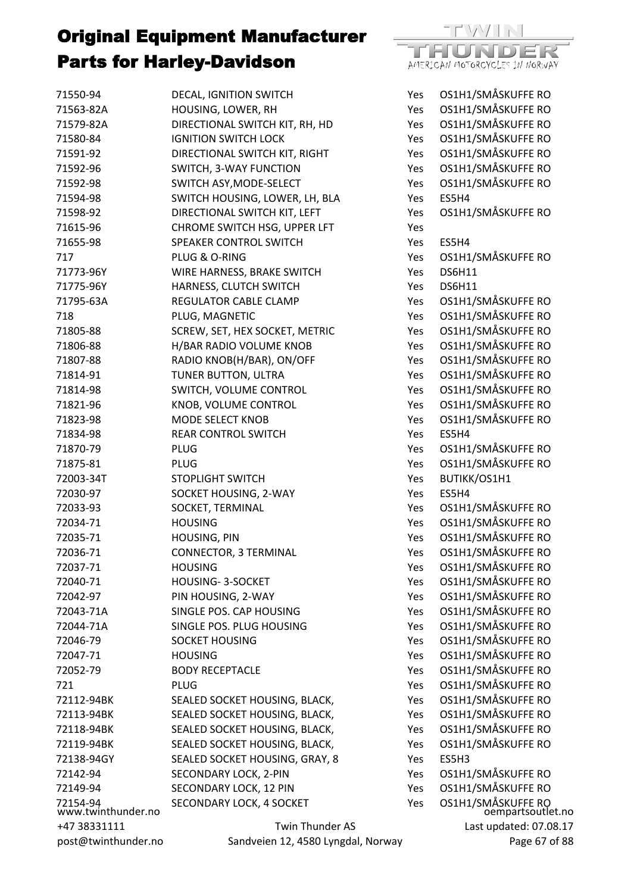# Original Equipment Manufacturer Parts for Harley-Davidson

| | | | |
|---|---|---|---|
| 71550-94 | DECAL, IGNITION SWITCH | Yes | OS1H1/SMÅSKUFFE RO |
| 71563-82A | HOUSING, LOWER, RH | Yes | OS1H1/SMÅSKUFFE RO |
| 71579-82A | DIRECTIONAL SWITCH KIT, RH, HD | Yes | OS1H1/SMÅSKUFFE RO |
| 71580-84 | IGNITION SWITCH LOCK | Yes | OS1H1/SMÅSKUFFE RO |
| 71591-92 | DIRECTIONAL SWITCH KIT, RIGHT | Yes | OS1H1/SMÅSKUFFE RO |
| 71592-96 | SWITCH, 3-WAY FUNCTION | Yes | OS1H1/SMÅSKUFFE RO |
| 71592-98 | SWITCH ASY,MODE-SELECT | Yes | OS1H1/SMÅSKUFFE RO |
| 71594-98 | SWITCH HOUSING, LOWER, LH, BLA | Yes | ES5H4 |
| 71598-92 | DIRECTIONAL SWITCH KIT, LEFT | Yes | OS1H1/SMÅSKUFFE RO |
| 71615-96 | CHROME SWITCH HSG, UPPER LFT | Yes | |
| 71655-98 | SPEAKER CONTROL SWITCH | Yes | ES5H4 |
| 717 | PLUG & O-RING | Yes | OS1H1/SMÅSKUFFE RO |
| 71773-96Y | WIRE HARNESS, BRAKE SWITCH | Yes | DS6H11 |
| 71775-96Y | HARNESS, CLUTCH SWITCH | Yes | DS6H11 |
| 71795-63A | REGULATOR CABLE CLAMP | Yes | OS1H1/SMÅSKUFFE RO |
| 718 | PLUG, MAGNETIC | Yes | OS1H1/SMÅSKUFFE RO |
| 71805-88 | SCREW, SET, HEX SOCKET, METRIC | Yes | OS1H1/SMÅSKUFFE RO |
| 71806-88 | H/BAR RADIO VOLUME KNOB | Yes | OS1H1/SMÅSKUFFE RO |
| 71807-88 | RADIO KNOB(H/BAR), ON/OFF | Yes | OS1H1/SMÅSKUFFE RO |
| 71814-91 | TUNER BUTTON, ULTRA | Yes | OS1H1/SMÅSKUFFE RO |
| 71814-98 | SWITCH, VOLUME CONTROL | Yes | OS1H1/SMÅSKUFFE RO |
| 71821-96 | KNOB, VOLUME CONTROL | Yes | OS1H1/SMÅSKUFFE RO |
| 71823-98 | MODE SELECT KNOB | Yes | OS1H1/SMÅSKUFFE RO |
| 71834-98 | REAR CONTROL SWITCH | Yes | ES5H4 |
| 71870-79 | PLUG | Yes | OS1H1/SMÅSKUFFE RO |
| 71875-81 | PLUG | Yes | OS1H1/SMÅSKUFFE RO |
| 72003-34T | STOPLIGHT SWITCH | Yes | BUTIKK/OS1H1 |
| 72030-97 | SOCKET HOUSING, 2-WAY | Yes | ES5H4 |
| 72033-93 | SOCKET, TERMINAL | Yes | OS1H1/SMÅSKUFFE RO |
| 72034-71 | HOUSING | Yes | OS1H1/SMÅSKUFFE RO |
| 72035-71 | HOUSING, PIN | Yes | OS1H1/SMÅSKUFFE RO |
| 72036-71 | CONNECTOR, 3 TERMINAL | Yes | OS1H1/SMÅSKUFFE RO |
| 72037-71 | HOUSING | Yes | OS1H1/SMÅSKUFFE RO |
| 72040-71 | HOUSING- 3-SOCKET | Yes | OS1H1/SMÅSKUFFE RO |
| 72042-97 | PIN HOUSING, 2-WAY | Yes | OS1H1/SMÅSKUFFE RO |
| 72043-71A | SINGLE POS. CAP HOUSING | Yes | OS1H1/SMÅSKUFFE RO |
| 72044-71A | SINGLE POS. PLUG HOUSING | Yes | OS1H1/SMÅSKUFFE RO |
| 72046-79 | SOCKET HOUSING | Yes | OS1H1/SMÅSKUFFE RO |
| 72047-71 | HOUSING | Yes | OS1H1/SMÅSKUFFE RO |
| 72052-79 | BODY RECEPTACLE | Yes | OS1H1/SMÅSKUFFE RO |
| 721 | PLUG | Yes | OS1H1/SMÅSKUFFE RO |
| 72112-94BK | SEALED SOCKET HOUSING, BLACK, | Yes | OS1H1/SMÅSKUFFE RO |
| 72113-94BK | SEALED SOCKET HOUSING, BLACK, | Yes | OS1H1/SMÅSKUFFE RO |
| 72118-94BK | SEALED SOCKET HOUSING, BLACK, | Yes | OS1H1/SMÅSKUFFE RO |
| 72119-94BK | SEALED SOCKET HOUSING, BLACK, | Yes | OS1H1/SMÅSKUFFE RO |
| 72138-94GY | SEALED SOCKET HOUSING, GRAY, 8 | Yes | ES5H3 |
| 72142-94 | SECONDARY LOCK, 2-PIN | Yes | OS1H1/SMÅSKUFFE RO |
| 72149-94 | SECONDARY LOCK, 12 PIN | Yes | OS1H1/SMÅSKUFFE RO |
| 72154-94 | SECONDARY LOCK, 4 SOCKET | Yes | OS1H1/SMÅSKUFFE RO |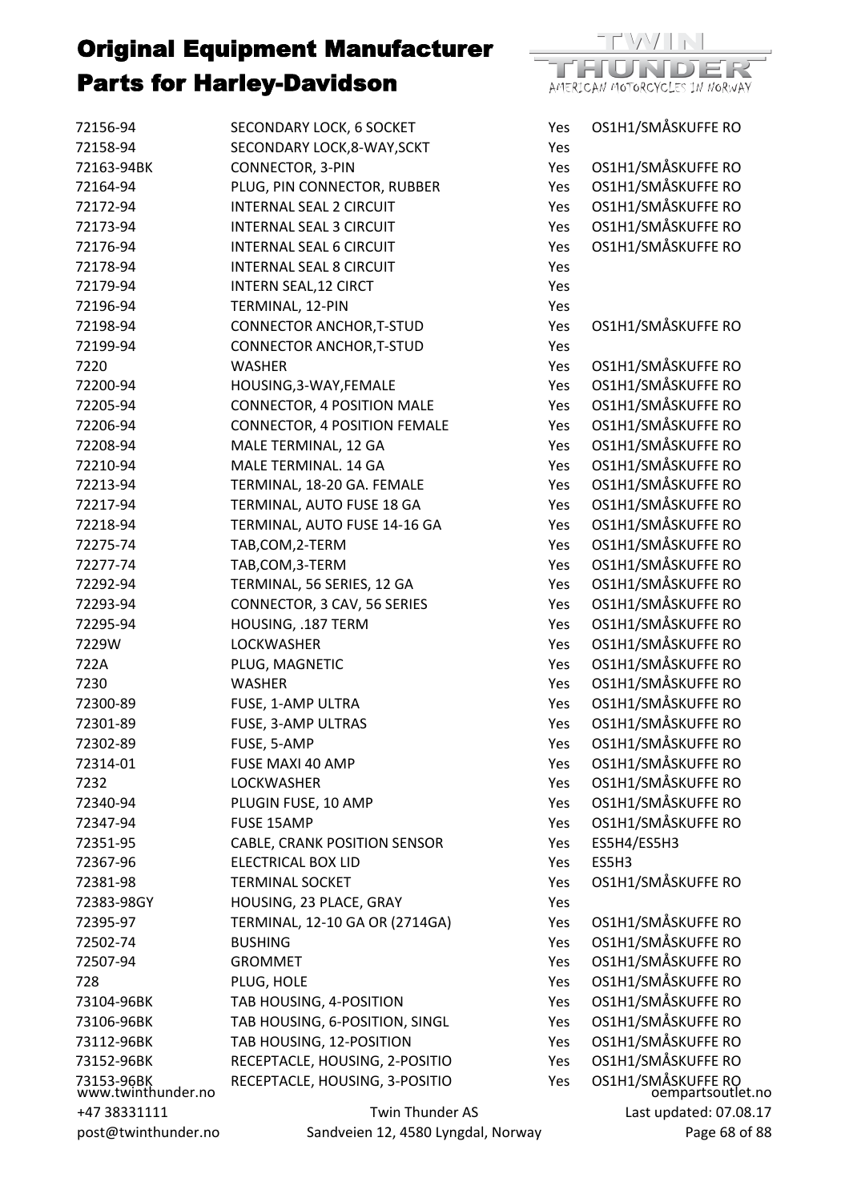# Original Equipment Manufacturer Parts for Harley-Davidson

| | | | |
|---|---|---|---|
| 72156-94 | SECONDARY LOCK, 6 SOCKET | Yes | OS1H1/SMÅSKUFFE RO |
| 72158-94 | SECONDARY LOCK,8-WAY,SCKT | Yes | |
| 72163-94BK | CONNECTOR, 3-PIN | Yes | OS1H1/SMÅSKUFFE RO |
| 72164-94 | PLUG, PIN CONNECTOR, RUBBER | Yes | OS1H1/SMÅSKUFFE RO |
| 72172-94 | INTERNAL SEAL 2 CIRCUIT | Yes | OS1H1/SMÅSKUFFE RO |
| 72173-94 | INTERNAL SEAL 3 CIRCUIT | Yes | OS1H1/SMÅSKUFFE RO |
| 72176-94 | INTERNAL SEAL 6 CIRCUIT | Yes | OS1H1/SMÅSKUFFE RO |
| 72178-94 | INTERNAL SEAL 8 CIRCUIT | Yes | |
| 72179-94 | INTERN SEAL,12 CIRCT | Yes | |
| 72196-94 | TERMINAL, 12-PIN | Yes | |
| 72198-94 | CONNECTOR ANCHOR,T-STUD | Yes | OS1H1/SMÅSKUFFE RO |
| 72199-94 | CONNECTOR ANCHOR,T-STUD | Yes | |
| 7220 | WASHER | Yes | OS1H1/SMÅSKUFFE RO |
| 72200-94 | HOUSING,3-WAY,FEMALE | Yes | OS1H1/SMÅSKUFFE RO |
| 72205-94 | CONNECTOR, 4 POSITION MALE | Yes | OS1H1/SMÅSKUFFE RO |
| 72206-94 | CONNECTOR, 4 POSITION FEMALE | Yes | OS1H1/SMÅSKUFFE RO |
| 72208-94 | MALE TERMINAL, 12 GA | Yes | OS1H1/SMÅSKUFFE RO |
| 72210-94 | MALE TERMINAL. 14 GA | Yes | OS1H1/SMÅSKUFFE RO |
| 72213-94 | TERMINAL, 18-20 GA. FEMALE | Yes | OS1H1/SMÅSKUFFE RO |
| 72217-94 | TERMINAL, AUTO FUSE 18 GA | Yes | OS1H1/SMÅSKUFFE RO |
| 72218-94 | TERMINAL, AUTO FUSE 14-16 GA | Yes | OS1H1/SMÅSKUFFE RO |
| 72275-74 | TAB,COM,2-TERM | Yes | OS1H1/SMÅSKUFFE RO |
| 72277-74 | TAB,COM,3-TERM | Yes | OS1H1/SMÅSKUFFE RO |
| 72292-94 | TERMINAL, 56 SERIES, 12 GA | Yes | OS1H1/SMÅSKUFFE RO |
| 72293-94 | CONNECTOR, 3 CAV, 56 SERIES | Yes | OS1H1/SMÅSKUFFE RO |
| 72295-94 | HOUSING, .187 TERM | Yes | OS1H1/SMÅSKUFFE RO |
| 7229W | LOCKWASHER | Yes | OS1H1/SMÅSKUFFE RO |
| 722A | PLUG, MAGNETIC | Yes | OS1H1/SMÅSKUFFE RO |
| 7230 | WASHER | Yes | OS1H1/SMÅSKUFFE RO |
| 72300-89 | FUSE, 1-AMP ULTRA | Yes | OS1H1/SMÅSKUFFE RO |
| 72301-89 | FUSE, 3-AMP ULTRAS | Yes | OS1H1/SMÅSKUFFE RO |
| 72302-89 | FUSE, 5-AMP | Yes | OS1H1/SMÅSKUFFE RO |
| 72314-01 | FUSE MAXI 40 AMP | Yes | OS1H1/SMÅSKUFFE RO |
| 7232 | LOCKWASHER | Yes | OS1H1/SMÅSKUFFE RO |
| 72340-94 | PLUGIN FUSE, 10 AMP | Yes | OS1H1/SMÅSKUFFE RO |
| 72347-94 | FUSE 15AMP | Yes | OS1H1/SMÅSKUFFE RO |
| 72351-95 | CABLE, CRANK POSITION SENSOR | Yes | ES5H4/ES5H3 |
| 72367-96 | ELECTRICAL BOX LID | Yes | ES5H3 |
| 72381-98 | TERMINAL SOCKET | Yes | OS1H1/SMÅSKUFFE RO |
| 72383-98GY | HOUSING, 23 PLACE, GRAY | Yes | |
| 72395-97 | TERMINAL, 12-10 GA OR (2714GA) | Yes | OS1H1/SMÅSKUFFE RO |
| 72502-74 | BUSHING | Yes | OS1H1/SMÅSKUFFE RO |
| 72507-94 | GROMMET | Yes | OS1H1/SMÅSKUFFE RO |
| 728 | PLUG, HOLE | Yes | OS1H1/SMÅSKUFFE RO |
| 73104-96BK | TAB HOUSING, 4-POSITION | Yes | OS1H1/SMÅSKUFFE RO |
| 73106-96BK | TAB HOUSING, 6-POSITION, SINGL | Yes | OS1H1/SMÅSKUFFE RO |
| 73112-96BK | TAB HOUSING, 12-POSITION | Yes | OS1H1/SMÅSKUFFE RO |
| 73152-96BK | RECEPTACLE, HOUSING, 2-POSITIO | Yes | OS1H1/SMÅSKUFFE RO |
| 73153-96BK | RECEPTACLE, HOUSING, 3-POSITIO | Yes | OS1H1/SMÅSKUFFE RO |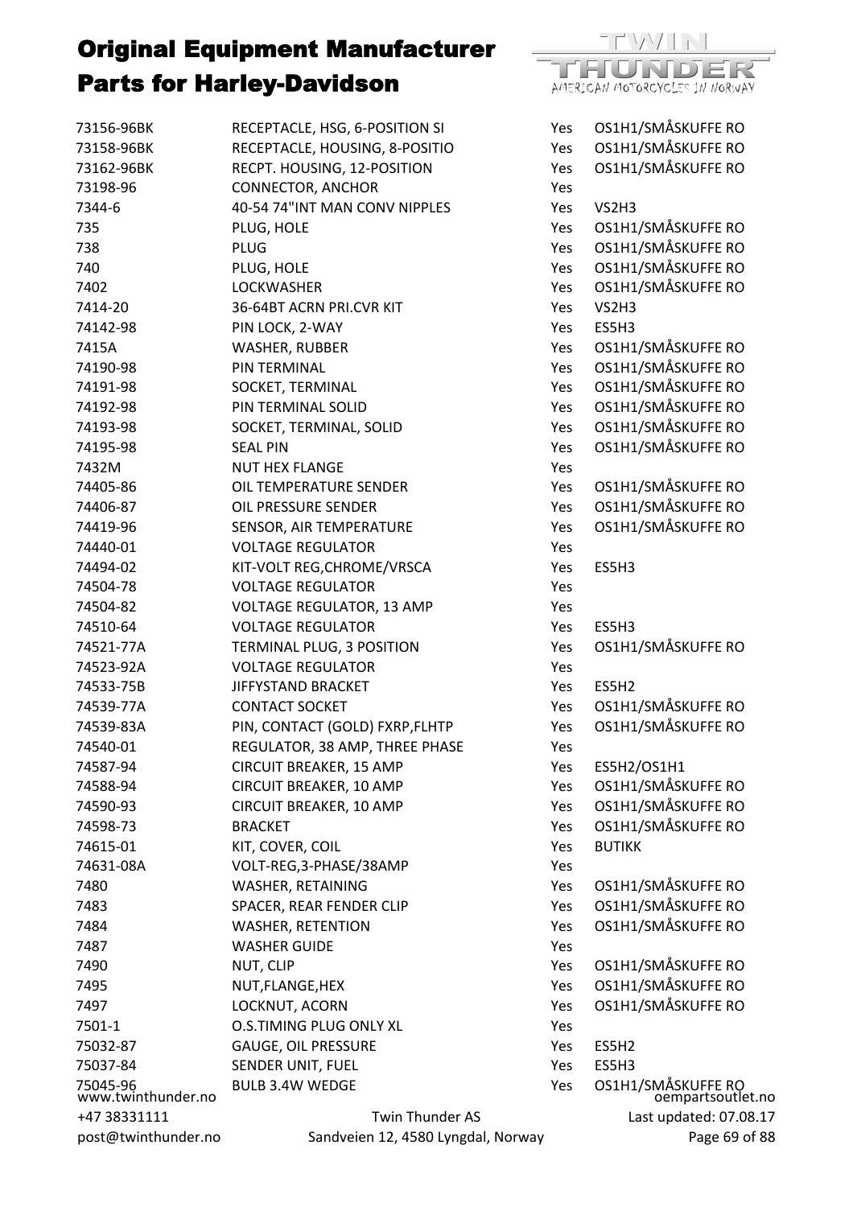# Original Equipment Manufacturer Parts for Harley-Davidson

| | | | |
|---|---|---|---|
| 73156-96BK | RECEPTACLE, HSG, 6-POSITION SI | Yes | OS1H1/SMÅSKUFFE RO |
| 73158-96BK | RECEPTACLE, HOUSING, 8-POSITIO | Yes | OS1H1/SMÅSKUFFE RO |
| 73162-96BK | RECPT. HOUSING, 12-POSITION | Yes | OS1H1/SMÅSKUFFE RO |
| 73198-96 | CONNECTOR, ANCHOR | Yes | |
| 7344-6 | 40-54 74"INT MAN CONV NIPPLES | Yes | VS2H3 |
| 735 | PLUG, HOLE | Yes | OS1H1/SMÅSKUFFE RO |
| 738 | PLUG | Yes | OS1H1/SMÅSKUFFE RO |
| 740 | PLUG, HOLE | Yes | OS1H1/SMÅSKUFFE RO |
| 7402 | LOCKWASHER | Yes | OS1H1/SMÅSKUFFE RO |
| 7414-20 | 36-64BT ACRN PRI.CVR KIT | Yes | VS2H3 |
| 74142-98 | PIN LOCK, 2-WAY | Yes | ES5H3 |
| 7415A | WASHER, RUBBER | Yes | OS1H1/SMÅSKUFFE RO |
| 74190-98 | PIN TERMINAL | Yes | OS1H1/SMÅSKUFFE RO |
| 74191-98 | SOCKET, TERMINAL | Yes | OS1H1/SMÅSKUFFE RO |
| 74192-98 | PIN TERMINAL SOLID | Yes | OS1H1/SMÅSKUFFE RO |
| 74193-98 | SOCKET, TERMINAL, SOLID | Yes | OS1H1/SMÅSKUFFE RO |
| 74195-98 | SEAL PIN | Yes | OS1H1/SMÅSKUFFE RO |
| 7432M | NUT HEX FLANGE | Yes | |
| 74405-86 | OIL TEMPERATURE SENDER | Yes | OS1H1/SMÅSKUFFE RO |
| 74406-87 | OIL PRESSURE SENDER | Yes | OS1H1/SMÅSKUFFE RO |
| 74419-96 | SENSOR, AIR TEMPERATURE | Yes | OS1H1/SMÅSKUFFE RO |
| 74440-01 | VOLTAGE REGULATOR | Yes | |
| 74494-02 | KIT-VOLT REG,CHROME/VRSCA | Yes | ES5H3 |
| 74504-78 | VOLTAGE REGULATOR | Yes | |
| 74504-82 | VOLTAGE REGULATOR, 13 AMP | Yes | |
| 74510-64 | VOLTAGE REGULATOR | Yes | ES5H3 |
| 74521-77A | TERMINAL PLUG, 3 POSITION | Yes | OS1H1/SMÅSKUFFE RO |
| 74523-92A | VOLTAGE REGULATOR | Yes | |
| 74533-75B | JIFFYSTAND BRACKET | Yes | ES5H2 |
| 74539-77A | CONTACT SOCKET | Yes | OS1H1/SMÅSKUFFE RO |
| 74539-83A | PIN, CONTACT (GOLD) FXRP,FLHTP | Yes | OS1H1/SMÅSKUFFE RO |
| 74540-01 | REGULATOR, 38 AMP, THREE PHASE | Yes | |
| 74587-94 | CIRCUIT BREAKER, 15 AMP | Yes | ES5H2/OS1H1 |
| 74588-94 | CIRCUIT BREAKER, 10 AMP | Yes | OS1H1/SMÅSKUFFE RO |
| 74590-93 | CIRCUIT BREAKER, 10 AMP | Yes | OS1H1/SMÅSKUFFE RO |
| 74598-73 | BRACKET | Yes | OS1H1/SMÅSKUFFE RO |
| 74615-01 | KIT, COVER, COIL | Yes | BUTIKK |
| 74631-08A | VOLT-REG,3-PHASE/38AMP | Yes | |
| 7480 | WASHER, RETAINING | Yes | OS1H1/SMÅSKUFFE RO |
| 7483 | SPACER, REAR FENDER CLIP | Yes | OS1H1/SMÅSKUFFE RO |
| 7484 | WASHER, RETENTION | Yes | OS1H1/SMÅSKUFFE RO |
| 7487 | WASHER GUIDE | Yes | |
| 7490 | NUT, CLIP | Yes | OS1H1/SMÅSKUFFE RO |
| 7495 | NUT,FLANGE,HEX | Yes | OS1H1/SMÅSKUFFE RO |
| 7497 | LOCKNUT, ACORN | Yes | OS1H1/SMÅSKUFFE RO |
| 7501-1 | O.S.TIMING PLUG ONLY XL | Yes | |
| 75032-87 | GAUGE, OIL PRESSURE | Yes | ES5H2 |
| 75037-84 | SENDER UNIT, FUEL | Yes | ES5H3 |
| 75045-96 | BULB 3.4W WEDGE | Yes | OS1H1/SMÅSKUFFE RO |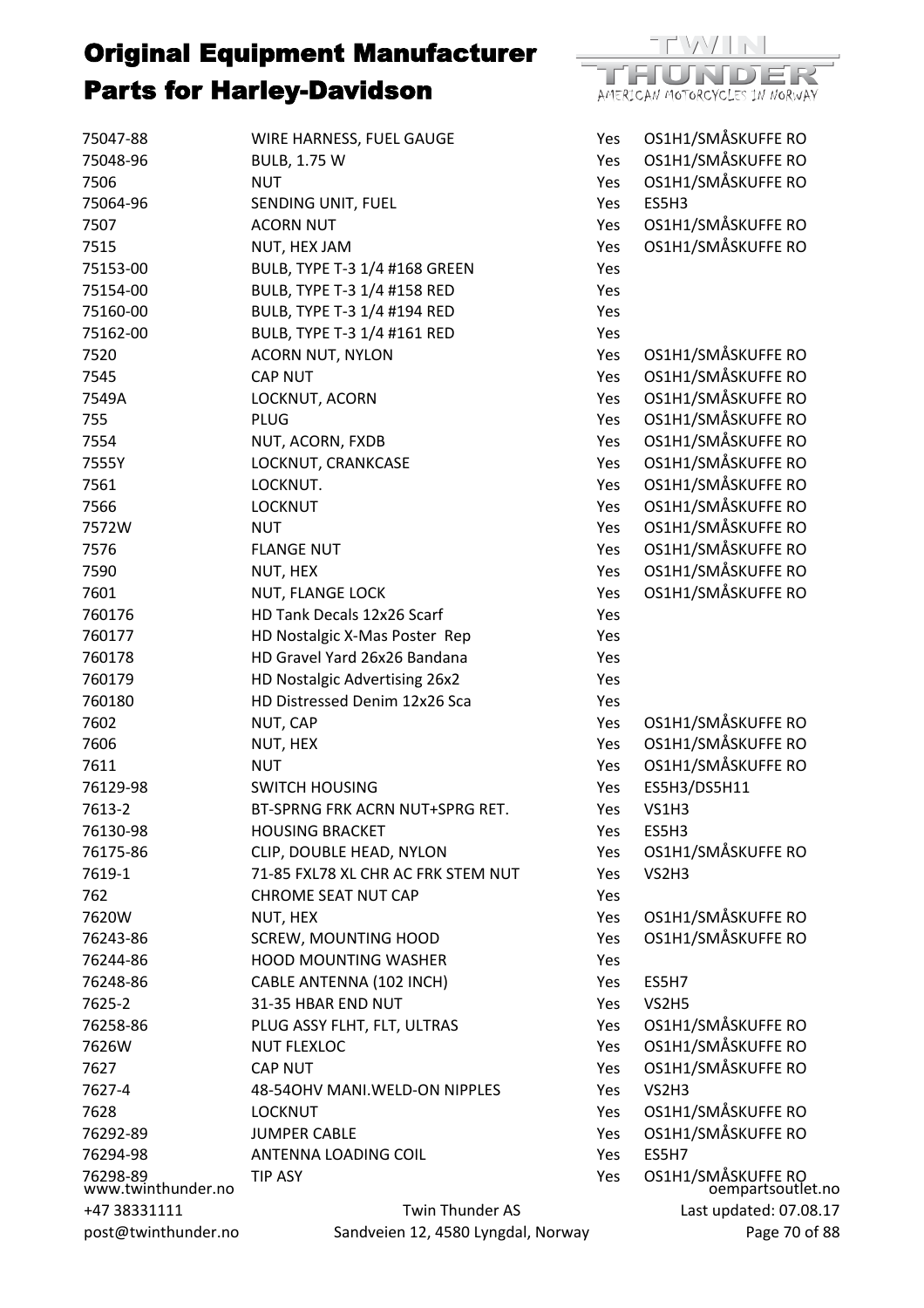# Original Equipment Manufacturer Parts for Harley-Davidson

| | | | |
|---|---|---|---|
| 75047-88 | WIRE HARNESS, FUEL GAUGE | Yes | OS1H1/SMÅSKUFFE RO |
| 75048-96 | BULB, 1.75 W | Yes | OS1H1/SMÅSKUFFE RO |
| 7506 | NUT | Yes | OS1H1/SMÅSKUFFE RO |
| 75064-96 | SENDING UNIT, FUEL | Yes | ES5H3 |
| 7507 | ACORN NUT | Yes | OS1H1/SMÅSKUFFE RO |
| 7515 | NUT, HEX JAM | Yes | OS1H1/SMÅSKUFFE RO |
| 75153-00 | BULB, TYPE T-3 1/4 #168 GREEN | Yes | |
| 75154-00 | BULB, TYPE T-3 1/4 #158 RED | Yes | |
| 75160-00 | BULB, TYPE T-3 1/4 #194 RED | Yes | |
| 75162-00 | BULB, TYPE T-3 1/4 #161 RED | Yes | |
| 7520 | ACORN NUT, NYLON | Yes | OS1H1/SMÅSKUFFE RO |
| 7545 | CAP NUT | Yes | OS1H1/SMÅSKUFFE RO |
| 7549A | LOCKNUT, ACORN | Yes | OS1H1/SMÅSKUFFE RO |
| 755 | PLUG | Yes | OS1H1/SMÅSKUFFE RO |
| 7554 | NUT, ACORN, FXDB | Yes | OS1H1/SMÅSKUFFE RO |
| 7555Y | LOCKNUT, CRANKCASE | Yes | OS1H1/SMÅSKUFFE RO |
| 7561 | LOCKNUT. | Yes | OS1H1/SMÅSKUFFE RO |
| 7566 | LOCKNUT | Yes | OS1H1/SMÅSKUFFE RO |
| 7572W | NUT | Yes | OS1H1/SMÅSKUFFE RO |
| 7576 | FLANGE NUT | Yes | OS1H1/SMÅSKUFFE RO |
| 7590 | NUT, HEX | Yes | OS1H1/SMÅSKUFFE RO |
| 7601 | NUT, FLANGE LOCK | Yes | OS1H1/SMÅSKUFFE RO |
| 760176 | HD Tank Decals 12x26 Scarf | Yes | |
| 760177 | HD Nostalgic X-Mas Poster Rep | Yes | |
| 760178 | HD Gravel Yard 26x26 Bandana | Yes | |
| 760179 | HD Nostalgic Advertising 26x2 | Yes | |
| 760180 | HD Distressed Denim 12x26 Sca | Yes | |
| 7602 | NUT, CAP | Yes | OS1H1/SMÅSKUFFE RO |
| 7606 | NUT, HEX | Yes | OS1H1/SMÅSKUFFE RO |
| 7611 | NUT | Yes | OS1H1/SMÅSKUFFE RO |
| 76129-98 | SWITCH HOUSING | Yes | ES5H3/DS5H11 |
| 7613-2 | BT-SPRNG FRK ACRN NUT+SPRG RET. | Yes | VS1H3 |
| 76130-98 | HOUSING BRACKET | Yes | ES5H3 |
| 76175-86 | CLIP, DOUBLE HEAD, NYLON | Yes | OS1H1/SMÅSKUFFE RO |
| 7619-1 | 71-85 FXL78 XL CHR AC FRK STEM NUT | Yes | VS2H3 |
| 762 | CHROME SEAT NUT CAP | Yes | |
| 7620W | NUT, HEX | Yes | OS1H1/SMÅSKUFFE RO |
| 76243-86 | SCREW, MOUNTING HOOD | Yes | OS1H1/SMÅSKUFFE RO |
| 76244-86 | HOOD MOUNTING WASHER | Yes | |
| 76248-86 | CABLE ANTENNA (102 INCH) | Yes | ES5H7 |
| 7625-2 | 31-35 HBAR END NUT | Yes | VS2H5 |
| 76258-86 | PLUG ASSY FLHT, FLT, ULTRAS | Yes | OS1H1/SMÅSKUFFE RO |
| 7626W | NUT FLEXLOC | Yes | OS1H1/SMÅSKUFFE RO |
| 7627 | CAP NUT | Yes | OS1H1/SMÅSKUFFE RO |
| 7627-4 | 48-54OHV MANI.WELD-ON NIPPLES | Yes | VS2H3 |
| 7628 | LOCKNUT | Yes | OS1H1/SMÅSKUFFE RO |
| 76292-89 | JUMPER CABLE | Yes | OS1H1/SMÅSKUFFE RO |
| 76294-98 | ANTENNA LOADING COIL | Yes | ES5H7 |
| 76298-89 | TIP ASY | Yes | OS1H1/SMÅSKUFFE RO |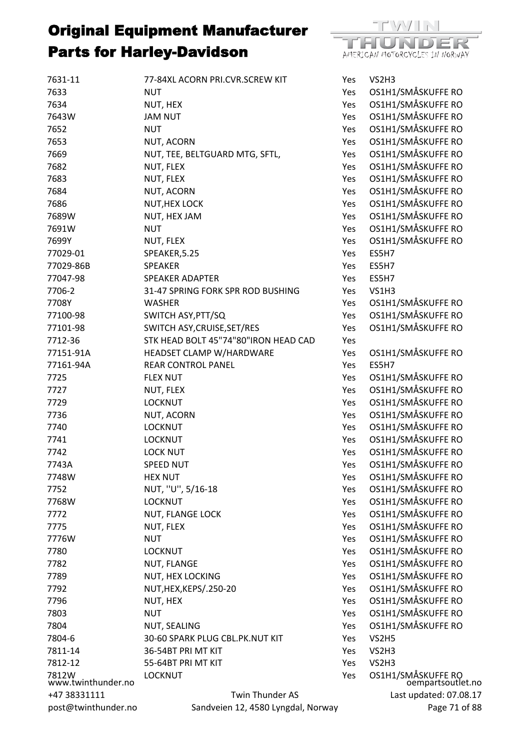# Original Equipment Manufacturer Parts for Harley-Davidson

| | | | |
|---|---|---|---|
| 7631-11 | 77-84XL ACORN PRI.CVR.SCREW KIT | Yes | VS2H3 |
| 7633 | NUT | Yes | OS1H1/SMÅSKUFFE RO |
| 7634 | NUT, HEX | Yes | OS1H1/SMÅSKUFFE RO |
| 7643W | JAM NUT | Yes | OS1H1/SMÅSKUFFE RO |
| 7652 | NUT | Yes | OS1H1/SMÅSKUFFE RO |
| 7653 | NUT, ACORN | Yes | OS1H1/SMÅSKUFFE RO |
| 7669 | NUT, TEE, BELTGUARD MTG, SFTL, | Yes | OS1H1/SMÅSKUFFE RO |
| 7682 | NUT, FLEX | Yes | OS1H1/SMÅSKUFFE RO |
| 7683 | NUT, FLEX | Yes | OS1H1/SMÅSKUFFE RO |
| 7684 | NUT, ACORN | Yes | OS1H1/SMÅSKUFFE RO |
| 7686 | NUT,HEX LOCK | Yes | OS1H1/SMÅSKUFFE RO |
| 7689W | NUT, HEX JAM | Yes | OS1H1/SMÅSKUFFE RO |
| 7691W | NUT | Yes | OS1H1/SMÅSKUFFE RO |
| 7699Y | NUT, FLEX | Yes | OS1H1/SMÅSKUFFE RO |
| 77029-01 | SPEAKER,5.25 | Yes | ES5H7 |
| 77029-86B | SPEAKER | Yes | ES5H7 |
| 77047-98 | SPEAKER ADAPTER | Yes | ES5H7 |
| 7706-2 | 31-47 SPRING FORK SPR ROD BUSHING | Yes | VS1H3 |
| 7708Y | WASHER | Yes | OS1H1/SMÅSKUFFE RO |
| 77100-98 | SWITCH ASY,PTT/SQ | Yes | OS1H1/SMÅSKUFFE RO |
| 77101-98 | SWITCH ASY,CRUISE,SET/RES | Yes | OS1H1/SMÅSKUFFE RO |
| 7712-36 | STK HEAD BOLT 45"74"80"IRON HEAD CAD | Yes | |
| 77151-91A | HEADSET CLAMP W/HARDWARE | Yes | OS1H1/SMÅSKUFFE RO |
| 77161-94A | REAR CONTROL PANEL | Yes | ES5H7 |
| 7725 | FLEX NUT | Yes | OS1H1/SMÅSKUFFE RO |
| 7727 | NUT, FLEX | Yes | OS1H1/SMÅSKUFFE RO |
| 7729 | LOCKNUT | Yes | OS1H1/SMÅSKUFFE RO |
| 7736 | NUT, ACORN | Yes | OS1H1/SMÅSKUFFE RO |
| 7740 | LOCKNUT | Yes | OS1H1/SMÅSKUFFE RO |
| 7741 | LOCKNUT | Yes | OS1H1/SMÅSKUFFE RO |
| 7742 | LOCK NUT | Yes | OS1H1/SMÅSKUFFE RO |
| 7743A | SPEED NUT | Yes | OS1H1/SMÅSKUFFE RO |
| 7748W | HEX NUT | Yes | OS1H1/SMÅSKUFFE RO |
| 7752 | NUT, ''U'', 5/16-18 | Yes | OS1H1/SMÅSKUFFE RO |
| 7768W | LOCKNUT | Yes | OS1H1/SMÅSKUFFE RO |
| 7772 | NUT, FLANGE LOCK | Yes | OS1H1/SMÅSKUFFE RO |
| 7775 | NUT, FLEX | Yes | OS1H1/SMÅSKUFFE RO |
| 7776W | NUT | Yes | OS1H1/SMÅSKUFFE RO |
| 7780 | LOCKNUT | Yes | OS1H1/SMÅSKUFFE RO |
| 7782 | NUT, FLANGE | Yes | OS1H1/SMÅSKUFFE RO |
| 7789 | NUT, HEX LOCKING | Yes | OS1H1/SMÅSKUFFE RO |
| 7792 | NUT,HEX,KEPS/.250-20 | Yes | OS1H1/SMÅSKUFFE RO |
| 7796 | NUT, HEX | Yes | OS1H1/SMÅSKUFFE RO |
| 7803 | NUT | Yes | OS1H1/SMÅSKUFFE RO |
| 7804 | NUT, SEALING | Yes | OS1H1/SMÅSKUFFE RO |
| 7804-6 | 30-60 SPARK PLUG CBL.PK.NUT KIT | Yes | VS2H5 |
| 7811-14 | 36-54BT PRI MT KIT | Yes | VS2H3 |
| 7812-12 | 55-64BT PRI MT KIT | Yes | VS2H3 |
| 7812W | LOCKNUT | Yes | OS1H1/SMÅSKUFFE RO |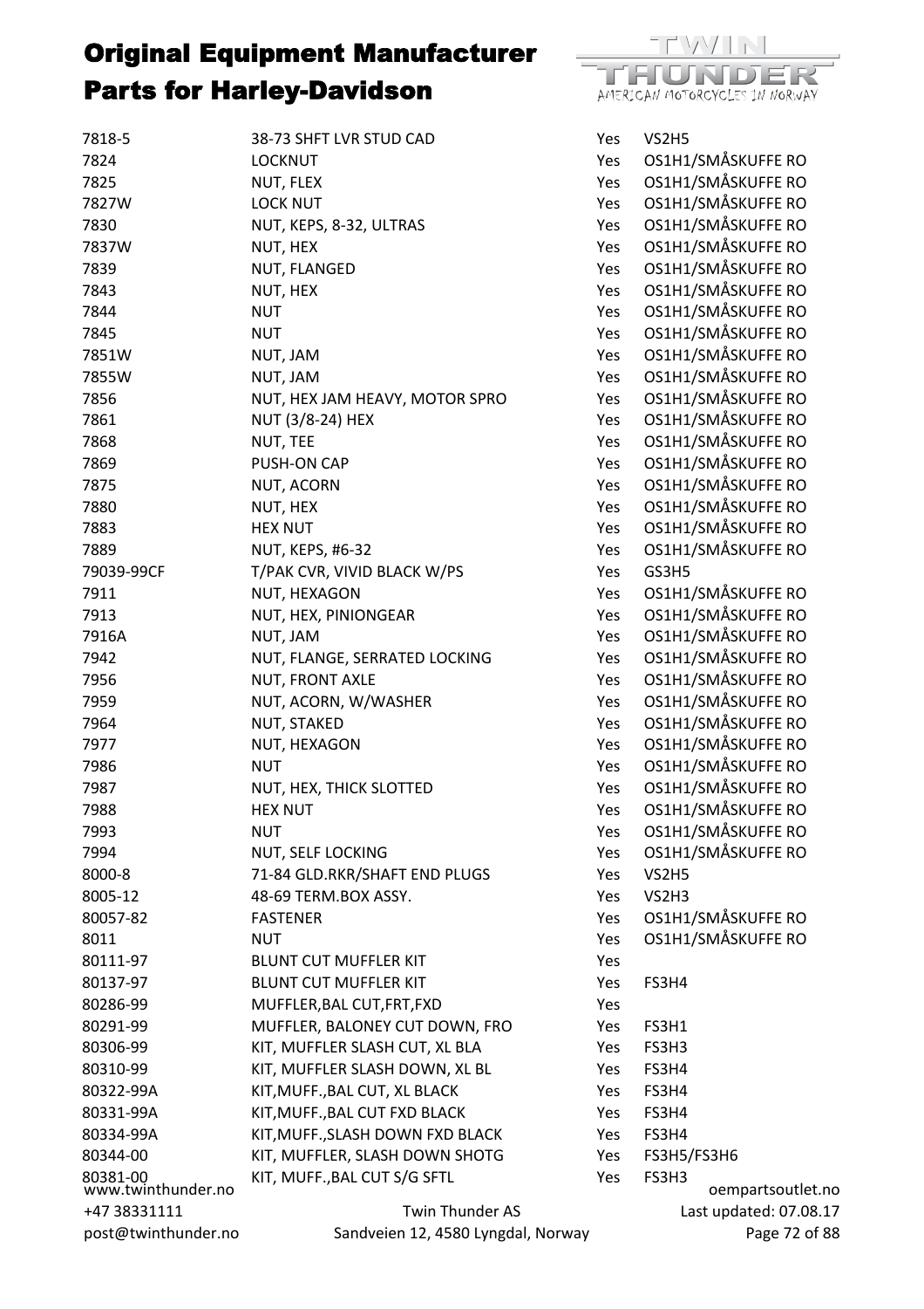# Original Equipment Manufacturer Parts for Harley-Davidson

| | | | |
|---|---|---|---|
| 7818-5 | 38-73 SHFT LVR STUD CAD | Yes | VS2H5 |
| 7824 | LOCKNUT | Yes | OS1H1/SMÅSKUFFE RO |
| 7825 | NUT, FLEX | Yes | OS1H1/SMÅSKUFFE RO |
| 7827W | LOCK NUT | Yes | OS1H1/SMÅSKUFFE RO |
| 7830 | NUT, KEPS, 8-32, ULTRAS | Yes | OS1H1/SMÅSKUFFE RO |
| 7837W | NUT, HEX | Yes | OS1H1/SMÅSKUFFE RO |
| 7839 | NUT, FLANGED | Yes | OS1H1/SMÅSKUFFE RO |
| 7843 | NUT, HEX | Yes | OS1H1/SMÅSKUFFE RO |
| 7844 | NUT | Yes | OS1H1/SMÅSKUFFE RO |
| 7845 | NUT | Yes | OS1H1/SMÅSKUFFE RO |
| 7851W | NUT, JAM | Yes | OS1H1/SMÅSKUFFE RO |
| 7855W | NUT, JAM | Yes | OS1H1/SMÅSKUFFE RO |
| 7856 | NUT, HEX JAM HEAVY, MOTOR SPRO | Yes | OS1H1/SMÅSKUFFE RO |
| 7861 | NUT (3/8-24) HEX | Yes | OS1H1/SMÅSKUFFE RO |
| 7868 | NUT, TEE | Yes | OS1H1/SMÅSKUFFE RO |
| 7869 | PUSH-ON CAP | Yes | OS1H1/SMÅSKUFFE RO |
| 7875 | NUT, ACORN | Yes | OS1H1/SMÅSKUFFE RO |
| 7880 | NUT, HEX | Yes | OS1H1/SMÅSKUFFE RO |
| 7883 | HEX NUT | Yes | OS1H1/SMÅSKUFFE RO |
| 7889 | NUT, KEPS, #6-32 | Yes | OS1H1/SMÅSKUFFE RO |
| 79039-99CF | T/PAK CVR, VIVID BLACK W/PS | Yes | GS3H5 |
| 7911 | NUT, HEXAGON | Yes | OS1H1/SMÅSKUFFE RO |
| 7913 | NUT, HEX, PINIONGEAR | Yes | OS1H1/SMÅSKUFFE RO |
| 7916A | NUT, JAM | Yes | OS1H1/SMÅSKUFFE RO |
| 7942 | NUT, FLANGE, SERRATED LOCKING | Yes | OS1H1/SMÅSKUFFE RO |
| 7956 | NUT, FRONT AXLE | Yes | OS1H1/SMÅSKUFFE RO |
| 7959 | NUT, ACORN, W/WASHER | Yes | OS1H1/SMÅSKUFFE RO |
| 7964 | NUT, STAKED | Yes | OS1H1/SMÅSKUFFE RO |
| 7977 | NUT, HEXAGON | Yes | OS1H1/SMÅSKUFFE RO |
| 7986 | NUT | Yes | OS1H1/SMÅSKUFFE RO |
| 7987 | NUT, HEX, THICK SLOTTED | Yes | OS1H1/SMÅSKUFFE RO |
| 7988 | HEX NUT | Yes | OS1H1/SMÅSKUFFE RO |
| 7993 | NUT | Yes | OS1H1/SMÅSKUFFE RO |
| 7994 | NUT, SELF LOCKING | Yes | OS1H1/SMÅSKUFFE RO |
| 8000-8 | 71-84 GLD.RKR/SHAFT END PLUGS | Yes | VS2H5 |
| 8005-12 | 48-69 TERM.BOX ASSY. | Yes | VS2H3 |
| 80057-82 | FASTENER | Yes | OS1H1/SMÅSKUFFE RO |
| 8011 | NUT | Yes | OS1H1/SMÅSKUFFE RO |
| 80111-97 | BLUNT CUT MUFFLER KIT | Yes | |
| 80137-97 | BLUNT CUT MUFFLER KIT | Yes | FS3H4 |
| 80286-99 | MUFFLER,BAL CUT,FRT,FXD | Yes | |
| 80291-99 | MUFFLER, BALONEY CUT DOWN, FRO | Yes | FS3H1 |
| 80306-99 | KIT, MUFFLER SLASH CUT, XL BLA | Yes | FS3H3 |
| 80310-99 | KIT, MUFFLER SLASH DOWN, XL BL | Yes | FS3H4 |
| 80322-99A | KIT,MUFF.,BAL CUT, XL BLACK | Yes | FS3H4 |
| 80331-99A | KIT,MUFF.,BAL CUT FXD BLACK | Yes | FS3H4 |
| 80334-99A | KIT,MUFF.,SLASH DOWN FXD BLACK | Yes | FS3H4 |
| 80344-00 | KIT, MUFFLER, SLASH DOWN SHOTG | Yes | FS3H5/FS3H6 |
| 80381-00 | KIT, MUFF.,BAL CUT S/G SFTL | Yes | FS3H3 |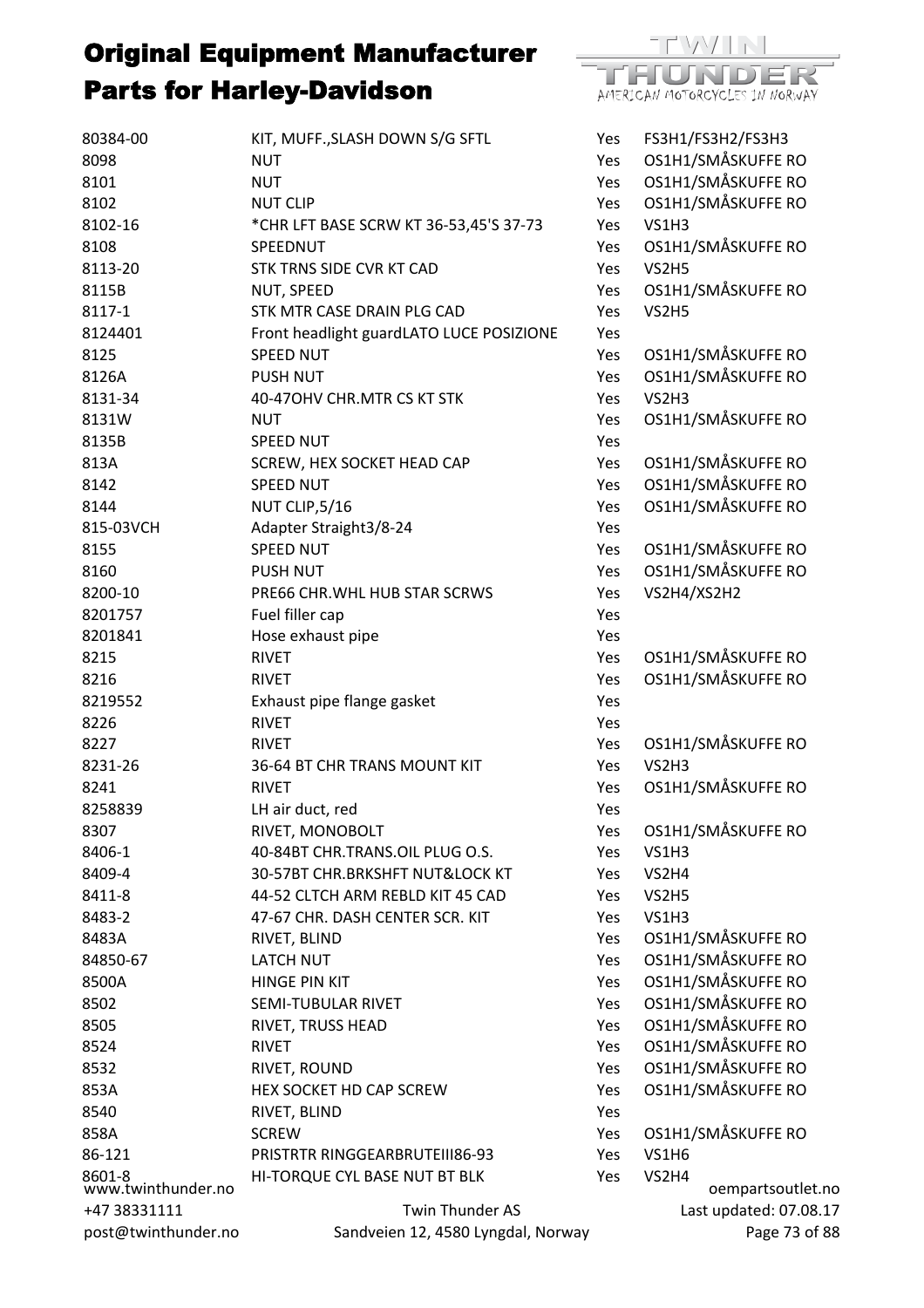# Original Equipment Manufacturer Parts for Harley-Davidson

| | | | |
|---|---|---|---|
| 80384-00 | KIT, MUFF.,SLASH DOWN S/G SFTL | Yes | FS3H1/FS3H2/FS3H3 |
| 8098 | NUT | Yes | OS1H1/SMÅSKUFFE RO |
| 8101 | NUT | Yes | OS1H1/SMÅSKUFFE RO |
| 8102 | NUT CLIP | Yes | OS1H1/SMÅSKUFFE RO |
| 8102-16 | *CHR LFT BASE SCRW KT 36-53,45'S 37-73 | Yes | VS1H3 |
| 8108 | SPEEDNUT | Yes | OS1H1/SMÅSKUFFE RO |
| 8113-20 | STK TRNS SIDE CVR KT CAD | Yes | VS2H5 |
| 8115B | NUT, SPEED | Yes | OS1H1/SMÅSKUFFE RO |
| 8117-1 | STK MTR CASE DRAIN PLG CAD | Yes | VS2H5 |
| 8124401 | Front headlight guardLATO LUCE POSIZIONE | Yes | |
| 8125 | SPEED NUT | Yes | OS1H1/SMÅSKUFFE RO |
| 8126A | PUSH NUT | Yes | OS1H1/SMÅSKUFFE RO |
| 8131-34 | 40-47OHV CHR.MTR CS KT STK | Yes | VS2H3 |
| 8131W | NUT | Yes | OS1H1/SMÅSKUFFE RO |
| 8135B | SPEED NUT | Yes | |
| 813A | SCREW, HEX SOCKET HEAD CAP | Yes | OS1H1/SMÅSKUFFE RO |
| 8142 | SPEED NUT | Yes | OS1H1/SMÅSKUFFE RO |
| 8144 | NUT CLIP,5/16 | Yes | OS1H1/SMÅSKUFFE RO |
| 815-03VCH | Adapter Straight3/8-24 | Yes | |
| 8155 | SPEED NUT | Yes | OS1H1/SMÅSKUFFE RO |
| 8160 | PUSH NUT | Yes | OS1H1/SMÅSKUFFE RO |
| 8200-10 | PRE66 CHR.WHL HUB STAR SCRWS | Yes | VS2H4/XS2H2 |
| 8201757 | Fuel filler cap | Yes | |
| 8201841 | Hose exhaust pipe | Yes | |
| 8215 | RIVET | Yes | OS1H1/SMÅSKUFFE RO |
| 8216 | RIVET | Yes | OS1H1/SMÅSKUFFE RO |
| 8219552 | Exhaust pipe flange gasket | Yes | |
| 8226 | RIVET | Yes | |
| 8227 | RIVET | Yes | OS1H1/SMÅSKUFFE RO |
| 8231-26 | 36-64 BT CHR TRANS MOUNT KIT | Yes | VS2H3 |
| 8241 | RIVET | Yes | OS1H1/SMÅSKUFFE RO |
| 8258839 | LH air duct, red | Yes | |
| 8307 | RIVET, MONOBOLT | Yes | OS1H1/SMÅSKUFFE RO |
| 8406-1 | 40-84BT CHR.TRANS.OIL PLUG O.S. | Yes | VS1H3 |
| 8409-4 | 30-57BT CHR.BRKSHFT NUT&LOCK KT | Yes | VS2H4 |
| 8411-8 | 44-52 CLTCH ARM REBLD KIT 45 CAD | Yes | VS2H5 |
| 8483-2 | 47-67 CHR. DASH CENTER SCR. KIT | Yes | VS1H3 |
| 8483A | RIVET, BLIND | Yes | OS1H1/SMÅSKUFFE RO |
| 84850-67 | LATCH NUT | Yes | OS1H1/SMÅSKUFFE RO |
| 8500A | HINGE PIN KIT | Yes | OS1H1/SMÅSKUFFE RO |
| 8502 | SEMI-TUBULAR RIVET | Yes | OS1H1/SMÅSKUFFE RO |
| 8505 | RIVET, TRUSS HEAD | Yes | OS1H1/SMÅSKUFFE RO |
| 8524 | RIVET | Yes | OS1H1/SMÅSKUFFE RO |
| 8532 | RIVET, ROUND | Yes | OS1H1/SMÅSKUFFE RO |
| 853A | HEX SOCKET HD CAP SCREW | Yes | OS1H1/SMÅSKUFFE RO |
| 8540 | RIVET, BLIND | Yes | |
| 858A | SCREW | Yes | OS1H1/SMÅSKUFFE RO |
| 86-121 | PRISTRTR RINGGEARBRUTEIII86-93 | Yes | VS1H6 |
| 8601-8 | HI-TORQUE CYL BASE NUT BT BLK | Yes | VS2H4 |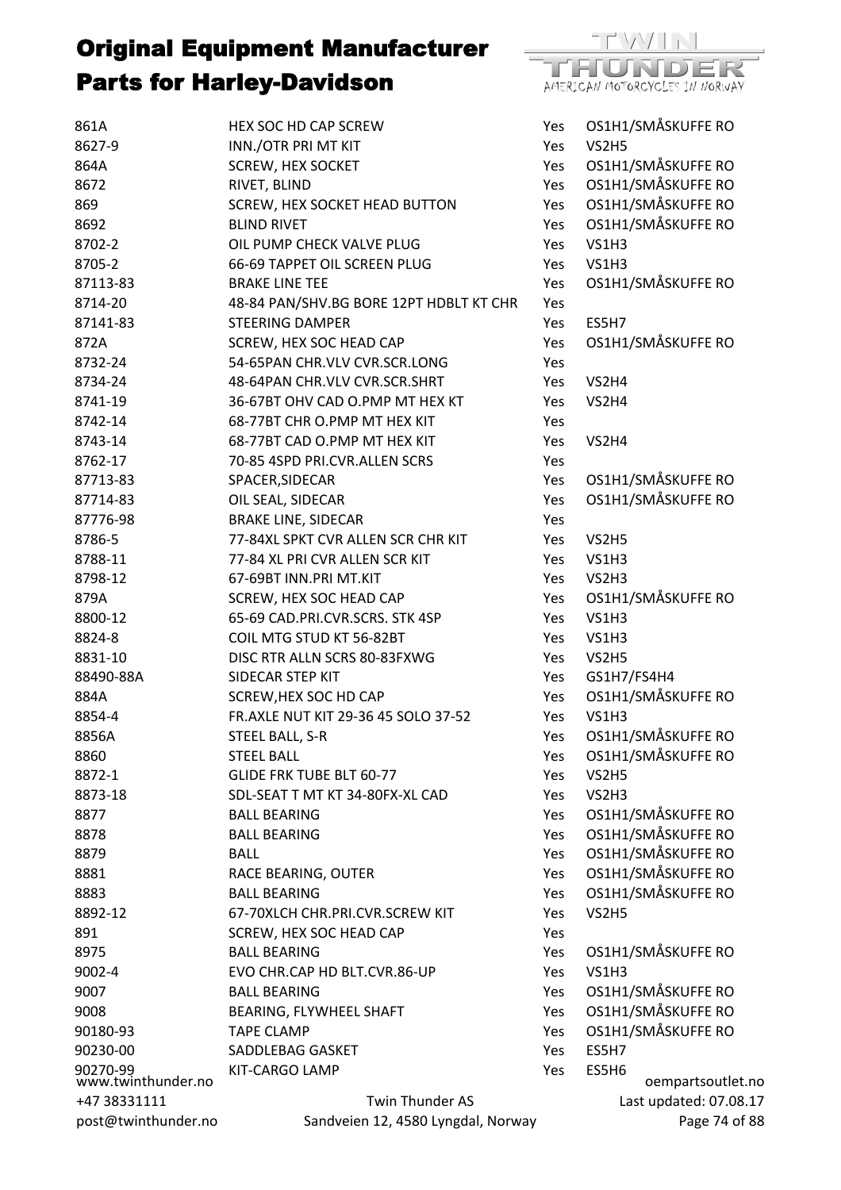# Original Equipment Manufacturer Parts for Harley-Davidson

| | | | |
|---|---|---|---|
| 861A | HEX SOC HD CAP SCREW | Yes | OS1H1/SMÅSKUFFE RO |
| 8627-9 | INN./OTR PRI MT KIT | Yes | VS2H5 |
| 864A | SCREW, HEX SOCKET | Yes | OS1H1/SMÅSKUFFE RO |
| 8672 | RIVET, BLIND | Yes | OS1H1/SMÅSKUFFE RO |
| 869 | SCREW, HEX SOCKET HEAD BUTTON | Yes | OS1H1/SMÅSKUFFE RO |
| 8692 | BLIND RIVET | Yes | OS1H1/SMÅSKUFFE RO |
| 8702-2 | OIL PUMP CHECK VALVE PLUG | Yes | VS1H3 |
| 8705-2 | 66-69 TAPPET OIL SCREEN PLUG | Yes | VS1H3 |
| 87113-83 | BRAKE LINE TEE | Yes | OS1H1/SMÅSKUFFE RO |
| 8714-20 | 48-84 PAN/SHV.BG BORE 12PT HDBLT KT CHR | Yes | |
| 87141-83 | STEERING DAMPER | Yes | ES5H7 |
| 872A | SCREW, HEX SOC HEAD CAP | Yes | OS1H1/SMÅSKUFFE RO |
| 8732-24 | 54-65PAN CHR.VLV CVR.SCR.LONG | Yes | |
| 8734-24 | 48-64PAN CHR.VLV CVR.SCR.SHRT | Yes | VS2H4 |
| 8741-19 | 36-67BT OHV CAD O.PMP MT HEX KT | Yes | VS2H4 |
| 8742-14 | 68-77BT CHR O.PMP MT HEX KIT | Yes | |
| 8743-14 | 68-77BT CAD O.PMP MT HEX KIT | Yes | VS2H4 |
| 8762-17 | 70-85 4SPD PRI.CVR.ALLEN SCRS | Yes | |
| 87713-83 | SPACER,SIDECAR | Yes | OS1H1/SMÅSKUFFE RO |
| 87714-83 | OIL SEAL, SIDECAR | Yes | OS1H1/SMÅSKUFFE RO |
| 87776-98 | BRAKE LINE, SIDECAR | Yes | |
| 8786-5 | 77-84XL SPKT CVR ALLEN SCR CHR KIT | Yes | VS2H5 |
| 8788-11 | 77-84 XL PRI CVR ALLEN SCR KIT | Yes | VS1H3 |
| 8798-12 | 67-69BT INN.PRI MT.KIT | Yes | VS2H3 |
| 879A | SCREW, HEX SOC HEAD CAP | Yes | OS1H1/SMÅSKUFFE RO |
| 8800-12 | 65-69 CAD.PRI.CVR.SCRS. STK 4SP | Yes | VS1H3 |
| 8824-8 | COIL MTG STUD KT 56-82BT | Yes | VS1H3 |
| 8831-10 | DISC RTR ALLN SCRS 80-83FXWG | Yes | VS2H5 |
| 88490-88A | SIDECAR STEP KIT | Yes | GS1H7/FS4H4 |
| 884A | SCREW,HEX SOC HD CAP | Yes | OS1H1/SMÅSKUFFE RO |
| 8854-4 | FR.AXLE NUT KIT 29-36 45 SOLO 37-52 | Yes | VS1H3 |
| 8856A | STEEL BALL, S-R | Yes | OS1H1/SMÅSKUFFE RO |
| 8860 | STEEL BALL | Yes | OS1H1/SMÅSKUFFE RO |
| 8872-1 | GLIDE FRK TUBE BLT 60-77 | Yes | VS2H5 |
| 8873-18 | SDL-SEAT T MT KT 34-80FX-XL CAD | Yes | VS2H3 |
| 8877 | BALL BEARING | Yes | OS1H1/SMÅSKUFFE RO |
| 8878 | BALL BEARING | Yes | OS1H1/SMÅSKUFFE RO |
| 8879 | BALL | Yes | OS1H1/SMÅSKUFFE RO |
| 8881 | RACE BEARING, OUTER | Yes | OS1H1/SMÅSKUFFE RO |
| 8883 | BALL BEARING | Yes | OS1H1/SMÅSKUFFE RO |
| 8892-12 | 67-70XLCH CHR.PRI.CVR.SCREW KIT | Yes | VS2H5 |
| 891 | SCREW, HEX SOC HEAD CAP | Yes | |
| 8975 | BALL BEARING | Yes | OS1H1/SMÅSKUFFE RO |
| 9002-4 | EVO CHR.CAP HD BLT.CVR.86-UP | Yes | VS1H3 |
| 9007 | BALL BEARING | Yes | OS1H1/SMÅSKUFFE RO |
| 9008 | BEARING, FLYWHEEL SHAFT | Yes | OS1H1/SMÅSKUFFE RO |
| 90180-93 | TAPE CLAMP | Yes | OS1H1/SMÅSKUFFE RO |
| 90230-00 | SADDLEBAG GASKET | Yes | ES5H7 |
| 90270-99 | KIT-CARGO LAMP | Yes | ES5H6 |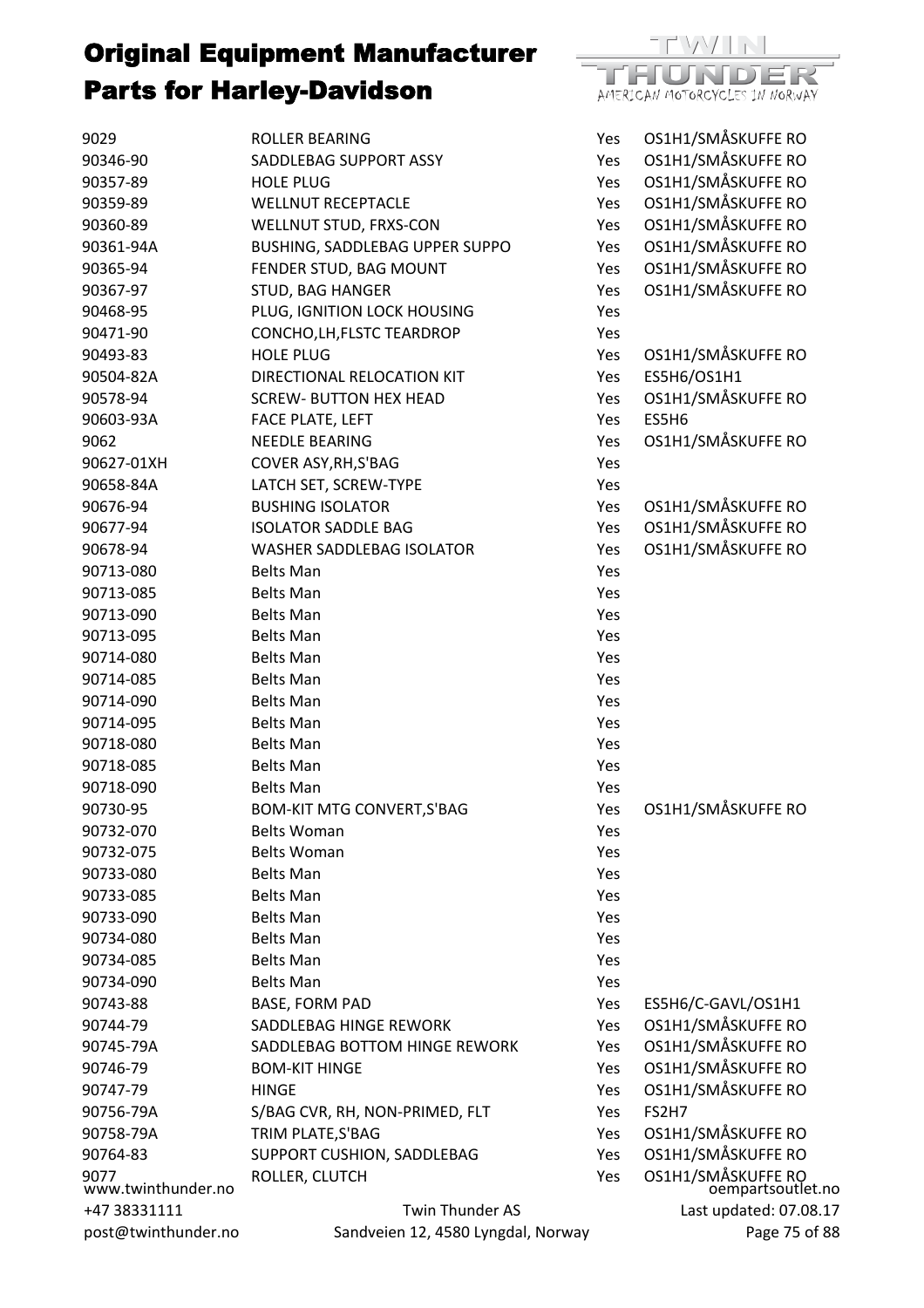# Original Equipment Manufacturer Parts for Harley-Davidson

| | | | |
|---|---|---|---|
| 9029 | ROLLER BEARING | Yes | OS1H1/SMÅSKUFFE RO |
| 90346-90 | SADDLEBAG SUPPORT ASSY | Yes | OS1H1/SMÅSKUFFE RO |
| 90357-89 | HOLE PLUG | Yes | OS1H1/SMÅSKUFFE RO |
| 90359-89 | WELLNUT RECEPTACLE | Yes | OS1H1/SMÅSKUFFE RO |
| 90360-89 | WELLNUT STUD, FRXS-CON | Yes | OS1H1/SMÅSKUFFE RO |
| 90361-94A | BUSHING, SADDLEBAG UPPER SUPPO | Yes | OS1H1/SMÅSKUFFE RO |
| 90365-94 | FENDER STUD, BAG MOUNT | Yes | OS1H1/SMÅSKUFFE RO |
| 90367-97 | STUD, BAG HANGER | Yes | OS1H1/SMÅSKUFFE RO |
| 90468-95 | PLUG, IGNITION LOCK HOUSING | Yes | |
| 90471-90 | CONCHO,LH,FLSTC TEARDROP | Yes | |
| 90493-83 | HOLE PLUG | Yes | OS1H1/SMÅSKUFFE RO |
| 90504-82A | DIRECTIONAL RELOCATION KIT | Yes | ES5H6/OS1H1 |
| 90578-94 | SCREW- BUTTON HEX HEAD | Yes | OS1H1/SMÅSKUFFE RO |
| 90603-93A | FACE PLATE, LEFT | Yes | ES5H6 |
| 9062 | NEEDLE BEARING | Yes | OS1H1/SMÅSKUFFE RO |
| 90627-01XH | COVER ASY,RH,S'BAG | Yes | |
| 90658-84A | LATCH SET, SCREW-TYPE | Yes | |
| 90676-94 | BUSHING ISOLATOR | Yes | OS1H1/SMÅSKUFFE RO |
| 90677-94 | ISOLATOR SADDLE BAG | Yes | OS1H1/SMÅSKUFFE RO |
| 90678-94 | WASHER SADDLEBAG ISOLATOR | Yes | OS1H1/SMÅSKUFFE RO |
| 90713-080 | Belts Man | Yes | |
| 90713-085 | Belts Man | Yes | |
| 90713-090 | Belts Man | Yes | |
| 90713-095 | Belts Man | Yes | |
| 90714-080 | Belts Man | Yes | |
| 90714-085 | Belts Man | Yes | |
| 90714-090 | Belts Man | Yes | |
| 90714-095 | Belts Man | Yes | |
| 90718-080 | Belts Man | Yes | |
| 90718-085 | Belts Man | Yes | |
| 90718-090 | Belts Man | Yes | |
| 90730-95 | BOM-KIT MTG CONVERT,S'BAG | Yes | OS1H1/SMÅSKUFFE RO |
| 90732-070 | Belts Woman | Yes | |
| 90732-075 | Belts Woman | Yes | |
| 90733-080 | Belts Man | Yes | |
| 90733-085 | Belts Man | Yes | |
| 90733-090 | Belts Man | Yes | |
| 90734-080 | Belts Man | Yes | |
| 90734-085 | Belts Man | Yes | |
| 90734-090 | Belts Man | Yes | |
| 90743-88 | BASE, FORM PAD | Yes | ES5H6/C-GAVL/OS1H1 |
| 90744-79 | SADDLEBAG HINGE REWORK | Yes | OS1H1/SMÅSKUFFE RO |
| 90745-79A | SADDLEBAG BOTTOM HINGE REWORK | Yes | OS1H1/SMÅSKUFFE RO |
| 90746-79 | BOM-KIT HINGE | Yes | OS1H1/SMÅSKUFFE RO |
| 90747-79 | HINGE | Yes | OS1H1/SMÅSKUFFE RO |
| 90756-79A | S/BAG CVR, RH, NON-PRIMED, FLT | Yes | FS2H7 |
| 90758-79A | TRIM PLATE,S'BAG | Yes | OS1H1/SMÅSKUFFE RO |
| 90764-83 | SUPPORT CUSHION, SADDLEBAG | Yes | OS1H1/SMÅSKUFFE RO |
| 9077 | ROLLER, CLUTCH | Yes | OS1H1/SMÅSKUFFE RO |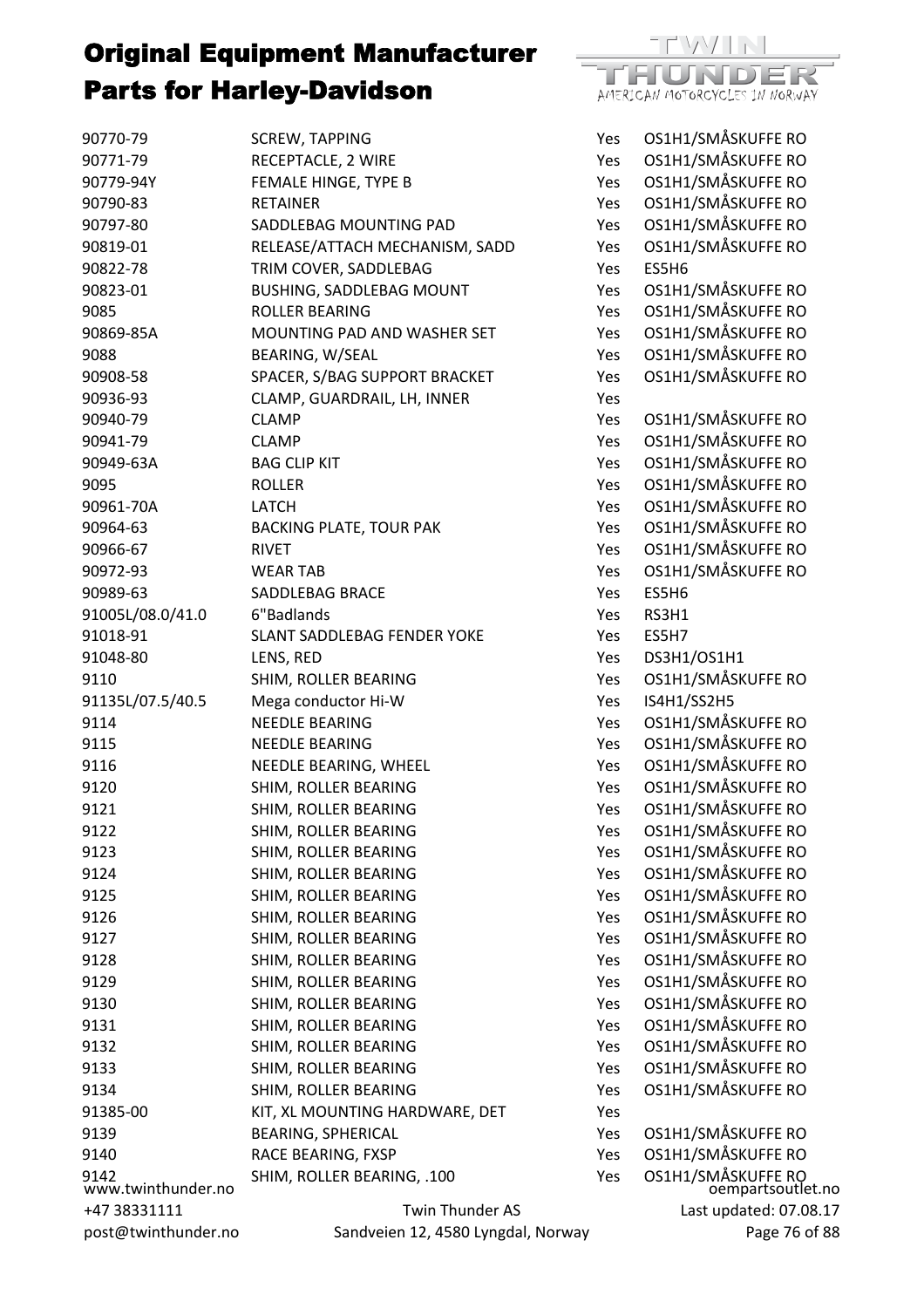# Original Equipment Manufacturer Parts for Harley-Davidson

| | | | |
|---|---|---|---|
| 90770-79 | SCREW, TAPPING | Yes | OS1H1/SMÅSKUFFE RO |
| 90771-79 | RECEPTACLE, 2 WIRE | Yes | OS1H1/SMÅSKUFFE RO |
| 90779-94Y | FEMALE HINGE, TYPE B | Yes | OS1H1/SMÅSKUFFE RO |
| 90790-83 | RETAINER | Yes | OS1H1/SMÅSKUFFE RO |
| 90797-80 | SADDLEBAG MOUNTING PAD | Yes | OS1H1/SMÅSKUFFE RO |
| 90819-01 | RELEASE/ATTACH MECHANISM, SADD | Yes | OS1H1/SMÅSKUFFE RO |
| 90822-78 | TRIM COVER, SADDLEBAG | Yes | ES5H6 |
| 90823-01 | BUSHING, SADDLEBAG MOUNT | Yes | OS1H1/SMÅSKUFFE RO |
| 9085 | ROLLER BEARING | Yes | OS1H1/SMÅSKUFFE RO |
| 90869-85A | MOUNTING PAD AND WASHER SET | Yes | OS1H1/SMÅSKUFFE RO |
| 9088 | BEARING, W/SEAL | Yes | OS1H1/SMÅSKUFFE RO |
| 90908-58 | SPACER, S/BAG SUPPORT BRACKET | Yes | OS1H1/SMÅSKUFFE RO |
| 90936-93 | CLAMP, GUARDRAIL, LH, INNER | Yes | |
| 90940-79 | CLAMP | Yes | OS1H1/SMÅSKUFFE RO |
| 90941-79 | CLAMP | Yes | OS1H1/SMÅSKUFFE RO |
| 90949-63A | BAG CLIP KIT | Yes | OS1H1/SMÅSKUFFE RO |
| 9095 | ROLLER | Yes | OS1H1/SMÅSKUFFE RO |
| 90961-70A | LATCH | Yes | OS1H1/SMÅSKUFFE RO |
| 90964-63 | BACKING PLATE, TOUR PAK | Yes | OS1H1/SMÅSKUFFE RO |
| 90966-67 | RIVET | Yes | OS1H1/SMÅSKUFFE RO |
| 90972-93 | WEAR TAB | Yes | OS1H1/SMÅSKUFFE RO |
| 90989-63 | SADDLEBAG BRACE | Yes | ES5H6 |
| 91005L/08.0/41.0 | 6"Badlands | Yes | RS3H1 |
| 91018-91 | SLANT SADDLEBAG FENDER YOKE | Yes | ES5H7 |
| 91048-80 | LENS, RED | Yes | DS3H1/OS1H1 |
| 9110 | SHIM, ROLLER BEARING | Yes | OS1H1/SMÅSKUFFE RO |
| 91135L/07.5/40.5 | Mega conductor Hi-W | Yes | IS4H1/SS2H5 |
| 9114 | NEEDLE BEARING | Yes | OS1H1/SMÅSKUFFE RO |
| 9115 | NEEDLE BEARING | Yes | OS1H1/SMÅSKUFFE RO |
| 9116 | NEEDLE BEARING, WHEEL | Yes | OS1H1/SMÅSKUFFE RO |
| 9120 | SHIM, ROLLER BEARING | Yes | OS1H1/SMÅSKUFFE RO |
| 9121 | SHIM, ROLLER BEARING | Yes | OS1H1/SMÅSKUFFE RO |
| 9122 | SHIM, ROLLER BEARING | Yes | OS1H1/SMÅSKUFFE RO |
| 9123 | SHIM, ROLLER BEARING | Yes | OS1H1/SMÅSKUFFE RO |
| 9124 | SHIM, ROLLER BEARING | Yes | OS1H1/SMÅSKUFFE RO |
| 9125 | SHIM, ROLLER BEARING | Yes | OS1H1/SMÅSKUFFE RO |
| 9126 | SHIM, ROLLER BEARING | Yes | OS1H1/SMÅSKUFFE RO |
| 9127 | SHIM, ROLLER BEARING | Yes | OS1H1/SMÅSKUFFE RO |
| 9128 | SHIM, ROLLER BEARING | Yes | OS1H1/SMÅSKUFFE RO |
| 9129 | SHIM, ROLLER BEARING | Yes | OS1H1/SMÅSKUFFE RO |
| 9130 | SHIM, ROLLER BEARING | Yes | OS1H1/SMÅSKUFFE RO |
| 9131 | SHIM, ROLLER BEARING | Yes | OS1H1/SMÅSKUFFE RO |
| 9132 | SHIM, ROLLER BEARING | Yes | OS1H1/SMÅSKUFFE RO |
| 9133 | SHIM, ROLLER BEARING | Yes | OS1H1/SMÅSKUFFE RO |
| 9134 | SHIM, ROLLER BEARING | Yes | OS1H1/SMÅSKUFFE RO |
| 91385-00 | KIT, XL MOUNTING HARDWARE, DET | Yes | |
| 9139 | BEARING, SPHERICAL | Yes | OS1H1/SMÅSKUFFE RO |
| 9140 | RACE BEARING, FXSP | Yes | OS1H1/SMÅSKUFFE RO |
| 9142 | SHIM, ROLLER BEARING, .100 | Yes | OS1H1/SMÅSKUFFE RO |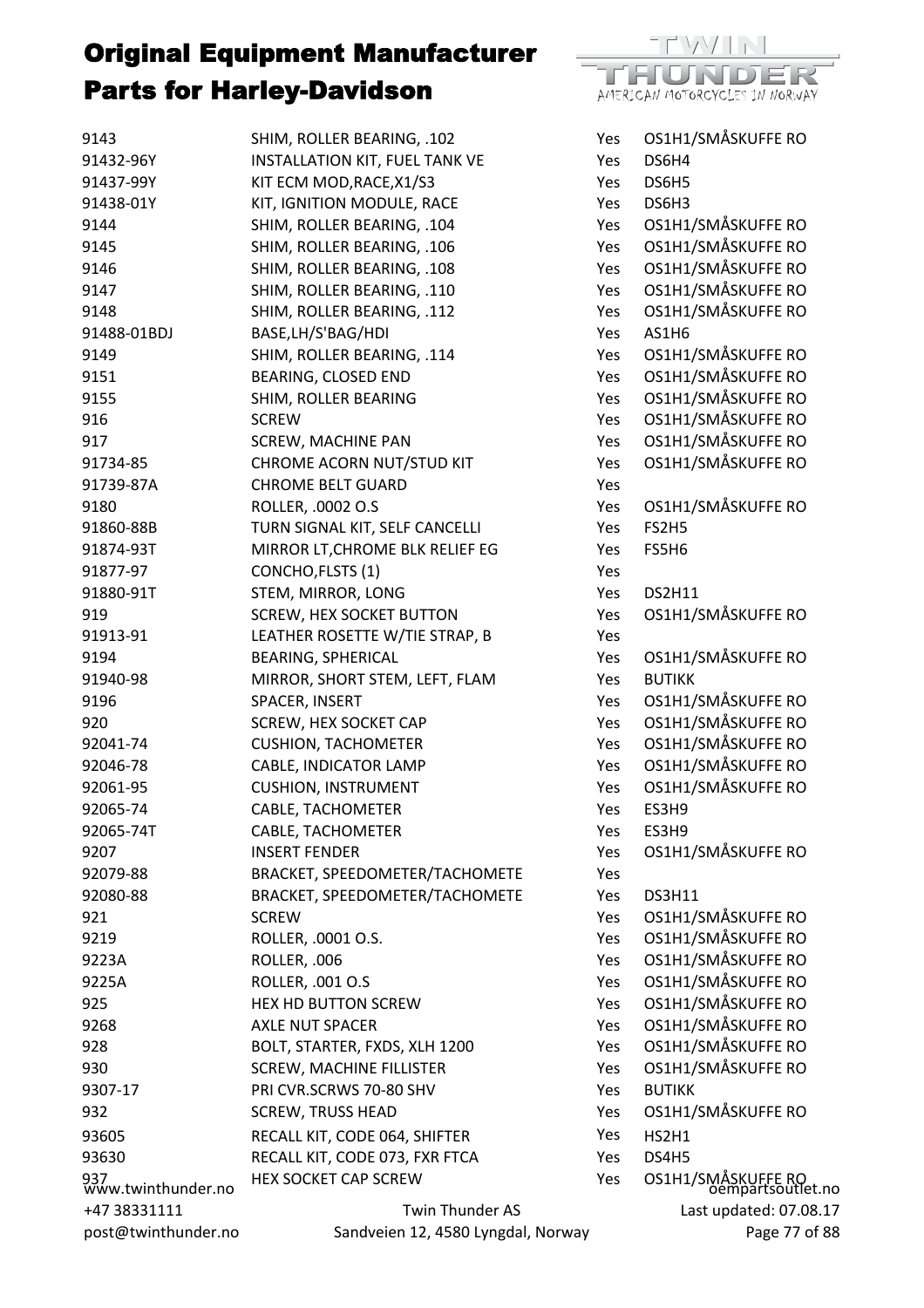# Original Equipment Manufacturer Parts for Harley-Davidson

| | | | |
|---|---|---|---|
| 9143 | SHIM, ROLLER BEARING, .102 | Yes | OS1H1/SMÅSKUFFE RO |
| 91432-96Y | INSTALLATION KIT, FUEL TANK VE | Yes | DS6H4 |
| 91437-99Y | KIT ECM MOD,RACE,X1/S3 | Yes | DS6H5 |
| 91438-01Y | KIT, IGNITION MODULE, RACE | Yes | DS6H3 |
| 9144 | SHIM, ROLLER BEARING, .104 | Yes | OS1H1/SMÅSKUFFE RO |
| 9145 | SHIM, ROLLER BEARING, .106 | Yes | OS1H1/SMÅSKUFFE RO |
| 9146 | SHIM, ROLLER BEARING, .108 | Yes | OS1H1/SMÅSKUFFE RO |
| 9147 | SHIM, ROLLER BEARING, .110 | Yes | OS1H1/SMÅSKUFFE RO |
| 9148 | SHIM, ROLLER BEARING, .112 | Yes | OS1H1/SMÅSKUFFE RO |
| 91488-01BDJ | BASE,LH/S'BAG/HDI | Yes | AS1H6 |
| 9149 | SHIM, ROLLER BEARING, .114 | Yes | OS1H1/SMÅSKUFFE RO |
| 9151 | BEARING, CLOSED END | Yes | OS1H1/SMÅSKUFFE RO |
| 9155 | SHIM, ROLLER BEARING | Yes | OS1H1/SMÅSKUFFE RO |
| 916 | SCREW | Yes | OS1H1/SMÅSKUFFE RO |
| 917 | SCREW, MACHINE PAN | Yes | OS1H1/SMÅSKUFFE RO |
| 91734-85 | CHROME ACORN NUT/STUD KIT | Yes | OS1H1/SMÅSKUFFE RO |
| 91739-87A | CHROME BELT GUARD | Yes | |
| 9180 | ROLLER, .0002 O.S | Yes | OS1H1/SMÅSKUFFE RO |
| 91860-88B | TURN SIGNAL KIT, SELF CANCELLI | Yes | FS2H5 |
| 91874-93T | MIRROR LT,CHROME BLK RELIEF EG | Yes | FS5H6 |
| 91877-97 | CONCHO,FLSTS (1) | Yes | |
| 91880-91T | STEM, MIRROR, LONG | Yes | DS2H11 |
| 919 | SCREW, HEX SOCKET BUTTON | Yes | OS1H1/SMÅSKUFFE RO |
| 91913-91 | LEATHER ROSETTE W/TIE STRAP, B | Yes | |
| 9194 | BEARING, SPHERICAL | Yes | OS1H1/SMÅSKUFFE RO |
| 91940-98 | MIRROR, SHORT STEM, LEFT, FLAM | Yes | BUTIKK |
| 9196 | SPACER, INSERT | Yes | OS1H1/SMÅSKUFFE RO |
| 920 | SCREW, HEX SOCKET CAP | Yes | OS1H1/SMÅSKUFFE RO |
| 92041-74 | CUSHION, TACHOMETER | Yes | OS1H1/SMÅSKUFFE RO |
| 92046-78 | CABLE, INDICATOR LAMP | Yes | OS1H1/SMÅSKUFFE RO |
| 92061-95 | CUSHION, INSTRUMENT | Yes | OS1H1/SMÅSKUFFE RO |
| 92065-74 | CABLE, TACHOMETER | Yes | ES3H9 |
| 92065-74T | CABLE, TACHOMETER | Yes | ES3H9 |
| 9207 | INSERT FENDER | Yes | OS1H1/SMÅSKUFFE RO |
| 92079-88 | BRACKET, SPEEDOMETER/TACHOMETE | Yes | |
| 92080-88 | BRACKET, SPEEDOMETER/TACHOMETE | Yes | DS3H11 |
| 921 | SCREW | Yes | OS1H1/SMÅSKUFFE RO |
| 9219 | ROLLER, .0001 O.S. | Yes | OS1H1/SMÅSKUFFE RO |
| 9223A | ROLLER, .006 | Yes | OS1H1/SMÅSKUFFE RO |
| 9225A | ROLLER, .001 O.S | Yes | OS1H1/SMÅSKUFFE RO |
| 925 | HEX HD BUTTON SCREW | Yes | OS1H1/SMÅSKUFFE RO |
| 9268 | AXLE NUT SPACER | Yes | OS1H1/SMÅSKUFFE RO |
| 928 | BOLT, STARTER, FXDS, XLH 1200 | Yes | OS1H1/SMÅSKUFFE RO |
| 930 | SCREW, MACHINE FILLISTER | Yes | OS1H1/SMÅSKUFFE RO |
| 9307-17 | PRI CVR.SCRWS 70-80 SHV | Yes | BUTIKK |
| 932 | SCREW, TRUSS HEAD | Yes | OS1H1/SMÅSKUFFE RO |
| 93605 | RECALL KIT, CODE 064, SHIFTER | Yes | HS2H1 |
| 93630 | RECALL KIT, CODE 073, FXR FTCA | Yes | DS4H5 |
| 937 | HEX SOCKET CAP SCREW | Yes | OS1H1/SMÅSKUFFE RO |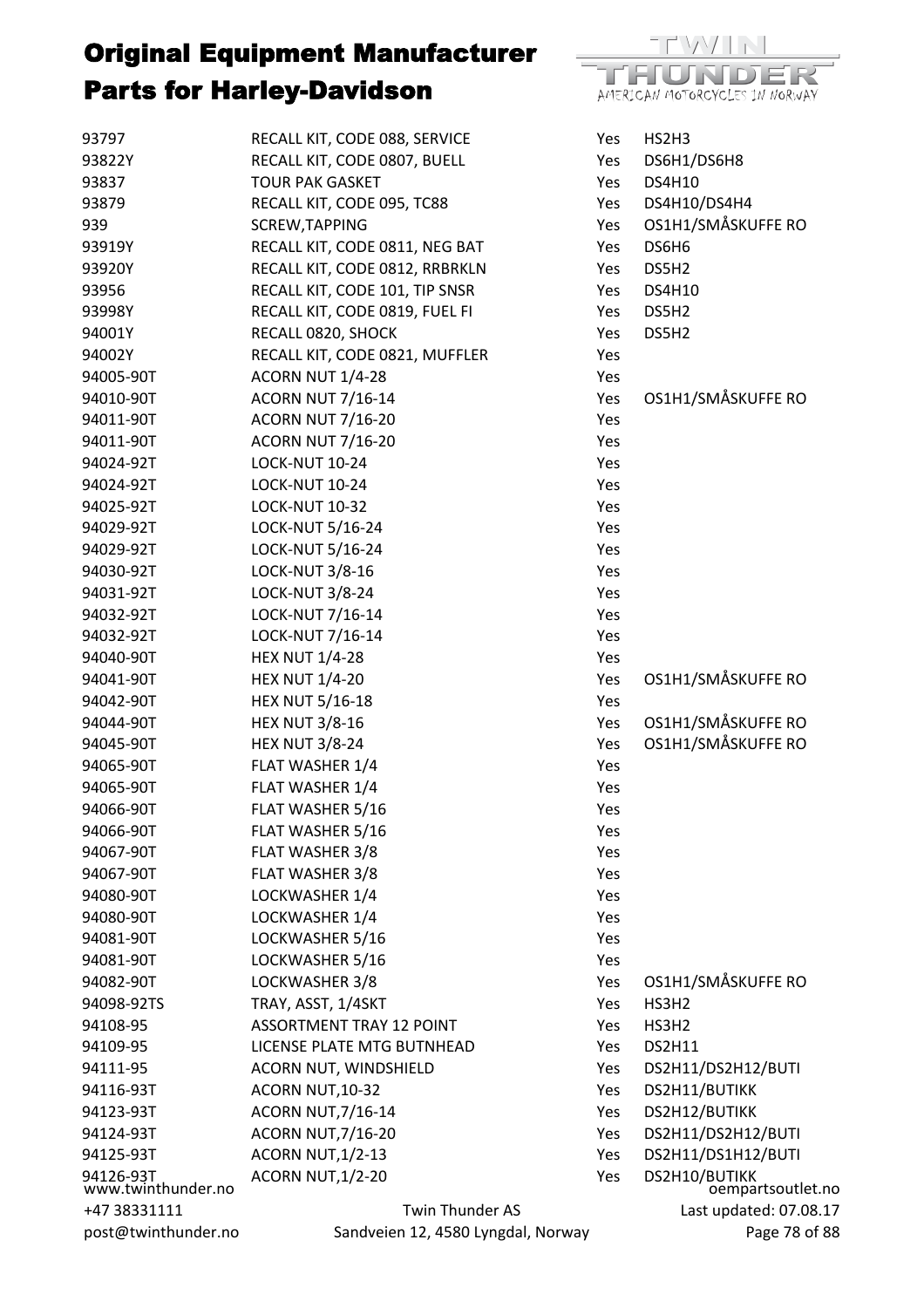# Original Equipment Manufacturer Parts for Harley-Davidson

| | | | |
|---|---|---|---|
| 93797 | RECALL KIT, CODE 088, SERVICE | Yes | HS2H3 |
| 93822Y | RECALL KIT, CODE 0807, BUELL | Yes | DS6H1/DS6H8 |
| 93837 | TOUR PAK GASKET | Yes | DS4H10 |
| 93879 | RECALL KIT, CODE 095, TC88 | Yes | DS4H10/DS4H4 |
| 939 | SCREW,TAPPING | Yes | OS1H1/SMÅSKUFFE RO |
| 93919Y | RECALL KIT, CODE 0811, NEG BAT | Yes | DS6H6 |
| 93920Y | RECALL KIT, CODE 0812, RRBRKLN | Yes | DS5H2 |
| 93956 | RECALL KIT, CODE 101, TIP SNSR | Yes | DS4H10 |
| 93998Y | RECALL KIT, CODE 0819, FUEL FI | Yes | DS5H2 |
| 94001Y | RECALL 0820, SHOCK | Yes | DS5H2 |
| 94002Y | RECALL KIT, CODE 0821, MUFFLER | Yes | |
| 94005-90T | ACORN NUT 1/4-28 | Yes | |
| 94010-90T | ACORN NUT 7/16-14 | Yes | OS1H1/SMÅSKUFFE RO |
| 94011-90T | ACORN NUT 7/16-20 | Yes | |
| 94011-90T | ACORN NUT 7/16-20 | Yes | |
| 94024-92T | LOCK-NUT 10-24 | Yes | |
| 94024-92T | LOCK-NUT 10-24 | Yes | |
| 94025-92T | LOCK-NUT 10-32 | Yes | |
| 94029-92T | LOCK-NUT 5/16-24 | Yes | |
| 94029-92T | LOCK-NUT 5/16-24 | Yes | |
| 94030-92T | LOCK-NUT 3/8-16 | Yes | |
| 94031-92T | LOCK-NUT 3/8-24 | Yes | |
| 94032-92T | LOCK-NUT 7/16-14 | Yes | |
| 94032-92T | LOCK-NUT 7/16-14 | Yes | |
| 94040-90T | HEX NUT 1/4-28 | Yes | |
| 94041-90T | HEX NUT 1/4-20 | Yes | OS1H1/SMÅSKUFFE RO |
| 94042-90T | HEX NUT 5/16-18 | Yes | |
| 94044-90T | HEX NUT 3/8-16 | Yes | OS1H1/SMÅSKUFFE RO |
| 94045-90T | HEX NUT 3/8-24 | Yes | OS1H1/SMÅSKUFFE RO |
| 94065-90T | FLAT WASHER 1/4 | Yes | |
| 94065-90T | FLAT WASHER 1/4 | Yes | |
| 94066-90T | FLAT WASHER 5/16 | Yes | |
| 94066-90T | FLAT WASHER 5/16 | Yes | |
| 94067-90T | FLAT WASHER 3/8 | Yes | |
| 94067-90T | FLAT WASHER 3/8 | Yes | |
| 94080-90T | LOCKWASHER 1/4 | Yes | |
| 94080-90T | LOCKWASHER 1/4 | Yes | |
| 94081-90T | LOCKWASHER 5/16 | Yes | |
| 94081-90T | LOCKWASHER 5/16 | Yes | |
| 94082-90T | LOCKWASHER 3/8 | Yes | OS1H1/SMÅSKUFFE RO |
| 94098-92TS | TRAY, ASST, 1/4SKT | Yes | HS3H2 |
| 94108-95 | ASSORTMENT TRAY 12 POINT | Yes | HS3H2 |
| 94109-95 | LICENSE PLATE MTG BUTNHEAD | Yes | DS2H11 |
| 94111-95 | ACORN NUT, WINDSHIELD | Yes | DS2H11/DS2H12/BUTI |
| 94116-93T | ACORN NUT,10-32 | Yes | DS2H11/BUTIKK |
| 94123-93T | ACORN NUT,7/16-14 | Yes | DS2H12/BUTIKK |
| 94124-93T | ACORN NUT,7/16-20 | Yes | DS2H11/DS2H12/BUTI |
| 94125-93T | ACORN NUT,1/2-13 | Yes | DS2H11/DS1H12/BUTI |
| 94126-93T | ACORN NUT,1/2-20 | Yes | DS2H10/BUTIKK |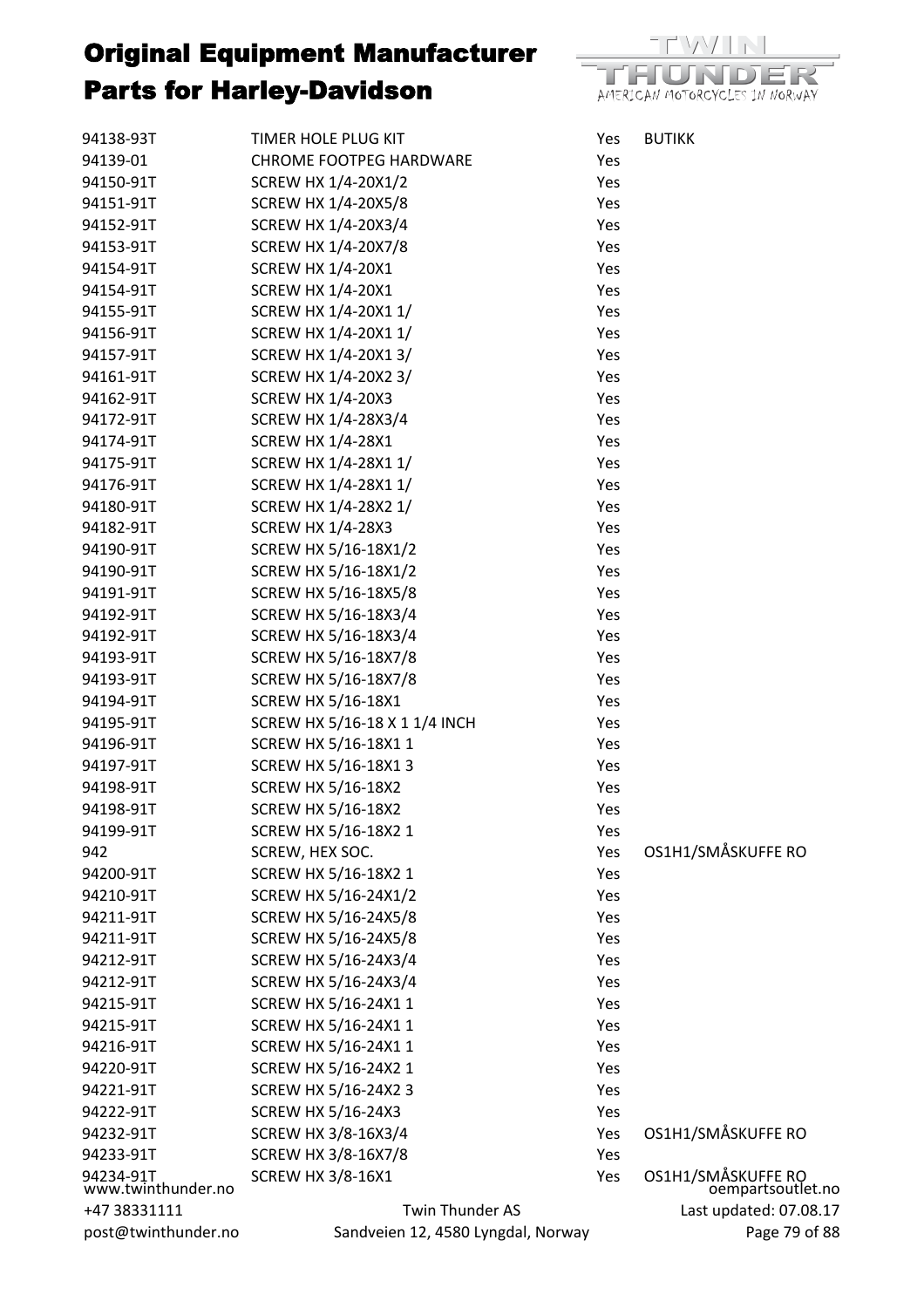# Original Equipment Manufacturer Parts for Harley-Davidson

| | | | |
|---|---|---|---|
| 94138-93T | TIMER HOLE PLUG KIT | Yes | BUTIKK |
| 94139-01 | CHROME FOOTPEG HARDWARE | Yes | |
| 94150-91T | SCREW HX 1/4-20X1/2 | Yes | |
| 94151-91T | SCREW HX 1/4-20X5/8 | Yes | |
| 94152-91T | SCREW HX 1/4-20X3/4 | Yes | |
| 94153-91T | SCREW HX 1/4-20X7/8 | Yes | |
| 94154-91T | SCREW HX 1/4-20X1 | Yes | |
| 94154-91T | SCREW HX 1/4-20X1 | Yes | |
| 94155-91T | SCREW HX 1/4-20X1 1/ | Yes | |
| 94156-91T | SCREW HX 1/4-20X1 1/ | Yes | |
| 94157-91T | SCREW HX 1/4-20X1 3/ | Yes | |
| 94161-91T | SCREW HX 1/4-20X2 3/ | Yes | |
| 94162-91T | SCREW HX 1/4-20X3 | Yes | |
| 94172-91T | SCREW HX 1/4-28X3/4 | Yes | |
| 94174-91T | SCREW HX 1/4-28X1 | Yes | |
| 94175-91T | SCREW HX 1/4-28X1 1/ | Yes | |
| 94176-91T | SCREW HX 1/4-28X1 1/ | Yes | |
| 94180-91T | SCREW HX 1/4-28X2 1/ | Yes | |
| 94182-91T | SCREW HX 1/4-28X3 | Yes | |
| 94190-91T | SCREW HX 5/16-18X1/2 | Yes | |
| 94190-91T | SCREW HX 5/16-18X1/2 | Yes | |
| 94191-91T | SCREW HX 5/16-18X5/8 | Yes | |
| 94192-91T | SCREW HX 5/16-18X3/4 | Yes | |
| 94192-91T | SCREW HX 5/16-18X3/4 | Yes | |
| 94193-91T | SCREW HX 5/16-18X7/8 | Yes | |
| 94193-91T | SCREW HX 5/16-18X7/8 | Yes | |
| 94194-91T | SCREW HX 5/16-18X1 | Yes | |
| 94195-91T | SCREW HX 5/16-18 X 1 1/4 INCH | Yes | |
| 94196-91T | SCREW HX 5/16-18X1 1 | Yes | |
| 94197-91T | SCREW HX 5/16-18X1 3 | Yes | |
| 94198-91T | SCREW HX 5/16-18X2 | Yes | |
| 94198-91T | SCREW HX 5/16-18X2 | Yes | |
| 94199-91T | SCREW HX 5/16-18X2 1 | Yes | |
| 942 | SCREW, HEX SOC. | Yes | OS1H1/SMÅSKUFFE RO |
| 94200-91T | SCREW HX 5/16-18X2 1 | Yes | |
| 94210-91T | SCREW HX 5/16-24X1/2 | Yes | |
| 94211-91T | SCREW HX 5/16-24X5/8 | Yes | |
| 94211-91T | SCREW HX 5/16-24X5/8 | Yes | |
| 94212-91T | SCREW HX 5/16-24X3/4 | Yes | |
| 94212-91T | SCREW HX 5/16-24X3/4 | Yes | |
| 94215-91T | SCREW HX 5/16-24X1 1 | Yes | |
| 94215-91T | SCREW HX 5/16-24X1 1 | Yes | |
| 94216-91T | SCREW HX 5/16-24X1 1 | Yes | |
| 94220-91T | SCREW HX 5/16-24X2 1 | Yes | |
| 94221-91T | SCREW HX 5/16-24X2 3 | Yes | |
| 94222-91T | SCREW HX 5/16-24X3 | Yes | |
| 94232-91T | SCREW HX 3/8-16X3/4 | Yes | OS1H1/SMÅSKUFFE RO |
| 94233-91T | SCREW HX 3/8-16X7/8 | Yes | |
| 94234-91T | SCREW HX 3/8-16X1 | Yes | OS1H1/SMÅSKUFFE RO |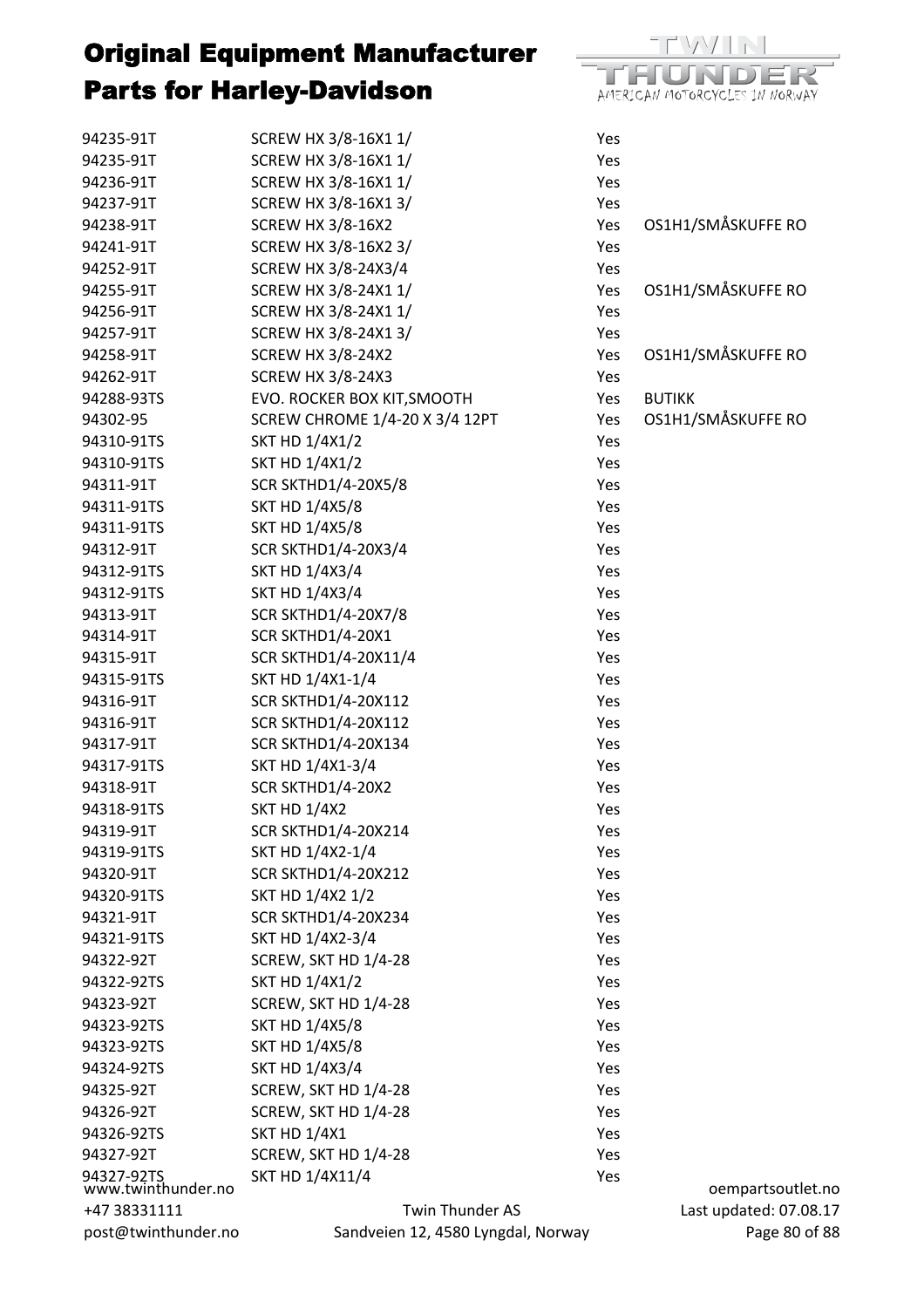# Original Equipment Manufacturer Parts for Harley-Davidson

| | | | |
|---|---|---|---|
| 94235-91T | SCREW HX 3/8-16X1 1/ | Yes | |
| 94235-91T | SCREW HX 3/8-16X1 1/ | Yes | |
| 94236-91T | SCREW HX 3/8-16X1 1/ | Yes | |
| 94237-91T | SCREW HX 3/8-16X1 3/ | Yes | |
| 94238-91T | SCREW HX 3/8-16X2 | Yes | OS1H1/SMÅSKUFFE RO |
| 94241-91T | SCREW HX 3/8-16X2 3/ | Yes | |
| 94252-91T | SCREW HX 3/8-24X3/4 | Yes | |
| 94255-91T | SCREW HX 3/8-24X1 1/ | Yes | OS1H1/SMÅSKUFFE RO |
| 94256-91T | SCREW HX 3/8-24X1 1/ | Yes | |
| 94257-91T | SCREW HX 3/8-24X1 3/ | Yes | |
| 94258-91T | SCREW HX 3/8-24X2 | Yes | OS1H1/SMÅSKUFFE RO |
| 94262-91T | SCREW HX 3/8-24X3 | Yes | |
| 94288-93TS | EVO. ROCKER BOX KIT,SMOOTH | Yes | BUTIKK |
| 94302-95 | SCREW CHROME 1/4-20 X 3/4 12PT | Yes | OS1H1/SMÅSKUFFE RO |
| 94310-91TS | SKT HD 1/4X1/2 | Yes | |
| 94310-91TS | SKT HD 1/4X1/2 | Yes | |
| 94311-91T | SCR SKTHD1/4-20X5/8 | Yes | |
| 94311-91TS | SKT HD 1/4X5/8 | Yes | |
| 94311-91TS | SKT HD 1/4X5/8 | Yes | |
| 94312-91T | SCR SKTHD1/4-20X3/4 | Yes | |
| 94312-91TS | SKT HD 1/4X3/4 | Yes | |
| 94312-91TS | SKT HD 1/4X3/4 | Yes | |
| 94313-91T | SCR SKTHD1/4-20X7/8 | Yes | |
| 94314-91T | SCR SKTHD1/4-20X1 | Yes | |
| 94315-91T | SCR SKTHD1/4-20X11/4 | Yes | |
| 94315-91TS | SKT HD 1/4X1-1/4 | Yes | |
| 94316-91T | SCR SKTHD1/4-20X112 | Yes | |
| 94316-91T | SCR SKTHD1/4-20X112 | Yes | |
| 94317-91T | SCR SKTHD1/4-20X134 | Yes | |
| 94317-91TS | SKT HD 1/4X1-3/4 | Yes | |
| 94318-91T | SCR SKTHD1/4-20X2 | Yes | |
| 94318-91TS | SKT HD 1/4X2 | Yes | |
| 94319-91T | SCR SKTHD1/4-20X214 | Yes | |
| 94319-91TS | SKT HD 1/4X2-1/4 | Yes | |
| 94320-91T | SCR SKTHD1/4-20X212 | Yes | |
| 94320-91TS | SKT HD 1/4X2 1/2 | Yes | |
| 94321-91T | SCR SKTHD1/4-20X234 | Yes | |
| 94321-91TS | SKT HD 1/4X2-3/4 | Yes | |
| 94322-92T | SCREW, SKT HD 1/4-28 | Yes | |
| 94322-92TS | SKT HD 1/4X1/2 | Yes | |
| 94323-92T | SCREW, SKT HD 1/4-28 | Yes | |
| 94323-92TS | SKT HD 1/4X5/8 | Yes | |
| 94323-92TS | SKT HD 1/4X5/8 | Yes | |
| 94324-92TS | SKT HD 1/4X3/4 | Yes | |
| 94325-92T | SCREW, SKT HD 1/4-28 | Yes | |
| 94326-92T | SCREW, SKT HD 1/4-28 | Yes | |
| 94326-92TS | SKT HD 1/4X1 | Yes | |
| 94327-92T | SCREW, SKT HD 1/4-28 | Yes | |
| 94327-92TS | SKT HD 1/4X11/4 | Yes | |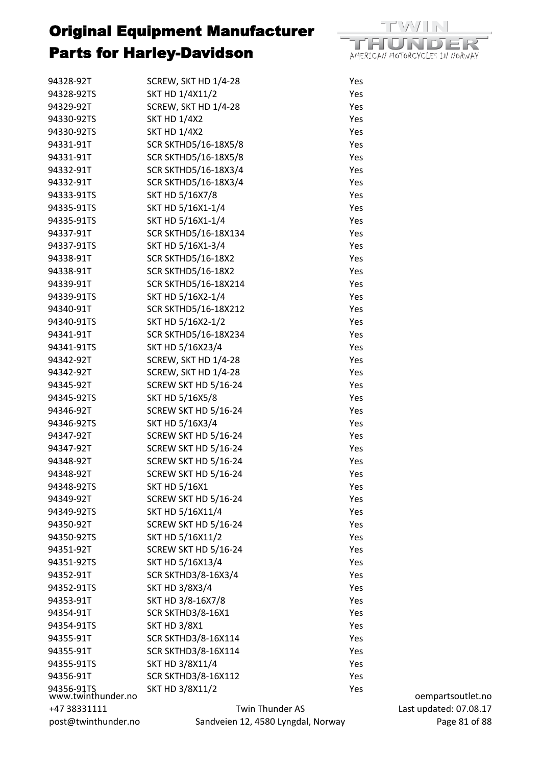# Original Equipment Manufacturer Parts for Harley-Davidson

| | | |
|---|---|---|
| 94328-92T | SCREW, SKT HD 1/4-28 | Yes |
| 94328-92TS | SKT HD 1/4X11/2 | Yes |
| 94329-92T | SCREW, SKT HD 1/4-28 | Yes |
| 94330-92TS | SKT HD 1/4X2 | Yes |
| 94330-92TS | SKT HD 1/4X2 | Yes |
| 94331-91T | SCR SKTHD5/16-18X5/8 | Yes |
| 94331-91T | SCR SKTHD5/16-18X5/8 | Yes |
| 94332-91T | SCR SKTHD5/16-18X3/4 | Yes |
| 94332-91T | SCR SKTHD5/16-18X3/4 | Yes |
| 94333-91TS | SKT HD 5/16X7/8 | Yes |
| 94335-91TS | SKT HD 5/16X1-1/4 | Yes |
| 94335-91TS | SKT HD 5/16X1-1/4 | Yes |
| 94337-91T | SCR SKTHD5/16-18X134 | Yes |
| 94337-91TS | SKT HD 5/16X1-3/4 | Yes |
| 94338-91T | SCR SKTHD5/16-18X2 | Yes |
| 94338-91T | SCR SKTHD5/16-18X2 | Yes |
| 94339-91T | SCR SKTHD5/16-18X214 | Yes |
| 94339-91TS | SKT HD 5/16X2-1/4 | Yes |
| 94340-91T | SCR SKTHD5/16-18X212 | Yes |
| 94340-91TS | SKT HD 5/16X2-1/2 | Yes |
| 94341-91T | SCR SKTHD5/16-18X234 | Yes |
| 94341-91TS | SKT HD 5/16X23/4 | Yes |
| 94342-92T | SCREW, SKT HD 1/4-28 | Yes |
| 94342-92T | SCREW, SKT HD 1/4-28 | Yes |
| 94345-92T | SCREW SKT HD 5/16-24 | Yes |
| 94345-92TS | SKT HD 5/16X5/8 | Yes |
| 94346-92T | SCREW SKT HD 5/16-24 | Yes |
| 94346-92TS | SKT HD 5/16X3/4 | Yes |
| 94347-92T | SCREW SKT HD 5/16-24 | Yes |
| 94347-92T | SCREW SKT HD 5/16-24 | Yes |
| 94348-92T | SCREW SKT HD 5/16-24 | Yes |
| 94348-92T | SCREW SKT HD 5/16-24 | Yes |
| 94348-92TS | SKT HD 5/16X1 | Yes |
| 94349-92T | SCREW SKT HD 5/16-24 | Yes |
| 94349-92TS | SKT HD 5/16X11/4 | Yes |
| 94350-92T | SCREW SKT HD 5/16-24 | Yes |
| 94350-92TS | SKT HD 5/16X11/2 | Yes |
| 94351-92T | SCREW SKT HD 5/16-24 | Yes |
| 94351-92TS | SKT HD 5/16X13/4 | Yes |
| 94352-91T | SCR SKTHD3/8-16X3/4 | Yes |
| 94352-91TS | SKT HD 3/8X3/4 | Yes |
| 94353-91T | SKT HD 3/8-16X7/8 | Yes |
| 94354-91T | SCR SKTHD3/8-16X1 | Yes |
| 94354-91TS | SKT HD 3/8X1 | Yes |
| 94355-91T | SCR SKTHD3/8-16X114 | Yes |
| 94355-91T | SCR SKTHD3/8-16X114 | Yes |
| 94355-91TS | SKT HD 3/8X11/4 | Yes |
| 94356-91T | SCR SKTHD3/8-16X112 | Yes |
| 94356-91TS | SKT HD 3/8X11/2 | Yes |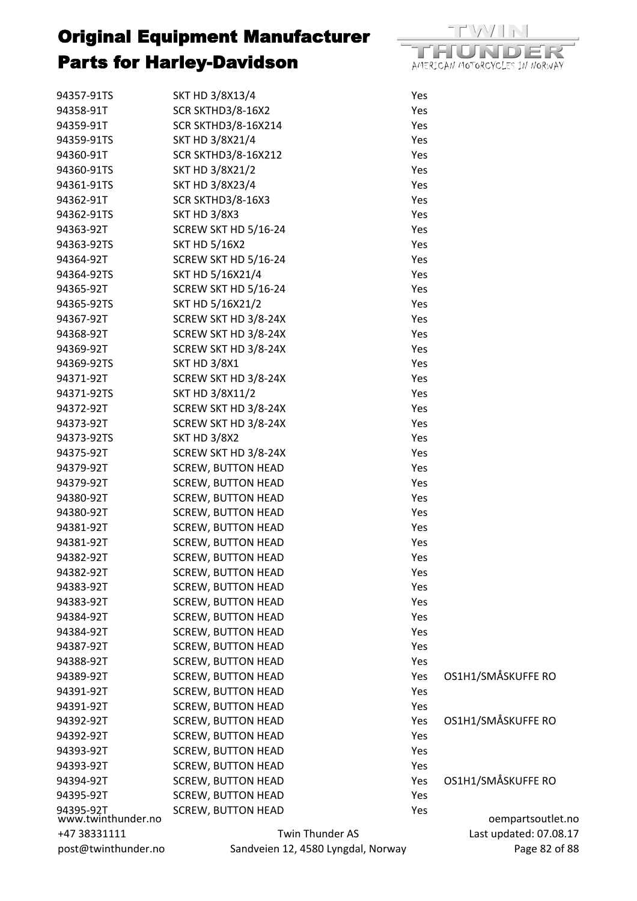# Original Equipment Manufacturer Parts for Harley-Davidson

| | | | |
|---|---|---|---|
| 94357-91TS | SKT HD 3/8X13/4 | Yes | |
| 94358-91T | SCR SKTHD3/8-16X2 | Yes | |
| 94359-91T | SCR SKTHD3/8-16X214 | Yes | |
| 94359-91TS | SKT HD 3/8X21/4 | Yes | |
| 94360-91T | SCR SKTHD3/8-16X212 | Yes | |
| 94360-91TS | SKT HD 3/8X21/2 | Yes | |
| 94361-91TS | SKT HD 3/8X23/4 | Yes | |
| 94362-91T | SCR SKTHD3/8-16X3 | Yes | |
| 94362-91TS | SKT HD 3/8X3 | Yes | |
| 94363-92T | SCREW SKT HD 5/16-24 | Yes | |
| 94363-92TS | SKT HD 5/16X2 | Yes | |
| 94364-92T | SCREW SKT HD 5/16-24 | Yes | |
| 94364-92TS | SKT HD 5/16X21/4 | Yes | |
| 94365-92T | SCREW SKT HD 5/16-24 | Yes | |
| 94365-92TS | SKT HD 5/16X21/2 | Yes | |
| 94367-92T | SCREW SKT HD 3/8-24X | Yes | |
| 94368-92T | SCREW SKT HD 3/8-24X | Yes | |
| 94369-92T | SCREW SKT HD 3/8-24X | Yes | |
| 94369-92TS | SKT HD 3/8X1 | Yes | |
| 94371-92T | SCREW SKT HD 3/8-24X | Yes | |
| 94371-92TS | SKT HD 3/8X11/2 | Yes | |
| 94372-92T | SCREW SKT HD 3/8-24X | Yes | |
| 94373-92T | SCREW SKT HD 3/8-24X | Yes | |
| 94373-92TS | SKT HD 3/8X2 | Yes | |
| 94375-92T | SCREW SKT HD 3/8-24X | Yes | |
| 94379-92T | SCREW, BUTTON HEAD | Yes | |
| 94379-92T | SCREW, BUTTON HEAD | Yes | |
| 94380-92T | SCREW, BUTTON HEAD | Yes | |
| 94380-92T | SCREW, BUTTON HEAD | Yes | |
| 94381-92T | SCREW, BUTTON HEAD | Yes | |
| 94381-92T | SCREW, BUTTON HEAD | Yes | |
| 94382-92T | SCREW, BUTTON HEAD | Yes | |
| 94382-92T | SCREW, BUTTON HEAD | Yes | |
| 94383-92T | SCREW, BUTTON HEAD | Yes | |
| 94383-92T | SCREW, BUTTON HEAD | Yes | |
| 94384-92T | SCREW, BUTTON HEAD | Yes | |
| 94384-92T | SCREW, BUTTON HEAD | Yes | |
| 94387-92T | SCREW, BUTTON HEAD | Yes | |
| 94388-92T | SCREW, BUTTON HEAD | Yes | |
| 94389-92T | SCREW, BUTTON HEAD | Yes | OS1H1/SMÅSKUFFE RO |
| 94391-92T | SCREW, BUTTON HEAD | Yes | |
| 94391-92T | SCREW, BUTTON HEAD | Yes | |
| 94392-92T | SCREW, BUTTON HEAD | Yes | OS1H1/SMÅSKUFFE RO |
| 94392-92T | SCREW, BUTTON HEAD | Yes | |
| 94393-92T | SCREW, BUTTON HEAD | Yes | |
| 94393-92T | SCREW, BUTTON HEAD | Yes | |
| 94394-92T | SCREW, BUTTON HEAD | Yes | OS1H1/SMÅSKUFFE RO |
| 94395-92T | SCREW, BUTTON HEAD | Yes | |
| 94395-92T | SCREW, BUTTON HEAD | Yes | |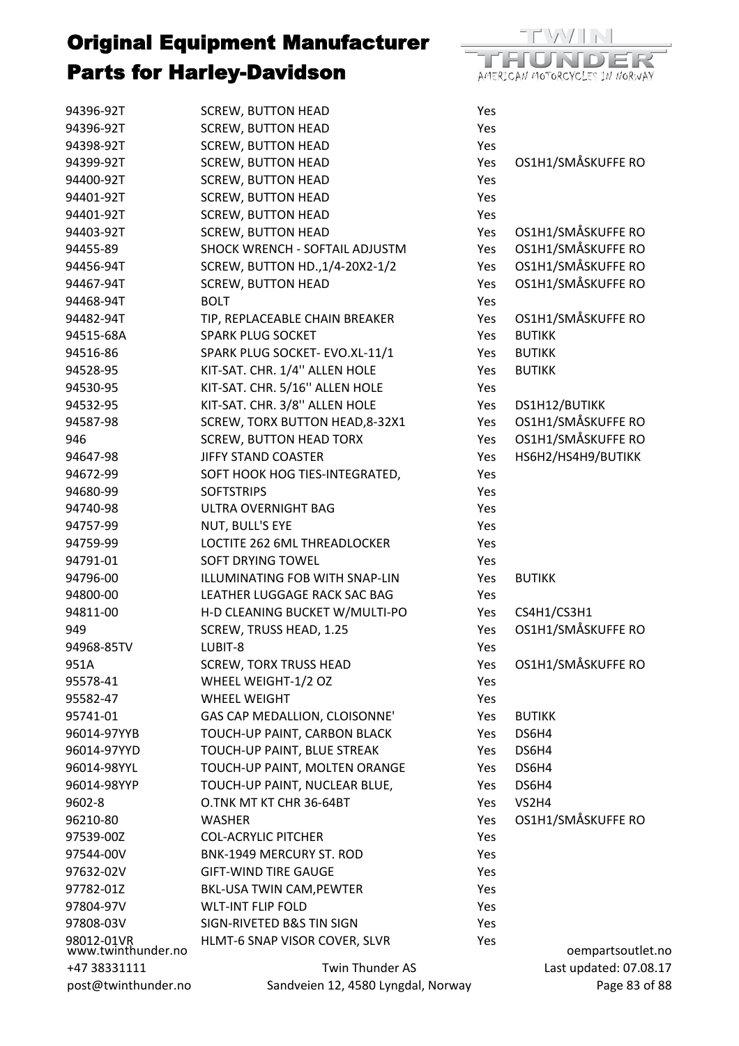# Original Equipment Manufacturer Parts for Harley-Davidson

| | | | |
|---|---|---|---|
| 94396-92T | SCREW, BUTTON HEAD | Yes | |
| 94396-92T | SCREW, BUTTON HEAD | Yes | |
| 94398-92T | SCREW, BUTTON HEAD | Yes | |
| 94399-92T | SCREW, BUTTON HEAD | Yes | OS1H1/SMÅSKUFFE RO |
| 94400-92T | SCREW, BUTTON HEAD | Yes | |
| 94401-92T | SCREW, BUTTON HEAD | Yes | |
| 94401-92T | SCREW, BUTTON HEAD | Yes | |
| 94403-92T | SCREW, BUTTON HEAD | Yes | OS1H1/SMÅSKUFFE RO |
| 94455-89 | SHOCK WRENCH - SOFTAIL ADJUSTM | Yes | OS1H1/SMÅSKUFFE RO |
| 94456-94T | SCREW, BUTTON HD.,1/4-20X2-1/2 | Yes | OS1H1/SMÅSKUFFE RO |
| 94467-94T | SCREW, BUTTON HEAD | Yes | OS1H1/SMÅSKUFFE RO |
| 94468-94T | BOLT | Yes | |
| 94482-94T | TIP, REPLACEABLE CHAIN BREAKER | Yes | OS1H1/SMÅSKUFFE RO |
| 94515-68A | SPARK PLUG SOCKET | Yes | BUTIKK |
| 94516-86 | SPARK PLUG SOCKET- EVO.XL-11/1 | Yes | BUTIKK |
| 94528-95 | KIT-SAT. CHR. 1/4'' ALLEN HOLE | Yes | BUTIKK |
| 94530-95 | KIT-SAT. CHR. 5/16'' ALLEN HOLE | Yes | |
| 94532-95 | KIT-SAT. CHR. 3/8'' ALLEN HOLE | Yes | DS1H12/BUTIKK |
| 94587-98 | SCREW, TORX BUTTON HEAD,8-32X1 | Yes | OS1H1/SMÅSKUFFE RO |
| 946 | SCREW, BUTTON HEAD TORX | Yes | OS1H1/SMÅSKUFFE RO |
| 94647-98 | JIFFY STAND COASTER | Yes | HS6H2/HS4H9/BUTIKK |
| 94672-99 | SOFT HOOK HOG TIES-INTEGRATED, | Yes | |
| 94680-99 | SOFTSTRIPS | Yes | |
| 94740-98 | ULTRA OVERNIGHT BAG | Yes | |
| 94757-99 | NUT, BULL'S EYE | Yes | |
| 94759-99 | LOCTITE 262 6ML THREADLOCKER | Yes | |
| 94791-01 | SOFT DRYING TOWEL | Yes | |
| 94796-00 | ILLUMINATING FOB WITH SNAP-LIN | Yes | BUTIKK |
| 94800-00 | LEATHER LUGGAGE RACK SAC BAG | Yes | |
| 94811-00 | H-D CLEANING BUCKET W/MULTI-PO | Yes | CS4H1/CS3H1 |
| 949 | SCREW, TRUSS HEAD, 1.25 | Yes | OS1H1/SMÅSKUFFE RO |
| 94968-85TV | LUBIT-8 | Yes | |
| 951A | SCREW, TORX TRUSS HEAD | Yes | OS1H1/SMÅSKUFFE RO |
| 95578-41 | WHEEL WEIGHT-1/2 OZ | Yes | |
| 95582-47 | WHEEL WEIGHT | Yes | |
| 95741-01 | GAS CAP MEDALLION, CLOISONNE' | Yes | BUTIKK |
| 96014-97YYB | TOUCH-UP PAINT, CARBON BLACK | Yes | DS6H4 |
| 96014-97YYD | TOUCH-UP PAINT, BLUE STREAK | Yes | DS6H4 |
| 96014-98YYL | TOUCH-UP PAINT, MOLTEN ORANGE | Yes | DS6H4 |
| 96014-98YYP | TOUCH-UP PAINT, NUCLEAR BLUE, | Yes | DS6H4 |
| 9602-8 | O.TNK MT KT CHR 36-64BT | Yes | VS2H4 |
| 96210-80 | WASHER | Yes | OS1H1/SMÅSKUFFE RO |
| 97539-00Z | COL-ACRYLIC PITCHER | Yes | |
| 97544-00V | BNK-1949 MERCURY ST. ROD | Yes | |
| 97632-02V | GIFT-WIND TIRE GAUGE | Yes | |
| 97782-01Z | BKL-USA TWIN CAM,PEWTER | Yes | |
| 97804-97V | WLT-INT FLIP FOLD | Yes | |
| 97808-03V | SIGN-RIVETED B&S TIN SIGN | Yes | |
| 98012-01VR | HLMT-6 SNAP VISOR COVER, SLVR | Yes | |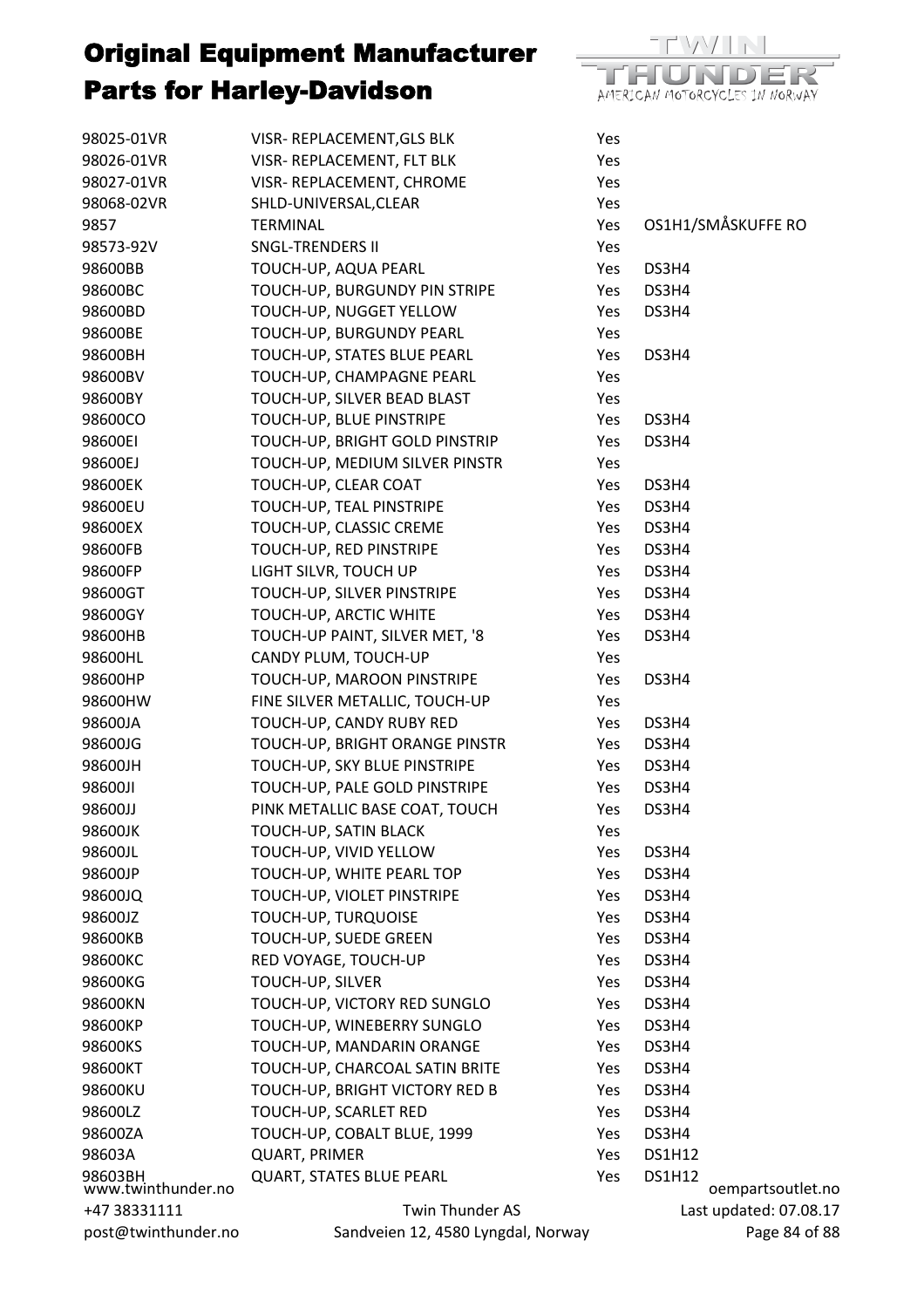# Original Equipment Manufacturer Parts for Harley-Davidson

| | | | |
|---|---|---|---|
| 98025-01VR | VISR- REPLACEMENT,GLS BLK | Yes | |
| 98026-01VR | VISR- REPLACEMENT, FLT BLK | Yes | |
| 98027-01VR | VISR- REPLACEMENT, CHROME | Yes | |
| 98068-02VR | SHLD-UNIVERSAL,CLEAR | Yes | |
| 9857 | TERMINAL | Yes | OS1H1/SMÅSKUFFE RO |
| 98573-92V | SNGL-TRENDERS II | Yes | |
| 98600BB | TOUCH-UP, AQUA PEARL | Yes | DS3H4 |
| 98600BC | TOUCH-UP, BURGUNDY PIN STRIPE | Yes | DS3H4 |
| 98600BD | TOUCH-UP, NUGGET YELLOW | Yes | DS3H4 |
| 98600BE | TOUCH-UP, BURGUNDY PEARL | Yes | |
| 98600BH | TOUCH-UP, STATES BLUE PEARL | Yes | DS3H4 |
| 98600BV | TOUCH-UP, CHAMPAGNE PEARL | Yes | |
| 98600BY | TOUCH-UP, SILVER BEAD BLAST | Yes | |
| 98600CO | TOUCH-UP, BLUE PINSTRIPE | Yes | DS3H4 |
| 98600EI | TOUCH-UP, BRIGHT GOLD PINSTRIP | Yes | DS3H4 |
| 98600EJ | TOUCH-UP, MEDIUM SILVER PINSTR | Yes | |
| 98600EK | TOUCH-UP, CLEAR COAT | Yes | DS3H4 |
| 98600EU | TOUCH-UP, TEAL PINSTRIPE | Yes | DS3H4 |
| 98600EX | TOUCH-UP, CLASSIC CREME | Yes | DS3H4 |
| 98600FB | TOUCH-UP, RED PINSTRIPE | Yes | DS3H4 |
| 98600FP | LIGHT SILVR, TOUCH UP | Yes | DS3H4 |
| 98600GT | TOUCH-UP, SILVER PINSTRIPE | Yes | DS3H4 |
| 98600GY | TOUCH-UP, ARCTIC WHITE | Yes | DS3H4 |
| 98600HB | TOUCH-UP PAINT, SILVER MET, '8 | Yes | DS3H4 |
| 98600HL | CANDY PLUM, TOUCH-UP | Yes | |
| 98600HP | TOUCH-UP, MAROON PINSTRIPE | Yes | DS3H4 |
| 98600HW | FINE SILVER METALLIC, TOUCH-UP | Yes | |
| 98600JA | TOUCH-UP, CANDY RUBY RED | Yes | DS3H4 |
| 98600JG | TOUCH-UP, BRIGHT ORANGE PINSTR | Yes | DS3H4 |
| 98600JH | TOUCH-UP, SKY BLUE PINSTRIPE | Yes | DS3H4 |
| 98600JI | TOUCH-UP, PALE GOLD PINSTRIPE | Yes | DS3H4 |
| 98600JJ | PINK METALLIC BASE COAT, TOUCH | Yes | DS3H4 |
| 98600JK | TOUCH-UP, SATIN BLACK | Yes | |
| 98600JL | TOUCH-UP, VIVID YELLOW | Yes | DS3H4 |
| 98600JP | TOUCH-UP, WHITE PEARL TOP | Yes | DS3H4 |
| 98600JQ | TOUCH-UP, VIOLET PINSTRIPE | Yes | DS3H4 |
| 98600JZ | TOUCH-UP, TURQUOISE | Yes | DS3H4 |
| 98600KB | TOUCH-UP, SUEDE GREEN | Yes | DS3H4 |
| 98600KC | RED VOYAGE, TOUCH-UP | Yes | DS3H4 |
| 98600KG | TOUCH-UP, SILVER | Yes | DS3H4 |
| 98600KN | TOUCH-UP, VICTORY RED SUNGLO | Yes | DS3H4 |
| 98600KP | TOUCH-UP, WINEBERRY SUNGLO | Yes | DS3H4 |
| 98600KS | TOUCH-UP, MANDARIN ORANGE | Yes | DS3H4 |
| 98600KT | TOUCH-UP, CHARCOAL SATIN BRITE | Yes | DS3H4 |
| 98600KU | TOUCH-UP, BRIGHT VICTORY RED B | Yes | DS3H4 |
| 98600LZ | TOUCH-UP, SCARLET RED | Yes | DS3H4 |
| 98600ZA | TOUCH-UP, COBALT BLUE, 1999 | Yes | DS3H4 |
| 98603A | QUART, PRIMER | Yes | DS1H12 |
| 98603BH | QUART, STATES BLUE PEARL | Yes | DS1H12 |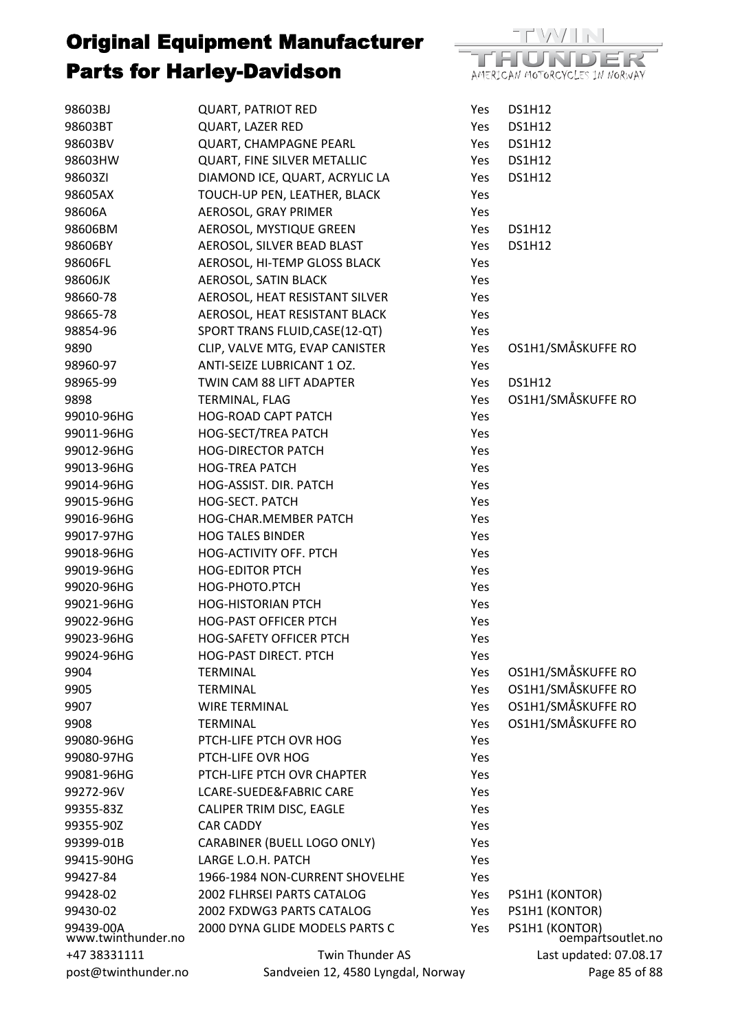# Original Equipment Manufacturer Parts for Harley-Davidson

| | | | |
|---|---|---|---|
| 98603BJ | QUART, PATRIOT RED | Yes | DS1H12 |
| 98603BT | QUART, LAZER RED | Yes | DS1H12 |
| 98603BV | QUART, CHAMPAGNE PEARL | Yes | DS1H12 |
| 98603HW | QUART, FINE SILVER METALLIC | Yes | DS1H12 |
| 98603ZI | DIAMOND ICE, QUART, ACRYLIC LA | Yes | DS1H12 |
| 98605AX | TOUCH-UP PEN, LEATHER, BLACK | Yes | |
| 98606A | AEROSOL, GRAY PRIMER | Yes | |
| 98606BM | AEROSOL, MYSTIQUE GREEN | Yes | DS1H12 |
| 98606BY | AEROSOL, SILVER BEAD BLAST | Yes | DS1H12 |
| 98606FL | AEROSOL, HI-TEMP GLOSS BLACK | Yes | |
| 98606JK | AEROSOL, SATIN BLACK | Yes | |
| 98660-78 | AEROSOL, HEAT RESISTANT SILVER | Yes | |
| 98665-78 | AEROSOL, HEAT RESISTANT BLACK | Yes | |
| 98854-96 | SPORT TRANS FLUID,CASE(12-QT) | Yes | |
| 9890 | CLIP, VALVE MTG, EVAP CANISTER | Yes | OS1H1/SMÅSKUFFE RO |
| 98960-97 | ANTI-SEIZE LUBRICANT 1 OZ. | Yes | |
| 98965-99 | TWIN CAM 88 LIFT ADAPTER | Yes | DS1H12 |
| 9898 | TERMINAL, FLAG | Yes | OS1H1/SMÅSKUFFE RO |
| 99010-96HG | HOG-ROAD CAPT PATCH | Yes | |
| 99011-96HG | HOG-SECT/TREA PATCH | Yes | |
| 99012-96HG | HOG-DIRECTOR PATCH | Yes | |
| 99013-96HG | HOG-TREA PATCH | Yes | |
| 99014-96HG | HOG-ASSIST. DIR. PATCH | Yes | |
| 99015-96HG | HOG-SECT. PATCH | Yes | |
| 99016-96HG | HOG-CHAR.MEMBER PATCH | Yes | |
| 99017-97HG | HOG TALES BINDER | Yes | |
| 99018-96HG | HOG-ACTIVITY OFF. PTCH | Yes | |
| 99019-96HG | HOG-EDITOR PTCH | Yes | |
| 99020-96HG | HOG-PHOTO.PTCH | Yes | |
| 99021-96HG | HOG-HISTORIAN PTCH | Yes | |
| 99022-96HG | HOG-PAST OFFICER PTCH | Yes | |
| 99023-96HG | HOG-SAFETY OFFICER PTCH | Yes | |
| 99024-96HG | HOG-PAST DIRECT. PTCH | Yes | |
| 9904 | TERMINAL | Yes | OS1H1/SMÅSKUFFE RO |
| 9905 | TERMINAL | Yes | OS1H1/SMÅSKUFFE RO |
| 9907 | WIRE TERMINAL | Yes | OS1H1/SMÅSKUFFE RO |
| 9908 | TERMINAL | Yes | OS1H1/SMÅSKUFFE RO |
| 99080-96HG | PTCH-LIFE PTCH OVR HOG | Yes | |
| 99080-97HG | PTCH-LIFE OVR HOG | Yes | |
| 99081-96HG | PTCH-LIFE PTCH OVR CHAPTER | Yes | |
| 99272-96V | LCARE-SUEDE&FABRIC CARE | Yes | |
| 99355-83Z | CALIPER TRIM DISC, EAGLE | Yes | |
| 99355-90Z | CAR CADDY | Yes | |
| 99399-01B | CARABINER (BUELL LOGO ONLY) | Yes | |
| 99415-90HG | LARGE L.O.H. PATCH | Yes | |
| 99427-84 | 1966-1984 NON-CURRENT SHOVELHE | Yes | |
| 99428-02 | 2002 FLHRSEI PARTS CATALOG | Yes | PS1H1 (KONTOR) |
| 99430-02 | 2002 FXDWG3 PARTS CATALOG | Yes | PS1H1 (KONTOR) |
| 99439-00A | 2000 DYNA GLIDE MODELS PARTS C | Yes | PS1H1 (KONTOR) |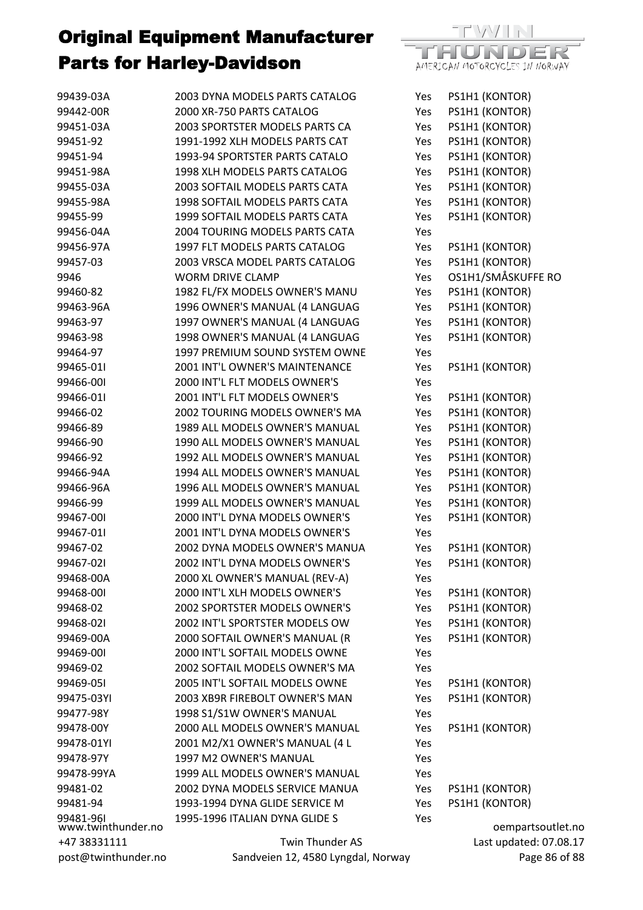# Original Equipment Manufacturer Parts for Harley-Davidson

| | | | |
|---|---|---|---|
| 99439-03A | 2003 DYNA MODELS PARTS CATALOG | Yes | PS1H1 (KONTOR) |
| 99442-00R | 2000 XR-750 PARTS CATALOG | Yes | PS1H1 (KONTOR) |
| 99451-03A | 2003 SPORTSTER MODELS PARTS CA | Yes | PS1H1 (KONTOR) |
| 99451-92 | 1991-1992 XLH MODELS PARTS CAT | Yes | PS1H1 (KONTOR) |
| 99451-94 | 1993-94 SPORTSTER PARTS CATALO | Yes | PS1H1 (KONTOR) |
| 99451-98A | 1998 XLH MODELS PARTS CATALOG | Yes | PS1H1 (KONTOR) |
| 99455-03A | 2003 SOFTAIL MODELS PARTS CATA | Yes | PS1H1 (KONTOR) |
| 99455-98A | 1998 SOFTAIL MODELS PARTS CATA | Yes | PS1H1 (KONTOR) |
| 99455-99 | 1999 SOFTAIL MODELS PARTS CATA | Yes | PS1H1 (KONTOR) |
| 99456-04A | 2004 TOURING MODELS PARTS CATA | Yes | |
| 99456-97A | 1997 FLT MODELS PARTS CATALOG | Yes | PS1H1 (KONTOR) |
| 99457-03 | 2003 VRSCA MODEL PARTS CATALOG | Yes | PS1H1 (KONTOR) |
| 9946 | WORM DRIVE CLAMP | Yes | OS1H1/SMÅSKUFFE RO |
| 99460-82 | 1982 FL/FX MODELS OWNER'S MANU | Yes | PS1H1 (KONTOR) |
| 99463-96A | 1996 OWNER'S MANUAL (4 LANGUAG | Yes | PS1H1 (KONTOR) |
| 99463-97 | 1997 OWNER'S MANUAL (4 LANGUAG | Yes | PS1H1 (KONTOR) |
| 99463-98 | 1998 OWNER'S MANUAL (4 LANGUAG | Yes | PS1H1 (KONTOR) |
| 99464-97 | 1997 PREMIUM SOUND SYSTEM OWNE | Yes | |
| 99465-01I | 2001 INT'L OWNER'S MAINTENANCE | Yes | PS1H1 (KONTOR) |
| 99466-00I | 2000 INT'L FLT MODELS OWNER'S | Yes | |
| 99466-01I | 2001 INT'L FLT MODELS OWNER'S | Yes | PS1H1 (KONTOR) |
| 99466-02 | 2002 TOURING MODELS OWNER'S MA | Yes | PS1H1 (KONTOR) |
| 99466-89 | 1989 ALL MODELS OWNER'S MANUAL | Yes | PS1H1 (KONTOR) |
| 99466-90 | 1990 ALL MODELS OWNER'S MANUAL | Yes | PS1H1 (KONTOR) |
| 99466-92 | 1992 ALL MODELS OWNER'S MANUAL | Yes | PS1H1 (KONTOR) |
| 99466-94A | 1994 ALL MODELS OWNER'S MANUAL | Yes | PS1H1 (KONTOR) |
| 99466-96A | 1996 ALL MODELS OWNER'S MANUAL | Yes | PS1H1 (KONTOR) |
| 99466-99 | 1999 ALL MODELS OWNER'S MANUAL | Yes | PS1H1 (KONTOR) |
| 99467-00I | 2000 INT'L DYNA MODELS OWNER'S | Yes | PS1H1 (KONTOR) |
| 99467-01I | 2001 INT'L DYNA MODELS OWNER'S | Yes | |
| 99467-02 | 2002 DYNA MODELS OWNER'S MANUA | Yes | PS1H1 (KONTOR) |
| 99467-02I | 2002 INT'L DYNA MODELS OWNER'S | Yes | PS1H1 (KONTOR) |
| 99468-00A | 2000 XL OWNER'S MANUAL (REV-A) | Yes | |
| 99468-00I | 2000 INT'L XLH MODELS OWNER'S | Yes | PS1H1 (KONTOR) |
| 99468-02 | 2002 SPORTSTER MODELS OWNER'S | Yes | PS1H1 (KONTOR) |
| 99468-02I | 2002 INT'L SPORTSTER MODELS OW | Yes | PS1H1 (KONTOR) |
| 99469-00A | 2000 SOFTAIL OWNER'S MANUAL (R | Yes | PS1H1 (KONTOR) |
| 99469-00I | 2000 INT'L SOFTAIL MODELS OWNE | Yes | |
| 99469-02 | 2002 SOFTAIL MODELS OWNER'S MA | Yes | |
| 99469-05I | 2005 INT'L SOFTAIL MODELS OWNE | Yes | PS1H1 (KONTOR) |
| 99475-03YI | 2003 XB9R FIREBOLT OWNER'S MAN | Yes | PS1H1 (KONTOR) |
| 99477-98Y | 1998 S1/S1W OWNER'S MANUAL | Yes | |
| 99478-00Y | 2000 ALL MODELS OWNER'S MANUAL | Yes | PS1H1 (KONTOR) |
| 99478-01YI | 2001 M2/X1 OWNER'S MANUAL (4 L | Yes | |
| 99478-97Y | 1997 M2 OWNER'S MANUAL | Yes | |
| 99478-99YA | 1999 ALL MODELS OWNER'S MANUAL | Yes | |
| 99481-02 | 2002 DYNA MODELS SERVICE MANUA | Yes | PS1H1 (KONTOR) |
| 99481-94 | 1993-1994 DYNA GLIDE SERVICE M | Yes | PS1H1 (KONTOR) |
| 99481-96I | 1995-1996 ITALIAN DYNA GLIDE S | Yes | |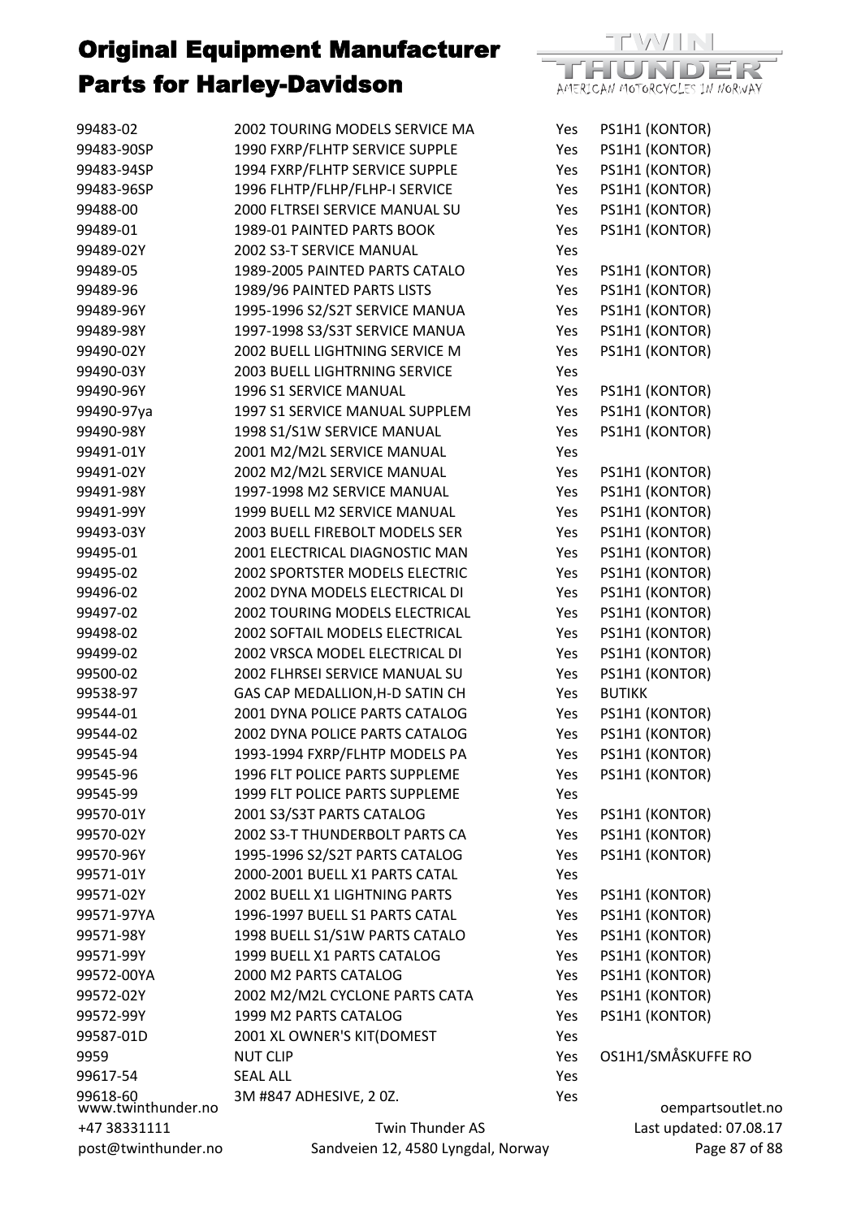# Original Equipment Manufacturer Parts for Harley-Davidson

| | | | |
|---|---|---|---|
| 99483-02 | 2002 TOURING MODELS SERVICE MA | Yes | PS1H1 (KONTOR) |
| 99483-90SP | 1990 FXRP/FLHTP SERVICE SUPPLE | Yes | PS1H1 (KONTOR) |
| 99483-94SP | 1994 FXRP/FLHTP SERVICE SUPPLE | Yes | PS1H1 (KONTOR) |
| 99483-96SP | 1996 FLHTP/FLHP/FLHP-I SERVICE | Yes | PS1H1 (KONTOR) |
| 99488-00 | 2000 FLTRSEI SERVICE MANUAL SU | Yes | PS1H1 (KONTOR) |
| 99489-01 | 1989-01 PAINTED PARTS BOOK | Yes | PS1H1 (KONTOR) |
| 99489-02Y | 2002 S3-T SERVICE MANUAL | Yes | |
| 99489-05 | 1989-2005 PAINTED PARTS CATALO | Yes | PS1H1 (KONTOR) |
| 99489-96 | 1989/96 PAINTED PARTS LISTS | Yes | PS1H1 (KONTOR) |
| 99489-96Y | 1995-1996 S2/S2T SERVICE MANUA | Yes | PS1H1 (KONTOR) |
| 99489-98Y | 1997-1998 S3/S3T SERVICE MANUA | Yes | PS1H1 (KONTOR) |
| 99490-02Y | 2002 BUELL LIGHTNING SERVICE M | Yes | PS1H1 (KONTOR) |
| 99490-03Y | 2003 BUELL LIGHTRNING SERVICE | Yes | |
| 99490-96Y | 1996 S1 SERVICE MANUAL | Yes | PS1H1 (KONTOR) |
| 99490-97ya | 1997 S1 SERVICE MANUAL SUPPLEM | Yes | PS1H1 (KONTOR) |
| 99490-98Y | 1998 S1/S1W SERVICE MANUAL | Yes | PS1H1 (KONTOR) |
| 99491-01Y | 2001 M2/M2L SERVICE MANUAL | Yes | |
| 99491-02Y | 2002 M2/M2L SERVICE MANUAL | Yes | PS1H1 (KONTOR) |
| 99491-98Y | 1997-1998 M2 SERVICE MANUAL | Yes | PS1H1 (KONTOR) |
| 99491-99Y | 1999 BUELL M2 SERVICE MANUAL | Yes | PS1H1 (KONTOR) |
| 99493-03Y | 2003 BUELL FIREBOLT MODELS SER | Yes | PS1H1 (KONTOR) |
| 99495-01 | 2001 ELECTRICAL DIAGNOSTIC MAN | Yes | PS1H1 (KONTOR) |
| 99495-02 | 2002 SPORTSTER MODELS ELECTRIC | Yes | PS1H1 (KONTOR) |
| 99496-02 | 2002 DYNA MODELS ELECTRICAL DI | Yes | PS1H1 (KONTOR) |
| 99497-02 | 2002 TOURING MODELS ELECTRICAL | Yes | PS1H1 (KONTOR) |
| 99498-02 | 2002 SOFTAIL MODELS ELECTRICAL | Yes | PS1H1 (KONTOR) |
| 99499-02 | 2002 VRSCA MODEL ELECTRICAL DI | Yes | PS1H1 (KONTOR) |
| 99500-02 | 2002 FLHRSEI SERVICE MANUAL SU | Yes | PS1H1 (KONTOR) |
| 99538-97 | GAS CAP MEDALLION,H-D SATIN CH | Yes | BUTIKK |
| 99544-01 | 2001 DYNA POLICE PARTS CATALOG | Yes | PS1H1 (KONTOR) |
| 99544-02 | 2002 DYNA POLICE PARTS CATALOG | Yes | PS1H1 (KONTOR) |
| 99545-94 | 1993-1994 FXRP/FLHTP MODELS PA | Yes | PS1H1 (KONTOR) |
| 99545-96 | 1996 FLT POLICE PARTS SUPPLEME | Yes | PS1H1 (KONTOR) |
| 99545-99 | 1999 FLT POLICE PARTS SUPPLEME | Yes | |
| 99570-01Y | 2001 S3/S3T PARTS CATALOG | Yes | PS1H1 (KONTOR) |
| 99570-02Y | 2002 S3-T THUNDERBOLT PARTS CA | Yes | PS1H1 (KONTOR) |
| 99570-96Y | 1995-1996 S2/S2T PARTS CATALOG | Yes | PS1H1 (KONTOR) |
| 99571-01Y | 2000-2001 BUELL X1 PARTS CATAL | Yes | |
| 99571-02Y | 2002 BUELL X1 LIGHTNING PARTS | Yes | PS1H1 (KONTOR) |
| 99571-97YA | 1996-1997 BUELL S1 PARTS CATAL | Yes | PS1H1 (KONTOR) |
| 99571-98Y | 1998 BUELL S1/S1W PARTS CATALO | Yes | PS1H1 (KONTOR) |
| 99571-99Y | 1999 BUELL X1 PARTS CATALOG | Yes | PS1H1 (KONTOR) |
| 99572-00YA | 2000 M2 PARTS CATALOG | Yes | PS1H1 (KONTOR) |
| 99572-02Y | 2002 M2/M2L CYCLONE PARTS CATA | Yes | PS1H1 (KONTOR) |
| 99572-99Y | 1999 M2 PARTS CATALOG | Yes | PS1H1 (KONTOR) |
| 99587-01D | 2001 XL OWNER'S KIT(DOMEST | Yes | |
| 9959 | NUT CLIP | Yes | OS1H1/SMÅSKUFFE RO |
| 99617-54 | SEAL ALL | Yes | |
| 99618-60 | 3M #847 ADHESIVE, 2 0Z. | Yes | |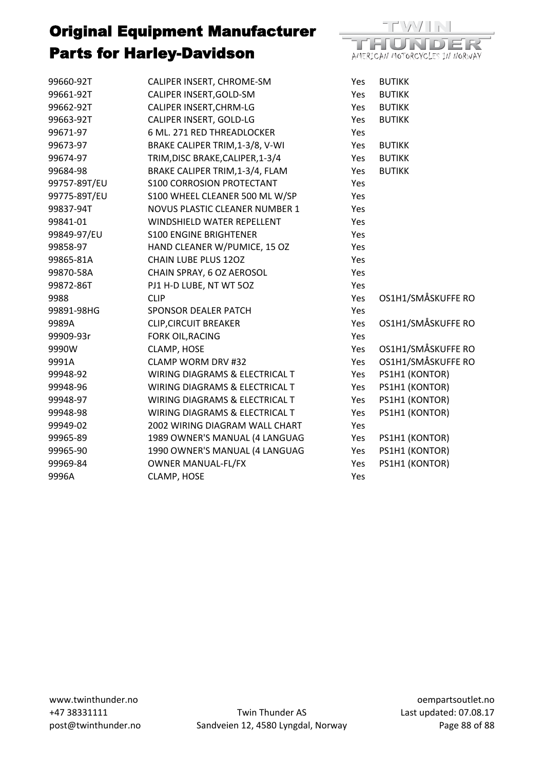# Original Equipment Manufacturer Parts for Harley-Davidson

| | | | |
|---|---|---|---|
| 99660-92T | CALIPER INSERT, CHROME-SM | Yes | BUTIKK |
| 99661-92T | CALIPER INSERT,GOLD-SM | Yes | BUTIKK |
| 99662-92T | CALIPER INSERT,CHRM-LG | Yes | BUTIKK |
| 99663-92T | CALIPER INSERT, GOLD-LG | Yes | BUTIKK |
| 99671-97 | 6 ML. 271 RED THREADLOCKER | Yes | |
| 99673-97 | BRAKE CALIPER TRIM,1-3/8, V-WI | Yes | BUTIKK |
| 99674-97 | TRIM,DISC BRAKE,CALIPER,1-3/4 | Yes | BUTIKK |
| 99684-98 | BRAKE CALIPER TRIM,1-3/4, FLAM | Yes | BUTIKK |
| 99757-89T/EU | S100 CORROSION PROTECTANT | Yes | |
| 99775-89T/EU | S100 WHEEL CLEANER 500 ML W/SP | Yes | |
| 99837-94T | NOVUS PLASTIC CLEANER NUMBER 1 | Yes | |
| 99841-01 | WINDSHIELD WATER REPELLENT | Yes | |
| 99849-97/EU | S100 ENGINE BRIGHTENER | Yes | |
| 99858-97 | HAND CLEANER W/PUMICE, 15 OZ | Yes | |
| 99865-81A | CHAIN LUBE PLUS 12OZ | Yes | |
| 99870-58A | CHAIN SPRAY, 6 OZ AEROSOL | Yes | |
| 99872-86T | PJ1 H-D LUBE, NT WT 5OZ | Yes | |
| 9988 | CLIP | Yes | OS1H1/SMÅSKUFFE RO |
| 99891-98HG | SPONSOR DEALER PATCH | Yes | |
| 9989A | CLIP,CIRCUIT BREAKER | Yes | OS1H1/SMÅSKUFFE RO |
| 99909-93r | FORK OIL,RACING | Yes | |
| 9990W | CLAMP, HOSE | Yes | OS1H1/SMÅSKUFFE RO |
| 9991A | CLAMP WORM DRV #32 | Yes | OS1H1/SMÅSKUFFE RO |
| 99948-92 | WIRING DIAGRAMS & ELECTRICAL T | Yes | PS1H1 (KONTOR) |
| 99948-96 | WIRING DIAGRAMS & ELECTRICAL T | Yes | PS1H1 (KONTOR) |
| 99948-97 | WIRING DIAGRAMS & ELECTRICAL T | Yes | PS1H1 (KONTOR) |
| 99948-98 | WIRING DIAGRAMS & ELECTRICAL T | Yes | PS1H1 (KONTOR) |
| 99949-02 | 2002 WIRING DIAGRAM WALL CHART | Yes | |
| 99965-89 | 1989 OWNER'S MANUAL (4 LANGUAG | Yes | PS1H1 (KONTOR) |
| 99965-90 | 1990 OWNER'S MANUAL (4 LANGUAG | Yes | PS1H1 (KONTOR) |
| 99969-84 | OWNER MANUAL-FL/FX | Yes | PS1H1 (KONTOR) |
| 9996A | CLAMP, HOSE | Yes | |

www.twinthunder.no
+47 38331111
post@twinthunder.no

Twin Thunder AS
Sandveien 12, 4580 Lyngdal, Norway

oempartsoutlet.no
Last updated: 07.08.17